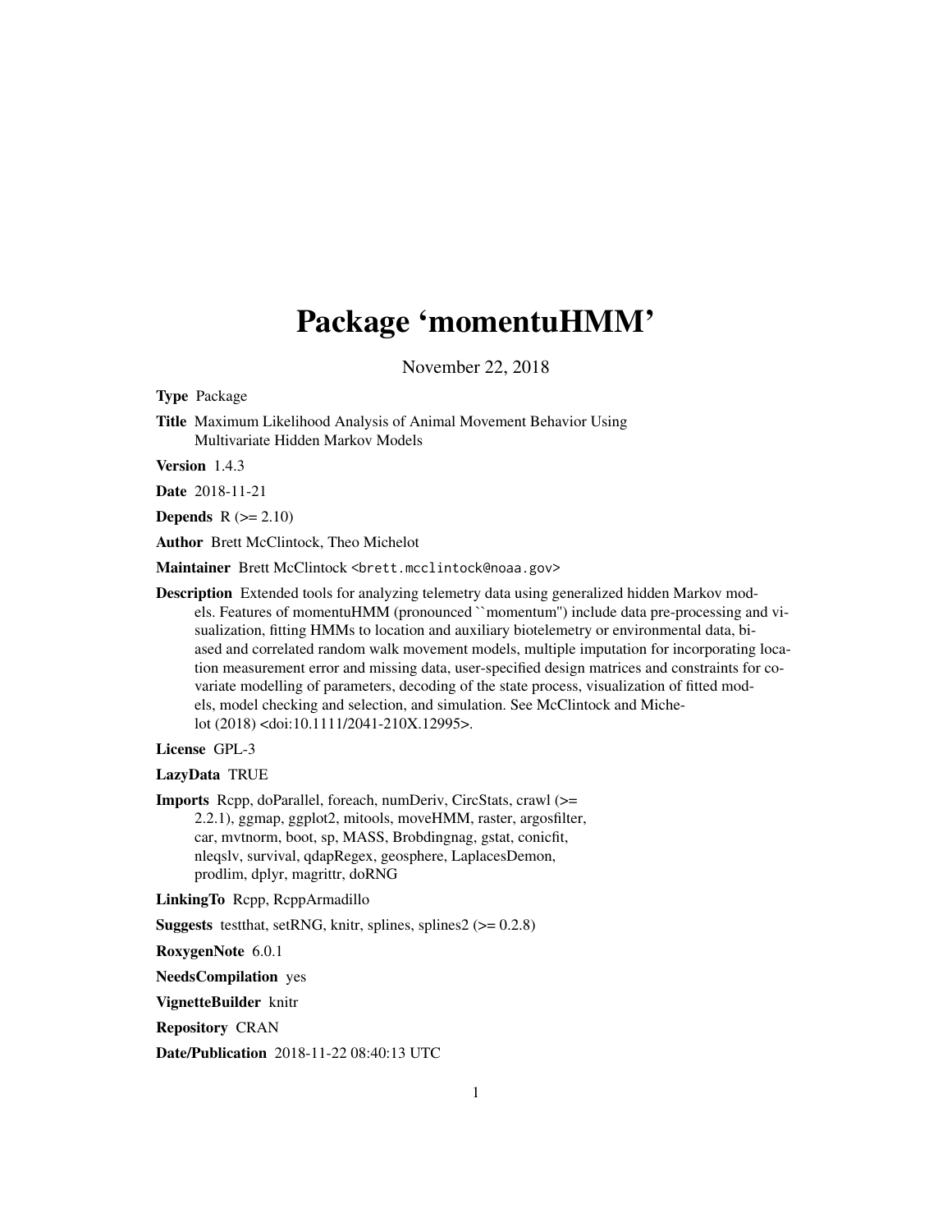# Package 'momentuHMM'

November 22, 2018

**Type** Package

**Title** Maximum Likelihood Analysis of Animal Movement Behavior Using Multivariate Hidden Markov Models

**Version** 1.4.3

**Date** 2018-11-21

**Depends** R (>= 2.10)

**Author** Brett McClintock, Theo Michelot

**Maintainer** Brett McClintock <brett.mcclintock@noaa.gov>

**Description** Extended tools for analyzing telemetry data using generalized hidden Markov models. Features of momentuHMM (pronounced ``momentum'') include data pre-processing and visualization, fitting HMMs to location and auxiliary biotelemetry or environmental data, biased and correlated random walk movement models, multiple imputation for incorporating location measurement error and missing data, user-specified design matrices and constraints for covariate modelling of parameters, decoding of the state process, visualization of fitted models, model checking and selection, and simulation. See McClintock and Michelot (2018) <doi:10.1111/2041-210X.12995>.

**License** GPL-3

**LazyData** TRUE

**Imports** Rcpp, doParallel, foreach, numDeriv, CircStats, crawl (>= 2.2.1), ggmap, ggplot2, mitools, moveHMM, raster, argosfilter, car, mvtnorm, boot, sp, MASS, Brobdingnag, gstat, conicfit, nleqslv, survival, qdapRegex, geosphere, LaplacesDemon, prodlim, dplyr, magrittr, doRNG

**LinkingTo** Rcpp, RcppArmadillo

**Suggests** testthat, setRNG, knitr, splines, splines2 (>= 0.2.8)

**RoxygenNote** 6.0.1

**NeedsCompilation** yes

**VignetteBuilder** knitr

**Repository** CRAN

**Date/Publication** 2018-11-22 08:40:13 UTC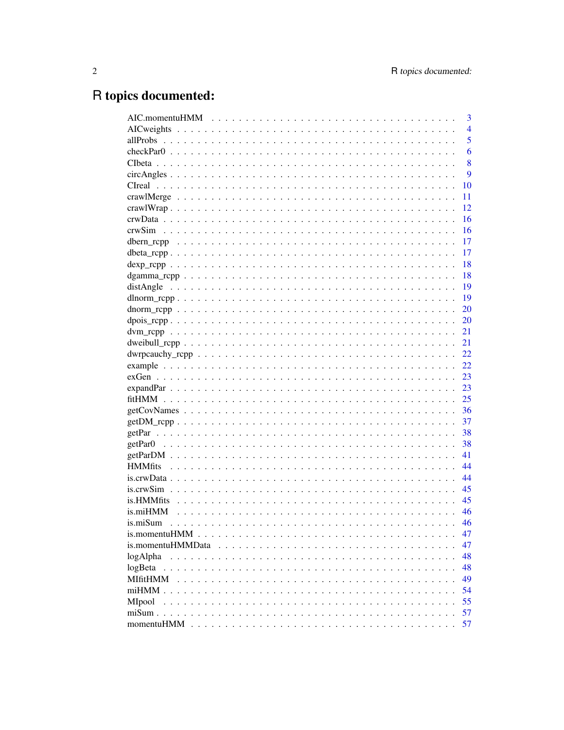# R topics documented:

| | |
|---|---|
| AIC.momentuHMM | 3 |
| AICweights | 4 |
| allProbs | 5 |
| checkPar0 | 6 |
| CIbeta | 8 |
| circAngles | 9 |
| CIreal | 10 |
| crawlMerge | 11 |
| crawlWrap | 12 |
| crwData | 16 |
| crwSim | 16 |
| dbern_rcpp | 17 |
| dbeta_rcpp | 17 |
| dexp_rcpp | 18 |
| dgamma_rcpp | 18 |
| distAngle | 19 |
| dlnorm_rcpp | 19 |
| dnorm_rcpp | 20 |
| dpois_rcpp | 20 |
| dvm_rcpp | 21 |
| dweibull_rcpp | 21 |
| dwrpcauchy_rcpp | 22 |
| example | 22 |
| exGen | 23 |
| expandPar | 23 |
| fitHMM | 25 |
| getCovNames | 36 |
| getDM_rcpp | 37 |
| getPar | 38 |
| getPar0 | 38 |
| getParDM | 41 |
| HMMfits | 44 |
| is.crwData | 44 |
| is.crwSim | 45 |
| is.HMMfits | 45 |
| is.miHMM | 46 |
| is.miSum | 46 |
| is.momentuHMM | 47 |
| is.momentuHMMData | 47 |
| logAlpha | 48 |
| logBeta | 48 |
| MIfitHMM | 49 |
| miHMM | 54 |
| MIpool | 55 |
| miSum | 57 |
| momentuHMM | 57 |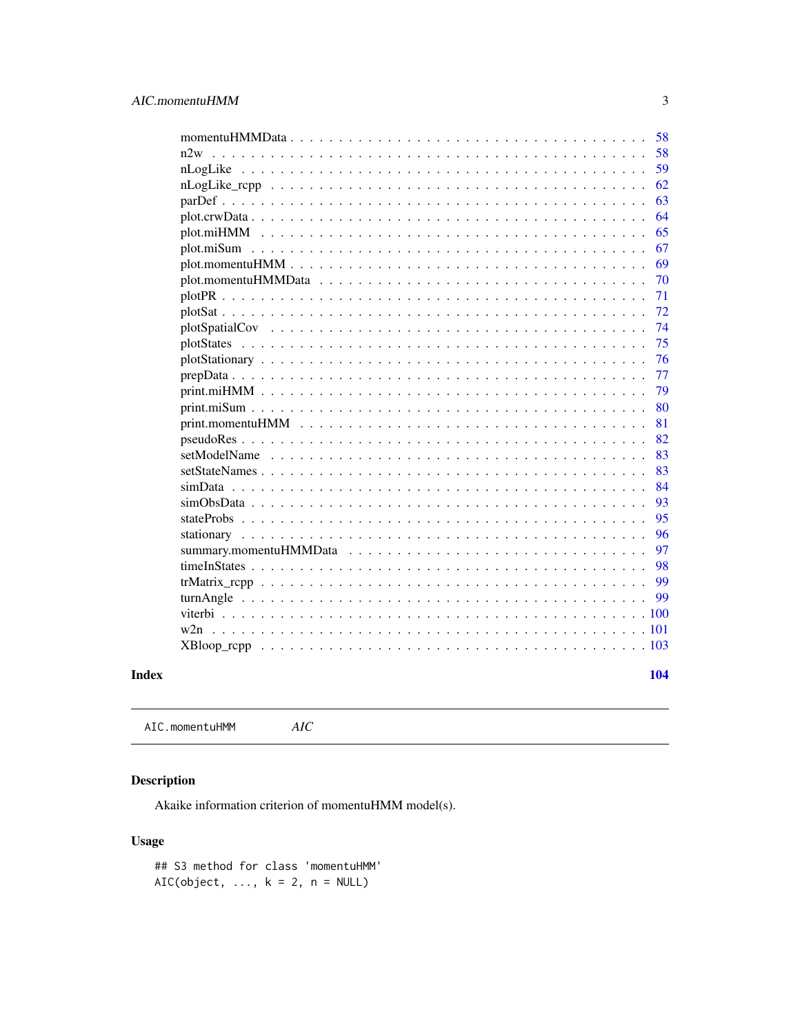momentuHMMData . . . . . . . . . . . . . . . . . . . . . . . . . . . . . . . . . . . . 58
n2w . . . . . . . . . . . . . . . . . . . . . . . . . . . . . . . . . . . . . . . . . . 58
nLogLike . . . . . . . . . . . . . . . . . . . . . . . . . . . . . . . . . . . . . . . 59
nLogLike_rcpp . . . . . . . . . . . . . . . . . . . . . . . . . . . . . . . . . . . . 62
parDef . . . . . . . . . . . . . . . . . . . . . . . . . . . . . . . . . . . . . . . . 63
plot.crwData . . . . . . . . . . . . . . . . . . . . . . . . . . . . . . . . . . . . . 64
plot.miHMM . . . . . . . . . . . . . . . . . . . . . . . . . . . . . . . . . . . . . . 65
plot.miSum . . . . . . . . . . . . . . . . . . . . . . . . . . . . . . . . . . . . . . 67
plot.momentuHMM . . . . . . . . . . . . . . . . . . . . . . . . . . . . . . . . . . . 69
plot.momentuHMMData . . . . . . . . . . . . . . . . . . . . . . . . . . . . . . . . . 70
plotPR . . . . . . . . . . . . . . . . . . . . . . . . . . . . . . . . . . . . . . . . 71
plotSat . . . . . . . . . . . . . . . . . . . . . . . . . . . . . . . . . . . . . . . . 72
plotSpatialCov . . . . . . . . . . . . . . . . . . . . . . . . . . . . . . . . . . . . 74
plotStates . . . . . . . . . . . . . . . . . . . . . . . . . . . . . . . . . . . . . . 75
plotStationary . . . . . . . . . . . . . . . . . . . . . . . . . . . . . . . . . . . . 76
prepData . . . . . . . . . . . . . . . . . . . . . . . . . . . . . . . . . . . . . . . 77
print.miHMM . . . . . . . . . . . . . . . . . . . . . . . . . . . . . . . . . . . . . . 79
print.miSum . . . . . . . . . . . . . . . . . . . . . . . . . . . . . . . . . . . . . . 80
print.momentuHMM . . . . . . . . . . . . . . . . . . . . . . . . . . . . . . . . . . 81
pseudoRes . . . . . . . . . . . . . . . . . . . . . . . . . . . . . . . . . . . . . . . 82
setModelName . . . . . . . . . . . . . . . . . . . . . . . . . . . . . . . . . . . . . 83
setStateNames . . . . . . . . . . . . . . . . . . . . . . . . . . . . . . . . . . . . . 83
simData . . . . . . . . . . . . . . . . . . . . . . . . . . . . . . . . . . . . . . . . 84
simObsData . . . . . . . . . . . . . . . . . . . . . . . . . . . . . . . . . . . . . . 93
stateProbs . . . . . . . . . . . . . . . . . . . . . . . . . . . . . . . . . . . . . . 95
stationary . . . . . . . . . . . . . . . . . . . . . . . . . . . . . . . . . . . . . . 96
summary.momentuHMMData . . . . . . . . . . . . . . . . . . . . . . . . . . . . . . 97
timeInStates . . . . . . . . . . . . . . . . . . . . . . . . . . . . . . . . . . . . . 98
trMatrix_rcpp . . . . . . . . . . . . . . . . . . . . . . . . . . . . . . . . . . . . 99
turnAngle . . . . . . . . . . . . . . . . . . . . . . . . . . . . . . . . . . . . . . . 99
viterbi . . . . . . . . . . . . . . . . . . . . . . . . . . . . . . . . . . . . . . . . 100
w2n . . . . . . . . . . . . . . . . . . . . . . . . . . . . . . . . . . . . . . . . . . 101
XBloop_rcpp . . . . . . . . . . . . . . . . . . . . . . . . . . . . . . . . . . . . . 103

**Index** **104**

---

`AIC.momentuHMM` *AIC*

---

## Description

Akaike information criterion of momentuHMM model(s).

## Usage

```
## S3 method for class 'momentuHMM'
AIC(object, ..., k = 2, n = NULL)
```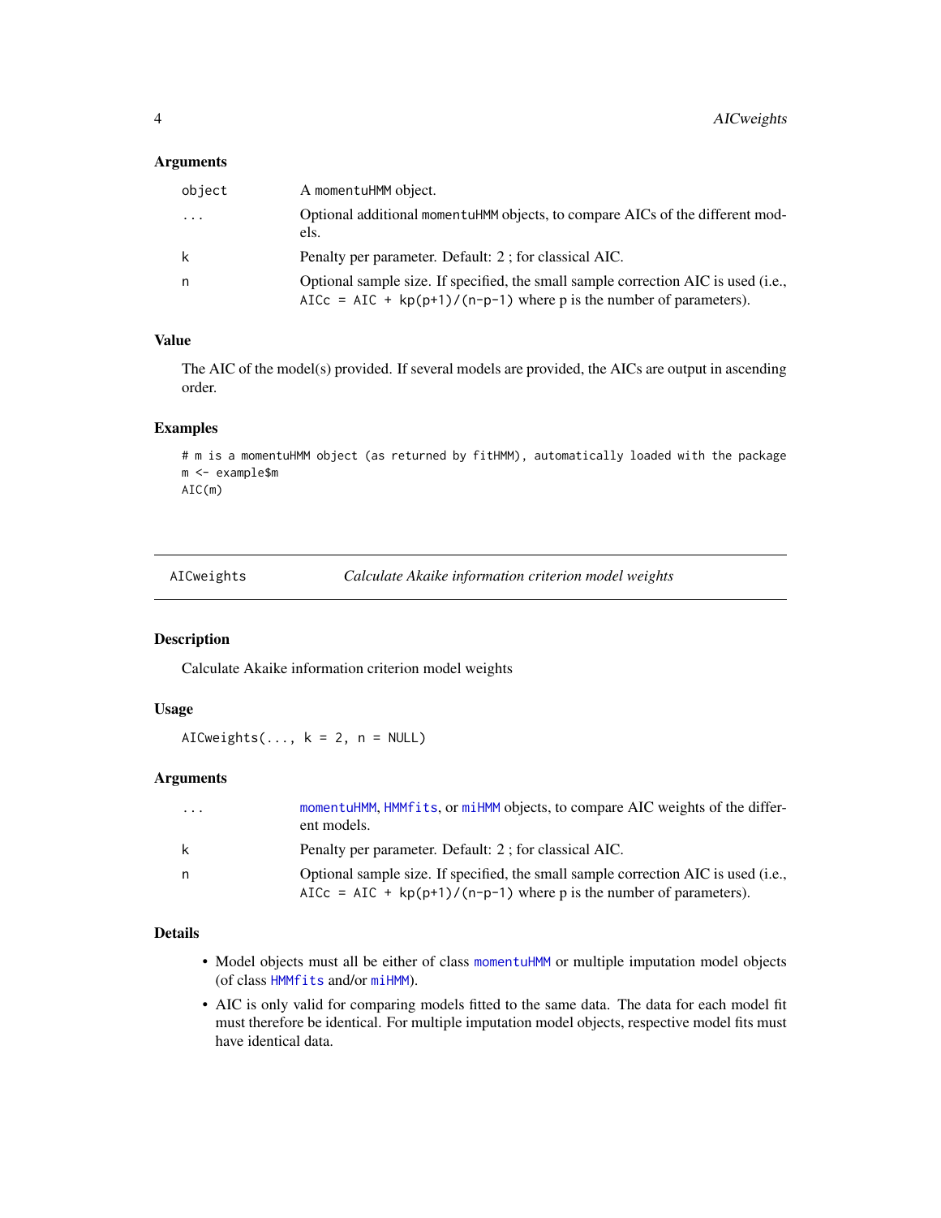### Arguments

| | |
|---|---|
| object | A momentuHMM object. |
| ... | Optional additional momentuHMM objects, to compare AICs of the different models. |
| k | Penalty per parameter. Default: 2 ; for classical AIC. |
| n | Optional sample size. If specified, the small sample correction AIC is used (i.e., `AICc = AIC + kp(p+1)/(n-p-1)` where p is the number of parameters). |

### Value

The AIC of the model(s) provided. If several models are provided, the AICs are output in ascending order.

### Examples

```
# m is a momentuHMM object (as returned by fitHMM), automatically loaded with the package
m <- example$m
AIC(m)
```

---

## AICweights — *Calculate Akaike information criterion model weights*

---

### Description

Calculate Akaike information criterion model weights

### Usage

```
AICweights(..., k = 2, n = NULL)
```

### Arguments

| | |
|---|---|
| ... | momentuHMM, HMMfits, or miHMM objects, to compare AIC weights of the different models. |
| k | Penalty per parameter. Default: 2 ; for classical AIC. |
| n | Optional sample size. If specified, the small sample correction AIC is used (i.e., `AICc = AIC + kp(p+1)/(n-p-1)` where p is the number of parameters). |

### Details

- Model objects must all be either of class momentuHMM or multiple imputation model objects (of class HMMfits and/or miHMM).
- AIC is only valid for comparing models fitted to the same data. The data for each model fit must therefore be identical. For multiple imputation model objects, respective model fits must have identical data.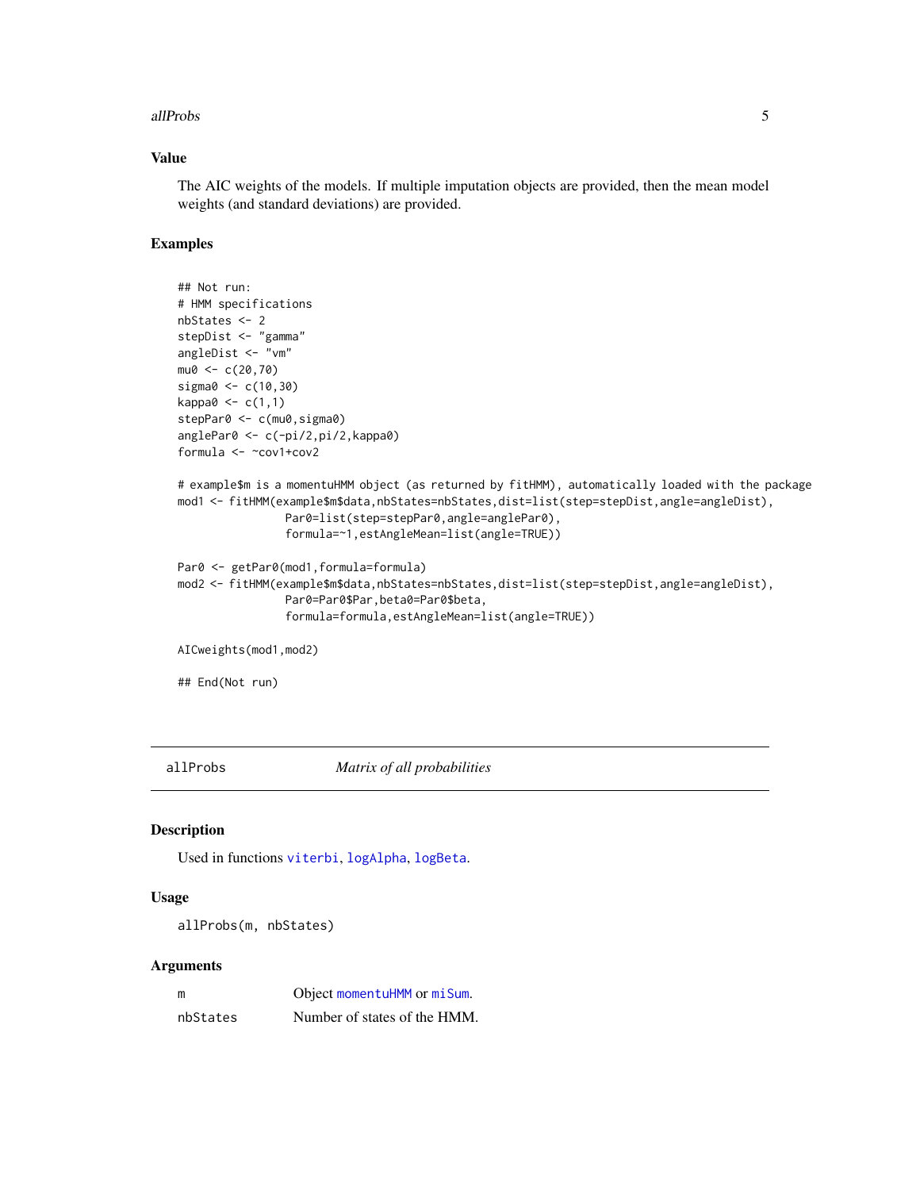### Value

The AIC weights of the models. If multiple imputation objects are provided, then the mean model weights (and standard deviations) are provided.

### Examples

```
## Not run:
# HMM specifications
nbStates <- 2
stepDist <- "gamma"
angleDist <- "vm"
mu0 <- c(20,70)
sigma0 <- c(10,30)
kappa0 <- c(1,1)
stepPar0 <- c(mu0,sigma0)
anglePar0 <- c(-pi/2,pi/2,kappa0)
formula <- ~cov1+cov2

# example$m is a momentuHMM object (as returned by fitHMM), automatically loaded with the package
mod1 <- fitHMM(example$m$data,nbStates=nbStates,dist=list(step=stepDist,angle=angleDist),
               Par0=list(step=stepPar0,angle=anglePar0),
               formula=~1,estAngleMean=list(angle=TRUE))

Par0 <- getPar0(mod1,formula=formula)
mod2 <- fitHMM(example$m$data,nbStates=nbStates,dist=list(step=stepDist,angle=angleDist),
               Par0=Par0$Par,beta0=Par0$beta,
               formula=formula,estAngleMean=list(angle=TRUE))

AICweights(mod1,mod2)

## End(Not run)
```

---

## allProbs *Matrix of all probabilities*

### Description

Used in functions viterbi, logAlpha, logBeta.

### Usage

```
allProbs(m, nbStates)
```

### Arguments

| | |
|---|---|
| m | Object momentuHMM or miSum. |
| nbStates | Number of states of the HMM. |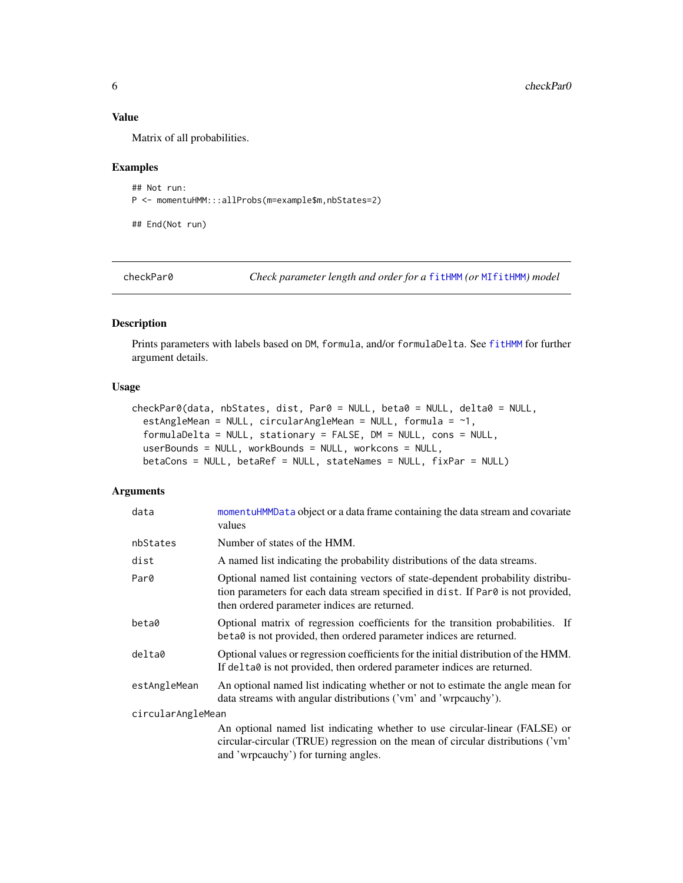### Value

Matrix of all probabilities.

### Examples

```
## Not run:
P <- momentuHMM:::allProbs(m=example$m,nbStates=2)

## End(Not run)
```

---

## checkPar0 — *Check parameter length and order for a fitHMM (or MIfitHMM) model*

### Description

Prints parameters with labels based on DM, formula, and/or formulaDelta. See fitHMM for further argument details.

### Usage

```
checkPar0(data, nbStates, dist, Par0 = NULL, beta0 = NULL, delta0 = NULL,
  estAngleMean = NULL, circularAngleMean = NULL, formula = ~1,
  formulaDelta = NULL, stationary = FALSE, DM = NULL, cons = NULL,
  userBounds = NULL, workBounds = NULL, workcons = NULL,
  betaCons = NULL, betaRef = NULL, stateNames = NULL, fixPar = NULL)
```

### Arguments

| Argument | Description |
|---|---|
| data | momentuHMMData object or a data frame containing the data stream and covariate values |
| nbStates | Number of states of the HMM. |
| dist | A named list indicating the probability distributions of the data streams. |
| Par0 | Optional named list containing vectors of state-dependent probability distribution parameters for each data stream specified in dist. If Par0 is not provided, then ordered parameter indices are returned. |
| beta0 | Optional matrix of regression coefficients for the transition probabilities. If beta0 is not provided, then ordered parameter indices are returned. |
| delta0 | Optional values or regression coefficients for the initial distribution of the HMM. If delta0 is not provided, then ordered parameter indices are returned. |
| estAngleMean | An optional named list indicating whether or not to estimate the angle mean for data streams with angular distributions ('vm' and 'wrpcauchy'). |
| circularAngleMean | An optional named list indicating whether to use circular-linear (FALSE) or circular-circular (TRUE) regression on the mean of circular distributions ('vm' and 'wrpcauchy') for turning angles. |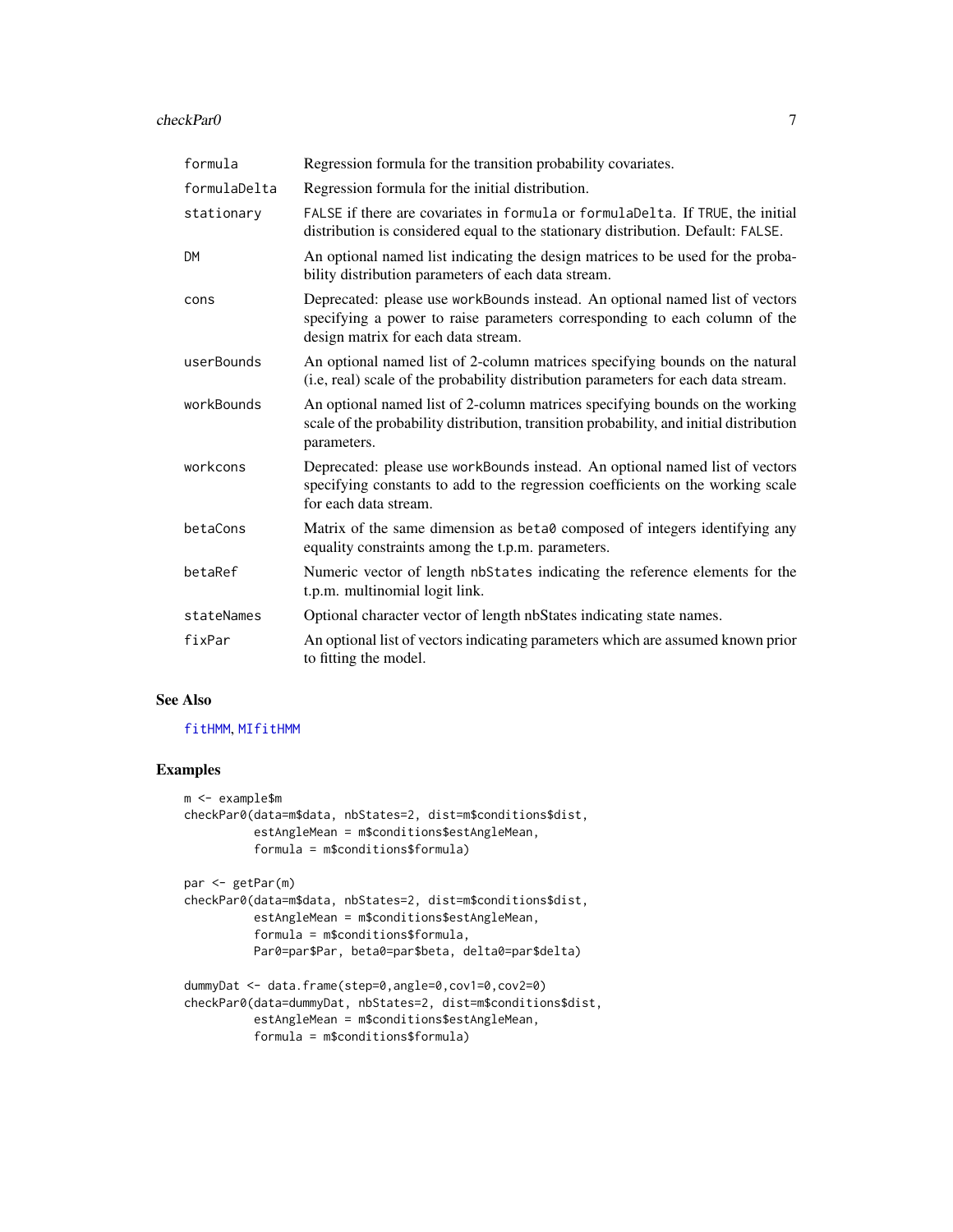| | |
|---|---|
| `formula` | Regression formula for the transition probability covariates. |
| `formulaDelta` | Regression formula for the initial distribution. |
| `stationary` | `FALSE` if there are covariates in `formula` or `formulaDelta`. If `TRUE`, the initial distribution is considered equal to the stationary distribution. Default: `FALSE`. |
| `DM` | An optional named list indicating the design matrices to be used for the probability distribution parameters of each data stream. |
| `cons` | Deprecated: please use `workBounds` instead. An optional named list of vectors specifying a power to raise parameters corresponding to each column of the design matrix for each data stream. |
| `userBounds` | An optional named list of 2-column matrices specifying bounds on the natural (i.e, real) scale of the probability distribution parameters for each data stream. |
| `workBounds` | An optional named list of 2-column matrices specifying bounds on the working scale of the probability distribution, transition probability, and initial distribution parameters. |
| `workcons` | Deprecated: please use `workBounds` instead. An optional named list of vectors specifying constants to add to the regression coefficients on the working scale for each data stream. |
| `betaCons` | Matrix of the same dimension as `beta0` composed of integers identifying any equality constraints among the t.p.m. parameters. |
| `betaRef` | Numeric vector of length `nbStates` indicating the reference elements for the t.p.m. multinomial logit link. |
| `stateNames` | Optional character vector of length nbStates indicating state names. |
| `fixPar` | An optional list of vectors indicating parameters which are assumed known prior to fitting the model. |

## See Also

`fitHMM`, `MIfitHMM`

## Examples

```
m <- example$m
checkPar0(data=m$data, nbStates=2, dist=m$conditions$dist,
          estAngleMean = m$conditions$estAngleMean,
          formula = m$conditions$formula)

par <- getPar(m)
checkPar0(data=m$data, nbStates=2, dist=m$conditions$dist,
          estAngleMean = m$conditions$estAngleMean,
          formula = m$conditions$formula,
          Par0=par$Par, beta0=par$beta, delta0=par$delta)

dummyDat <- data.frame(step=0,angle=0,cov1=0,cov2=0)
checkPar0(data=dummyDat, nbStates=2, dist=m$conditions$dist,
          estAngleMean = m$conditions$estAngleMean,
          formula = m$conditions$formula)
```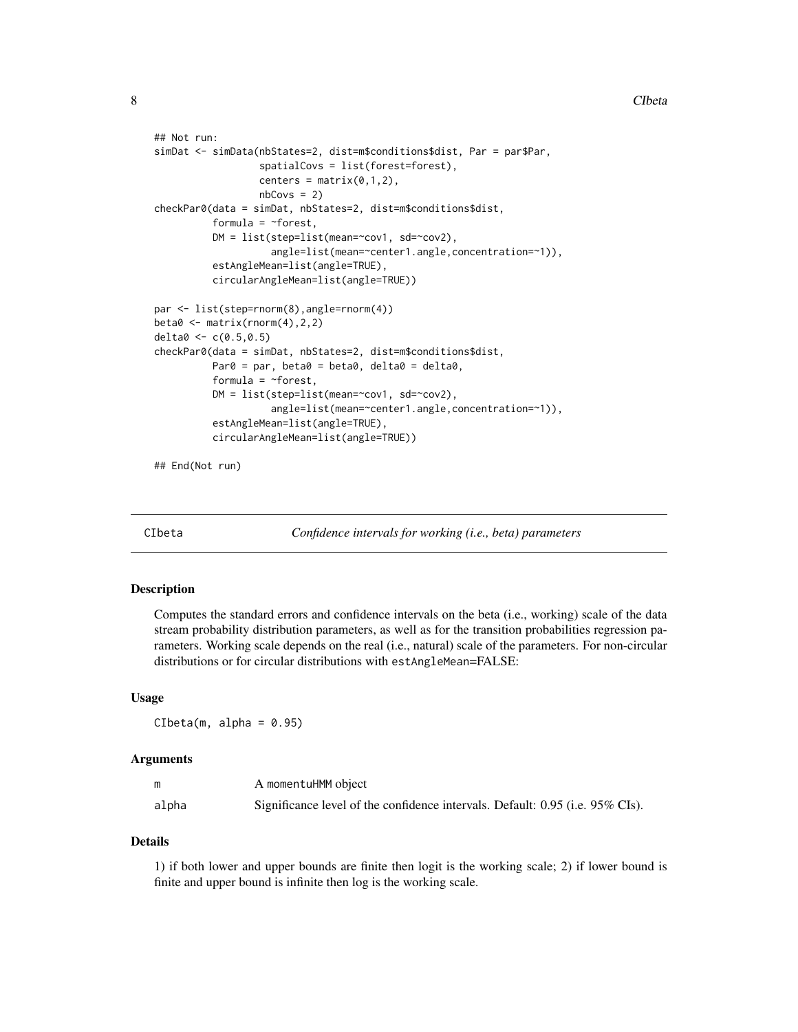```
## Not run:
simDat <- simData(nbStates=2, dist=m$conditions$dist, Par = par$Par,
                  spatialCovs = list(forest=forest),
                  centers = matrix(0,1,2),
                  nbCovs = 2)
checkPar0(data = simDat, nbStates=2, dist=m$conditions$dist,
          formula = ~forest,
          DM = list(step=list(mean=~cov1, sd=~cov2),
                    angle=list(mean=~center1.angle,concentration=~1)),
          estAngleMean=list(angle=TRUE),
          circularAngleMean=list(angle=TRUE))

par <- list(step=rnorm(8),angle=rnorm(4))
beta0 <- matrix(rnorm(4),2,2)
delta0 <- c(0.5,0.5)
checkPar0(data = simDat, nbStates=2, dist=m$conditions$dist,
          Par0 = par, beta0 = beta0, delta0 = delta0,
          formula = ~forest,
          DM = list(step=list(mean=~cov1, sd=~cov2),
                    angle=list(mean=~center1.angle,concentration=~1)),
          estAngleMean=list(angle=TRUE),
          circularAngleMean=list(angle=TRUE))

## End(Not run)
```

## CIbeta — *Confidence intervals for working (i.e., beta) parameters*

### Description

Computes the standard errors and confidence intervals on the beta (i.e., working) scale of the data stream probability distribution parameters, as well as for the transition probabilities regression parameters. Working scale depends on the real (i.e., natural) scale of the parameters. For non-circular distributions or for circular distributions with `estAngleMean`=FALSE:

### Usage

```
CIbeta(m, alpha = 0.95)
```

### Arguments

| | |
|---|---|
| m | A `momentuHMM` object |
| alpha | Significance level of the confidence intervals. Default: 0.95 (i.e. 95% CIs). |

### Details

1) if both lower and upper bounds are finite then logit is the working scale; 2) if lower bound is finite and upper bound is infinite then log is the working scale.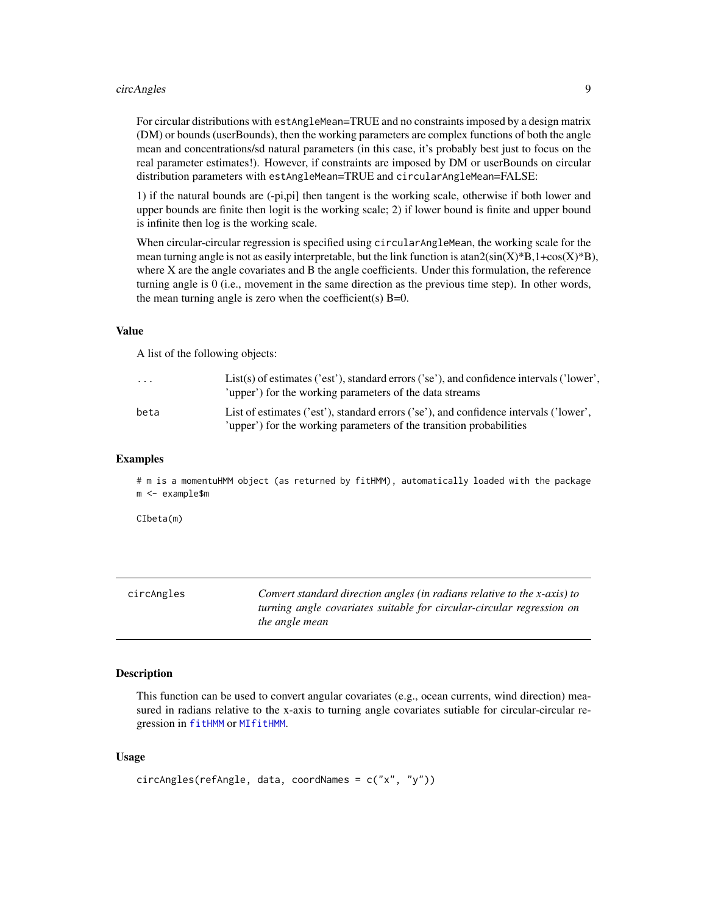For circular distributions with `estAngleMean`=TRUE and no constraints imposed by a design matrix (DM) or bounds (userBounds), then the working parameters are complex functions of both the angle mean and concentrations/sd natural parameters (in this case, it's probably best just to focus on the real parameter estimates!). However, if constraints are imposed by DM or userBounds on circular distribution parameters with `estAngleMean`=TRUE and `circularAngleMean`=FALSE:

1) if the natural bounds are (-pi,pi] then tangent is the working scale, otherwise if both lower and upper bounds are finite then logit is the working scale; 2) if lower bound is finite and upper bound is infinite then log is the working scale.

When circular-circular regression is specified using `circularAngleMean`, the working scale for the mean turning angle is not as easily interpretable, but the link function is atan2(sin(X)*B,1+cos(X)*B), where X are the angle covariates and B the angle coefficients. Under this formulation, the reference turning angle is 0 (i.e., movement in the same direction as the previous time step). In other words, the mean turning angle is zero when the coefficient(s) B=0.

### Value

A list of the following objects:

| | |
|---|---|
| `...` | List(s) of estimates ('est'), standard errors ('se'), and confidence intervals ('lower', 'upper') for the working parameters of the data streams |
| `beta` | List of estimates ('est'), standard errors ('se'), and confidence intervals ('lower', 'upper') for the working parameters of the transition probabilities |

### Examples

```
# m is a momentuHMM object (as returned by fitHMM), automatically loaded with the package
m <- example$m

CIbeta(m)
```

---

## circAngles — *Convert standard direction angles (in radians relative to the x-axis) to turning angle covariates suitable for circular-circular regression on the angle mean*

### Description

This function can be used to convert angular covariates (e.g., ocean currents, wind direction) measured in radians relative to the x-axis to turning angle covariates sutiable for circular-circular regression in `fitHMM` or `MIfitHMM`.

### Usage

```
circAngles(refAngle, data, coordNames = c("x", "y"))
```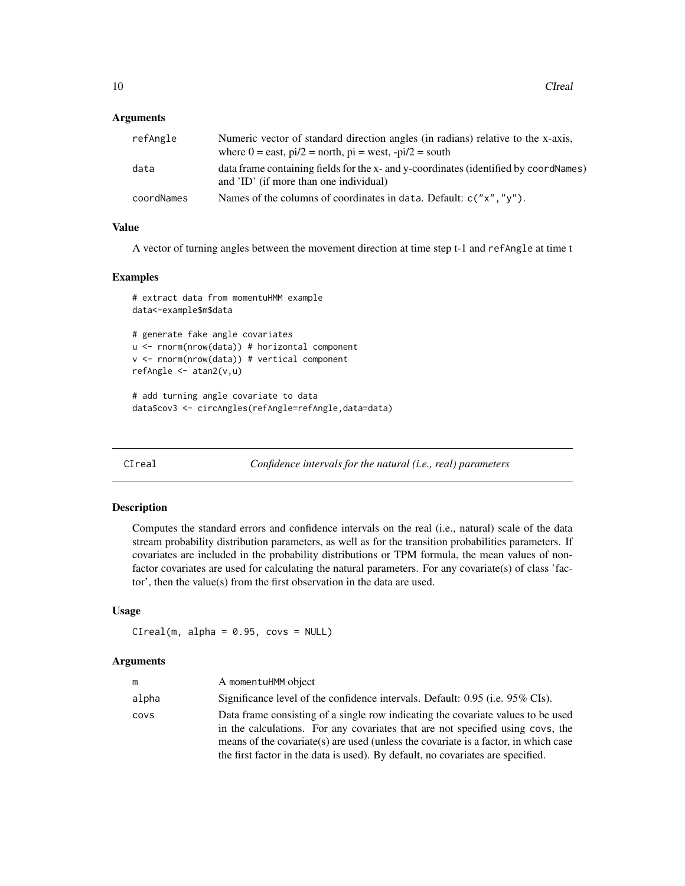### Arguments

| | |
|---|---|
| refAngle | Numeric vector of standard direction angles (in radians) relative to the x-axis, where 0 = east, pi/2 = north, pi = west, -pi/2 = south |
| data | data frame containing fields for the x- and y-coordinates (identified by coordNames) and 'ID' (if more than one individual) |
| coordNames | Names of the columns of coordinates in data. Default: c("x","y"). |

### Value

A vector of turning angles between the movement direction at time step t-1 and refAngle at time t

### Examples

```
# extract data from momentuHMM example
data<-example$m$data

# generate fake angle covariates
u <- rnorm(nrow(data)) # horizontal component
v <- rnorm(nrow(data)) # vertical component
refAngle <- atan2(v,u)

# add turning angle covariate to data
data$cov3 <- circAngles(refAngle=refAngle,data=data)
```

---

## CIreal — *Confidence intervals for the natural (i.e., real) parameters*

### Description

Computes the standard errors and confidence intervals on the real (i.e., natural) scale of the data stream probability distribution parameters, as well as for the transition probabilities parameters. If covariates are included in the probability distributions or TPM formula, the mean values of non-factor covariates are used for calculating the natural parameters. For any covariate(s) of class 'factor', then the value(s) from the first observation in the data are used.

### Usage

```
CIreal(m, alpha = 0.95, covs = NULL)
```

### Arguments

| | |
|---|---|
| m | A momentuHMM object |
| alpha | Significance level of the confidence intervals. Default: 0.95 (i.e. 95% CIs). |
| covs | Data frame consisting of a single row indicating the covariate values to be used in the calculations. For any covariates that are not specified using covs, the means of the covariate(s) are used (unless the covariate is a factor, in which case the first factor in the data is used). By default, no covariates are specified. |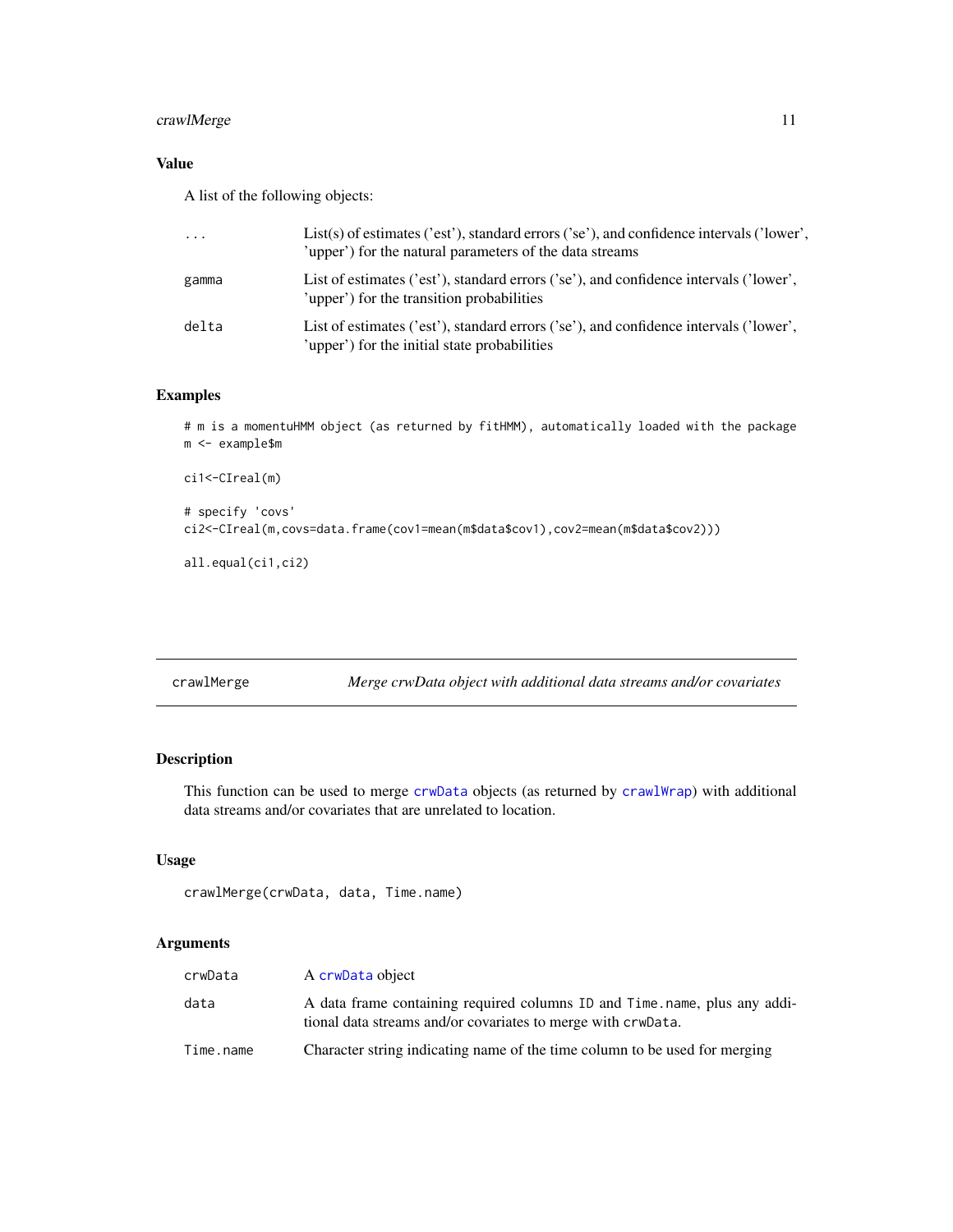## Value

A list of the following objects:

| | |
|---|---|
| ... | List(s) of estimates ('est'), standard errors ('se'), and confidence intervals ('lower', 'upper') for the natural parameters of the data streams |
| gamma | List of estimates ('est'), standard errors ('se'), and confidence intervals ('lower', 'upper') for the transition probabilities |
| delta | List of estimates ('est'), standard errors ('se'), and confidence intervals ('lower', 'upper') for the initial state probabilities |

## Examples

```
# m is a momentuHMM object (as returned by fitHMM), automatically loaded with the package
m <- example$m

ci1<-CIreal(m)

# specify 'covs'
ci2<-CIreal(m,covs=data.frame(cov1=mean(m$data$cov1),cov2=mean(m$data$cov2)))

all.equal(ci1,ci2)
```

---

# crawlMerge — *Merge crwData object with additional data streams and/or covariates*

## Description

This function can be used to merge crwData objects (as returned by crawlWrap) with additional data streams and/or covariates that are unrelated to location.

## Usage

```
crawlMerge(crwData, data, Time.name)
```

## Arguments

| | |
|---|---|
| crwData | A crwData object |
| data | A data frame containing required columns ID and Time.name, plus any additional data streams and/or covariates to merge with crwData. |
| Time.name | Character string indicating name of the time column to be used for merging |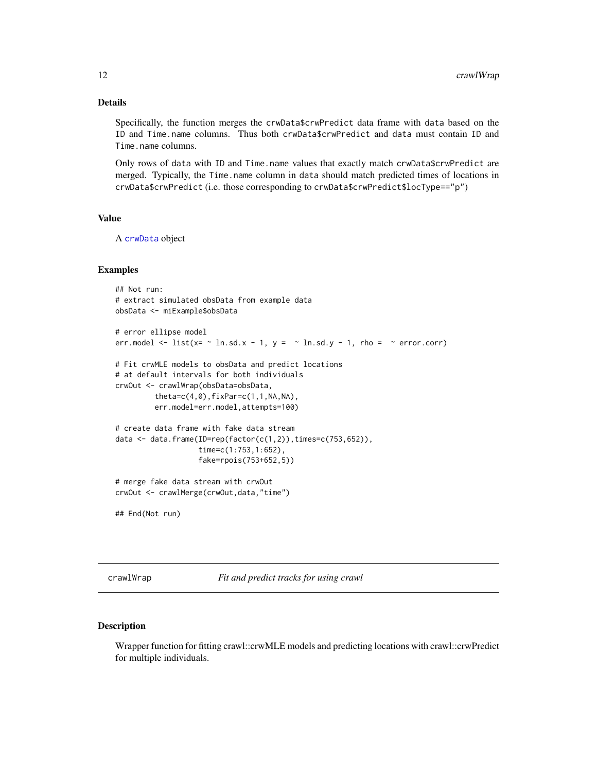### Details

Specifically, the function merges the `crwData$crwPredict` data frame with `data` based on the `ID` and `Time.name` columns. Thus both `crwData$crwPredict` and `data` must contain `ID` and `Time.name` columns.

Only rows of `data` with `ID` and `Time.name` values that exactly match `crwData$crwPredict` are merged. Typically, the `Time.name` column in `data` should match predicted times of locations in `crwData$crwPredict` (i.e. those corresponding to `crwData$crwPredict$locType=="p"`)

### Value

A `crwData` object

### Examples

```
## Not run:
# extract simulated obsData from example data
obsData <- miExample$obsData

# error ellipse model
err.model <- list(x= ~ ln.sd.x - 1, y =  ~ ln.sd.y - 1, rho =  ~ error.corr)

# Fit crwMLE models to obsData and predict locations
# at default intervals for both individuals
crwOut <- crawlWrap(obsData=obsData,
         theta=c(4,0),fixPar=c(1,1,NA,NA),
         err.model=err.model,attempts=100)

# create data frame with fake data stream
data <- data.frame(ID=rep(factor(c(1,2)),times=c(753,652)),
                   time=c(1:753,1:652),
                   fake=rpois(753+652,5))

# merge fake data stream with crwOut
crwOut <- crawlMerge(crwOut,data,"time")

## End(Not run)
```

---

## crawlWrap — *Fit and predict tracks for using crawl*

### Description

Wrapper function for fitting crawl::crwMLE models and predicting locations with crawl::crwPredict for multiple individuals.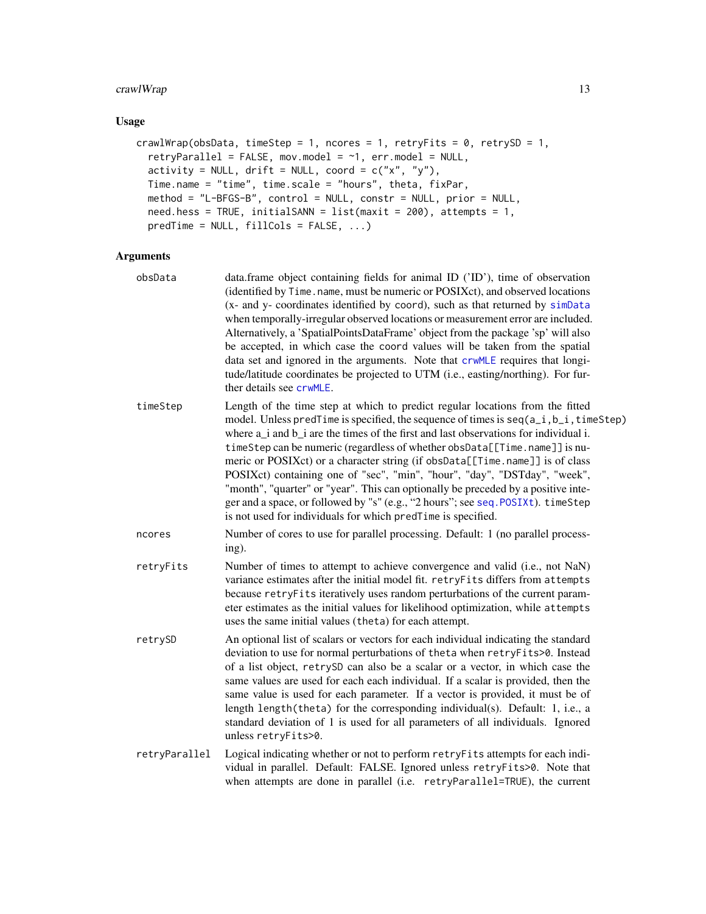## Usage

```
crawlWrap(obsData, timeStep = 1, ncores = 1, retryFits = 0, retrySD = 1,
  retryParallel = FALSE, mov.model = ~1, err.model = NULL,
  activity = NULL, drift = NULL, coord = c("x", "y"),
  Time.name = "time", time.scale = "hours", theta, fixPar,
  method = "L-BFGS-B", control = NULL, constr = NULL, prior = NULL,
  need.hess = TRUE, initialSANN = list(maxit = 200), attempts = 1,
  predTime = NULL, fillCols = FALSE, ...)
```

## Arguments

| | |
|---|---|
| `obsData` | data.frame object containing fields for animal ID ('ID'), time of observation (identified by `Time.name`, must be numeric or POSIXct), and observed locations (x- and y- coordinates identified by `coord`), such as that returned by `simData` when temporally-irregular observed locations or measurement error are included. Alternatively, a 'SpatialPointsDataFrame' object from the package 'sp' will also be accepted, in which case the `coord` values will be taken from the spatial data set and ignored in the arguments. Note that `crwMLE` requires that longitude/latitude coordinates be projected to UTM (i.e., easting/northing). For further details see `crwMLE`. |
| `timeStep` | Length of the time step at which to predict regular locations from the fitted model. Unless `predTime` is specified, the sequence of times is `seq(a_i,b_i,timeStep)` where a_i and b_i are the times of the first and last observations for individual i. `timeStep` can be numeric (regardless of whether `obsData[[Time.name]]` is numeric or POSIXct) or a character string (if `obsData[[Time.name]]` is of class POSIXct) containing one of "sec", "min", "hour", "day", "DSTday", "week", "month", "quarter" or "year". This can optionally be preceded by a positive integer and a space, or followed by "s" (e.g., "2 hours"; see `seq.POSIXt`). `timeStep` is not used for individuals for which `predTime` is specified. |
| `ncores` | Number of cores to use for parallel processing. Default: 1 (no parallel processing). |
| `retryFits` | Number of times to attempt to achieve convergence and valid (i.e., not NaN) variance estimates after the initial model fit. `retryFits` differs from `attempts` because `retryFits` iteratively uses random perturbations of the current parameter estimates as the initial values for likelihood optimization, while `attempts` uses the same initial values (`theta`) for each attempt. |
| `retrySD` | An optional list of scalars or vectors for each individual indicating the standard deviation to use for normal perturbations of `theta` when `retryFits>0`. Instead of a list object, `retrySD` can also be a scalar or a vector, in which case the same values are used for each each individual. If a scalar is provided, then the same value is used for each parameter. If a vector is provided, it must be of length `length(theta)` for the corresponding individual(s). Default: 1, i.e., a standard deviation of 1 is used for all parameters of all individuals. Ignored unless `retryFits>0`. |
| `retryParallel` | Logical indicating whether or not to perform `retryFits` attempts for each individual in parallel. Default: FALSE. Ignored unless `retryFits>0`. Note that when attempts are done in parallel (i.e. `retryParallel=TRUE`), the current |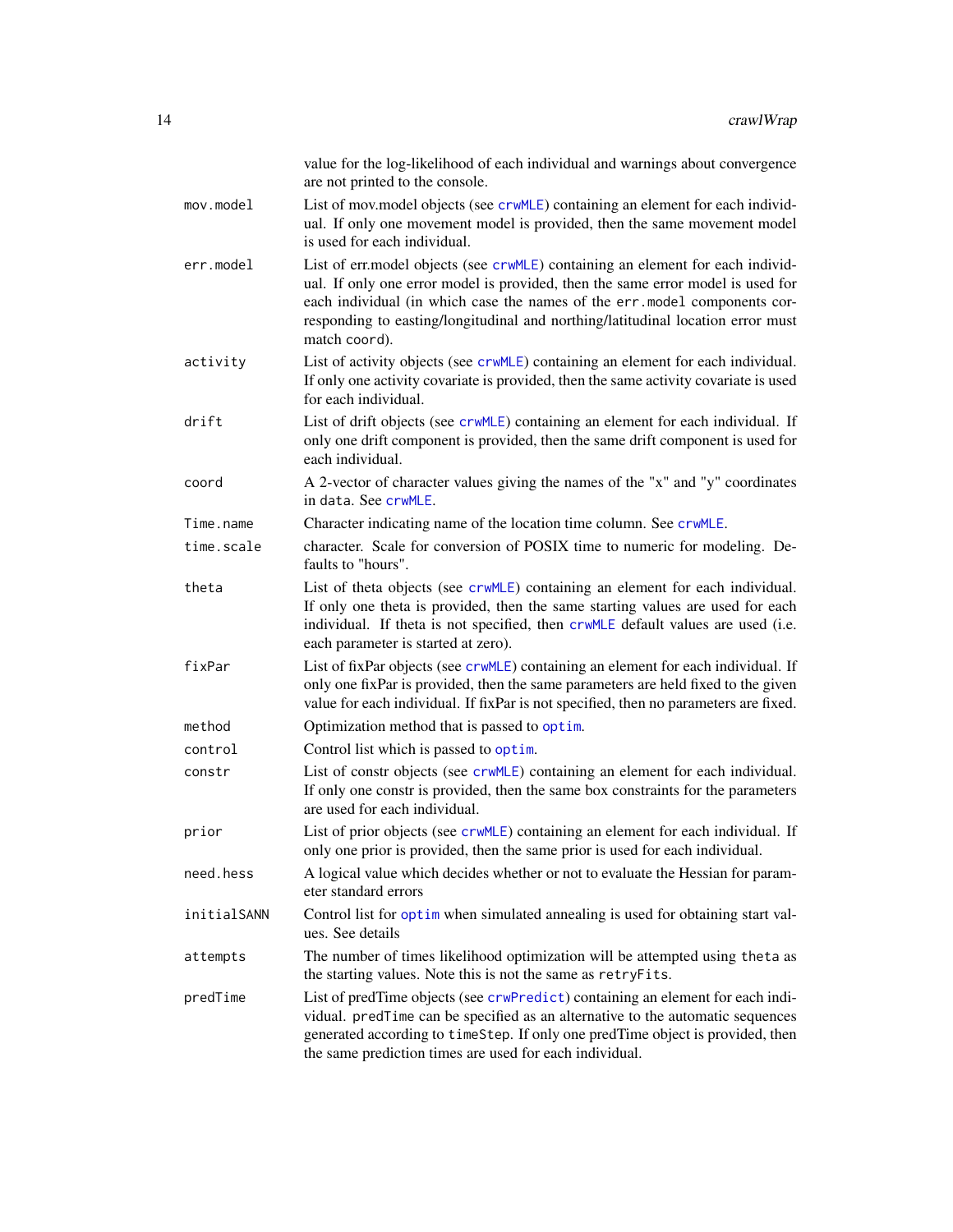value for the log-likelihood of each individual and warnings about convergence are not printed to the console.

`mov.model`
: List of mov.model objects (see `crwMLE`) containing an element for each individual. If only one movement model is provided, then the same movement model is used for each individual.

`err.model`
: List of err.model objects (see `crwMLE`) containing an element for each individual. If only one error model is provided, then the same error model is used for each individual (in which case the names of the `err.model` components corresponding to easting/longitudinal and northing/latitudinal location error must match `coord`).

`activity`
: List of activity objects (see `crwMLE`) containing an element for each individual. If only one activity covariate is provided, then the same activity covariate is used for each individual.

`drift`
: List of drift objects (see `crwMLE`) containing an element for each individual. If only one drift component is provided, then the same drift component is used for each individual.

`coord`
: A 2-vector of character values giving the names of the "x" and "y" coordinates in `data`. See `crwMLE`.

`Time.name`
: Character indicating name of the location time column. See `crwMLE`.

`time.scale`
: character. Scale for conversion of POSIX time to numeric for modeling. Defaults to "hours".

`theta`
: List of theta objects (see `crwMLE`) containing an element for each individual. If only one theta is provided, then the same starting values are used for each individual. If theta is not specified, then `crwMLE` default values are used (i.e. each parameter is started at zero).

`fixPar`
: List of fixPar objects (see `crwMLE`) containing an element for each individual. If only one fixPar is provided, then the same parameters are held fixed to the given value for each individual. If fixPar is not specified, then no parameters are fixed.

`method`
: Optimization method that is passed to `optim`.

`control`
: Control list which is passed to `optim`.

`constr`
: List of constr objects (see `crwMLE`) containing an element for each individual. If only one constr is provided, then the same box constraints for the parameters are used for each individual.

`prior`
: List of prior objects (see `crwMLE`) containing an element for each individual. If only one prior is provided, then the same prior is used for each individual.

`need.hess`
: A logical value which decides whether or not to evaluate the Hessian for parameter standard errors

`initialSANN`
: Control list for `optim` when simulated annealing is used for obtaining start values. See details

`attempts`
: The number of times likelihood optimization will be attempted using `theta` as the starting values. Note this is not the same as `retryFits`.

`predTime`
: List of predTime objects (see `crwPredict`) containing an element for each individual. `predTime` can be specified as an alternative to the automatic sequences generated according to `timeStep`. If only one predTime object is provided, then the same prediction times are used for each individual.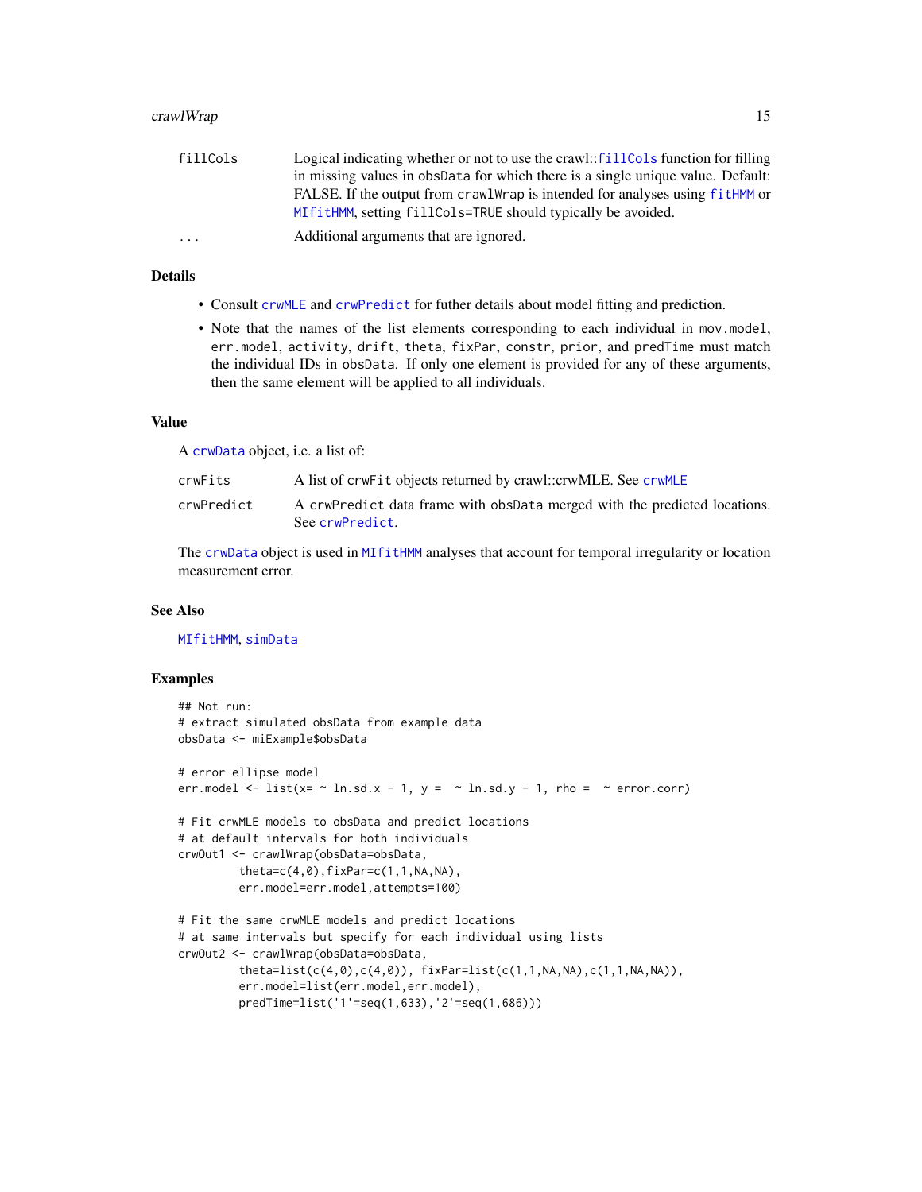| | |
|---|---|
| fillCols | Logical indicating whether or not to use the crawl::fillCols function for filling in missing values in obsData for which there is a single unique value. Default: FALSE. If the output from crawlWrap is intended for analyses using fitHMM or MIfitHMM, setting fillCols=TRUE should typically be avoided. |
| ... | Additional arguments that are ignored. |

### Details

- Consult crwMLE and crwPredict for futher details about model fitting and prediction.
- Note that the names of the list elements corresponding to each individual in mov.model, err.model, activity, drift, theta, fixPar, constr, prior, and predTime must match the individual IDs in obsData. If only one element is provided for any of these arguments, then the same element will be applied to all individuals.

### Value

A crwData object, i.e. a list of:

| | |
|---|---|
| crwFits | A list of crwFit objects returned by crawl::crwMLE. See crwMLE |
| crwPredict | A crwPredict data frame with obsData merged with the predicted locations. See crwPredict. |

The crwData object is used in MIfitHMM analyses that account for temporal irregularity or location measurement error.

### See Also

MIfitHMM, simData

### Examples

```
## Not run:
# extract simulated obsData from example data
obsData <- miExample$obsData

# error ellipse model
err.model <- list(x= ~ ln.sd.x - 1, y =  ~ ln.sd.y - 1, rho =  ~ error.corr)

# Fit crwMLE models to obsData and predict locations
# at default intervals for both individuals
crwOut1 <- crawlWrap(obsData=obsData,
         theta=c(4,0),fixPar=c(1,1,NA,NA),
         err.model=err.model,attempts=100)

# Fit the same crwMLE models and predict locations
# at same intervals but specify for each individual using lists
crwOut2 <- crawlWrap(obsData=obsData,
         theta=list(c(4,0),c(4,0)), fixPar=list(c(1,1,NA,NA),c(1,1,NA,NA)),
         err.model=list(err.model,err.model),
         predTime=list('1'=seq(1,633),'2'=seq(1,686)))
```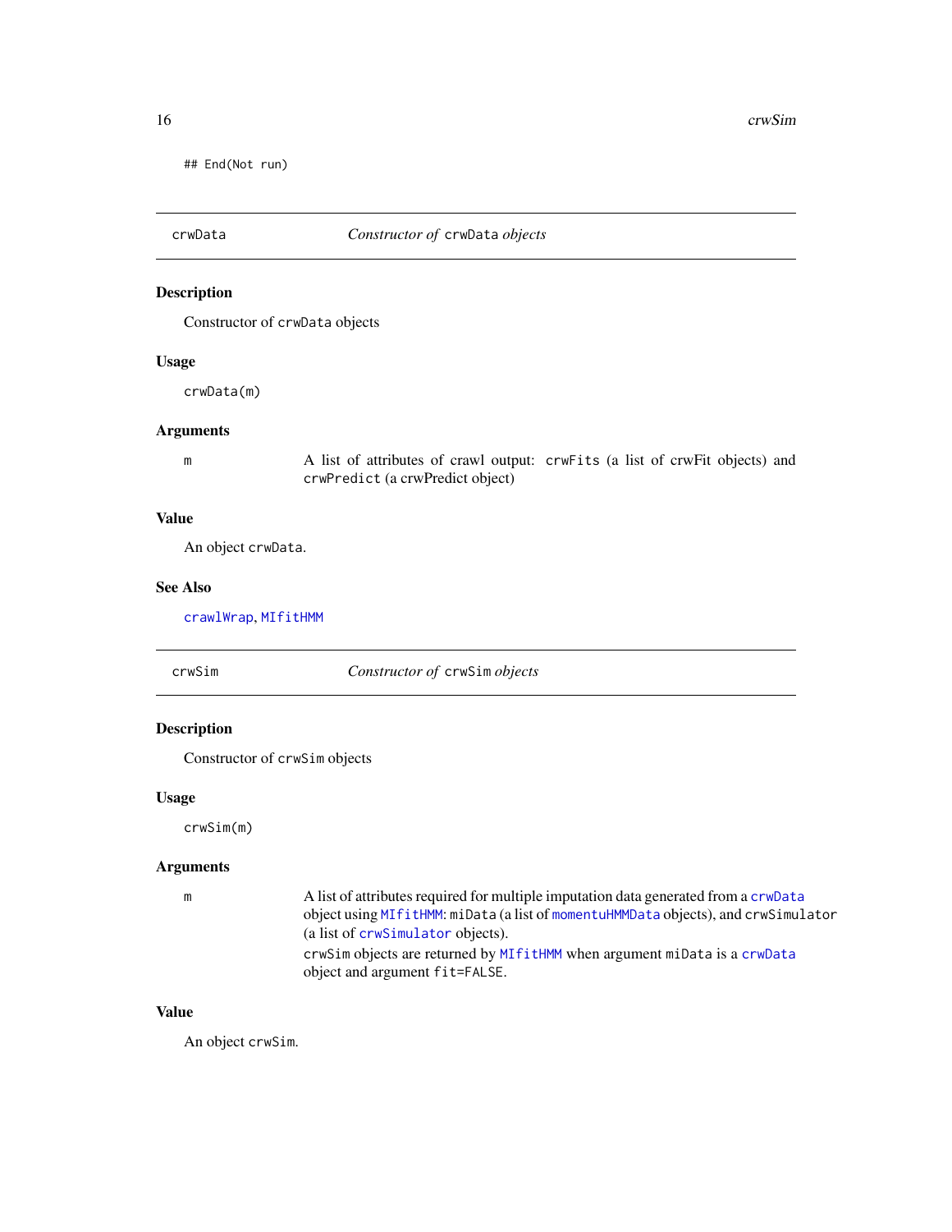```
## End(Not run)
```

---

## crwData — *Constructor of* `crwData` *objects*

### Description

Constructor of `crwData` objects

### Usage

```
crwData(m)
```

### Arguments

- `m` — A list of attributes of crawl output: `crwFits` (a list of crwFit objects) and `crwPredict` (a crwPredict object)

### Value

An object `crwData`.

### See Also

`crawlWrap`, `MIfitHMM`

---

## crwSim — *Constructor of* `crwSim` *objects*

### Description

Constructor of `crwSim` objects

### Usage

```
crwSim(m)
```

### Arguments

- `m` — A list of attributes required for multiple imputation data generated from a `crwData` object using `MIfitHMM`: `miData` (a list of `momentuHMMData` objects), and `crwSimulator` (a list of `crwSimulator` objects).

  `crwSim` objects are returned by `MIfitHMM` when argument `miData` is a `crwData` object and argument `fit=FALSE`.

### Value

An object `crwSim`.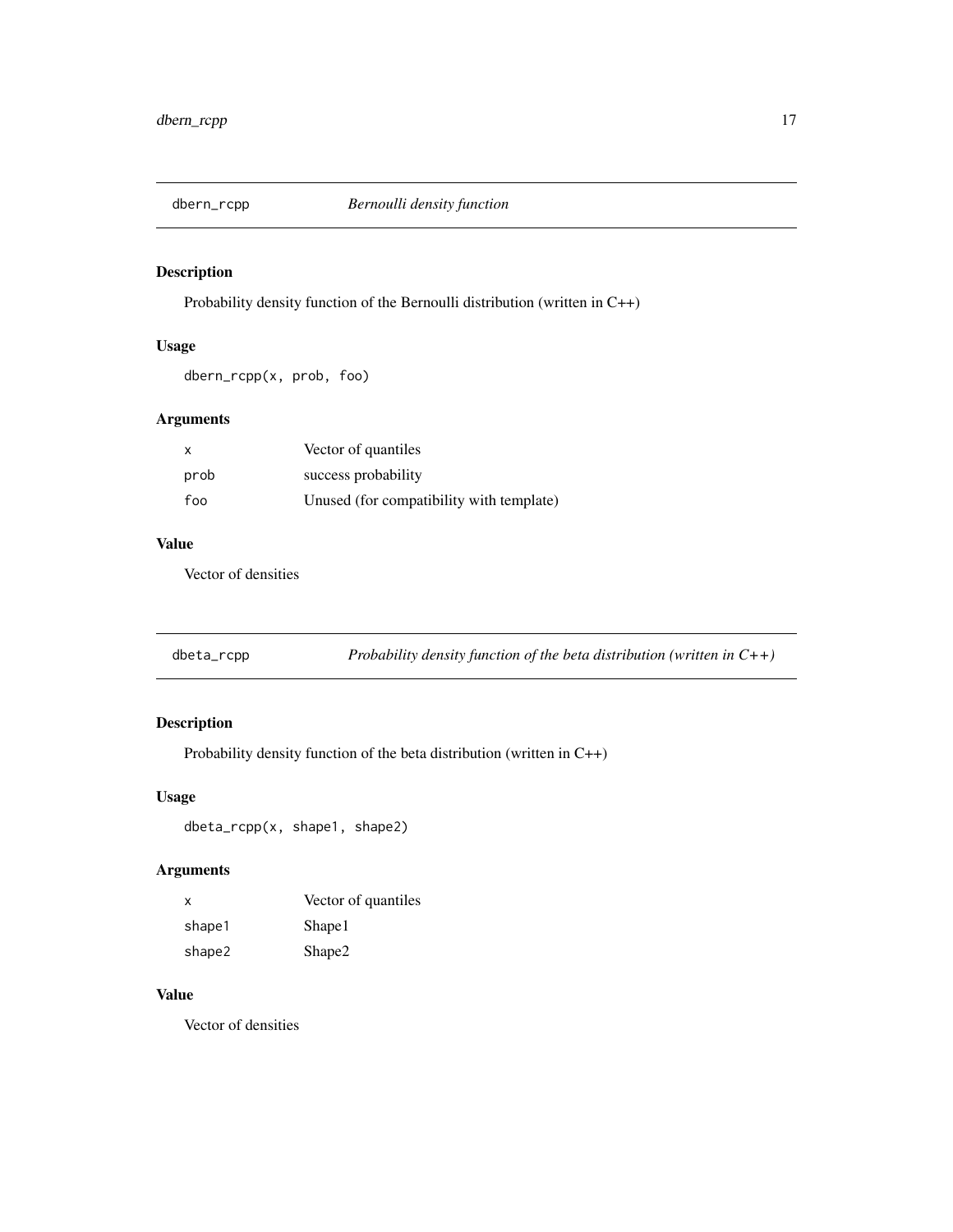## dbern_rcpp — *Bernoulli density function*

### Description

Probability density function of the Bernoulli distribution (written in C++)

### Usage

```
dbern_rcpp(x, prob, foo)
```

### Arguments

| | |
|---|---|
| `x` | Vector of quantiles |
| `prob` | success probability |
| `foo` | Unused (for compatibility with template) |

### Value

Vector of densities

## dbeta_rcpp — *Probability density function of the beta distribution (written in C++)*

### Description

Probability density function of the beta distribution (written in C++)

### Usage

```
dbeta_rcpp(x, shape1, shape2)
```

### Arguments

| | |
|---|---|
| `x` | Vector of quantiles |
| `shape1` | Shape1 |
| `shape2` | Shape2 |

### Value

Vector of densities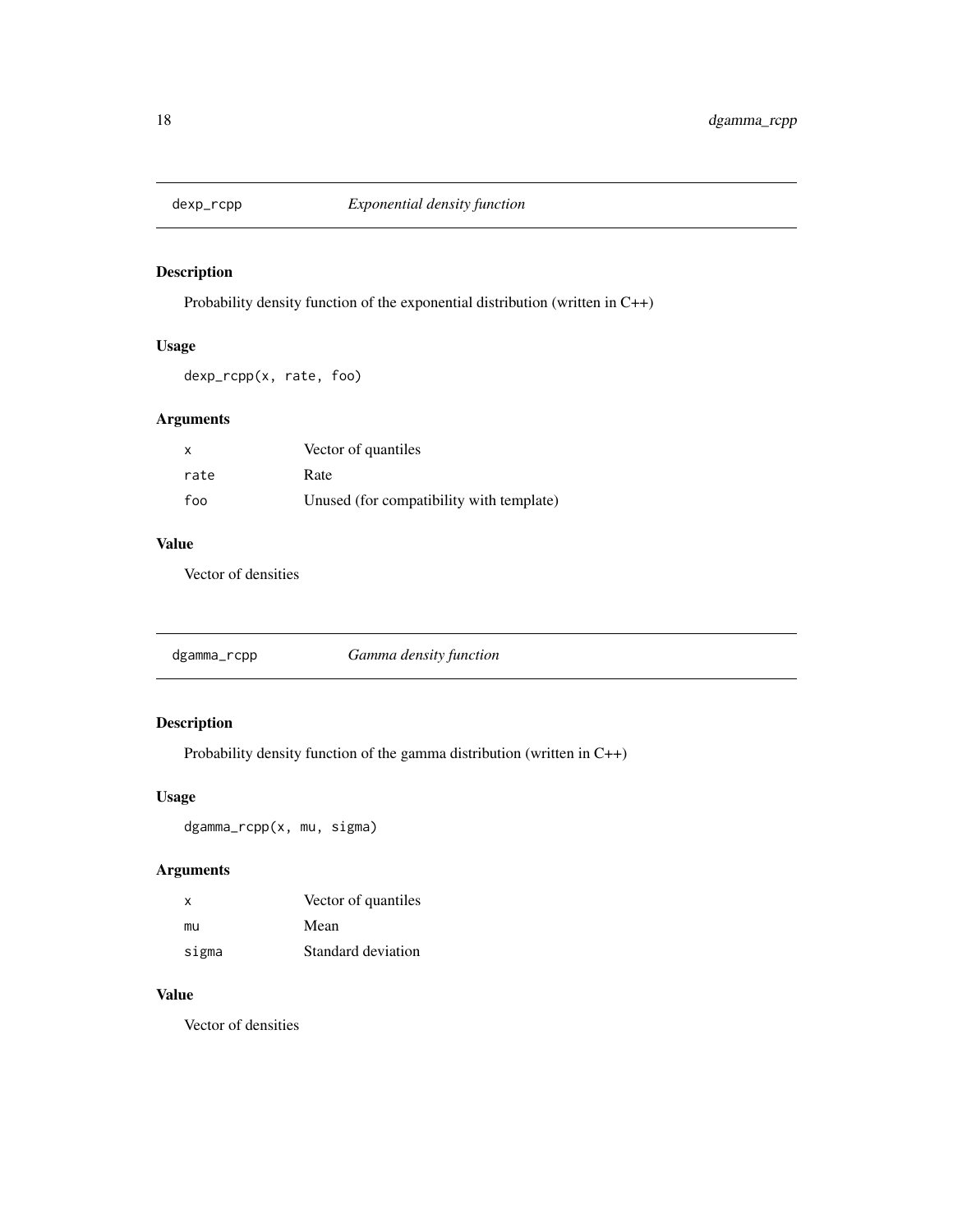## dexp_rcpp — *Exponential density function*

### Description

Probability density function of the exponential distribution (written in C++)

### Usage

```
dexp_rcpp(x, rate, foo)
```

### Arguments

| | |
|---|---|
| `x` | Vector of quantiles |
| `rate` | Rate |
| `foo` | Unused (for compatibility with template) |

### Value

Vector of densities

## dgamma_rcpp — *Gamma density function*

### Description

Probability density function of the gamma distribution (written in C++)

### Usage

```
dgamma_rcpp(x, mu, sigma)
```

### Arguments

| | |
|---|---|
| `x` | Vector of quantiles |
| `mu` | Mean |
| `sigma` | Standard deviation |

### Value

Vector of densities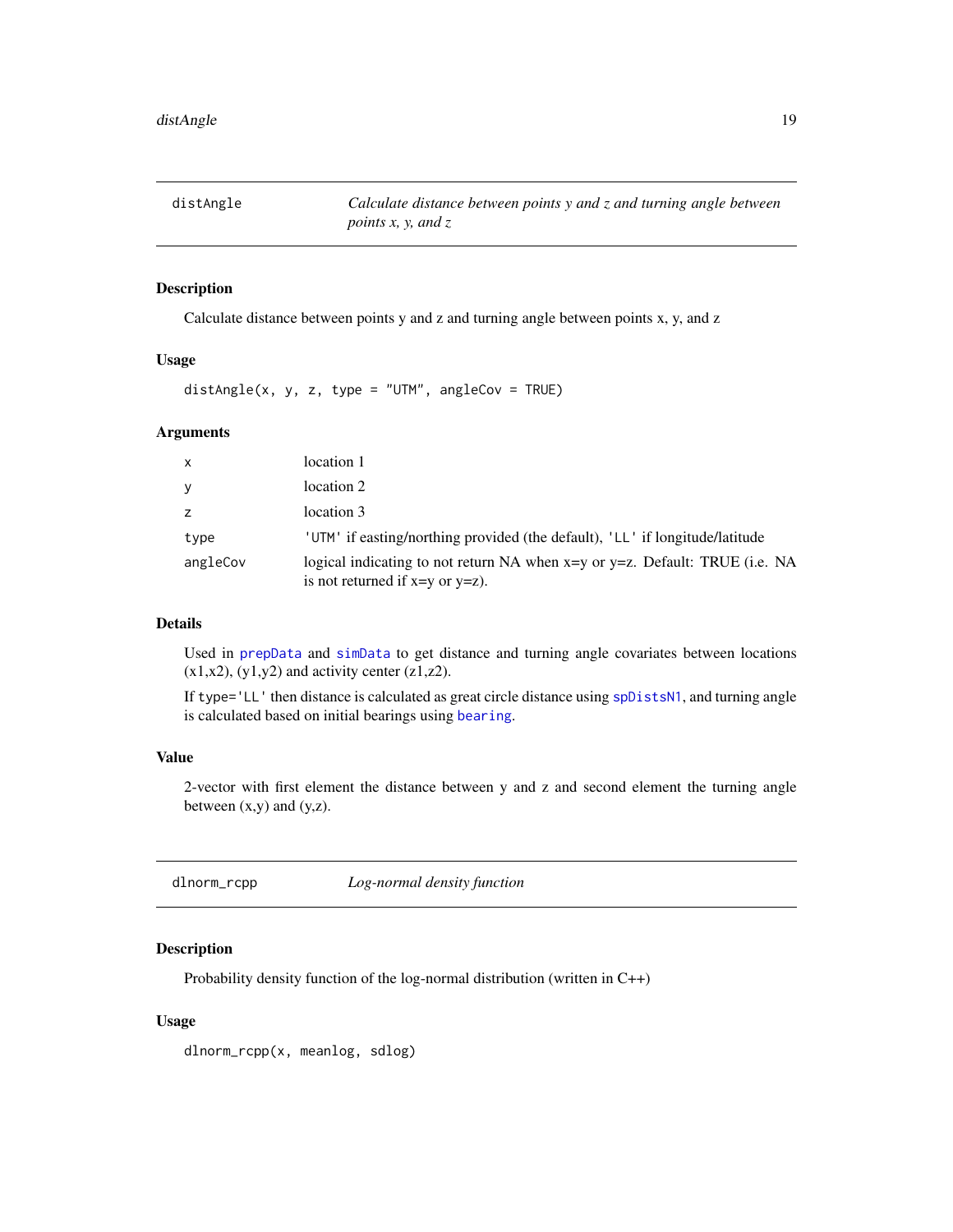## distAngle — *Calculate distance between points y and z and turning angle between points x, y, and z*

### Description

Calculate distance between points y and z and turning angle between points x, y, and z

### Usage

```
distAngle(x, y, z, type = "UTM", angleCov = TRUE)
```

### Arguments

| | |
|---|---|
| x | location 1 |
| y | location 2 |
| z | location 3 |
| type | 'UTM' if easting/northing provided (the default), 'LL' if longitude/latitude |
| angleCov | logical indicating to not return NA when x=y or y=z. Default: TRUE (i.e. NA is not returned if x=y or y=z). |

### Details

Used in prepData and simData to get distance and turning angle covariates between locations (x1,x2), (y1,y2) and activity center (z1,z2).

If type='LL' then distance is calculated as great circle distance using spDistsN1, and turning angle is calculated based on initial bearings using bearing.

### Value

2-vector with first element the distance between y and z and second element the turning angle between (x,y) and (y,z).

## dlnorm_rcpp — *Log-normal density function*

### Description

Probability density function of the log-normal distribution (written in C++)

### Usage

```
dlnorm_rcpp(x, meanlog, sdlog)
```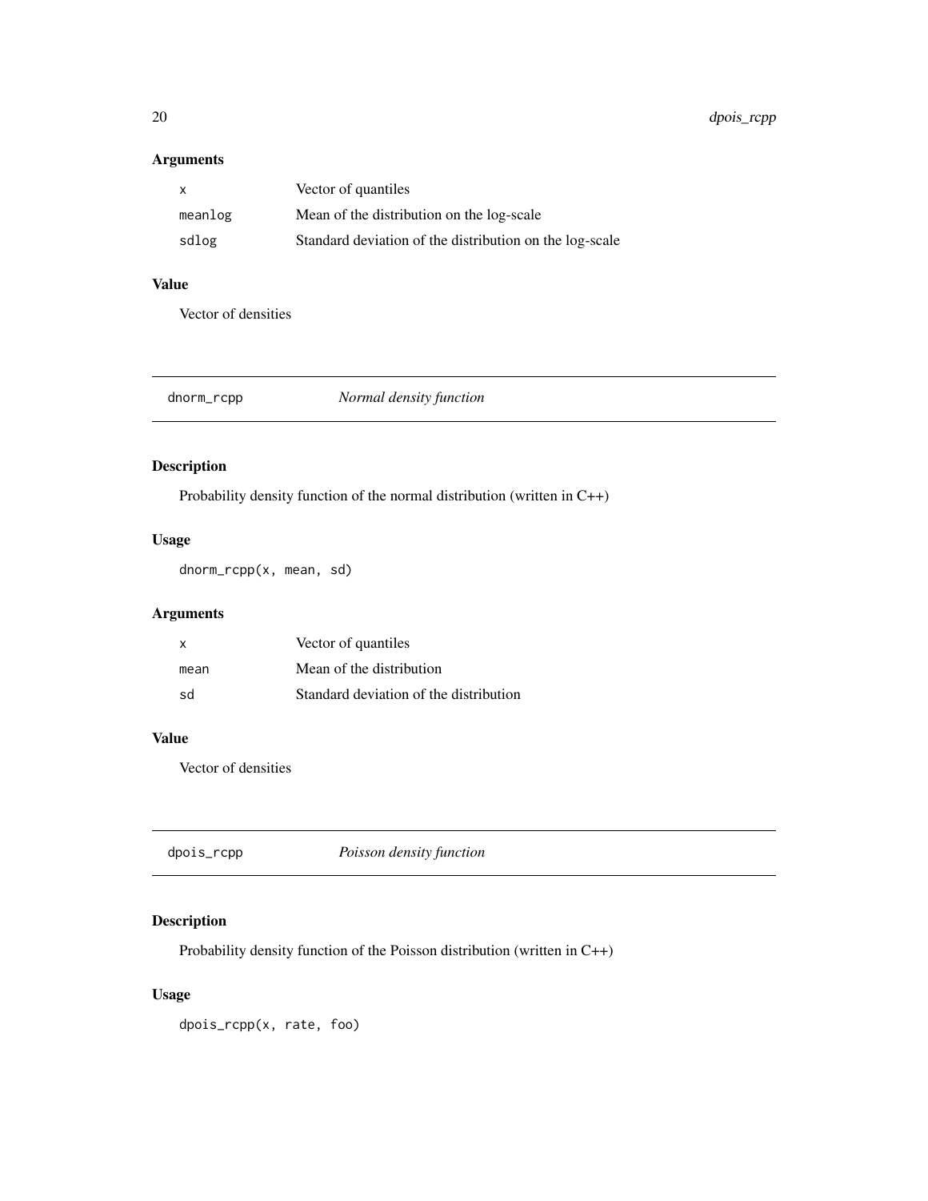## Arguments

| | |
|---|---|
| `x` | Vector of quantiles |
| `meanlog` | Mean of the distribution on the log-scale |
| `sdlog` | Standard deviation of the distribution on the log-scale |

## Value

Vector of densities

---

`dnorm_rcpp` *Normal density function*

---

## Description

Probability density function of the normal distribution (written in C++)

## Usage

```
dnorm_rcpp(x, mean, sd)
```

## Arguments

| | |
|---|---|
| `x` | Vector of quantiles |
| `mean` | Mean of the distribution |
| `sd` | Standard deviation of the distribution |

## Value

Vector of densities

---

`dpois_rcpp` *Poisson density function*

---

## Description

Probability density function of the Poisson distribution (written in C++)

## Usage

```
dpois_rcpp(x, rate, foo)
```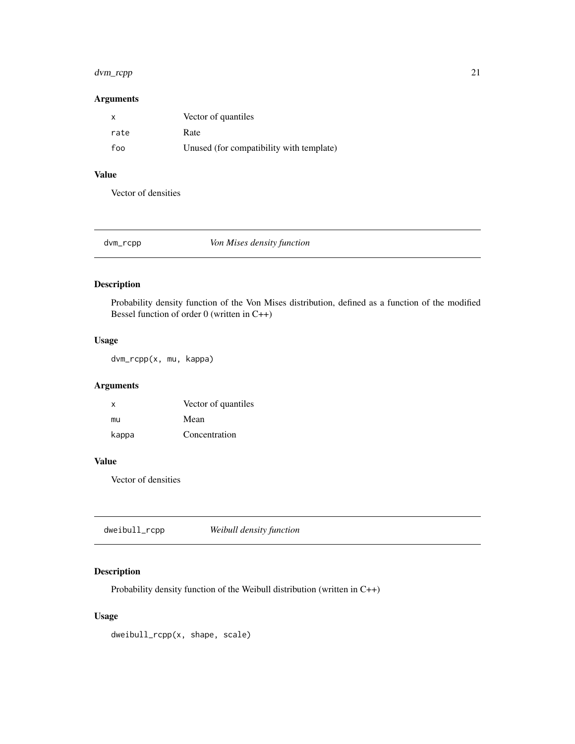### Arguments

| | |
|---|---|
| `x` | Vector of quantiles |
| `rate` | Rate |
| `foo` | Unused (for compatibility with template) |

### Value

Vector of densities

## dvm_rcpp — *Von Mises density function*

### Description

Probability density function of the Von Mises distribution, defined as a function of the modified Bessel function of order 0 (written in C++)

### Usage

```
dvm_rcpp(x, mu, kappa)
```

### Arguments

| | |
|---|---|
| `x` | Vector of quantiles |
| `mu` | Mean |
| `kappa` | Concentration |

### Value

Vector of densities

## dweibull_rcpp — *Weibull density function*

### Description

Probability density function of the Weibull distribution (written in C++)

### Usage

```
dweibull_rcpp(x, shape, scale)
```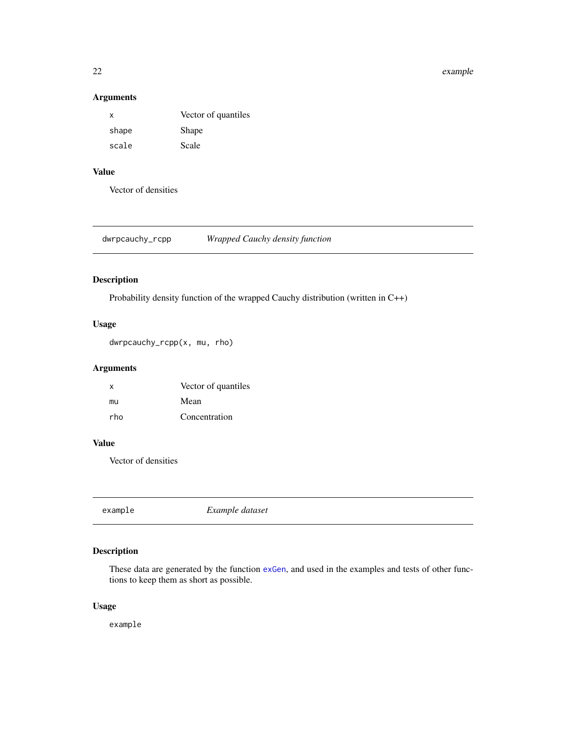## Arguments

| | |
|---|---|
| `x` | Vector of quantiles |
| `shape` | Shape |
| `scale` | Scale |

## Value

Vector of densities

---

# `dwrpcauchy_rcpp` *Wrapped Cauchy density function*

## Description

Probability density function of the wrapped Cauchy distribution (written in C++)

## Usage

```
dwrpcauchy_rcpp(x, mu, rho)
```

## Arguments

| | |
|---|---|
| `x` | Vector of quantiles |
| `mu` | Mean |
| `rho` | Concentration |

## Value

Vector of densities

---

# `example` *Example dataset*

## Description

These data are generated by the function `exGen`, and used in the examples and tests of other functions to keep them as short as possible.

## Usage

```
example
```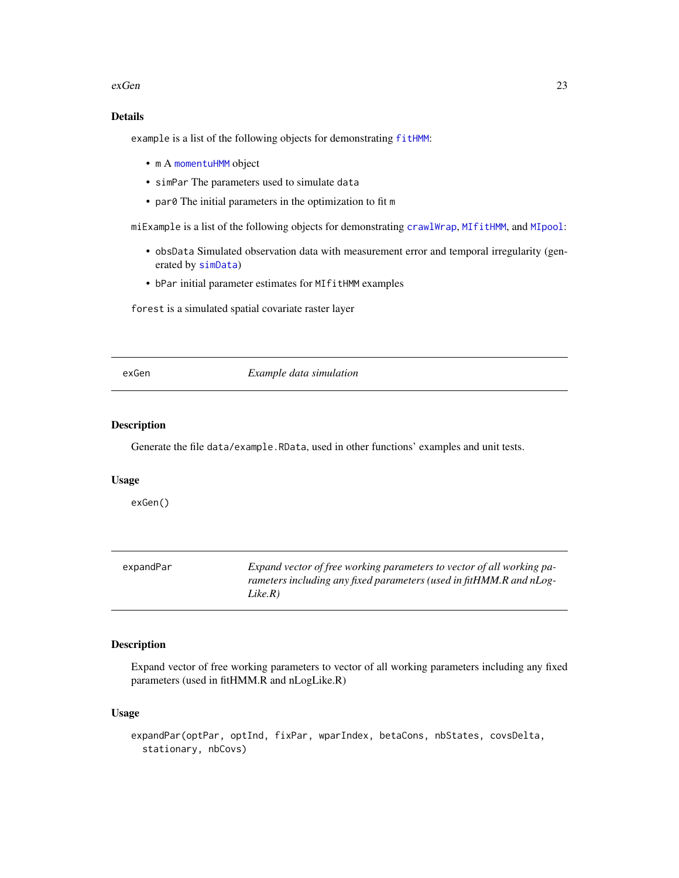### Details

`example` is a list of the following objects for demonstrating `fitHMM`:

- `m` A `momentuHMM` object
- `simPar` The parameters used to simulate `data`
- `par0` The initial parameters in the optimization to fit `m`

`miExample` is a list of the following objects for demonstrating `crawlWrap`, `MIfitHMM`, and `MIpool`:

- `obsData` Simulated observation data with measurement error and temporal irregularity (generated by `simData`)
- `bPar` initial parameter estimates for `MIfitHMM` examples

`forest` is a simulated spatial covariate raster layer

---

## exGen — *Example data simulation*

### Description

Generate the file `data/example.RData`, used in other functions' examples and unit tests.

### Usage

```
exGen()
```

---

## expandPar — *Expand vector of free working parameters to vector of all working parameters including any fixed parameters (used in fitHMM.R and nLogLike.R)*

### Description

Expand vector of free working parameters to vector of all working parameters including any fixed parameters (used in fitHMM.R and nLogLike.R)

### Usage

```
expandPar(optPar, optInd, fixPar, wparIndex, betaCons, nbStates, covsDelta,
  stationary, nbCovs)
```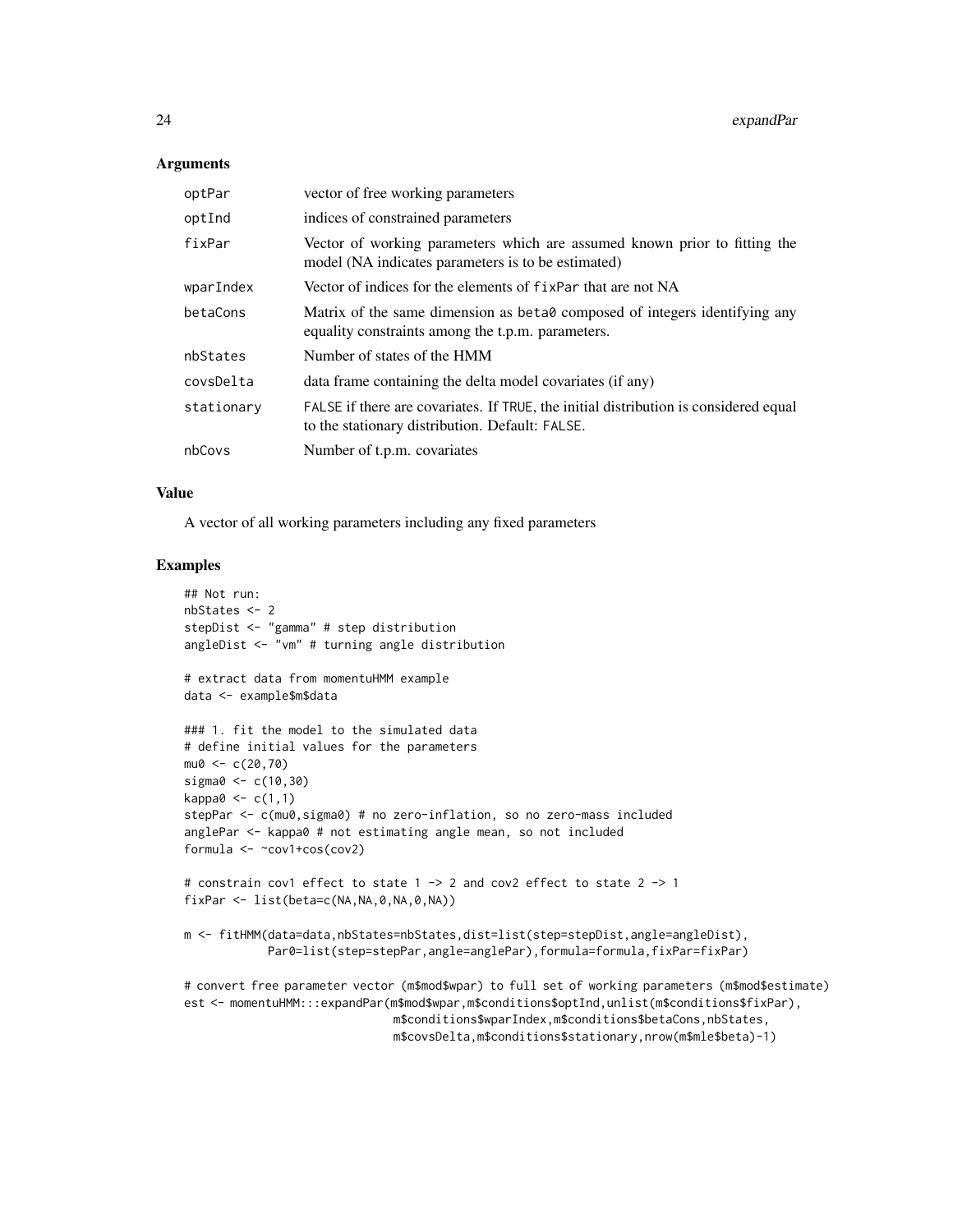## Arguments

| | |
|---|---|
| optPar | vector of free working parameters |
| optInd | indices of constrained parameters |
| fixPar | Vector of working parameters which are assumed known prior to fitting the model (NA indicates parameters is to be estimated) |
| wparIndex | Vector of indices for the elements of fixPar that are not NA |
| betaCons | Matrix of the same dimension as beta0 composed of integers identifying any equality constraints among the t.p.m. parameters. |
| nbStates | Number of states of the HMM |
| covsDelta | data frame containing the delta model covariates (if any) |
| stationary | FALSE if there are covariates. If TRUE, the initial distribution is considered equal to the stationary distribution. Default: FALSE. |
| nbCovs | Number of t.p.m. covariates |

## Value

A vector of all working parameters including any fixed parameters

## Examples

```
## Not run:
nbStates <- 2
stepDist <- "gamma" # step distribution
angleDist <- "vm" # turning angle distribution

# extract data from momentuHMM example
data <- example$m$data

### 1. fit the model to the simulated data
# define initial values for the parameters
mu0 <- c(20,70)
sigma0 <- c(10,30)
kappa0 <- c(1,1)
stepPar <- c(mu0,sigma0) # no zero-inflation, so no zero-mass included
anglePar <- kappa0 # not estimating angle mean, so not included
formula <- ~cov1+cos(cov2)

# constrain cov1 effect to state 1 -> 2 and cov2 effect to state 2 -> 1
fixPar <- list(beta=c(NA,NA,0,NA,0,NA))

m <- fitHMM(data=data,nbStates=nbStates,dist=list(step=stepDist,angle=angleDist),
            Par0=list(step=stepPar,angle=anglePar),formula=formula,fixPar=fixPar)

# convert free parameter vector (m$mod$wpar) to full set of working parameters (m$mod$estimate)
est <- momentuHMM:::expandPar(m$mod$wpar,m$conditions$optInd,unlist(m$conditions$fixPar),
                              m$conditions$wparIndex,m$conditions$betaCons,nbStates,
                              m$covsDelta,m$conditions$stationary,nrow(m$mle$beta)-1)
```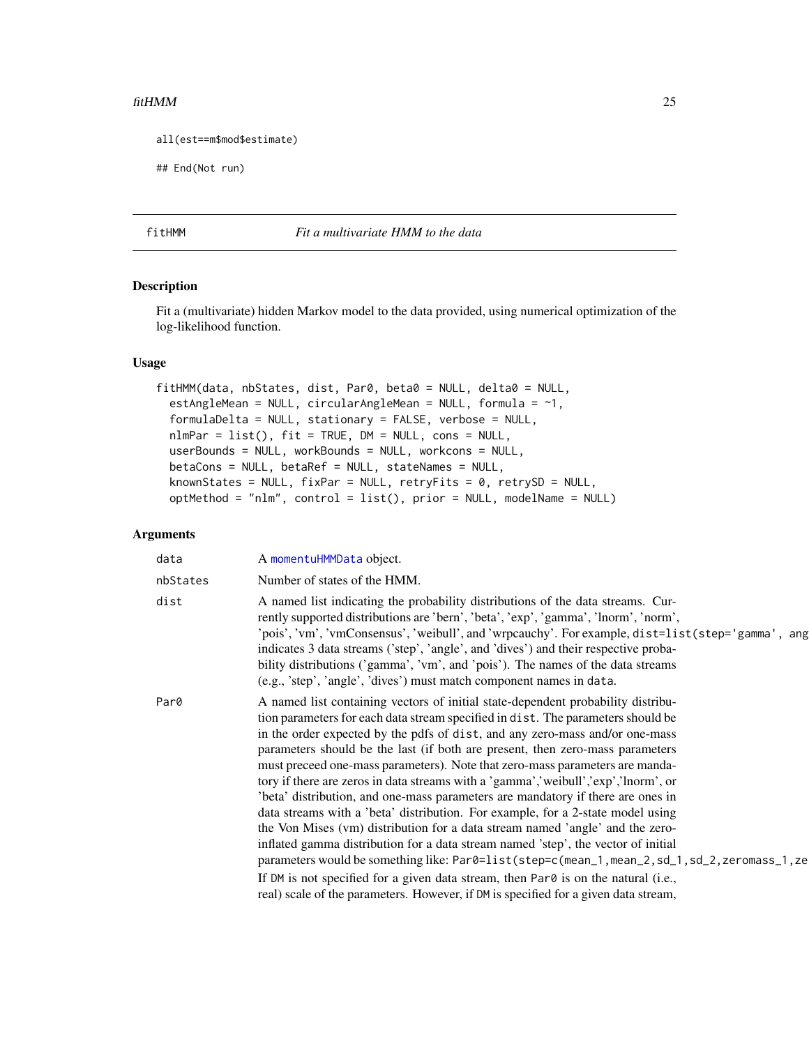```
all(est==m$mod$estimate)

## End(Not run)
```

## fitHMM *Fit a multivariate HMM to the data*

### Description

Fit a (multivariate) hidden Markov model to the data provided, using numerical optimization of the log-likelihood function.

### Usage

```
fitHMM(data, nbStates, dist, Par0, beta0 = NULL, delta0 = NULL,
  estAngleMean = NULL, circularAngleMean = NULL, formula = ~1,
  formulaDelta = NULL, stationary = FALSE, verbose = NULL,
  nlmPar = list(), fit = TRUE, DM = NULL, cons = NULL,
  userBounds = NULL, workBounds = NULL, workcons = NULL,
  betaCons = NULL, betaRef = NULL, stateNames = NULL,
  knownStates = NULL, fixPar = NULL, retryFits = 0, retrySD = NULL,
  optMethod = "nlm", control = list(), prior = NULL, modelName = NULL)
```

### Arguments

| | |
|---|---|
| data | A momentuHMMData object. |
| nbStates | Number of states of the HMM. |
| dist | A named list indicating the probability distributions of the data streams. Currently supported distributions are 'bern', 'beta', 'exp', 'gamma', 'lnorm', 'norm', 'pois', 'vm', 'vmConsensus', 'weibull', and 'wrpcauchy'. For example, `dist=list(step='gamma', ang` indicates 3 data streams ('step', 'angle', and 'dives') and their respective probability distributions ('gamma', 'vm', and 'pois'). The names of the data streams (e.g., 'step', 'angle', 'dives') must match component names in `data`. |
| Par0 | A named list containing vectors of initial state-dependent probability distribution parameters for each data stream specified in `dist`. The parameters should be in the order expected by the pdfs of `dist`, and any zero-mass and/or one-mass parameters should be the last (if both are present, then zero-mass parameters must preceed one-mass parameters). Note that zero-mass parameters are mandatory if there are zeros in data streams with a 'gamma','weibull','exp','lnorm', or 'beta' distribution, and one-mass parameters are mandatory if there are ones in data streams with a 'beta' distribution. For example, for a 2-state model using the Von Mises (vm) distribution for a data stream named 'angle' and the zero-inflated gamma distribution for a data stream named 'step', the vector of initial parameters would be something like: `Par0=list(step=c(mean_1,mean_2,sd_1,sd_2,zeromass_1,ze` If `DM` is not specified for a given data stream, then `Par0` is on the natural (i.e., real) scale of the parameters. However, if `DM` is specified for a given data stream, |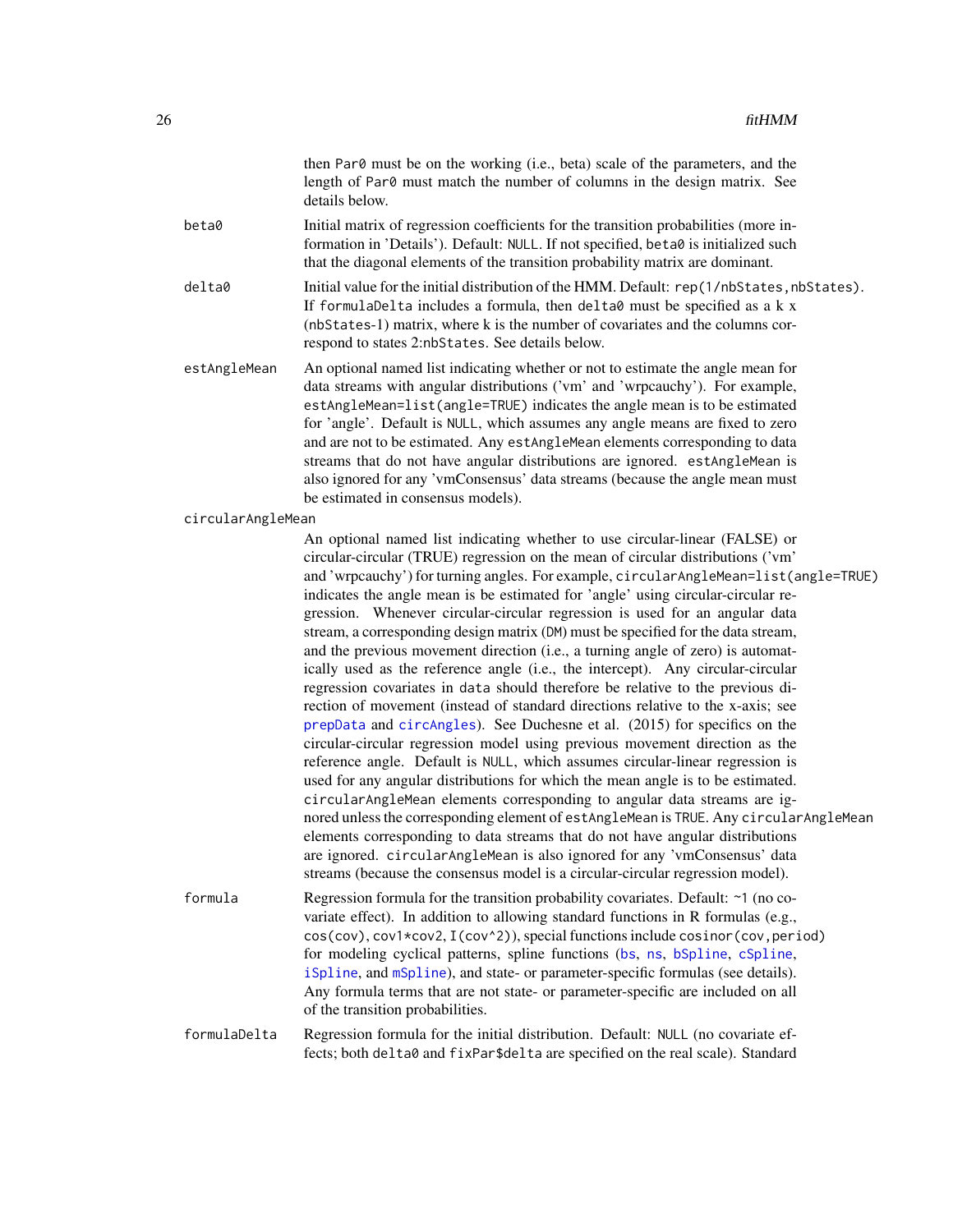then `Par0` must be on the working (i.e., beta) scale of the parameters, and the length of `Par0` must match the number of columns in the design matrix. See details below.

**beta0**
: Initial matrix of regression coefficients for the transition probabilities (more information in 'Details'). Default: `NULL`. If not specified, `beta0` is initialized such that the diagonal elements of the transition probability matrix are dominant.

**delta0**
: Initial value for the initial distribution of the HMM. Default: `rep(1/nbStates,nbStates)`. If `formulaDelta` includes a formula, then `delta0` must be specified as a k x (`nbStates`-1) matrix, where k is the number of covariates and the columns correspond to states 2:`nbStates`. See details below.

**estAngleMean**
: An optional named list indicating whether or not to estimate the angle mean for data streams with angular distributions ('vm' and 'wrpcauchy'). For example, `estAngleMean=list(angle=TRUE)` indicates the angle mean is to be estimated for 'angle'. Default is `NULL`, which assumes any angle means are fixed to zero and are not to be estimated. Any `estAngleMean` elements corresponding to data streams that do not have angular distributions are ignored. `estAngleMean` is also ignored for any 'vmConsensus' data streams (because the angle mean must be estimated in consensus models).

**circularAngleMean**
: An optional named list indicating whether to use circular-linear (FALSE) or circular-circular (TRUE) regression on the mean of circular distributions ('vm' and 'wrpcauchy') for turning angles. For example, `circularAngleMean=list(angle=TRUE)` indicates the angle mean is be estimated for 'angle' using circular-circular regression. Whenever circular-circular regression is used for an angular data stream, a corresponding design matrix (`DM`) must be specified for the data stream, and the previous movement direction (i.e., a turning angle of zero) is automatically used as the reference angle (i.e., the intercept). Any circular-circular regression covariates in `data` should therefore be relative to the previous direction of movement (instead of standard directions relative to the x-axis; see `prepData` and `circAngles`). See Duchesne et al. (2015) for specifics on the circular-circular regression model using previous movement direction as the reference angle. Default is `NULL`, which assumes circular-linear regression is used for any angular distributions for which the mean angle is to be estimated. `circularAngleMean` elements corresponding to angular data streams are ignored unless the corresponding element of `estAngleMean` is `TRUE`. Any `circularAngleMean` elements corresponding to data streams that do not have angular distributions are ignored. `circularAngleMean` is also ignored for any 'vmConsensus' data streams (because the consensus model is a circular-circular regression model).

**formula**
: Regression formula for the transition probability covariates. Default: `~1` (no covariate effect). In addition to allowing standard functions in R formulas (e.g., `cos(cov)`, `cov1*cov2`, `I(cov^2)`), special functions include `cosinor(cov,period)` for modeling cyclical patterns, spline functions (`bs`, `ns`, `bSpline`, `cSpline`, `iSpline`, and `mSpline`), and state- or parameter-specific formulas (see details). Any formula terms that are not state- or parameter-specific are included on all of the transition probabilities.

**formulaDelta**
: Regression formula for the initial distribution. Default: `NULL` (no covariate effects; both `delta0` and `fixPar$delta` are specified on the real scale). Standard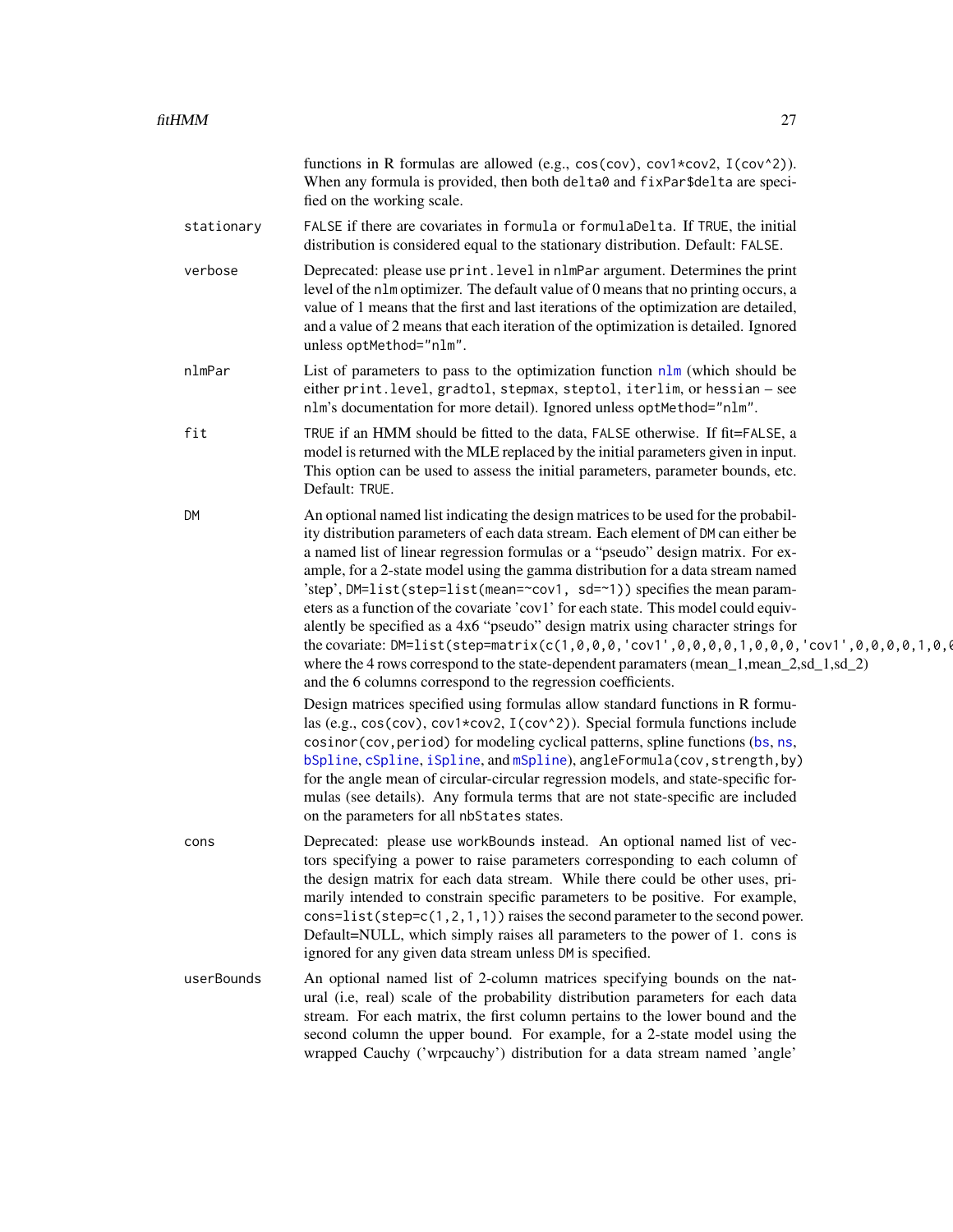functions in R formulas are allowed (e.g., `cos(cov)`, `cov1*cov2`, `I(cov^2)`). When any formula is provided, then both `delta0` and `fixPar$delta` are specified on the working scale.

**stationary**
: `FALSE` if there are covariates in `formula` or `formulaDelta`. If `TRUE`, the initial distribution is considered equal to the stationary distribution. Default: `FALSE`.

**verbose**
: Deprecated: please use `print.level` in `nlmPar` argument. Determines the print level of the `nlm` optimizer. The default value of 0 means that no printing occurs, a value of 1 means that the first and last iterations of the optimization are detailed, and a value of 2 means that each iteration of the optimization is detailed. Ignored unless `optMethod="nlm"`.

**nlmPar**
: List of parameters to pass to the optimization function `nlm` (which should be either `print.level`, `gradtol`, `stepmax`, `steptol`, `iterlim`, or `hessian` – see `nlm`'s documentation for more detail). Ignored unless `optMethod="nlm"`.

**fit**
: `TRUE` if an HMM should be fitted to the data, `FALSE` otherwise. If `fit=FALSE`, a model is returned with the MLE replaced by the initial parameters given in input. This option can be used to assess the initial parameters, parameter bounds, etc. Default: `TRUE`.

**DM**
: An optional named list indicating the design matrices to be used for the probability distribution parameters of each data stream. Each element of `DM` can either be a named list of linear regression formulas or a "pseudo" design matrix. For example, for a 2-state model using the gamma distribution for a data stream named 'step', `DM=list(step=list(mean=~cov1, sd=~1))` specifies the mean parameters as a function of the covariate 'cov1' for each state. This model could equivalently be specified as a 4x6 "pseudo" design matrix using character strings for the covariate: `DM=list(step=matrix(c(1,0,0,0,'cov1',0,0,0,0,1,0,0,0,'cov1',0,0,0,0,1,0,0`
  where the 4 rows correspond to the state-dependent paramaters (mean_1,mean_2,sd_1,sd_2) and the 6 columns correspond to the regression coefficients.

  Design matrices specified using formulas allow standard functions in R formulas (e.g., `cos(cov)`, `cov1*cov2`, `I(cov^2)`). Special formula functions include `cosinor(cov,period)` for modeling cyclical patterns, spline functions (`bs`, `ns`, `bSpline`, `cSpline`, `iSpline`, and `mSpline`), `angleFormula(cov,strength,by)` for the angle mean of circular-circular regression models, and state-specific formulas (see details). Any formula terms that are not state-specific are included on the parameters for all `nbStates` states.

**cons**
: Deprecated: please use `workBounds` instead. An optional named list of vectors specifying a power to raise parameters corresponding to each column of the design matrix for each data stream. While there could be other uses, primarily intended to constrain specific parameters to be positive. For example, `cons=list(step=c(1,2,1,1))` raises the second parameter to the second power. Default=NULL, which simply raises all parameters to the power of 1. `cons` is ignored for any given data stream unless `DM` is specified.

**userBounds**
: An optional named list of 2-column matrices specifying bounds on the natural (i.e, real) scale of the probability distribution parameters for each data stream. For each matrix, the first column pertains to the lower bound and the second column the upper bound. For example, for a 2-state model using the wrapped Cauchy ('wrpcauchy') distribution for a data stream named 'angle'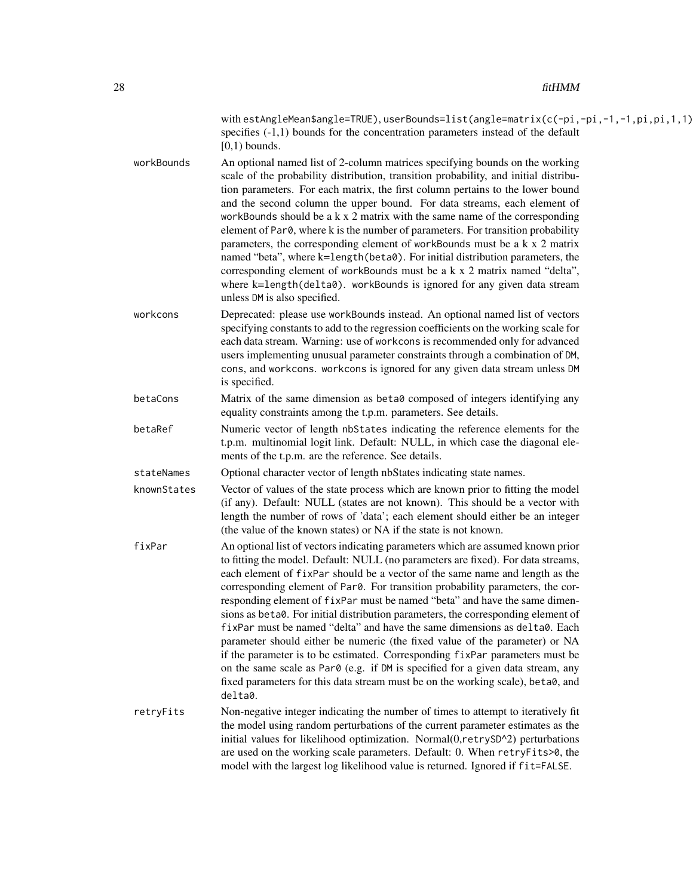with estAngleMean$angle=TRUE), userBounds=list(angle=matrix(c(-pi,-pi,-1,-1,pi,pi,1,1) specifies (-1,1) bounds for the concentration parameters instead of the default [0,1) bounds.

**workBounds**
An optional named list of 2-column matrices specifying bounds on the working scale of the probability distribution, transition probability, and initial distribution parameters. For each matrix, the first column pertains to the lower bound and the second column the upper bound. For data streams, each element of workBounds should be a k x 2 matrix with the same name of the corresponding element of Par0, where k is the number of parameters. For transition probability parameters, the corresponding element of workBounds must be a k x 2 matrix named "beta", where k=length(beta0). For initial distribution parameters, the corresponding element of workBounds must be a k x 2 matrix named "delta", where k=length(delta0). workBounds is ignored for any given data stream unless DM is also specified.

**workcons**
Deprecated: please use workBounds instead. An optional named list of vectors specifying constants to add to the regression coefficients on the working scale for each data stream. Warning: use of workcons is recommended only for advanced users implementing unusual parameter constraints through a combination of DM, cons, and workcons. workcons is ignored for any given data stream unless DM is specified.

**betaCons**
Matrix of the same dimension as beta0 composed of integers identifying any equality constraints among the t.p.m. parameters. See details.

**betaRef**
Numeric vector of length nbStates indicating the reference elements for the t.p.m. multinomial logit link. Default: NULL, in which case the diagonal elements of the t.p.m. are the reference. See details.

**stateNames**
Optional character vector of length nbStates indicating state names.

**knownStates**
Vector of values of the state process which are known prior to fitting the model (if any). Default: NULL (states are not known). This should be a vector with length the number of rows of 'data'; each element should either be an integer (the value of the known states) or NA if the state is not known.

**fixPar**
An optional list of vectors indicating parameters which are assumed known prior to fitting the model. Default: NULL (no parameters are fixed). For data streams, each element of fixPar should be a vector of the same name and length as the corresponding element of Par0. For transition probability parameters, the corresponding element of fixPar must be named "beta" and have the same dimensions as beta0. For initial distribution parameters, the corresponding element of fixPar must be named "delta" and have the same dimensions as delta0. Each parameter should either be numeric (the fixed value of the parameter) or NA if the parameter is to be estimated. Corresponding fixPar parameters must be on the same scale as Par0 (e.g. if DM is specified for a given data stream, any fixed parameters for this data stream must be on the working scale), beta0, and delta0.

**retryFits**
Non-negative integer indicating the number of times to attempt to iteratively fit the model using random perturbations of the current parameter estimates as the initial values for likelihood optimization. Normal(0,retrySD^2) perturbations are used on the working scale parameters. Default: 0. When retryFits>0, the model with the largest log likelihood value is returned. Ignored if fit=FALSE.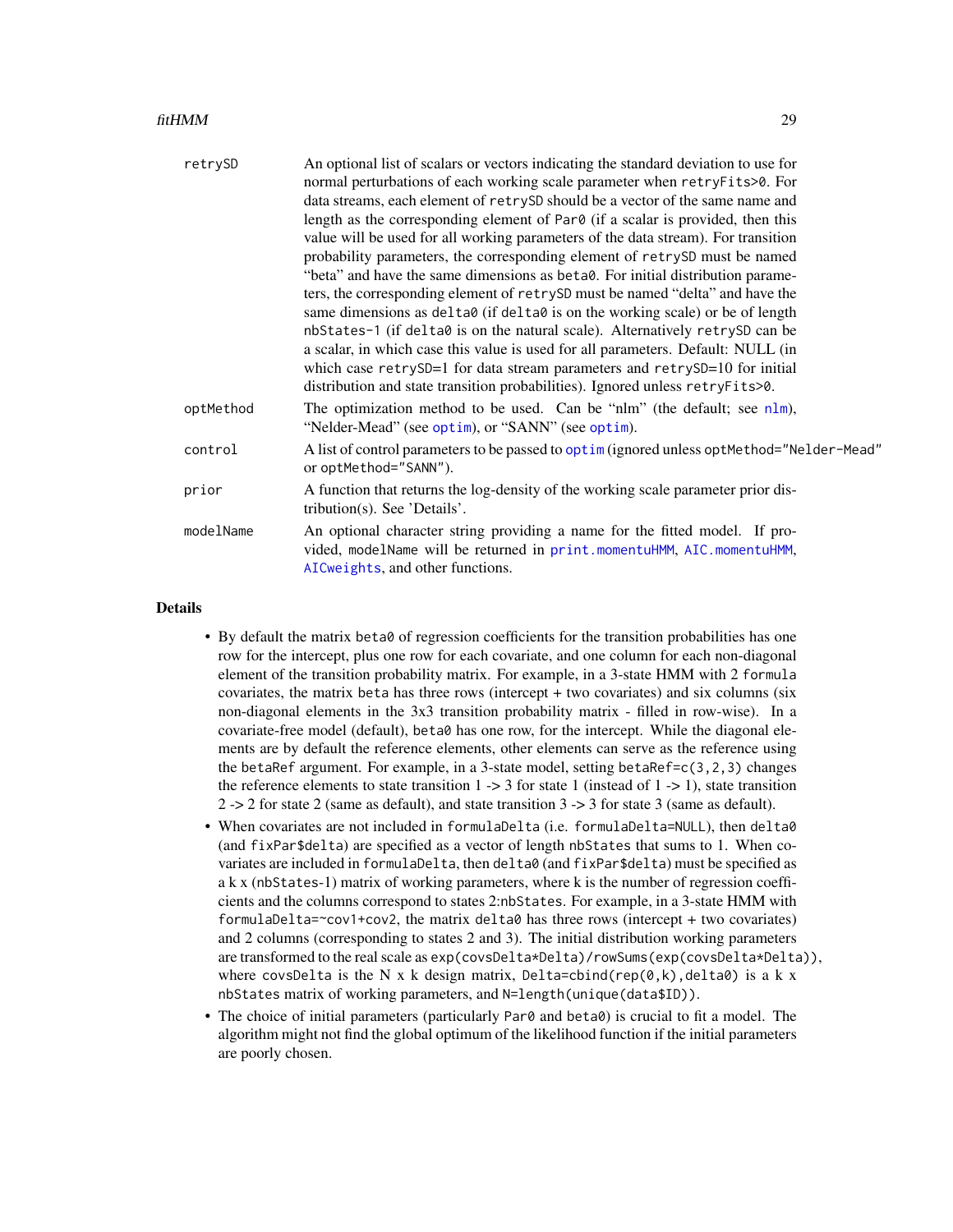| | |
|---|---|
| retrySD | An optional list of scalars or vectors indicating the standard deviation to use for normal perturbations of each working scale parameter when `retryFits>0`. For data streams, each element of `retrySD` should be a vector of the same name and length as the corresponding element of `Par0` (if a scalar is provided, then this value will be used for all working parameters of the data stream). For transition probability parameters, the corresponding element of `retrySD` must be named "beta" and have the same dimensions as `beta0`. For initial distribution parameters, the corresponding element of `retrySD` must be named "delta" and have the same dimensions as `delta0` (if `delta0` is on the working scale) or be of length `nbStates-1` (if `delta0` is on the natural scale). Alternatively `retrySD` can be a scalar, in which case this value is used for all parameters. Default: NULL (in which case `retrySD=1` for data stream parameters and `retrySD=10` for initial distribution and state transition probabilities). Ignored unless `retryFits>0`. |
| optMethod | The optimization method to be used. Can be "nlm" (the default; see nlm), "Nelder-Mead" (see optim), or "SANN" (see optim). |
| control | A list of control parameters to be passed to optim (ignored unless `optMethod="Nelder-Mead"` or `optMethod="SANN"`). |
| prior | A function that returns the log-density of the working scale parameter prior distribution(s). See 'Details'. |
| modelName | An optional character string providing a name for the fitted model. If provided, `modelName` will be returned in print.momentuHMM, AIC.momentuHMM, AICweights, and other functions. |

## Details

- By default the matrix `beta0` of regression coefficients for the transition probabilities has one row for the intercept, plus one row for each covariate, and one column for each non-diagonal element of the transition probability matrix. For example, in a 3-state HMM with 2 `formula` covariates, the matrix `beta` has three rows (intercept + two covariates) and six columns (six non-diagonal elements in the 3x3 transition probability matrix - filled in row-wise). In a covariate-free model (default), `beta0` has one row, for the intercept. While the diagonal elements are by default the reference elements, other elements can serve as the reference using the `betaRef` argument. For example, in a 3-state model, setting `betaRef=c(3,2,3)` changes the reference elements to state transition 1 -> 3 for state 1 (instead of 1 -> 1), state transition 2 -> 2 for state 2 (same as default), and state transition 3 -> 3 for state 3 (same as default).
- When covariates are not included in `formulaDelta` (i.e. `formulaDelta=NULL`), then `delta0` (and `fixPar$delta`) are specified as a vector of length `nbStates` that sums to 1. When covariates are included in `formulaDelta`, then `delta0` (and `fixPar$delta`) must be specified as a k x (`nbStates-1`) matrix of working parameters, where k is the number of regression coefficients and the columns correspond to states 2:`nbStates`. For example, in a 3-state HMM with `formulaDelta=~cov1+cov2`, the matrix `delta0` has three rows (intercept + two covariates) and 2 columns (corresponding to states 2 and 3). The initial distribution working parameters are transformed to the real scale as `exp(covsDelta*Delta)/rowSums(exp(covsDelta*Delta))`, where `covsDelta` is the N x k design matrix, `Delta=cbind(rep(0,k),delta0)` is a k x `nbStates` matrix of working parameters, and `N=length(unique(data$ID))`.
- The choice of initial parameters (particularly `Par0` and `beta0`) is crucial to fit a model. The algorithm might not find the global optimum of the likelihood function if the initial parameters are poorly chosen.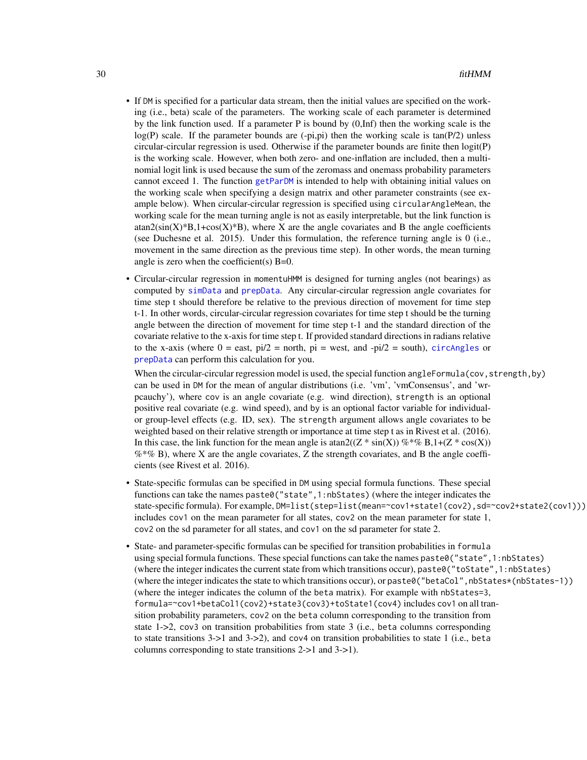- If `DM` is specified for a particular data stream, then the initial values are specified on the working (i.e., beta) scale of the parameters. The working scale of each parameter is determined by the link function used. If a parameter P is bound by (0,Inf) then the working scale is the log(P) scale. If the parameter bounds are (-pi,pi) then the working scale is tan(P/2) unless circular-circular regression is used. Otherwise if the parameter bounds are finite then logit(P) is the working scale. However, when both zero- and one-inflation are included, then a multinomial logit link is used because the sum of the zeromass and onemass probability parameters cannot exceed 1. The function `getParDM` is intended to help with obtaining initial values on the working scale when specifying a design matrix and other parameter constraints (see example below). When circular-circular regression is specified using `circularAngleMean`, the working scale for the mean turning angle is not as easily interpretable, but the link function is atan2(sin(X)*B,1+cos(X)*B), where X are the angle covariates and B the angle coefficients (see Duchesne et al. 2015). Under this formulation, the reference turning angle is 0 (i.e., movement in the same direction as the previous time step). In other words, the mean turning angle is zero when the coefficient(s) B=0.

- Circular-circular regression in `momentuHMM` is designed for turning angles (not bearings) as computed by `simData` and `prepData`. Any circular-circular regression angle covariates for time step t should therefore be relative to the previous direction of movement for time step t-1. In other words, circular-circular regression covariates for time step t should be the turning angle between the direction of movement for time step t-1 and the standard direction of the covariate relative to the x-axis for time step t. If provided standard directions in radians relative to the x-axis (where 0 = east, pi/2 = north, pi = west, and -pi/2 = south), `circAngles` or `prepData` can perform this calculation for you.

  When the circular-circular regression model is used, the special function `angleFormula(cov,strength,by)` can be used in `DM` for the mean of angular distributions (i.e. 'vm', 'vmConsensus', and 'wrpcauchy'), where `cov` is an angle covariate (e.g. wind direction), `strength` is an optional positive real covariate (e.g. wind speed), and `by` is an optional factor variable for individual- or group-level effects (e.g. ID, sex). The `strength` argument allows angle covariates to be weighted based on their relative strength or importance at time step t as in Rivest et al. (2016). In this case, the link function for the mean angle is atan2((Z * sin(X)) %*% B,1+(Z * cos(X)) %*% B), where X are the angle covariates, Z the strength covariates, and B the angle coefficients (see Rivest et al. 2016).

- State-specific formulas can be specified in `DM` using special formula functions. These special functions can take the names `paste0("state",1:nbStates)` (where the integer indicates the state-specific formula). For example, `DM=list(step=list(mean=~cov1+state1(cov2),sd=~cov2+state2(cov1)))` includes `cov1` on the mean parameter for all states, `cov2` on the mean parameter for state 1, `cov2` on the sd parameter for all states, and `cov1` on the sd parameter for state 2.

- State- and parameter-specific formulas can be specified for transition probabilities in `formula` using special formula functions. These special functions can take the names `paste0("state",1:nbStates)` (where the integer indicates the current state from which transitions occur), `paste0("toState",1:nbStates)` (where the integer indicates the state to which transitions occur), or `paste0("betaCol",nbStates*(nbStates-1))` (where the integer indicates the column of the `beta` matrix). For example with `nbStates=3`, `formula=~cov1+betaCol1(cov2)+state3(cov3)+toState1(cov4)` includes `cov1` on all transition probability parameters, `cov2` on the `beta` column corresponding to the transition from state 1->2, `cov3` on transition probabilities from state 3 (i.e., `beta` columns corresponding to state transitions 3->1 and 3->2), and `cov4` on transition probabilities to state 1 (i.e., `beta` columns corresponding to state transitions 2->1 and 3->1).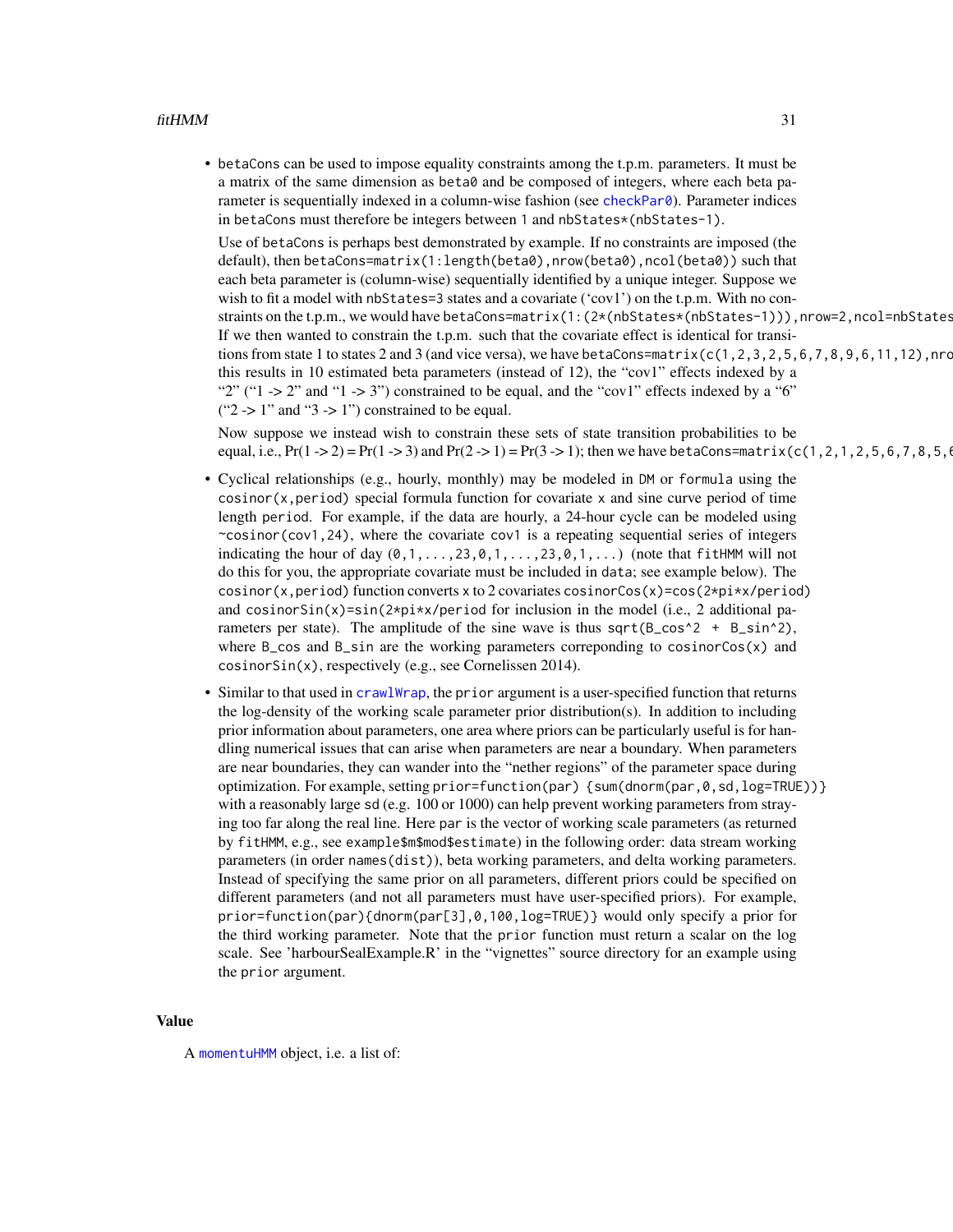- betaCons can be used to impose equality constraints among the t.p.m. parameters. It must be a matrix of the same dimension as beta0 and be composed of integers, where each beta parameter is sequentially indexed in a column-wise fashion (see checkPar0). Parameter indices in betaCons must therefore be integers between 1 and nbStates*(nbStates-1).

  Use of betaCons is perhaps best demonstrated by example. If no constraints are imposed (the default), then betaCons=matrix(1:length(beta0),nrow(beta0),ncol(beta0)) such that each beta parameter is (column-wise) sequentially identified by a unique integer. Suppose we wish to fit a model with nbStates=3 states and a covariate ('cov1') on the t.p.m. With no constraints on the t.p.m., we would have betaCons=matrix(1:(2*(nbStates*(nbStates-1))),nrow=2,ncol=nbStates If we then wanted to constrain the t.p.m. such that the covariate effect is identical for transitions from state 1 to states 2 and 3 (and vice versa), we have betaCons=matrix(c(1,2,3,2,5,6,7,8,9,6,11,12),nro this results in 10 estimated beta parameters (instead of 12), the "cov1" effects indexed by a "2" ("1 -> 2" and "1 -> 3") constrained to be equal, and the "cov1" effects indexed by a "6" ("2 -> 1" and "3 -> 1") constrained to be equal.

  Now suppose we instead wish to constrain these sets of state transition probabilities to be equal, i.e., Pr(1 -> 2) = Pr(1 -> 3) and Pr(2 -> 1) = Pr(3 -> 1); then we have betaCons=matrix(c(1,2,1,2,5,6,7,8,5,6

- Cyclical relationships (e.g., hourly, monthly) may be modeled in DM or formula using the cosinor(x,period) special formula function for covariate x and sine curve period of time length period. For example, if the data are hourly, a 24-hour cycle can be modeled using ~cosinor(cov1,24), where the covariate cov1 is a repeating sequential series of integers indicating the hour of day (0,1,...,23,0,1,...,23,0,1,...) (note that fitHMM will not do this for you, the appropriate covariate must be included in data; see example below). The cosinor(x,period) function converts x to 2 covariates cosinorCos(x)=cos(2*pi*x/period) and cosinorSin(x)=sin(2*pi*x/period for inclusion in the model (i.e., 2 additional parameters per state). The amplitude of the sine wave is thus sqrt(B_cos^2 + B_sin^2), where B_cos and B_sin are the working parameters correponding to cosinorCos(x) and cosinorSin(x), respectively (e.g., see Cornelissen 2014).

- Similar to that used in crawlWrap, the prior argument is a user-specified function that returns the log-density of the working scale parameter prior distribution(s). In addition to including prior information about parameters, one area where priors can be particularly useful is for handling numerical issues that can arise when parameters are near a boundary. When parameters are near boundaries, they can wander into the "nether regions" of the parameter space during optimization. For example, setting prior=function(par) {sum(dnorm(par,0,sd,log=TRUE))} with a reasonably large sd (e.g. 100 or 1000) can help prevent working parameters from straying too far along the real line. Here par is the vector of working scale parameters (as returned by fitHMM, e.g., see example$m$mod$estimate) in the following order: data stream working parameters (in order names(dist)), beta working parameters, and delta working parameters. Instead of specifying the same prior on all parameters, different priors could be specified on different parameters (and not all parameters must have user-specified priors). For example, prior=function(par){dnorm(par[3],0,100,log=TRUE)} would only specify a prior for the third working parameter. Note that the prior function must return a scalar on the log scale. See 'harbourSealExample.R' in the "vignettes" source directory for an example using the prior argument.

## Value

A momentuHMM object, i.e. a list of: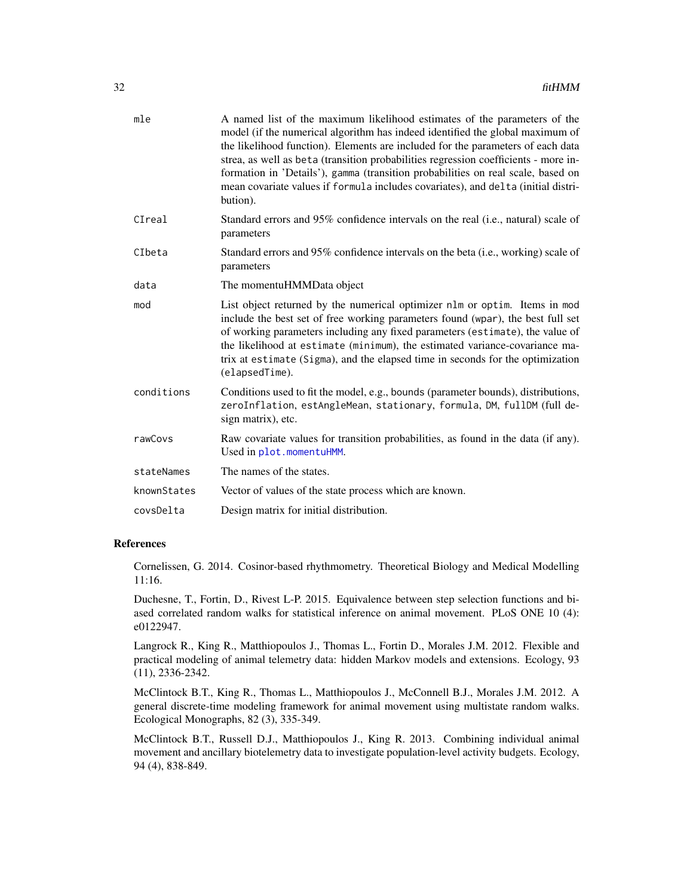| | |
|---|---|
| `mle` | A named list of the maximum likelihood estimates of the parameters of the model (if the numerical algorithm has indeed identified the global maximum of the likelihood function). Elements are included for the parameters of each data strea, as well as `beta` (transition probabilities regression coefficients - more information in 'Details'), `gamma` (transition probabilities on real scale, based on mean covariate values if `formula` includes covariates), and `delta` (initial distribution). |
| `CIreal` | Standard errors and 95% confidence intervals on the real (i.e., natural) scale of parameters |
| `CIbeta` | Standard errors and 95% confidence intervals on the beta (i.e., working) scale of parameters |
| `data` | The momentuHMMData object |
| `mod` | List object returned by the numerical optimizer `nlm` or `optim`. Items in `mod` include the best set of free working parameters found (`wpar`), the best full set of working parameters including any fixed parameters (`estimate`), the value of the likelihood at `estimate` (`minimum`), the estimated variance-covariance matrix at `estimate` (`Sigma`), and the elapsed time in seconds for the optimization (`elapsedTime`). |
| `conditions` | Conditions used to fit the model, e.g., `bounds` (parameter bounds), distributions, `zeroInflation`, `estAngleMean`, `stationary`, `formula`, `DM`, `fullDM` (full design matrix), etc. |
| `rawCovs` | Raw covariate values for transition probabilities, as found in the data (if any). Used in `plot.momentuHMM`. |
| `stateNames` | The names of the states. |
| `knownStates` | Vector of values of the state process which are known. |
| `covsDelta` | Design matrix for initial distribution. |

## References

Cornelissen, G. 2014. Cosinor-based rhythmometry. Theoretical Biology and Medical Modelling 11:16.

Duchesne, T., Fortin, D., Rivest L-P. 2015. Equivalence between step selection functions and biased correlated random walks for statistical inference on animal movement. PLoS ONE 10 (4): e0122947.

Langrock R., King R., Matthiopoulos J., Thomas L., Fortin D., Morales J.M. 2012. Flexible and practical modeling of animal telemetry data: hidden Markov models and extensions. Ecology, 93 (11), 2336-2342.

McClintock B.T., King R., Thomas L., Matthiopoulos J., McConnell B.J., Morales J.M. 2012. A general discrete-time modeling framework for animal movement using multistate random walks. Ecological Monographs, 82 (3), 335-349.

McClintock B.T., Russell D.J., Matthiopoulos J., King R. 2013. Combining individual animal movement and ancillary biotelemetry data to investigate population-level activity budgets. Ecology, 94 (4), 838-849.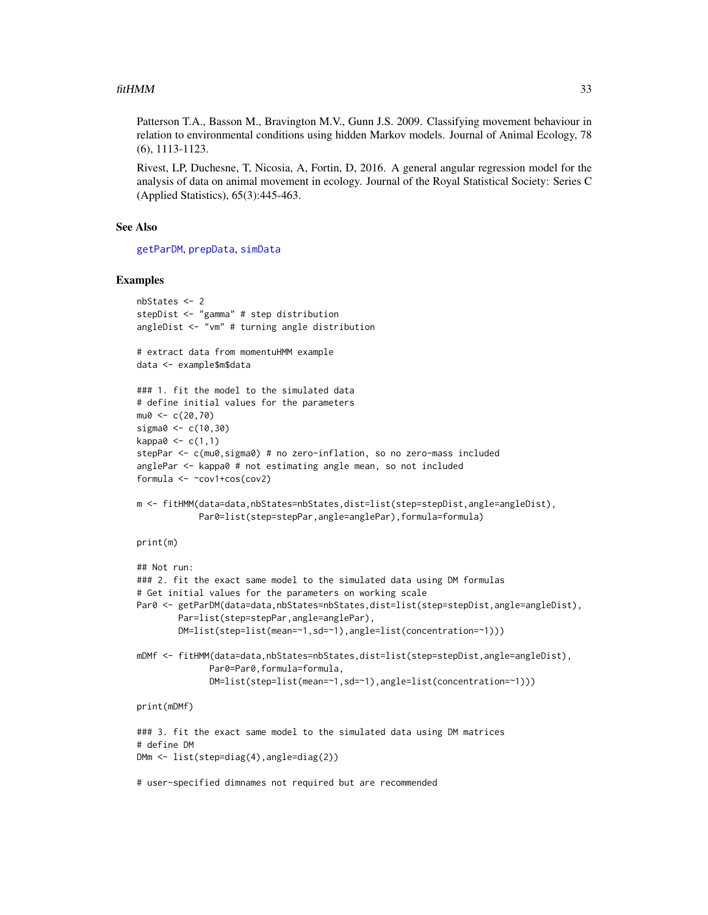Patterson T.A., Basson M., Bravington M.V., Gunn J.S. 2009. Classifying movement behaviour in relation to environmental conditions using hidden Markov models. Journal of Animal Ecology, 78 (6), 1113-1123.

Rivest, LP, Duchesne, T, Nicosia, A, Fortin, D, 2016. A general angular regression model for the analysis of data on animal movement in ecology. Journal of the Royal Statistical Society: Series C (Applied Statistics), 65(3):445-463.

## See Also

getParDM, prepData, simData

## Examples

```
nbStates <- 2
stepDist <- "gamma" # step distribution
angleDist <- "vm" # turning angle distribution

# extract data from momentuHMM example
data <- example$m$data

### 1. fit the model to the simulated data
# define initial values for the parameters
mu0 <- c(20,70)
sigma0 <- c(10,30)
kappa0 <- c(1,1)
stepPar <- c(mu0,sigma0) # no zero-inflation, so no zero-mass included
anglePar <- kappa0 # not estimating angle mean, so not included
formula <- ~cov1+cos(cov2)

m <- fitHMM(data=data,nbStates=nbStates,dist=list(step=stepDist,angle=angleDist),
            Par0=list(step=stepPar,angle=anglePar),formula=formula)

print(m)

## Not run:
### 2. fit the exact same model to the simulated data using DM formulas
# Get initial values for the parameters on working scale
Par0 <- getParDM(data=data,nbStates=nbStates,dist=list(step=stepDist,angle=angleDist),
        Par=list(step=stepPar,angle=anglePar),
        DM=list(step=list(mean=~1,sd=~1),angle=list(concentration=~1)))

mDMf <- fitHMM(data=data,nbStates=nbStates,dist=list(step=stepDist,angle=angleDist),
              Par0=Par0,formula=formula,
              DM=list(step=list(mean=~1,sd=~1),angle=list(concentration=~1)))

print(mDMf)

### 3. fit the exact same model to the simulated data using DM matrices
# define DM
DMm <- list(step=diag(4),angle=diag(2))

# user-specified dimnames not required but are recommended
```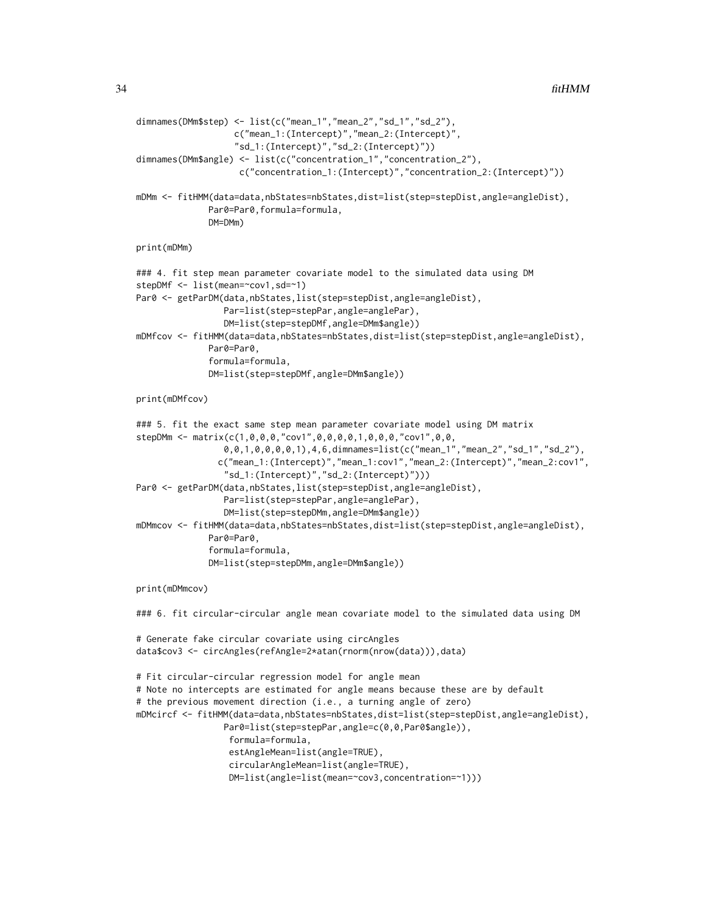```
dimnames(DMm$step) <- list(c("mean_1","mean_2","sd_1","sd_2"),
                   c("mean_1:(Intercept)","mean_2:(Intercept)",
                   "sd_1:(Intercept)","sd_2:(Intercept)"))
dimnames(DMm$angle) <- list(c("concentration_1","concentration_2"),
                    c("concentration_1:(Intercept)","concentration_2:(Intercept)"))

mDMm <- fitHMM(data=data,nbStates=nbStates,dist=list(step=stepDist,angle=angleDist),
              Par0=Par0,formula=formula,
              DM=DMm)

print(mDMm)

### 4. fit step mean parameter covariate model to the simulated data using DM
stepDMf <- list(mean=~cov1,sd=~1)
Par0 <- getParDM(data,nbStates,list(step=stepDist,angle=angleDist),
                 Par=list(step=stepPar,angle=anglePar),
                 DM=list(step=stepDMf,angle=DMm$angle))
mDMfcov <- fitHMM(data=data,nbStates=nbStates,dist=list(step=stepDist,angle=angleDist),
              Par0=Par0,
              formula=formula,
              DM=list(step=stepDMf,angle=DMm$angle))

print(mDMfcov)

### 5. fit the exact same step mean parameter covariate model using DM matrix
stepDMm <- matrix(c(1,0,0,0,"cov1",0,0,0,0,1,0,0,0,"cov1",0,0,
                 0,0,1,0,0,0,0,1),4,6,dimnames=list(c("mean_1","mean_2","sd_1","sd_2"),
                c("mean_1:(Intercept)","mean_1:cov1","mean_2:(Intercept)","mean_2:cov1",
                 "sd_1:(Intercept)","sd_2:(Intercept)")))
Par0 <- getParDM(data,nbStates,list(step=stepDist,angle=angleDist),
                 Par=list(step=stepPar,angle=anglePar),
                 DM=list(step=stepDMm,angle=DMm$angle))
mDMmcov <- fitHMM(data=data,nbStates=nbStates,dist=list(step=stepDist,angle=angleDist),
              Par0=Par0,
              formula=formula,
              DM=list(step=stepDMm,angle=DMm$angle))

print(mDMmcov)

### 6. fit circular-circular angle mean covariate model to the simulated data using DM

# Generate fake circular covariate using circAngles
data$cov3 <- circAngles(refAngle=2*atan(rnorm(nrow(data))),data)

# Fit circular-circular regression model for angle mean
# Note no intercepts are estimated for angle means because these are by default
# the previous movement direction (i.e., a turning angle of zero)
mDMcircf <- fitHMM(data=data,nbStates=nbStates,dist=list(step=stepDist,angle=angleDist),
                 Par0=list(step=stepPar,angle=c(0,0,Par0$angle)),
                  formula=formula,
                  estAngleMean=list(angle=TRUE),
                  circularAngleMean=list(angle=TRUE),
                  DM=list(angle=list(mean=~cov3,concentration=~1)))
```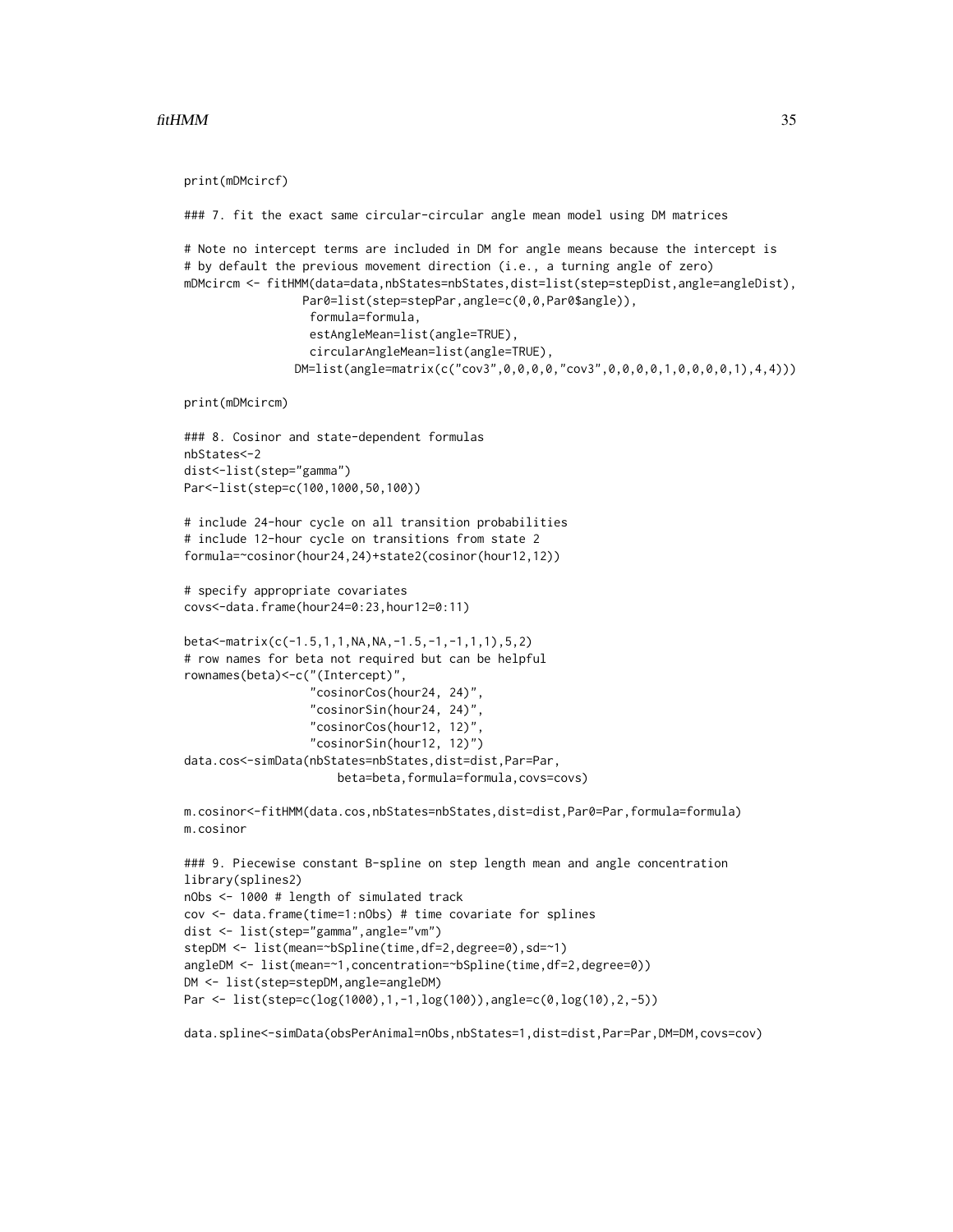```
print(mDMcircf)

### 7. fit the exact same circular-circular angle mean model using DM matrices

# Note no intercept terms are included in DM for angle means because the intercept is
# by default the previous movement direction (i.e., a turning angle of zero)
mDMcircm <- fitHMM(data=data,nbStates=nbStates,dist=list(step=stepDist,angle=angleDist),
                Par0=list(step=stepPar,angle=c(0,0,Par0$angle)),
                 formula=formula,
                 estAngleMean=list(angle=TRUE),
                 circularAngleMean=list(angle=TRUE),
               DM=list(angle=matrix(c("cov3",0,0,0,0,"cov3",0,0,0,0,1,0,0,0,0,1),4,4)))

print(mDMcircm)

### 8. Cosinor and state-dependent formulas
nbStates<-2
dist<-list(step="gamma")
Par<-list(step=c(100,1000,50,100))

# include 24-hour cycle on all transition probabilities
# include 12-hour cycle on transitions from state 2
formula=~cosinor(hour24,24)+state2(cosinor(hour12,12))

# specify appropriate covariates
covs<-data.frame(hour24=0:23,hour12=0:11)

beta<-matrix(c(-1.5,1,1,NA,NA,-1.5,-1,-1,1,1),5,2)
# row names for beta not required but can be helpful
rownames(beta)<-c("(Intercept)",
                 "cosinorCos(hour24, 24)",
                 "cosinorSin(hour24, 24)",
                 "cosinorCos(hour12, 12)",
                 "cosinorSin(hour12, 12)")
data.cos<-simData(nbStates=nbStates,dist=dist,Par=Par,
                    beta=beta,formula=formula,covs=covs)

m.cosinor<-fitHMM(data.cos,nbStates=nbStates,dist=dist,Par0=Par,formula=formula)
m.cosinor

### 9. Piecewise constant B-spline on step length mean and angle concentration
library(splines2)
nObs <- 1000 # length of simulated track
cov <- data.frame(time=1:nObs) # time covariate for splines
dist <- list(step="gamma",angle="vm")
stepDM <- list(mean=~bSpline(time,df=2,degree=0),sd=~1)
angleDM <- list(mean=~1,concentration=~bSpline(time,df=2,degree=0))
DM <- list(step=stepDM,angle=angleDM)
Par <- list(step=c(log(1000),1,-1,log(100)),angle=c(0,log(10),2,-5))

data.spline<-simData(obsPerAnimal=nObs,nbStates=1,dist=dist,Par=Par,DM=DM,covs=cov)
```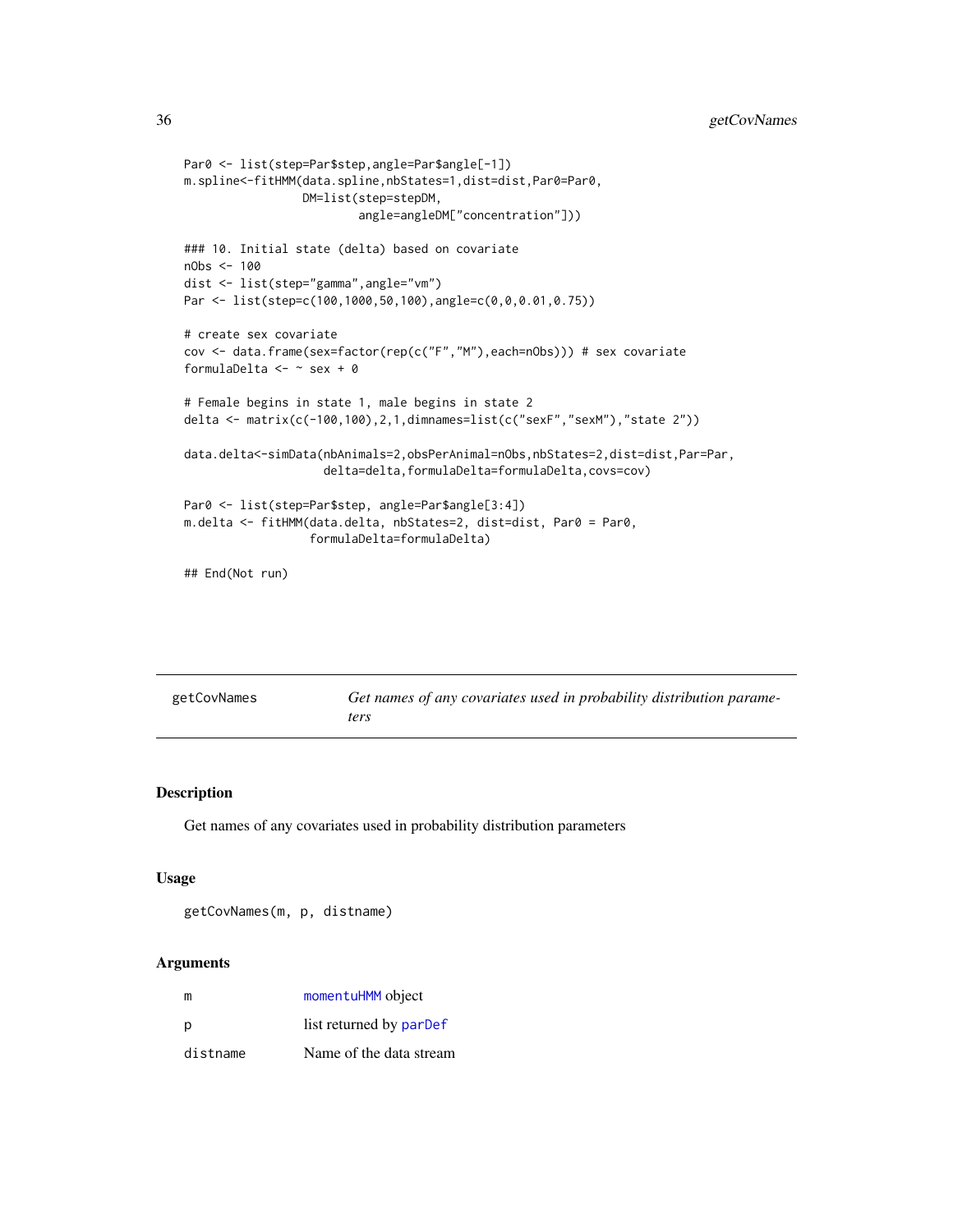```
Par0 <- list(step=Par$step,angle=Par$angle[-1])
m.spline<-fitHMM(data.spline,nbStates=1,dist=dist,Par0=Par0,
                 DM=list(step=stepDM,
                         angle=angleDM["concentration"]))

### 10. Initial state (delta) based on covariate
nObs <- 100
dist <- list(step="gamma",angle="vm")
Par <- list(step=c(100,1000,50,100),angle=c(0,0,0.01,0.75))

# create sex covariate
cov <- data.frame(sex=factor(rep(c("F","M"),each=nObs))) # sex covariate
formulaDelta <- ~ sex + 0

# Female begins in state 1, male begins in state 2
delta <- matrix(c(-100,100),2,1,dimnames=list(c("sexF","sexM"),"state 2"))

data.delta<-simData(nbAnimals=2,obsPerAnimal=nObs,nbStates=2,dist=dist,Par=Par,
                    delta=delta,formulaDelta=formulaDelta,covs=cov)

Par0 <- list(step=Par$step, angle=Par$angle[3:4])
m.delta <- fitHMM(data.delta, nbStates=2, dist=dist, Par0 = Par0,
                  formulaDelta=formulaDelta)

## End(Not run)
```

## getCovNames — *Get names of any covariates used in probability distribution parameters*

### Description

Get names of any covariates used in probability distribution parameters

### Usage

```
getCovNames(m, p, distname)
```

### Arguments

| | |
|---|---|
| m | momentuHMM object |
| p | list returned by parDef |
| distname | Name of the data stream |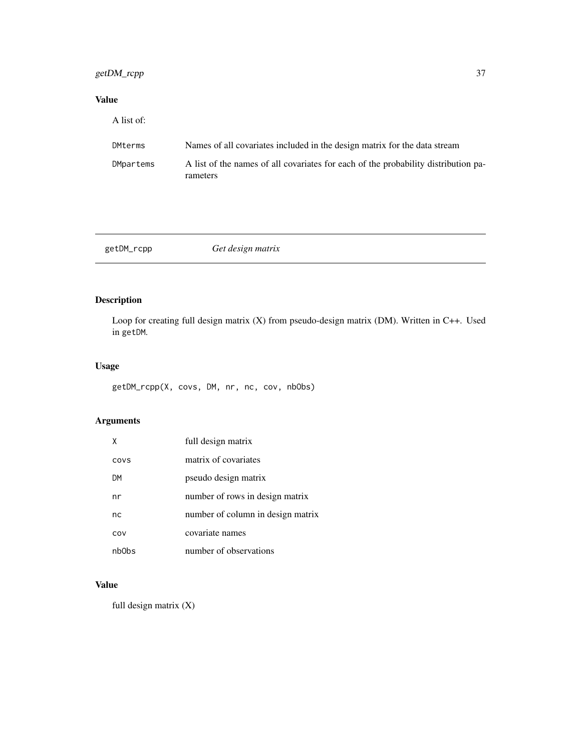## Value

A list of:

| | |
|---|---|
| DMterms | Names of all covariates included in the design matrix for the data stream |
| DMpartems | A list of the names of all covariates for each of the probability distribution parameters |

---

## getDM_rcpp *Get design matrix*

### Description

Loop for creating full design matrix (X) from pseudo-design matrix (DM). Written in C++. Used in getDM.

### Usage

```
getDM_rcpp(X, covs, DM, nr, nc, cov, nbObs)
```

### Arguments

| | |
|---|---|
| X | full design matrix |
| covs | matrix of covariates |
| DM | pseudo design matrix |
| nr | number of rows in design matrix |
| nc | number of column in design matrix |
| cov | covariate names |
| nbObs | number of observations |

### Value

full design matrix (X)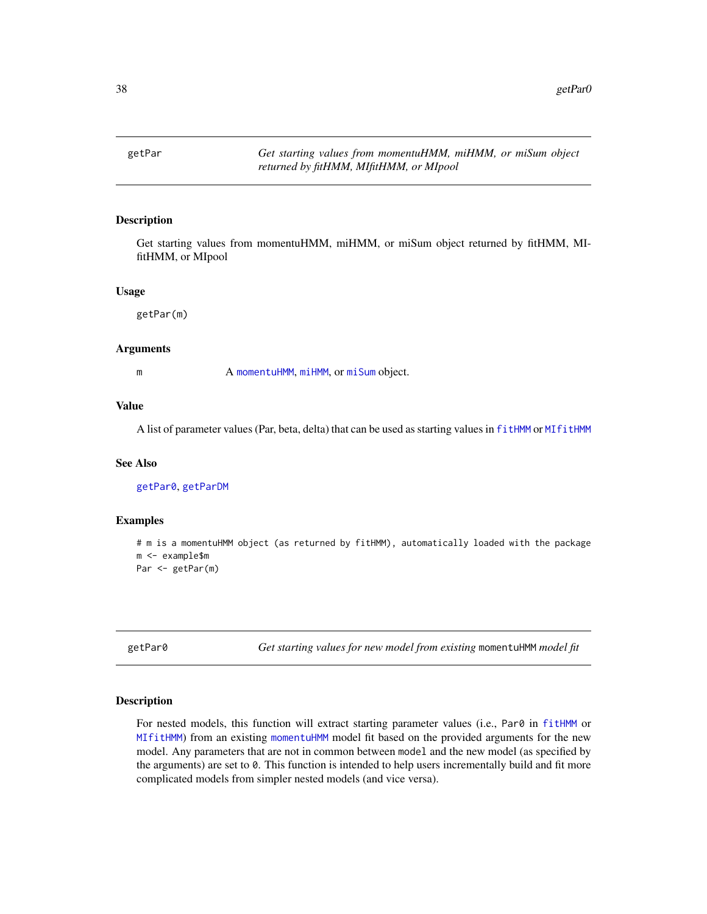## getPar — *Get starting values from momentuHMM, miHMM, or miSum object returned by fitHMM, MIfitHMM, or MIpool*

### Description

Get starting values from momentuHMM, miHMM, or miSum object returned by fitHMM, MIfitHMM, or MIpool

### Usage

```
getPar(m)
```

### Arguments

| | |
|---|---|
| m | A `momentuHMM`, `miHMM`, or `miSum` object. |

### Value

A list of parameter values (Par, beta, delta) that can be used as starting values in `fitHMM` or `MIfitHMM`

### See Also

`getPar0`, `getParDM`

### Examples

```
# m is a momentuHMM object (as returned by fitHMM), automatically loaded with the package
m <- example$m
Par <- getPar(m)
```

## getPar0 — *Get starting values for new model from existing* `momentuHMM` *model fit*

### Description

For nested models, this function will extract starting parameter values (i.e., `Par0` in `fitHMM` or `MIfitHMM`) from an existing `momentuHMM` model fit based on the provided arguments for the new model. Any parameters that are not in common between `model` and the new model (as specified by the arguments) are set to `0`. This function is intended to help users incrementally build and fit more complicated models from simpler nested models (and vice versa).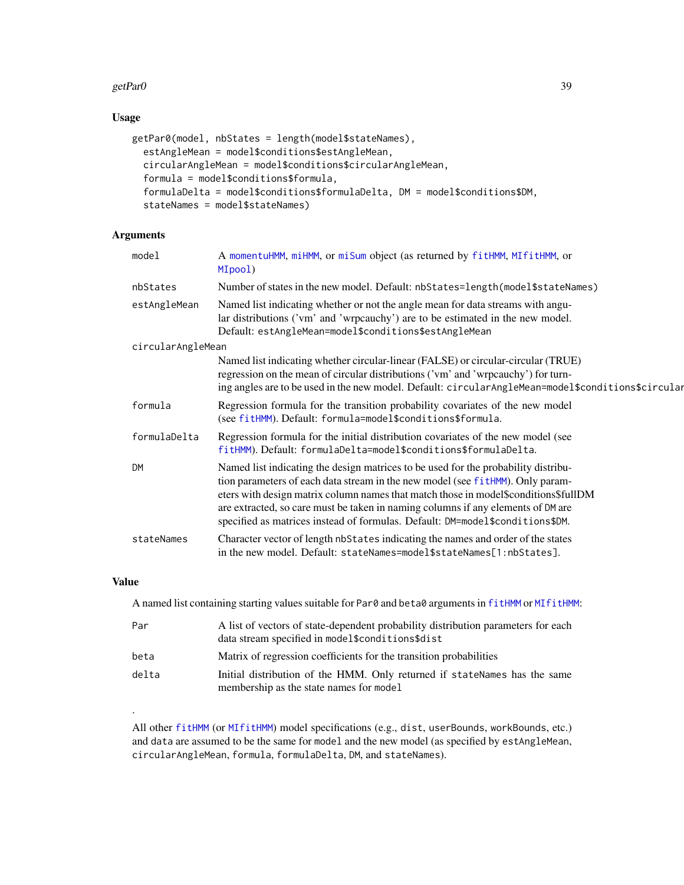## Usage

```
getPar0(model, nbStates = length(model$stateNames),
  estAngleMean = model$conditions$estAngleMean,
  circularAngleMean = model$conditions$circularAngleMean,
  formula = model$conditions$formula,
  formulaDelta = model$conditions$formulaDelta, DM = model$conditions$DM,
  stateNames = model$stateNames)
```

## Arguments

| | |
|---|---|
| `model` | A `momentuHMM`, `miHMM`, or `miSum` object (as returned by `fitHMM`, `MIfitHMM`, or `MIpool`) |
| `nbStates` | Number of states in the new model. Default: `nbStates=length(model$stateNames)` |
| `estAngleMean` | Named list indicating whether or not the angle mean for data streams with angular distributions ('vm' and 'wrpcauchy') are to be estimated in the new model. Default: `estAngleMean=model$conditions$estAngleMean` |
| `circularAngleMean` | Named list indicating whether circular-linear (FALSE) or circular-circular (TRUE) regression on the mean of circular distributions ('vm' and 'wrpcauchy') for turning angles are to be used in the new model. Default: `circularAngleMean=model$conditions$circular` |
| `formula` | Regression formula for the transition probability covariates of the new model (see `fitHMM`). Default: `formula=model$conditions$formula`. |
| `formulaDelta` | Regression formula for the initial distribution covariates of the new model (see `fitHMM`). Default: `formulaDelta=model$conditions$formulaDelta`. |
| `DM` | Named list indicating the design matrices to be used for the probability distribution parameters of each data stream in the new model (see `fitHMM`). Only parameters with design matrix column names that match those in model$conditions$fullDM are extracted, so care must be taken in naming columns if any elements of `DM` are specified as matrices instead of formulas. Default: `DM=model$conditions$DM`. |
| `stateNames` | Character vector of length `nbStates` indicating the names and order of the states in the new model. Default: `stateNames=model$stateNames[1:nbStates]`. |

## Value

A named list containing starting values suitable for `Par0` and `beta0` arguments in `fitHMM` or `MIfitHMM`:

| | |
|---|---|
| `Par` | A list of vectors of state-dependent probability distribution parameters for each data stream specified in `model$conditions$dist` |
| `beta` | Matrix of regression coefficients for the transition probabilities |
| `delta` | Initial distribution of the HMM. Only returned if `stateNames` has the same membership as the state names for `model` |

.

All other `fitHMM` (or `MIfitHMM`) model specifications (e.g., `dist`, `userBounds`, `workBounds`, etc.) and `data` are assumed to be the same for `model` and the new model (as specified by `estAngleMean`, `circularAngleMean`, `formula`, `formulaDelta`, `DM`, and `stateNames`).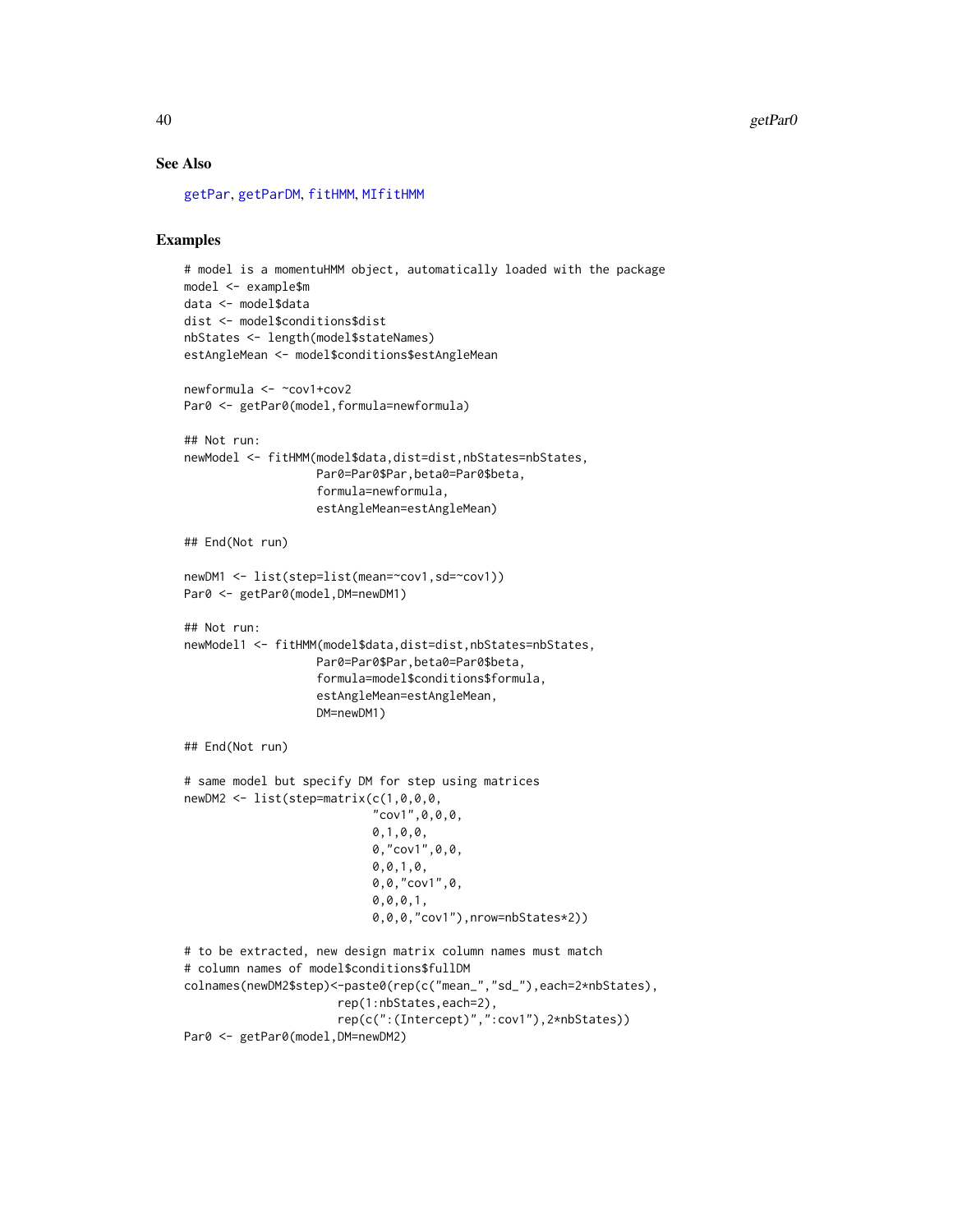## See Also

getPar, getParDM, fitHMM, MIfitHMM

## Examples

```
# model is a momentuHMM object, automatically loaded with the package
model <- example$m
data <- model$data
dist <- model$conditions$dist
nbStates <- length(model$stateNames)
estAngleMean <- model$conditions$estAngleMean

newformula <- ~cov1+cov2
Par0 <- getPar0(model,formula=newformula)

## Not run:
newModel <- fitHMM(model$data,dist=dist,nbStates=nbStates,
                   Par0=Par0$Par,beta0=Par0$beta,
                   formula=newformula,
                   estAngleMean=estAngleMean)

## End(Not run)

newDM1 <- list(step=list(mean=~cov1,sd=~cov1))
Par0 <- getPar0(model,DM=newDM1)

## Not run:
newModel1 <- fitHMM(model$data,dist=dist,nbStates=nbStates,
                   Par0=Par0$Par,beta0=Par0$beta,
                   formula=model$conditions$formula,
                   estAngleMean=estAngleMean,
                   DM=newDM1)

## End(Not run)

# same model but specify DM for step using matrices
newDM2 <- list(step=matrix(c(1,0,0,0,
                           "cov1",0,0,0,
                           0,1,0,0,
                           0,"cov1",0,0,
                           0,0,1,0,
                           0,0,"cov1",0,
                           0,0,0,1,
                           0,0,0,"cov1"),nrow=nbStates*2))

# to be extracted, new design matrix column names must match
# column names of model$conditions$fullDM
colnames(newDM2$step)<-paste0(rep(c("mean_","sd_"),each=2*nbStates),
                      rep(1:nbStates,each=2),
                      rep(c(":(Intercept)",":cov1"),2*nbStates))
Par0 <- getPar0(model,DM=newDM2)
```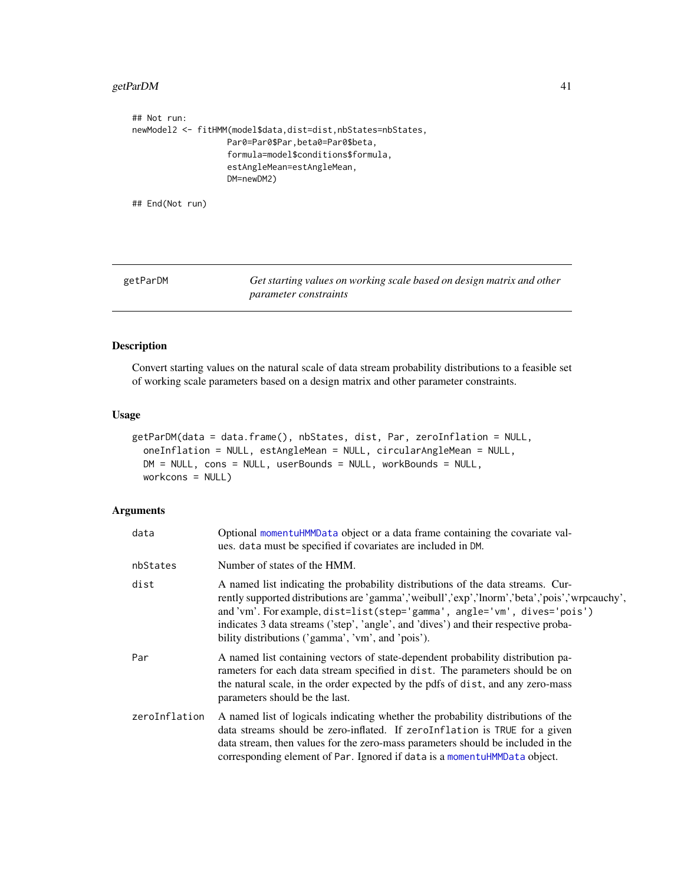```
## Not run:
newModel2 <- fitHMM(model$data,dist=dist,nbStates=nbStates,
                    Par0=Par0$Par,beta0=Par0$beta,
                    formula=model$conditions$formula,
                    estAngleMean=estAngleMean,
                    DM=newDM2)

## End(Not run)
```

---

## getParDM — *Get starting values on working scale based on design matrix and other parameter constraints*

---

### Description

Convert starting values on the natural scale of data stream probability distributions to a feasible set of working scale parameters based on a design matrix and other parameter constraints.

### Usage

```
getParDM(data = data.frame(), nbStates, dist, Par, zeroInflation = NULL,
  oneInflation = NULL, estAngleMean = NULL, circularAngleMean = NULL,
  DM = NULL, cons = NULL, userBounds = NULL, workBounds = NULL,
  workcons = NULL)
```

### Arguments

| Argument | Description |
|---|---|
| `data` | Optional `momentuHMMData` object or a data frame containing the covariate values. `data` must be specified if covariates are included in `DM`. |
| `nbStates` | Number of states of the HMM. |
| `dist` | A named list indicating the probability distributions of the data streams. Currently supported distributions are 'gamma','weibull','exp','lnorm','beta','pois','wrpcauchy', and 'vm'. For example, `dist=list(step='gamma', angle='vm', dives='pois')` indicates 3 data streams ('step', 'angle', and 'dives') and their respective probability distributions ('gamma', 'vm', and 'pois'). |
| `Par` | A named list containing vectors of state-dependent probability distribution parameters for each data stream specified in `dist`. The parameters should be on the natural scale, in the order expected by the pdfs of `dist`, and any zero-mass parameters should be the last. |
| `zeroInflation` | A named list of logicals indicating whether the probability distributions of the data streams should be zero-inflated. If `zeroInflation` is `TRUE` for a given data stream, then values for the zero-mass parameters should be included in the corresponding element of `Par`. Ignored if `data` is a `momentuHMMData` object. |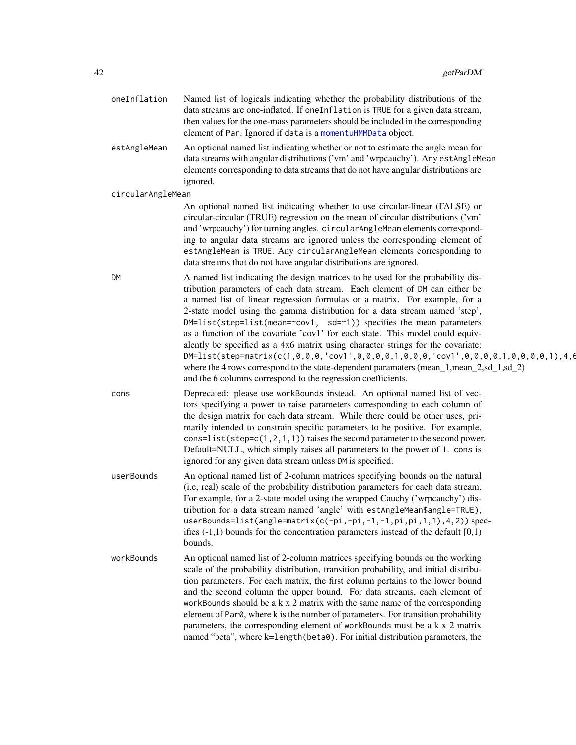**oneInflation** Named list of logicals indicating whether the probability distributions of the data streams are one-inflated. If `oneInflation` is `TRUE` for a given data stream, then values for the one-mass parameters should be included in the corresponding element of `Par`. Ignored if `data` is a `momentuHMMData` object.

**estAngleMean** An optional named list indicating whether or not to estimate the angle mean for data streams with angular distributions ('vm' and 'wrpcauchy'). Any `estAngleMean` elements corresponding to data streams that do not have angular distributions are ignored.

**circularAngleMean** An optional named list indicating whether to use circular-linear (FALSE) or circular-circular (TRUE) regression on the mean of circular distributions ('vm' and 'wrpcauchy') for turning angles. `circularAngleMean` elements corresponding to angular data streams are ignored unless the corresponding element of `estAngleMean` is `TRUE`. Any `circularAngleMean` elements corresponding to data streams that do not have angular distributions are ignored.

**DM** A named list indicating the design matrices to be used for the probability distribution parameters of each data stream. Each element of `DM` can either be a named list of linear regression formulas or a matrix. For example, for a 2-state model using the gamma distribution for a data stream named 'step', `DM=list(step=list(mean=~cov1, sd=~1))` specifies the mean parameters as a function of the covariate 'cov1' for each state. This model could equivalently be specified as a 4x6 matrix using character strings for the covariate: `DM=list(step=matrix(c(1,0,0,0,'cov1',0,0,0,0,1,0,0,0,'cov1',0,0,0,0,1,0,0,0,0,1),4,6` where the 4 rows correspond to the state-dependent paramaters (mean_1,mean_2,sd_1,sd_2) and the 6 columns correspond to the regression coefficients.

**cons** Deprecated: please use `workBounds` instead. An optional named list of vectors specifying a power to raise parameters corresponding to each column of the design matrix for each data stream. While there could be other uses, primarily intended to constrain specific parameters to be positive. For example, `cons=list(step=c(1,2,1,1))` raises the second parameter to the second power. Default=NULL, which simply raises all parameters to the power of 1. `cons` is ignored for any given data stream unless `DM` is specified.

**userBounds** An optional named list of 2-column matrices specifying bounds on the natural (i.e, real) scale of the probability distribution parameters for each data stream. For example, for a 2-state model using the wrapped Cauchy ('wrpcauchy') distribution for a data stream named 'angle' with `estAngleMean$angle=TRUE)`, `userBounds=list(angle=matrix(c(-pi,-pi,-1,-1,pi,pi,1,1),4,2))` specifies (-1,1) bounds for the concentration parameters instead of the default [0,1) bounds.

**workBounds** An optional named list of 2-column matrices specifying bounds on the working scale of the probability distribution, transition probability, and initial distribution parameters. For each matrix, the first column pertains to the lower bound and the second column the upper bound. For data streams, each element of `workBounds` should be a k x 2 matrix with the same name of the corresponding element of `Par0`, where k is the number of parameters. For transition probability parameters, the corresponding element of `workBounds` must be a k x 2 matrix named "beta", where k=`length(beta0)`. For initial distribution parameters, the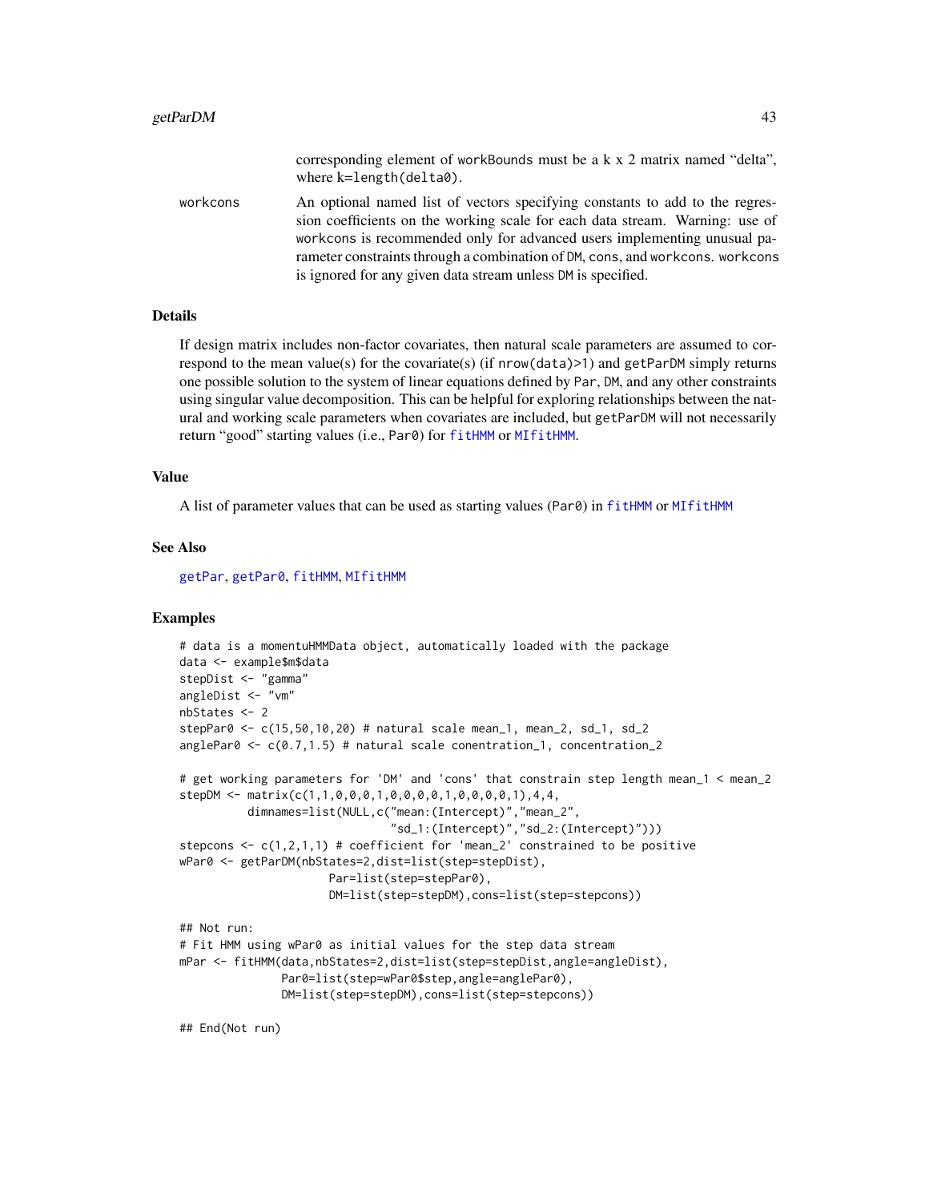corresponding element of workBounds must be a k x 2 matrix named "delta", where k=length(delta0).

workcons
: An optional named list of vectors specifying constants to add to the regression coefficients on the working scale for each data stream. Warning: use of workcons is recommended only for advanced users implementing unusual parameter constraints through a combination of DM, cons, and workcons. workcons is ignored for any given data stream unless DM is specified.

## Details

If design matrix includes non-factor covariates, then natural scale parameters are assumed to correspond to the mean value(s) for the covariate(s) (if nrow(data)>1) and getParDM simply returns one possible solution to the system of linear equations defined by Par, DM, and any other constraints using singular value decomposition. This can be helpful for exploring relationships between the natural and working scale parameters when covariates are included, but getParDM will not necessarily return "good" starting values (i.e., Par0) for fitHMM or MIfitHMM.

## Value

A list of parameter values that can be used as starting values (Par0) in fitHMM or MIfitHMM

## See Also

getPar, getPar0, fitHMM, MIfitHMM

## Examples

```
# data is a momentuHMMData object, automatically loaded with the package
data <- example$m$data
stepDist <- "gamma"
angleDist <- "vm"
nbStates <- 2
stepPar0 <- c(15,50,10,20) # natural scale mean_1, mean_2, sd_1, sd_2
anglePar0 <- c(0.7,1.5) # natural scale conentration_1, concentration_2

# get working parameters for 'DM' and 'cons' that constrain step length mean_1 < mean_2
stepDM <- matrix(c(1,1,0,0,0,1,0,0,0,0,1,0,0,0,0,1),4,4,
          dimnames=list(NULL,c("mean:(Intercept)","mean_2",
                              "sd_1:(Intercept)","sd_2:(Intercept)")))
stepcons <- c(1,2,1,1) # coefficient for 'mean_2' constrained to be positive
wPar0 <- getParDM(nbStates=2,dist=list(step=stepDist),
                    Par=list(step=stepPar0),
                    DM=list(step=stepDM),cons=list(step=stepcons))

## Not run:
# Fit HMM using wPar0 as initial values for the step data stream
mPar <- fitHMM(data,nbStates=2,dist=list(step=stepDist,angle=angleDist),
               Par0=list(step=wPar0$step,angle=anglePar0),
               DM=list(step=stepDM),cons=list(step=stepcons))

## End(Not run)
```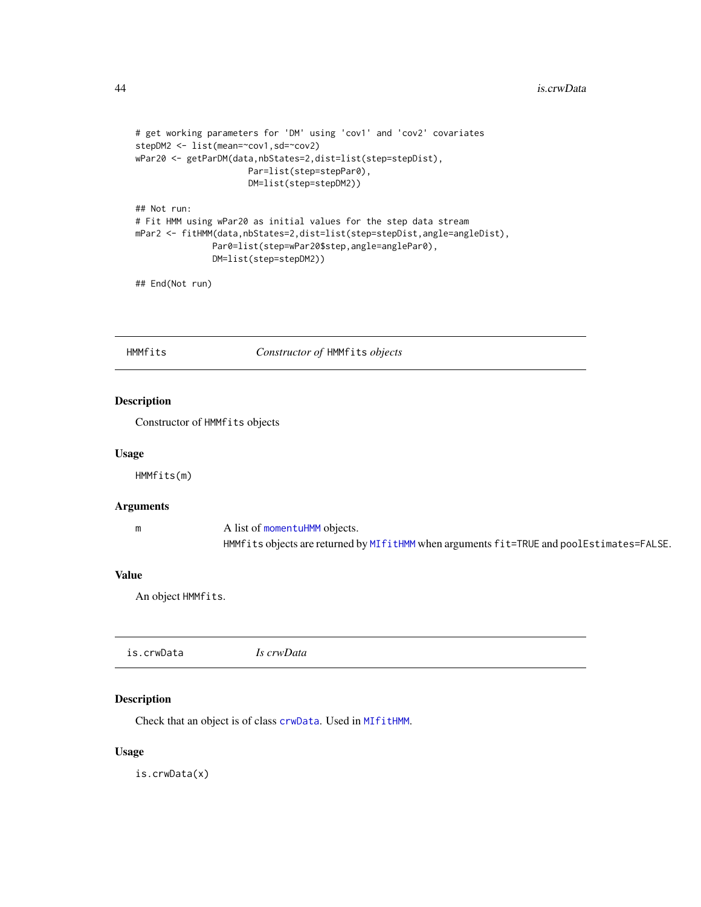```
# get working parameters for 'DM' using 'cov1' and 'cov2' covariates
stepDM2 <- list(mean=~cov1,sd=~cov2)
wPar20 <- getParDM(data,nbStates=2,dist=list(step=stepDist),
                   Par=list(step=stepPar0),
                   DM=list(step=stepDM2))

## Not run:
# Fit HMM using wPar20 as initial values for the step data stream
mPar2 <- fitHMM(data,nbStates=2,dist=list(step=stepDist,angle=angleDist),
                Par0=list(step=wPar20$step,angle=anglePar0),
                DM=list(step=stepDM2))

## End(Not run)
```

## HMMfits — *Constructor of* HMMfits *objects*

### Description

Constructor of HMMfits objects

### Usage

```
HMMfits(m)
```

### Arguments

| | |
|---|---|
| m | A list of momentuHMM objects. HMMfits objects are returned by MIfitHMM when arguments fit=TRUE and poolEstimates=FALSE. |

### Value

An object HMMfits.

## is.crwData — *Is crwData*

### Description

Check that an object is of class crwData. Used in MIfitHMM.

### Usage

```
is.crwData(x)
```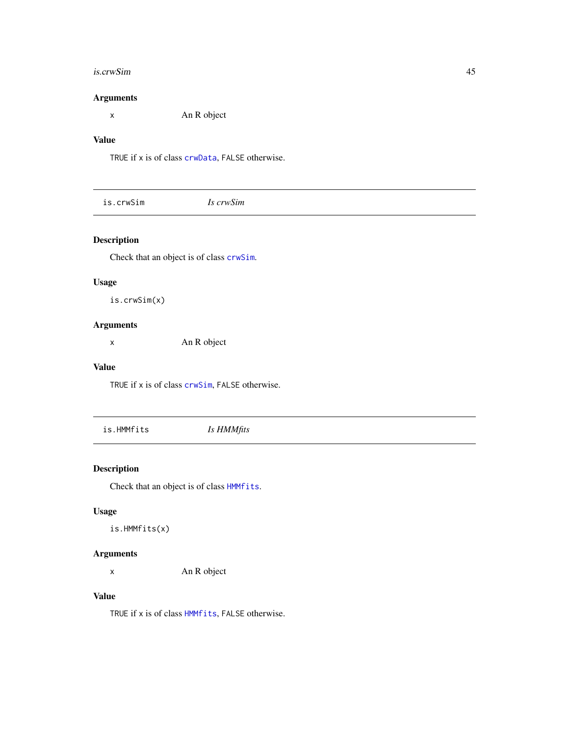### Arguments

| | |
|---|---|
| `x` | An R object |

### Value

`TRUE` if `x` is of class `crwData`, `FALSE` otherwise.

---

## is.crwSim — *Is crwSim*

### Description

Check that an object is of class `crwSim`.

### Usage

```
is.crwSim(x)
```

### Arguments

| | |
|---|---|
| `x` | An R object |

### Value

`TRUE` if `x` is of class `crwSim`, `FALSE` otherwise.

---

## is.HMMfits — *Is HMMfits*

### Description

Check that an object is of class `HMMfits`.

### Usage

```
is.HMMfits(x)
```

### Arguments

| | |
|---|---|
| `x` | An R object |

### Value

`TRUE` if `x` is of class `HMMfits`, `FALSE` otherwise.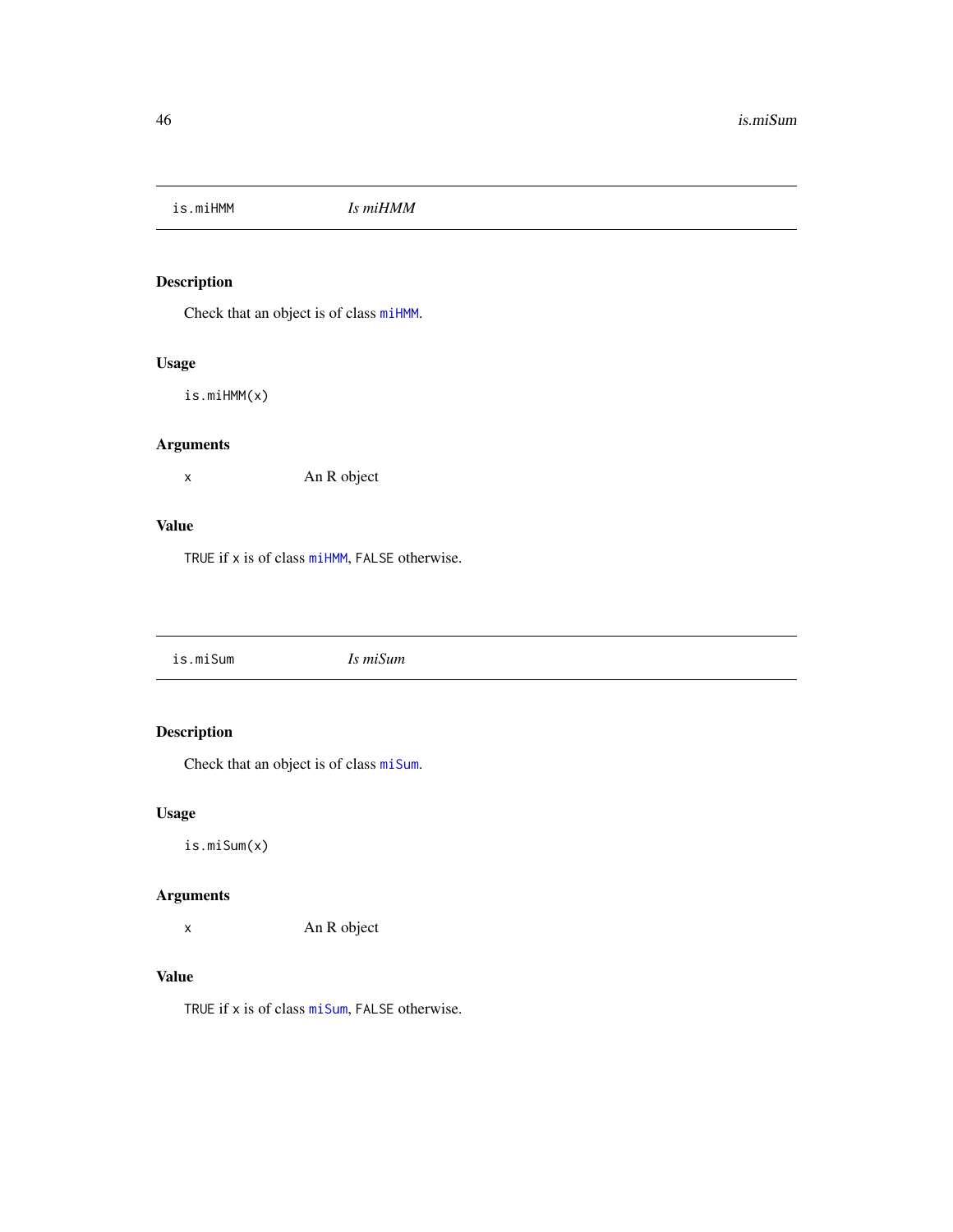## is.miHMM — *Is miHMM*

### Description

Check that an object is of class `miHMM`.

### Usage

```
is.miHMM(x)
```

### Arguments

| | |
|---|---|
| x | An R object |

### Value

`TRUE` if `x` is of class `miHMM`, `FALSE` otherwise.

## is.miSum — *Is miSum*

### Description

Check that an object is of class `miSum`.

### Usage

```
is.miSum(x)
```

### Arguments

| | |
|---|---|
| x | An R object |

### Value

`TRUE` if `x` is of class `miSum`, `FALSE` otherwise.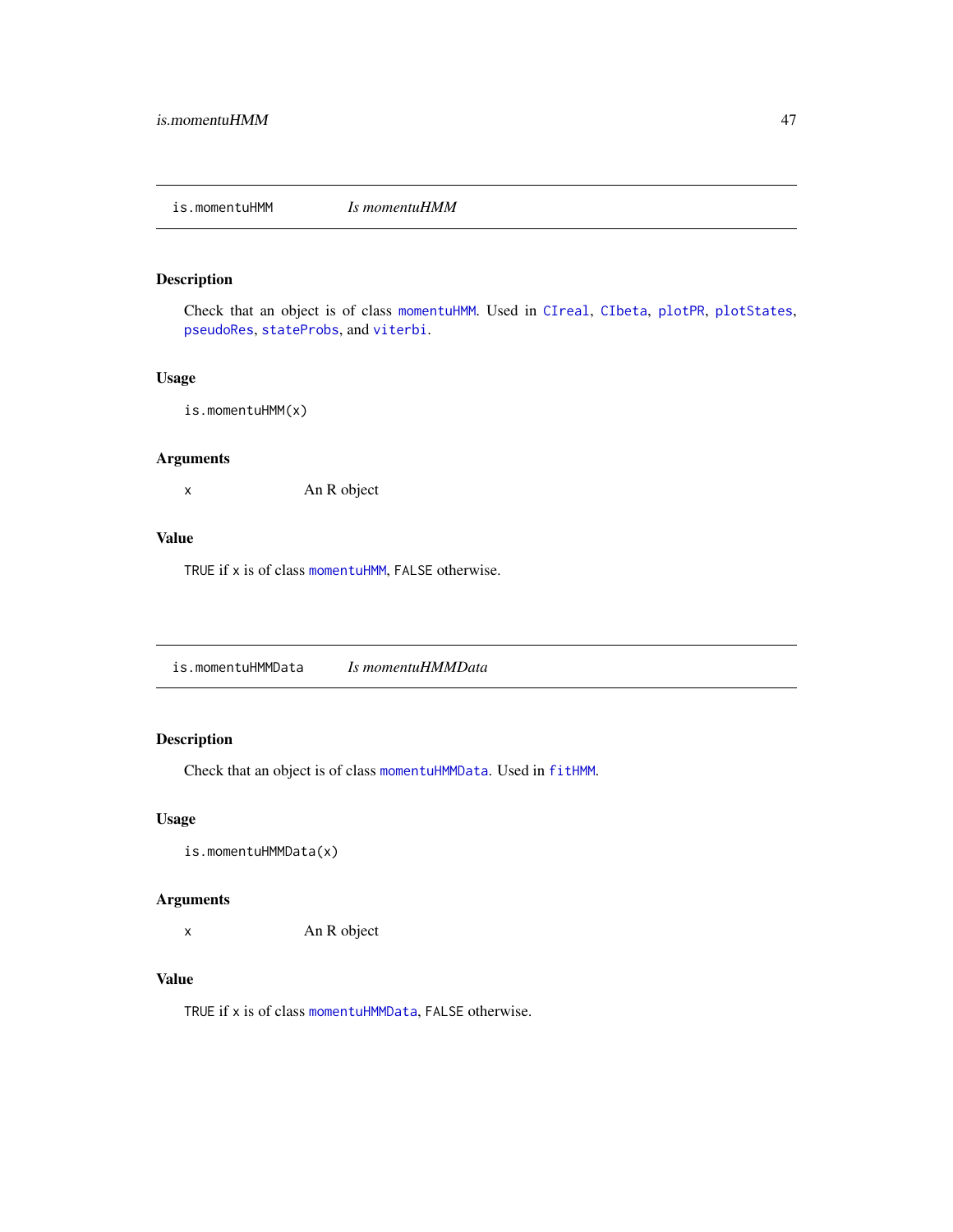## is.momentuHMM — *Is momentuHMM*

### Description

Check that an object is of class `momentuHMM`. Used in `CIreal`, `CIbeta`, `plotPR`, `plotStates`, `pseudoRes`, `stateProbs`, and `viterbi`.

### Usage

```
is.momentuHMM(x)
```

### Arguments

| | |
|---|---|
| x | An R object |

### Value

`TRUE` if `x` is of class `momentuHMM`, `FALSE` otherwise.

## is.momentuHMMData — *Is momentuHMMData*

### Description

Check that an object is of class `momentuHMMData`. Used in `fitHMM`.

### Usage

```
is.momentuHMMData(x)
```

### Arguments

| | |
|---|---|
| x | An R object |

### Value

`TRUE` if `x` is of class `momentuHMMData`, `FALSE` otherwise.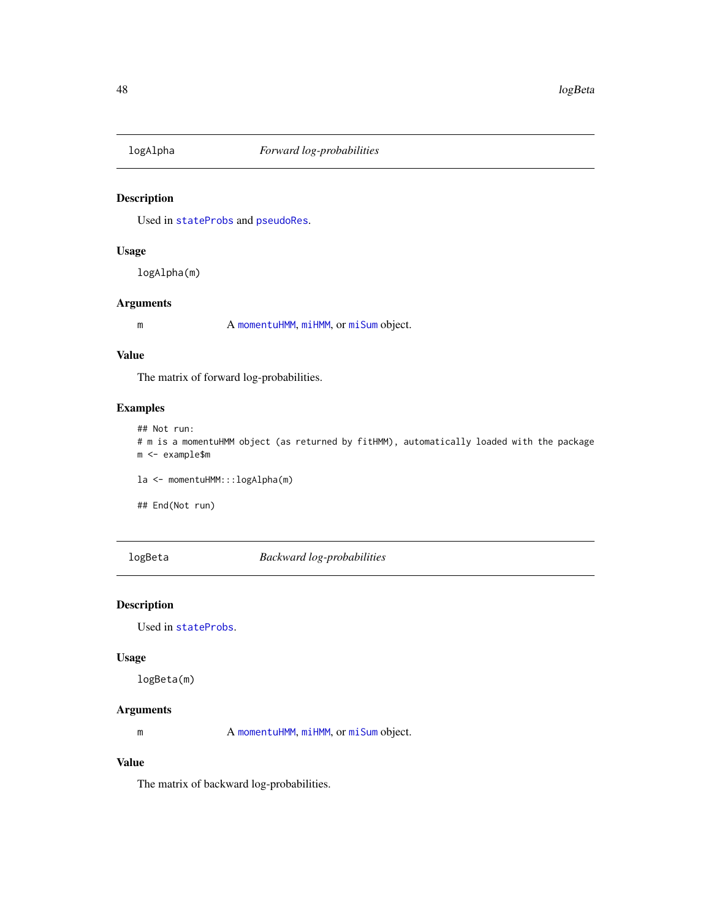## logAlpha — *Forward log-probabilities*

### Description

Used in stateProbs and pseudoRes.

### Usage

```
logAlpha(m)
```

### Arguments

| | |
|---|---|
| m | A momentuHMM, miHMM, or miSum object. |

### Value

The matrix of forward log-probabilities.

### Examples

```
## Not run:
# m is a momentuHMM object (as returned by fitHMM), automatically loaded with the package
m <- example$m

la <- momentuHMM:::logAlpha(m)

## End(Not run)
```

## logBeta — *Backward log-probabilities*

### Description

Used in stateProbs.

### Usage

```
logBeta(m)
```

### Arguments

| | |
|---|---|
| m | A momentuHMM, miHMM, or miSum object. |

### Value

The matrix of backward log-probabilities.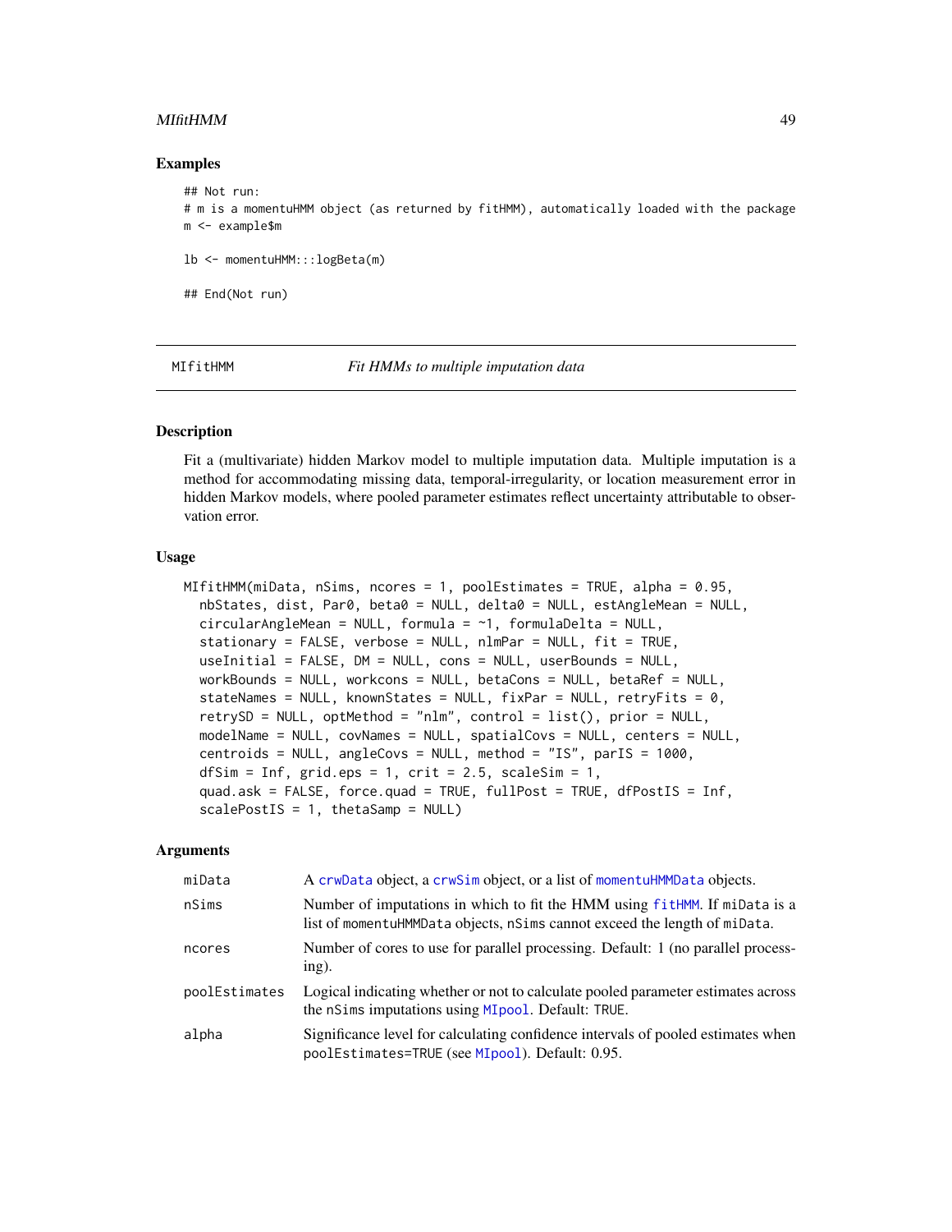### Examples

```
## Not run:
# m is a momentuHMM object (as returned by fitHMM), automatically loaded with the package
m <- example$m

lb <- momentuHMM:::logBeta(m)

## End(Not run)
```

---

## MIfitHMM — *Fit HMMs to multiple imputation data*

### Description

Fit a (multivariate) hidden Markov model to multiple imputation data. Multiple imputation is a method for accommodating missing data, temporal-irregularity, or location measurement error in hidden Markov models, where pooled parameter estimates reflect uncertainty attributable to observation error.

### Usage

```
MIfitHMM(miData, nSims, ncores = 1, poolEstimates = TRUE, alpha = 0.95,
  nbStates, dist, Par0, beta0 = NULL, delta0 = NULL, estAngleMean = NULL,
  circularAngleMean = NULL, formula = ~1, formulaDelta = NULL,
  stationary = FALSE, verbose = NULL, nlmPar = NULL, fit = TRUE,
  useInitial = FALSE, DM = NULL, cons = NULL, userBounds = NULL,
  workBounds = NULL, workcons = NULL, betaCons = NULL, betaRef = NULL,
  stateNames = NULL, knownStates = NULL, fixPar = NULL, retryFits = 0,
  retrySD = NULL, optMethod = "nlm", control = list(), prior = NULL,
  modelName = NULL, covNames = NULL, spatialCovs = NULL, centers = NULL,
  centroids = NULL, angleCovs = NULL, method = "IS", parIS = 1000,
  dfSim = Inf, grid.eps = 1, crit = 2.5, scaleSim = 1,
  quad.ask = FALSE, force.quad = TRUE, fullPost = TRUE, dfPostIS = Inf,
  scalePostIS = 1, thetaSamp = NULL)
```

### Arguments

| | |
|---|---|
| miData | A crwData object, a crwSim object, or a list of momentuHMMData objects. |
| nSims | Number of imputations in which to fit the HMM using fitHMM. If miData is a list of momentuHMMData objects, nSims cannot exceed the length of miData. |
| ncores | Number of cores to use for parallel processing. Default: 1 (no parallel processing). |
| poolEstimates | Logical indicating whether or not to calculate pooled parameter estimates across the nSims imputations using MIpool. Default: TRUE. |
| alpha | Significance level for calculating confidence intervals of pooled estimates when poolEstimates=TRUE (see MIpool). Default: 0.95. |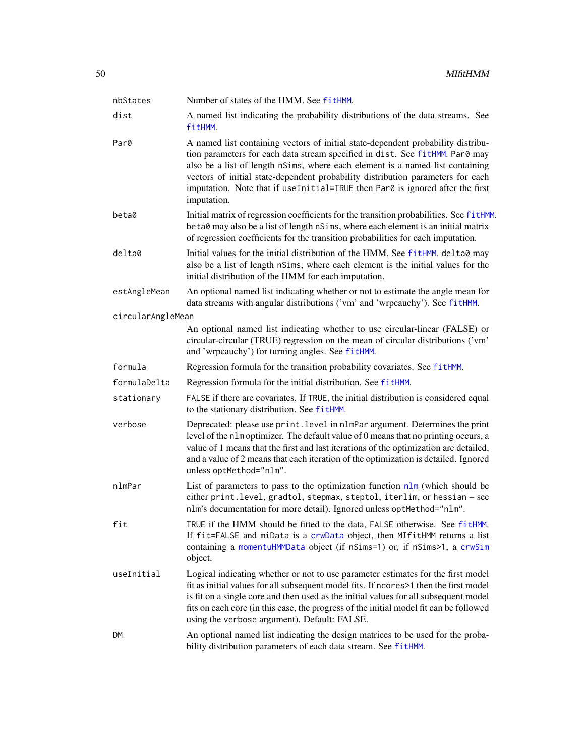| | |
|---|---|
| `nbStates` | Number of states of the HMM. See `fitHMM`. |
| `dist` | A named list indicating the probability distributions of the data streams. See `fitHMM`. |
| `Par0` | A named list containing vectors of initial state-dependent probability distribution parameters for each data stream specified in `dist`. See `fitHMM`. `Par0` may also be a list of length `nSims`, where each element is a named list containing vectors of initial state-dependent probability distribution parameters for each imputation. Note that if `useInitial=TRUE` then `Par0` is ignored after the first imputation. |
| `beta0` | Initial matrix of regression coefficients for the transition probabilities. See `fitHMM`. `beta0` may also be a list of length `nSims`, where each element is an initial matrix of regression coefficients for the transition probabilities for each imputation. |
| `delta0` | Initial values for the initial distribution of the HMM. See `fitHMM`. `delta0` may also be a list of length `nSims`, where each element is the initial values for the initial distribution of the HMM for each imputation. |
| `estAngleMean` | An optional named list indicating whether or not to estimate the angle mean for data streams with angular distributions ('vm' and 'wrpcauchy'). See `fitHMM`. |
| `circularAngleMean` | An optional named list indicating whether to use circular-linear (FALSE) or circular-circular (TRUE) regression on the mean of circular distributions ('vm' and 'wrpcauchy') for turning angles. See `fitHMM`. |
| `formula` | Regression formula for the transition probability covariates. See `fitHMM`. |
| `formulaDelta` | Regression formula for the initial distribution. See `fitHMM`. |
| `stationary` | `FALSE` if there are covariates. If `TRUE`, the initial distribution is considered equal to the stationary distribution. See `fitHMM`. |
| `verbose` | Deprecated: please use `print.level` in `nlmPar` argument. Determines the print level of the `nlm` optimizer. The default value of 0 means that no printing occurs, a value of 1 means that the first and last iterations of the optimization are detailed, and a value of 2 means that each iteration of the optimization is detailed. Ignored unless `optMethod="nlm"`. |
| `nlmPar` | List of parameters to pass to the optimization function `nlm` (which should be either `print.level`, `gradtol`, `stepmax`, `steptol`, `iterlim`, or `hessian` – see `nlm`'s documentation for more detail). Ignored unless `optMethod="nlm"`. |
| `fit` | `TRUE` if the HMM should be fitted to the data, `FALSE` otherwise. See `fitHMM`. If `fit=FALSE` and `miData` is a `crwData` object, then `MIfitHMM` returns a list containing a `momentuHMMData` object (if `nSims=1`) or, if `nSims>1`, a `crwSim` object. |
| `useInitial` | Logical indicating whether or not to use parameter estimates for the first model fit as initial values for all subsequent model fits. If `ncores>1` then the first model is fit on a single core and then used as the initial values for all subsequent model fits on each core (in this case, the progress of the initial model fit can be followed using the `verbose` argument). Default: FALSE. |
| `DM` | An optional named list indicating the design matrices to be used for the probability distribution parameters of each data stream. See `fitHMM`. |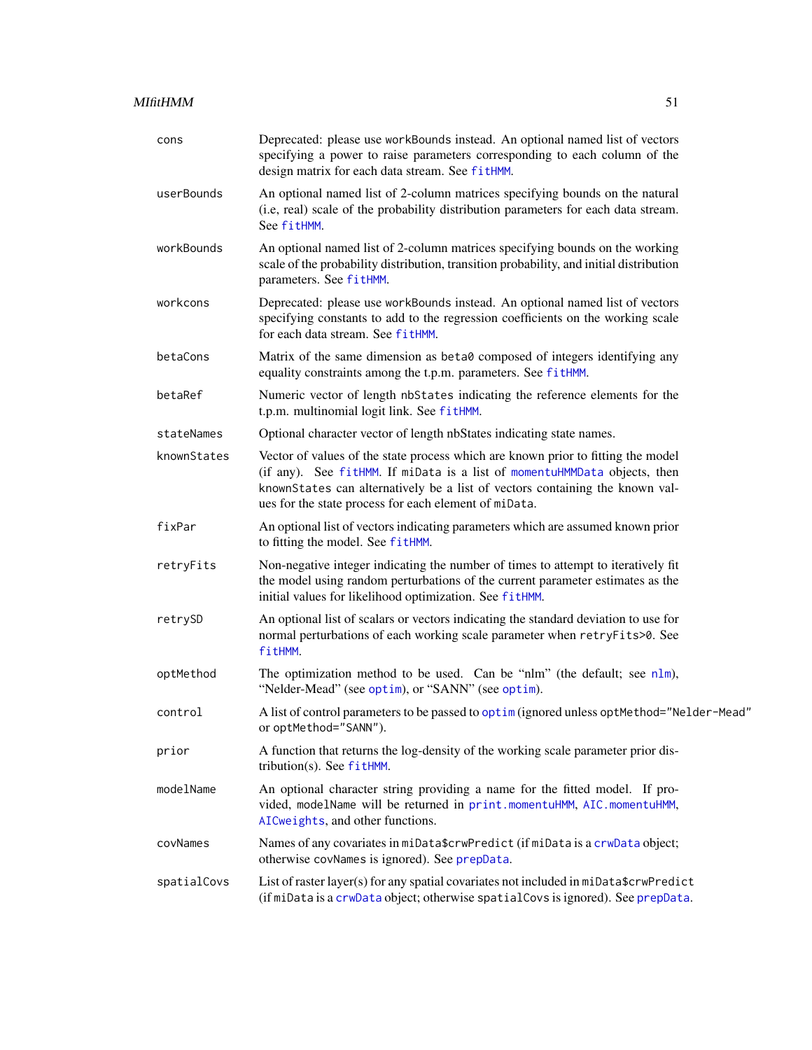| | |
|---|---|
| cons | Deprecated: please use workBounds instead. An optional named list of vectors specifying a power to raise parameters corresponding to each column of the design matrix for each data stream. See fitHMM. |
| userBounds | An optional named list of 2-column matrices specifying bounds on the natural (i.e, real) scale of the probability distribution parameters for each data stream. See fitHMM. |
| workBounds | An optional named list of 2-column matrices specifying bounds on the working scale of the probability distribution, transition probability, and initial distribution parameters. See fitHMM. |
| workcons | Deprecated: please use workBounds instead. An optional named list of vectors specifying constants to add to the regression coefficients on the working scale for each data stream. See fitHMM. |
| betaCons | Matrix of the same dimension as beta0 composed of integers identifying any equality constraints among the t.p.m. parameters. See fitHMM. |
| betaRef | Numeric vector of length nbStates indicating the reference elements for the t.p.m. multinomial logit link. See fitHMM. |
| stateNames | Optional character vector of length nbStates indicating state names. |
| knownStates | Vector of values of the state process which are known prior to fitting the model (if any). See fitHMM. If miData is a list of momentuHMMData objects, then knownStates can alternatively be a list of vectors containing the known values for the state process for each element of miData. |
| fixPar | An optional list of vectors indicating parameters which are assumed known prior to fitting the model. See fitHMM. |
| retryFits | Non-negative integer indicating the number of times to attempt to iteratively fit the model using random perturbations of the current parameter estimates as the initial values for likelihood optimization. See fitHMM. |
| retrySD | An optional list of scalars or vectors indicating the standard deviation to use for normal perturbations of each working scale parameter when retryFits>0. See fitHMM. |
| optMethod | The optimization method to be used. Can be "nlm" (the default; see nlm), "Nelder-Mead" (see optim), or "SANN" (see optim). |
| control | A list of control parameters to be passed to optim (ignored unless optMethod="Nelder-Mead" or optMethod="SANN"). |
| prior | A function that returns the log-density of the working scale parameter prior distribution(s). See fitHMM. |
| modelName | An optional character string providing a name for the fitted model. If provided, modelName will be returned in print.momentuHMM, AIC.momentuHMM, AICweights, and other functions. |
| covNames | Names of any covariates in miData$crwPredict (if miData is a crwData object; otherwise covNames is ignored). See prepData. |
| spatialCovs | List of raster layer(s) for any spatial covariates not included in miData$crwPredict (if miData is a crwData object; otherwise spatialCovs is ignored). See prepData. |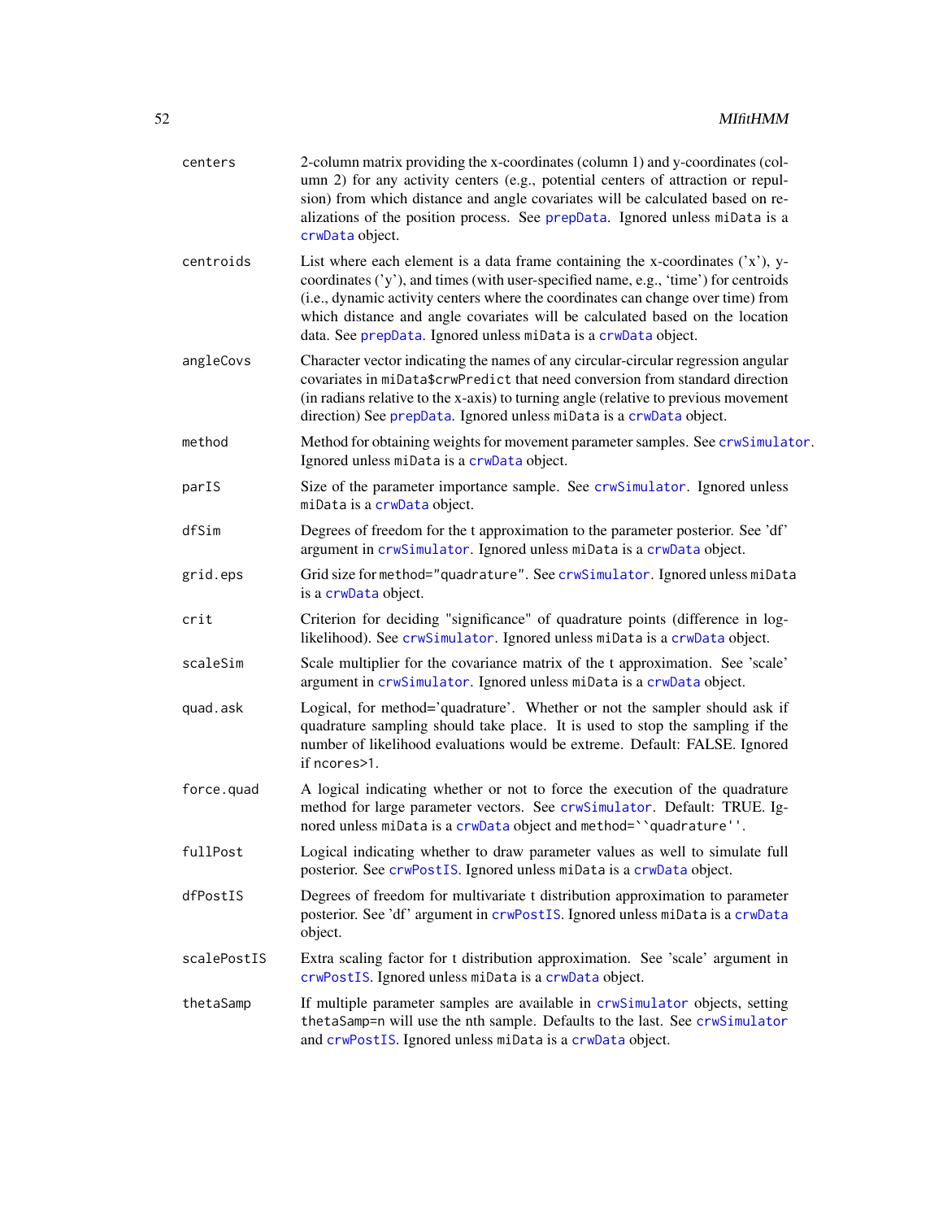| | |
|---|---|
| `centers` | 2-column matrix providing the x-coordinates (column 1) and y-coordinates (column 2) for any activity centers (e.g., potential centers of attraction or repulsion) from which distance and angle covariates will be calculated based on realizations of the position process. See `prepData`. Ignored unless `miData` is a `crwData` object. |
| `centroids` | List where each element is a data frame containing the x-coordinates ('x'), y-coordinates ('y'), and times (with user-specified name, e.g., 'time') for centroids (i.e., dynamic activity centers where the coordinates can change over time) from which distance and angle covariates will be calculated based on the location data. See `prepData`. Ignored unless `miData` is a `crwData` object. |
| `angleCovs` | Character vector indicating the names of any circular-circular regression angular covariates in `miData$crwPredict` that need conversion from standard direction (in radians relative to the x-axis) to turning angle (relative to previous movement direction) See `prepData`. Ignored unless `miData` is a `crwData` object. |
| `method` | Method for obtaining weights for movement parameter samples. See `crwSimulator`. Ignored unless `miData` is a `crwData` object. |
| `parIS` | Size of the parameter importance sample. See `crwSimulator`. Ignored unless `miData` is a `crwData` object. |
| `dfSim` | Degrees of freedom for the t approximation to the parameter posterior. See 'df' argument in `crwSimulator`. Ignored unless `miData` is a `crwData` object. |
| `grid.eps` | Grid size for `method="quadrature"`. See `crwSimulator`. Ignored unless `miData` is a `crwData` object. |
| `crit` | Criterion for deciding "significance" of quadrature points (difference in log-likelihood). See `crwSimulator`. Ignored unless `miData` is a `crwData` object. |
| `scaleSim` | Scale multiplier for the covariance matrix of the t approximation. See 'scale' argument in `crwSimulator`. Ignored unless `miData` is a `crwData` object. |
| `quad.ask` | Logical, for method='quadrature'. Whether or not the sampler should ask if quadrature sampling should take place. It is used to stop the sampling if the number of likelihood evaluations would be extreme. Default: FALSE. Ignored if `ncores>1`. |
| `force.quad` | A logical indicating whether or not to force the execution of the quadrature method for large parameter vectors. See `crwSimulator`. Default: TRUE. Ignored unless `miData` is a `crwData` object and ``method=``quadrature''``. |
| `fullPost` | Logical indicating whether to draw parameter values as well to simulate full posterior. See `crwPostIS`. Ignored unless `miData` is a `crwData` object. |
| `dfPostIS` | Degrees of freedom for multivariate t distribution approximation to parameter posterior. See 'df' argument in `crwPostIS`. Ignored unless `miData` is a `crwData` object. |
| `scalePostIS` | Extra scaling factor for t distribution approximation. See 'scale' argument in `crwPostIS`. Ignored unless `miData` is a `crwData` object. |
| `thetaSamp` | If multiple parameter samples are available in `crwSimulator` objects, setting `thetaSamp=n` will use the nth sample. Defaults to the last. See `crwSimulator` and `crwPostIS`. Ignored unless `miData` is a `crwData` object. |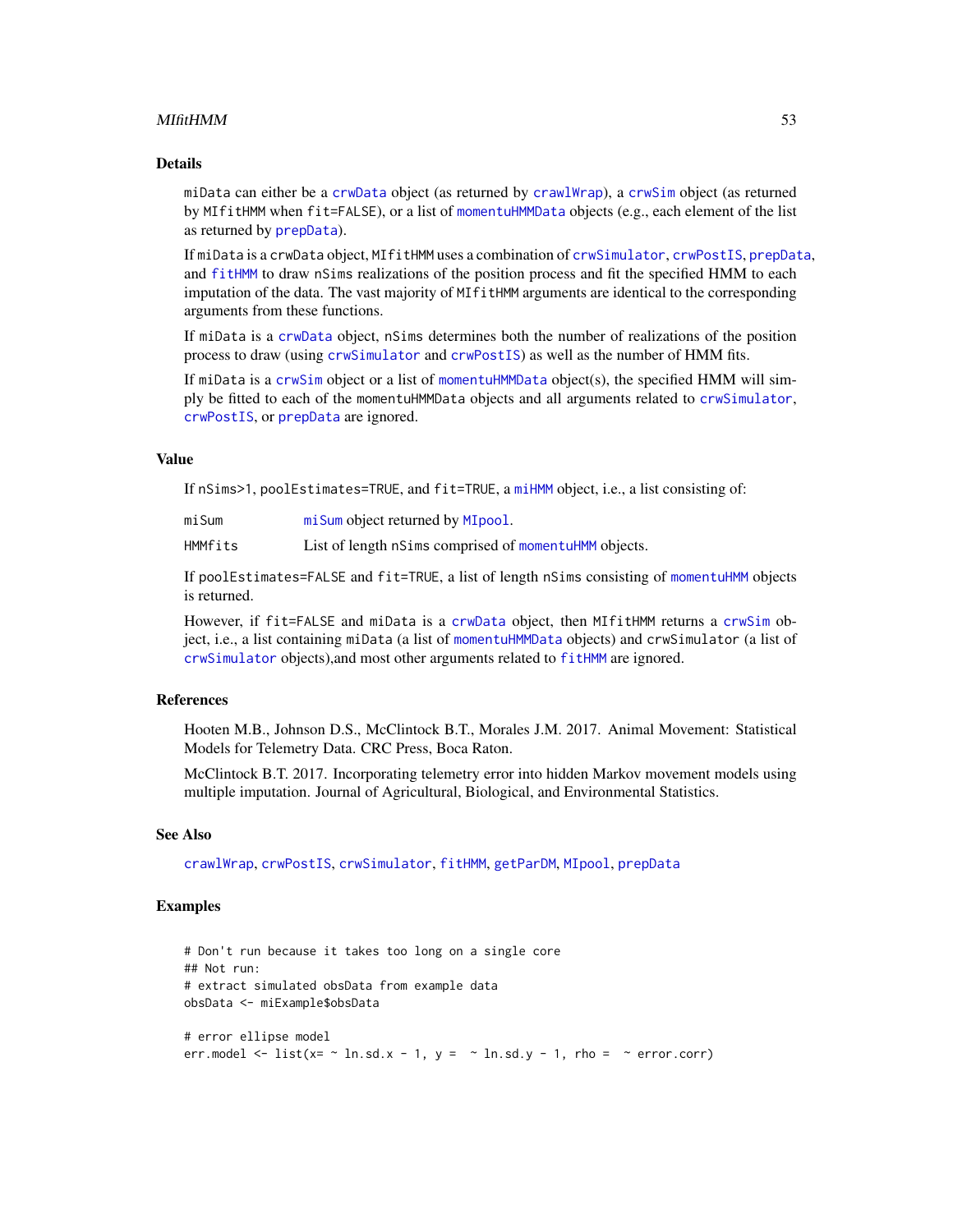## Details

miData can either be a crwData object (as returned by crawlWrap), a crwSim object (as returned by MIfitHMM when fit=FALSE), or a list of momentuHMMData objects (e.g., each element of the list as returned by prepData).

If miData is a crwData object, MIfitHMM uses a combination of crwSimulator, crwPostIS, prepData, and fitHMM to draw nSims realizations of the position process and fit the specified HMM to each imputation of the data. The vast majority of MIfitHMM arguments are identical to the corresponding arguments from these functions.

If miData is a crwData object, nSims determines both the number of realizations of the position process to draw (using crwSimulator and crwPostIS) as well as the number of HMM fits.

If miData is a crwSim object or a list of momentuHMMData object(s), the specified HMM will simply be fitted to each of the momentuHMMData objects and all arguments related to crwSimulator, crwPostIS, or prepData are ignored.

## Value

If nSims>1, poolEstimates=TRUE, and fit=TRUE, a miHMM object, i.e., a list consisting of:

| | |
|---|---|
| miSum | miSum object returned by MIpool. |
| HMMfits | List of length nSims comprised of momentuHMM objects. |

If poolEstimates=FALSE and fit=TRUE, a list of length nSims consisting of momentuHMM objects is returned.

However, if fit=FALSE and miData is a crwData object, then MIfitHMM returns a crwSim object, i.e., a list containing miData (a list of momentuHMMData objects) and crwSimulator (a list of crwSimulator objects),and most other arguments related to fitHMM are ignored.

## References

Hooten M.B., Johnson D.S., McClintock B.T., Morales J.M. 2017. Animal Movement: Statistical Models for Telemetry Data. CRC Press, Boca Raton.

McClintock B.T. 2017. Incorporating telemetry error into hidden Markov movement models using multiple imputation. Journal of Agricultural, Biological, and Environmental Statistics.

## See Also

crawlWrap, crwPostIS, crwSimulator, fitHMM, getParDM, MIpool, prepData

## Examples

```
# Don't run because it takes too long on a single core
## Not run:
# extract simulated obsData from example data
obsData <- miExample$obsData

# error ellipse model
err.model <- list(x= ~ ln.sd.x - 1, y =  ~ ln.sd.y - 1, rho =  ~ error.corr)
```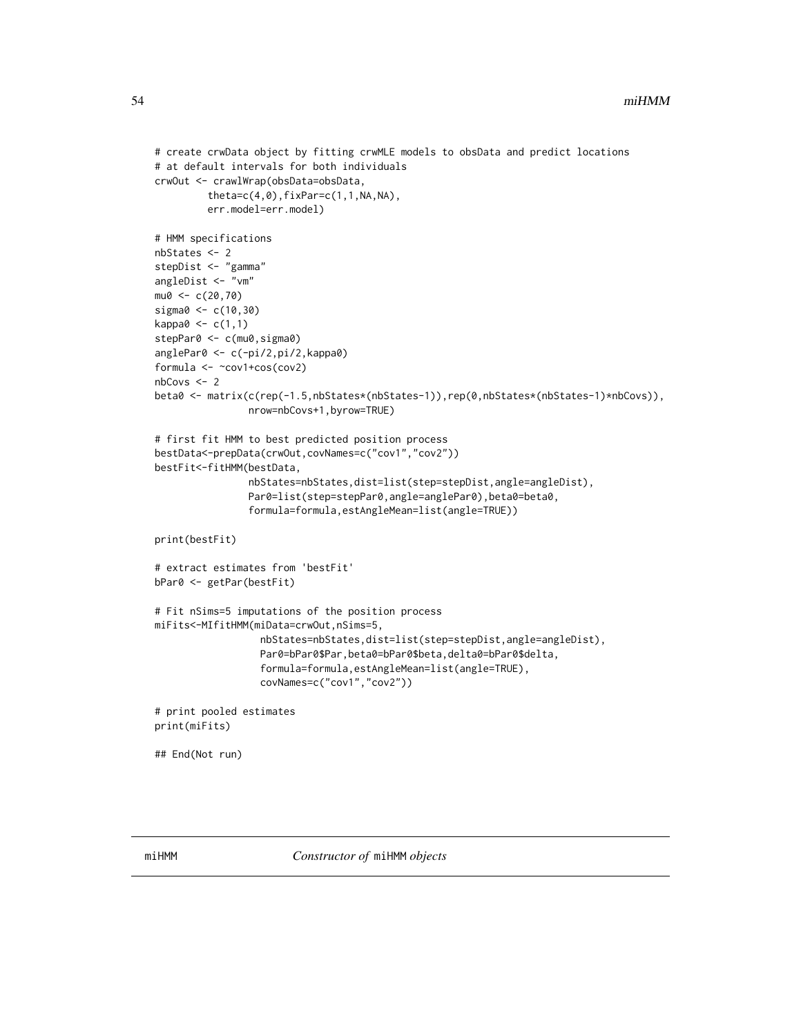```
# create crwData object by fitting crwMLE models to obsData and predict locations
# at default intervals for both individuals
crwOut <- crawlWrap(obsData=obsData,
         theta=c(4,0),fixPar=c(1,1,NA,NA),
         err.model=err.model)

# HMM specifications
nbStates <- 2
stepDist <- "gamma"
angleDist <- "vm"
mu0 <- c(20,70)
sigma0 <- c(10,30)
kappa0 <- c(1,1)
stepPar0 <- c(mu0,sigma0)
anglePar0 <- c(-pi/2,pi/2,kappa0)
formula <- ~cov1+cos(cov2)
nbCovs <- 2
beta0 <- matrix(c(rep(-1.5,nbStates*(nbStates-1)),rep(0,nbStates*(nbStates-1)*nbCovs)),
                nrow=nbCovs+1,byrow=TRUE)

# first fit HMM to best predicted position process
bestData<-prepData(crwOut,covNames=c("cov1","cov2"))
bestFit<-fitHMM(bestData,
                nbStates=nbStates,dist=list(step=stepDist,angle=angleDist),
                Par0=list(step=stepPar0,angle=anglePar0),beta0=beta0,
                formula=formula,estAngleMean=list(angle=TRUE))

print(bestFit)

# extract estimates from 'bestFit'
bPar0 <- getPar(bestFit)

# Fit nSims=5 imputations of the position process
miFits<-MIfitHMM(miData=crwOut,nSims=5,
                  nbStates=nbStates,dist=list(step=stepDist,angle=angleDist),
                  Par0=bPar0$Par,beta0=bPar0$beta,delta0=bPar0$delta,
                  formula=formula,estAngleMean=list(angle=TRUE),
                  covNames=c("cov1","cov2"))

# print pooled estimates
print(miFits)

## End(Not run)
```

---

miHMM *Constructor of* `miHMM` *objects*

---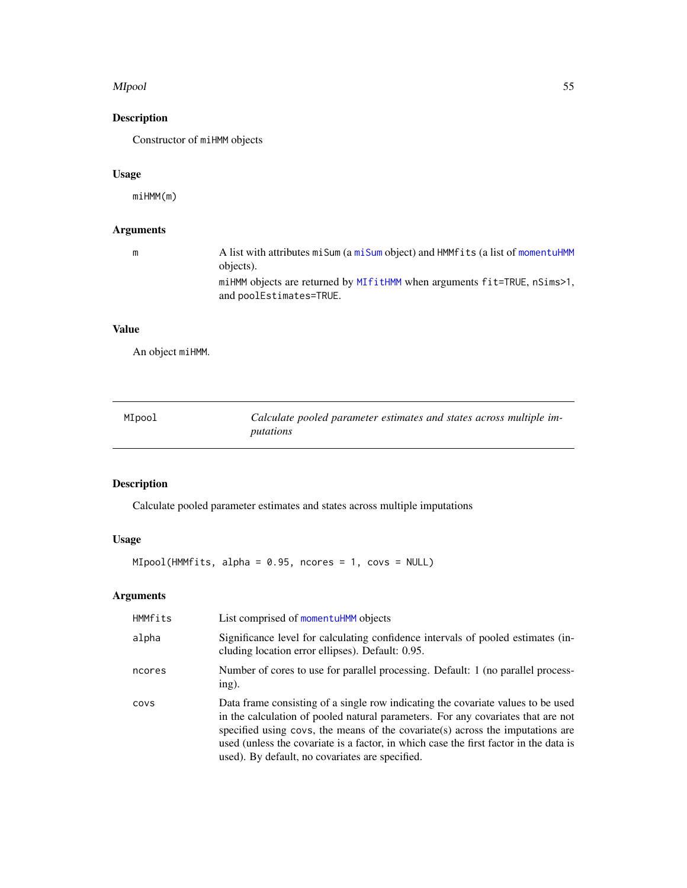## Description

Constructor of `miHMM` objects

## Usage

```
miHMM(m)
```

## Arguments

| | |
|---|---|
| m | A list with attributes `miSum` (a `miSum` object) and `HMMfits` (a list of `momentuHMM` objects). `miHMM` objects are returned by `MIfitHMM` when arguments `fit=TRUE`, `nSims>1`, and `poolEstimates=TRUE`. |

## Value

An object `miHMM`.

---

# MIpool — *Calculate pooled parameter estimates and states across multiple imputations*

## Description

Calculate pooled parameter estimates and states across multiple imputations

## Usage

```
MIpool(HMMfits, alpha = 0.95, ncores = 1, covs = NULL)
```

## Arguments

| | |
|---|---|
| HMMfits | List comprised of `momentuHMM` objects |
| alpha | Significance level for calculating confidence intervals of pooled estimates (including location error ellipses). Default: 0.95. |
| ncores | Number of cores to use for parallel processing. Default: 1 (no parallel processing). |
| covs | Data frame consisting of a single row indicating the covariate values to be used in the calculation of pooled natural parameters. For any covariates that are not specified using `covs`, the means of the covariate(s) across the imputations are used (unless the covariate is a factor, in which case the first factor in the data is used). By default, no covariates are specified. |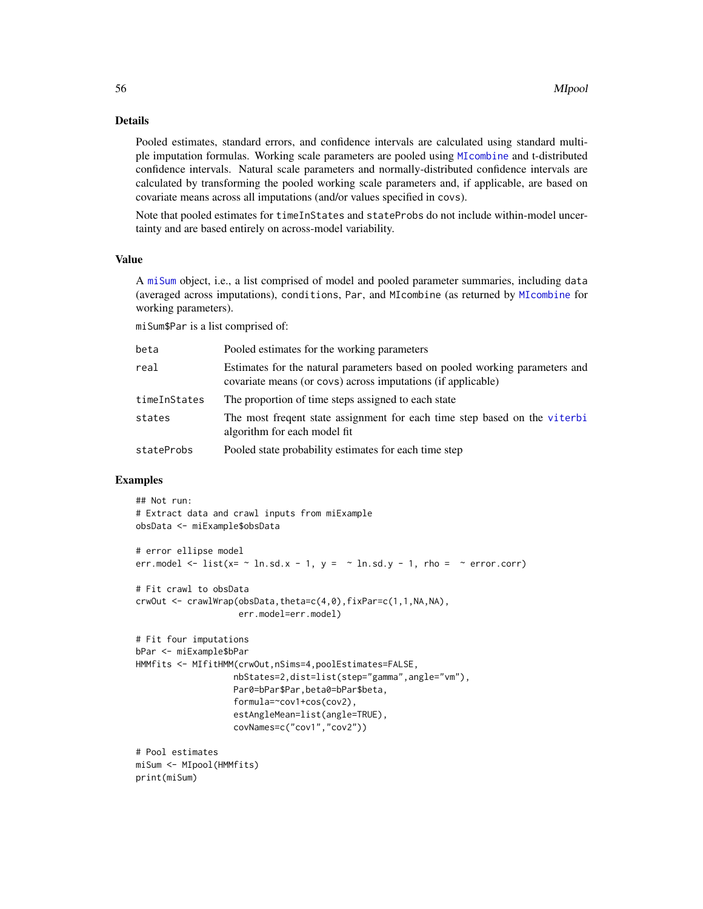## Details

Pooled estimates, standard errors, and confidence intervals are calculated using standard multiple imputation formulas. Working scale parameters are pooled using `MIcombine` and t-distributed confidence intervals. Natural scale parameters and normally-distributed confidence intervals are calculated by transforming the pooled working scale parameters and, if applicable, are based on covariate means across all imputations (and/or values specified in `covs`).

Note that pooled estimates for `timeInStates` and `stateProbs` do not include within-model uncertainty and are based entirely on across-model variability.

## Value

A `miSum` object, i.e., a list comprised of model and pooled parameter summaries, including `data` (averaged across imputations), `conditions`, `Par`, and `MIcombine` (as returned by `MIcombine` for working parameters).

`miSum$Par` is a list comprised of:

| | |
|---|---|
| `beta` | Pooled estimates for the working parameters |
| `real` | Estimates for the natural parameters based on pooled working parameters and covariate means (or `covs`) across imputations (if applicable) |
| `timeInStates` | The proportion of time steps assigned to each state |
| `states` | The most freqent state assignment for each time step based on the `viterbi` algorithm for each model fit |
| `stateProbs` | Pooled state probability estimates for each time step |

## Examples

```
## Not run:
# Extract data and crawl inputs from miExample
obsData <- miExample$obsData

# error ellipse model
err.model <- list(x= ~ ln.sd.x - 1, y =  ~ ln.sd.y - 1, rho =  ~ error.corr)

# Fit crawl to obsData
crwOut <- crawlWrap(obsData,theta=c(4,0),fixPar=c(1,1,NA,NA),
                    err.model=err.model)

# Fit four imputations
bPar <- miExample$bPar
HMMfits <- MIfitHMM(crwOut,nSims=4,poolEstimates=FALSE,
                   nbStates=2,dist=list(step="gamma",angle="vm"),
                   Par0=bPar$Par,beta0=bPar$beta,
                   formula=~cov1+cos(cov2),
                   estAngleMean=list(angle=TRUE),
                   covNames=c("cov1","cov2"))

# Pool estimates
miSum <- MIpool(HMMfits)
print(miSum)
```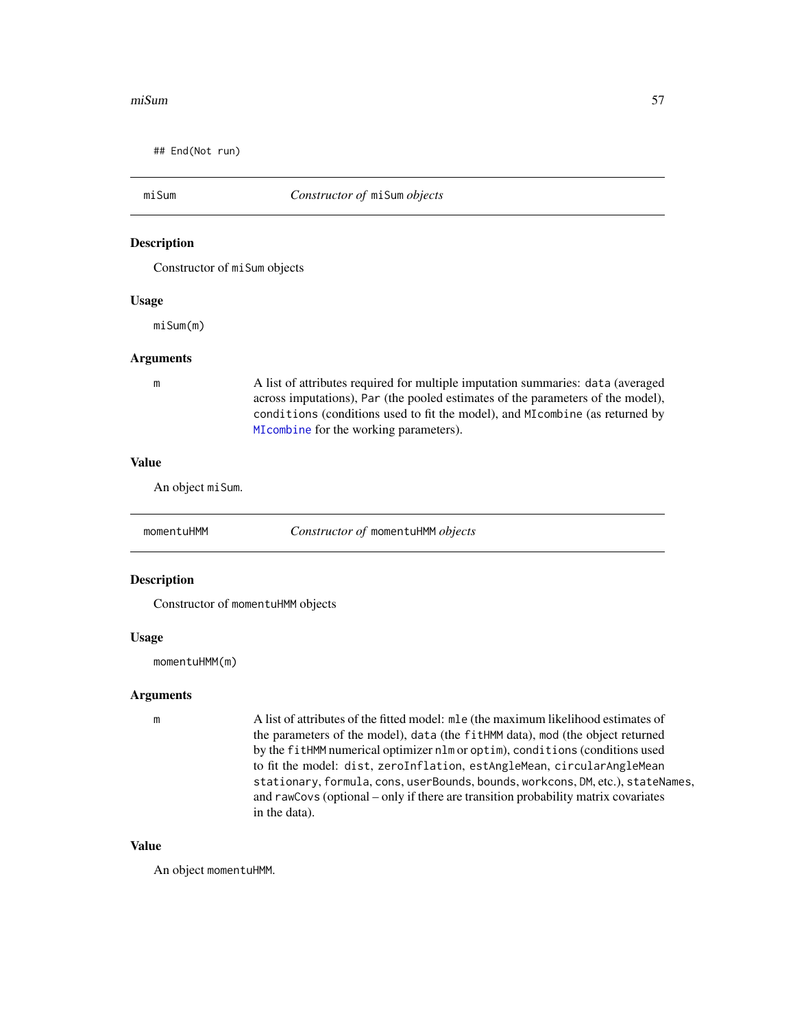```
## End(Not run)
```

## miSum — *Constructor of* miSum *objects*

### Description

Constructor of miSum objects

### Usage

```
miSum(m)
```

### Arguments

| | |
|---|---|
| m | A list of attributes required for multiple imputation summaries: data (averaged across imputations), Par (the pooled estimates of the parameters of the model), conditions (conditions used to fit the model), and MIcombine (as returned by MIcombine for the working parameters). |

### Value

An object miSum.

## momentuHMM — *Constructor of* momentuHMM *objects*

### Description

Constructor of momentuHMM objects

### Usage

```
momentuHMM(m)
```

### Arguments

| | |
|---|---|
| m | A list of attributes of the fitted model: mle (the maximum likelihood estimates of the parameters of the model), data (the fitHMM data), mod (the object returned by the fitHMM numerical optimizer nlm or optim), conditions (conditions used to fit the model: dist, zeroInflation, estAngleMean, circularAngleMean stationary, formula, cons, userBounds, bounds, workcons, DM, etc.), stateNames, and rawCovs (optional – only if there are transition probability matrix covariates in the data). |

### Value

An object momentuHMM.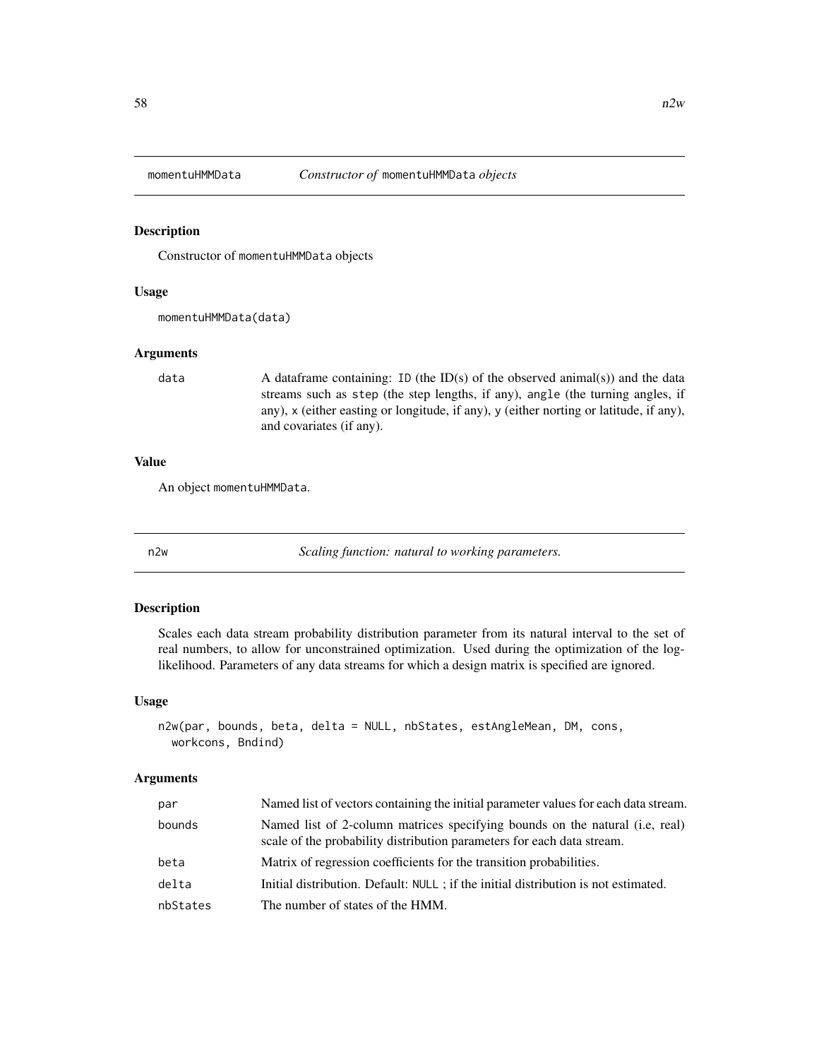## momentuHMMData — *Constructor of* `momentuHMMData` *objects*

### Description

Constructor of `momentuHMMData` objects

### Usage

```
momentuHMMData(data)
```

### Arguments

| | |
|---|---|
| `data` | A dataframe containing: `ID` (the ID(s) of the observed animal(s)) and the data streams such as `step` (the step lengths, if any), `angle` (the turning angles, if any), `x` (either easting or longitude, if any), `y` (either norting or latitude, if any), and covariates (if any). |

### Value

An object `momentuHMMData`.

## n2w — *Scaling function: natural to working parameters.*

### Description

Scales each data stream probability distribution parameter from its natural interval to the set of real numbers, to allow for unconstrained optimization. Used during the optimization of the log-likelihood. Parameters of any data streams for which a design matrix is specified are ignored.

### Usage

```
n2w(par, bounds, beta, delta = NULL, nbStates, estAngleMean, DM, cons,
  workcons, Bndind)
```

### Arguments

| | |
|---|---|
| `par` | Named list of vectors containing the initial parameter values for each data stream. |
| `bounds` | Named list of 2-column matrices specifying bounds on the natural (i.e, real) scale of the probability distribution parameters for each data stream. |
| `beta` | Matrix of regression coefficients for the transition probabilities. |
| `delta` | Initial distribution. Default: `NULL` ; if the initial distribution is not estimated. |
| `nbStates` | The number of states of the HMM. |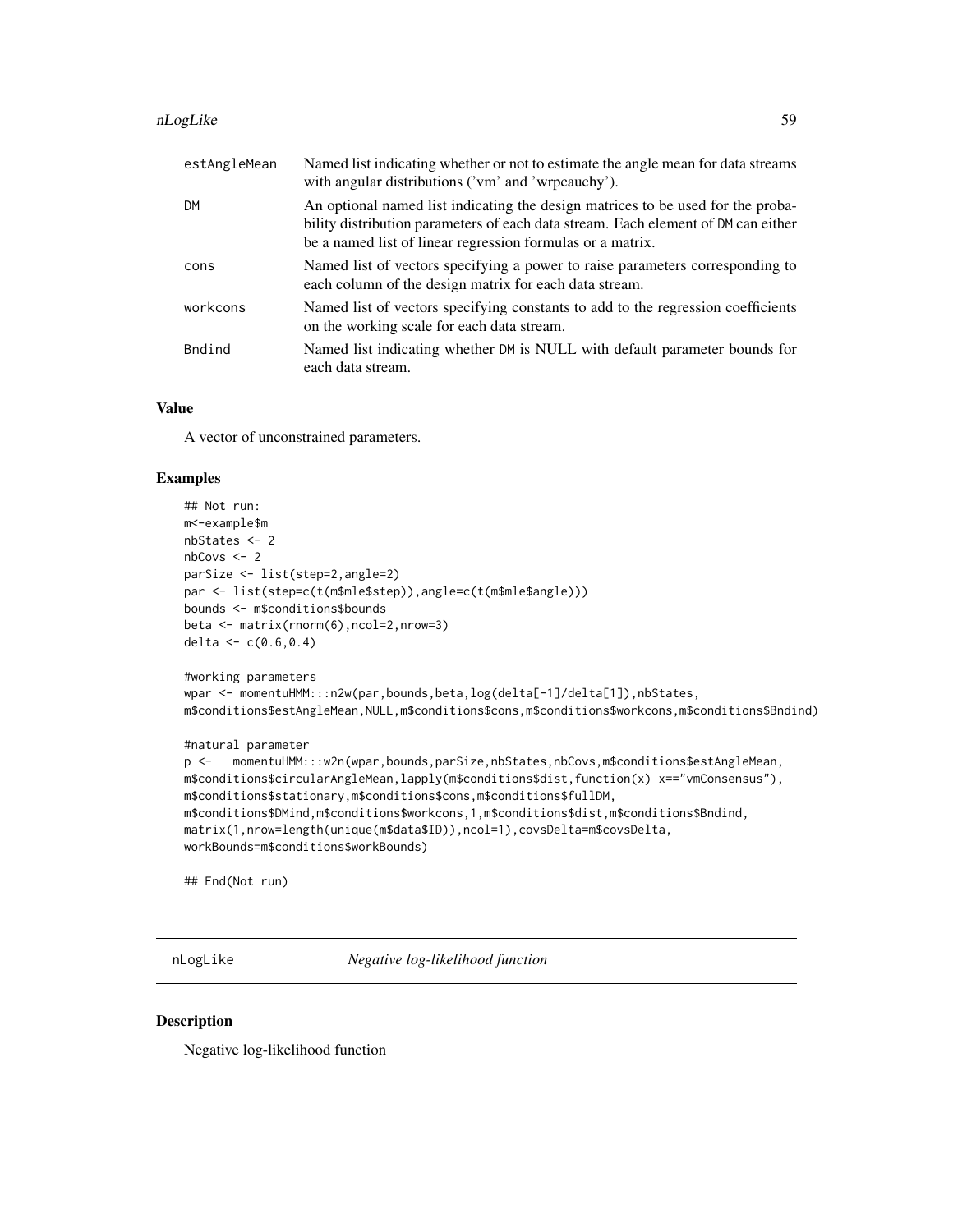| | |
|---|---|
| estAngleMean | Named list indicating whether or not to estimate the angle mean for data streams with angular distributions ('vm' and 'wrpcauchy'). |
| DM | An optional named list indicating the design matrices to be used for the probability distribution parameters of each data stream. Each element of DM can either be a named list of linear regression formulas or a matrix. |
| cons | Named list of vectors specifying a power to raise parameters corresponding to each column of the design matrix for each data stream. |
| workcons | Named list of vectors specifying constants to add to the regression coefficients on the working scale for each data stream. |
| Bndind | Named list indicating whether DM is NULL with default parameter bounds for each data stream. |

## Value

A vector of unconstrained parameters.

## Examples

```
## Not run:
m<-example$m
nbStates <- 2
nbCovs <- 2
parSize <- list(step=2,angle=2)
par <- list(step=c(t(m$mle$step)),angle=c(t(m$mle$angle)))
bounds <- m$conditions$bounds
beta <- matrix(rnorm(6),ncol=2,nrow=3)
delta <- c(0.6,0.4)

#working parameters
wpar <- momentuHMM:::n2w(par,bounds,beta,log(delta[-1]/delta[1]),nbStates,
m$conditions$estAngleMean,NULL,m$conditions$cons,m$conditions$workcons,m$conditions$Bndind)

#natural parameter
p <-   momentuHMM:::w2n(wpar,bounds,parSize,nbStates,nbCovs,m$conditions$estAngleMean,
m$conditions$circularAngleMean,lapply(m$conditions$dist,function(x) x=="vmConsensus"),
m$conditions$stationary,m$conditions$cons,m$conditions$fullDM,
m$conditions$DMind,m$conditions$workcons,1,m$conditions$dist,m$conditions$Bndind,
matrix(1,nrow=length(unique(m$data$ID)),ncol=1),covsDelta=m$covsDelta,
workBounds=m$conditions$workBounds)

## End(Not run)
```

---

# nLogLike *Negative log-likelihood function*

## Description

Negative log-likelihood function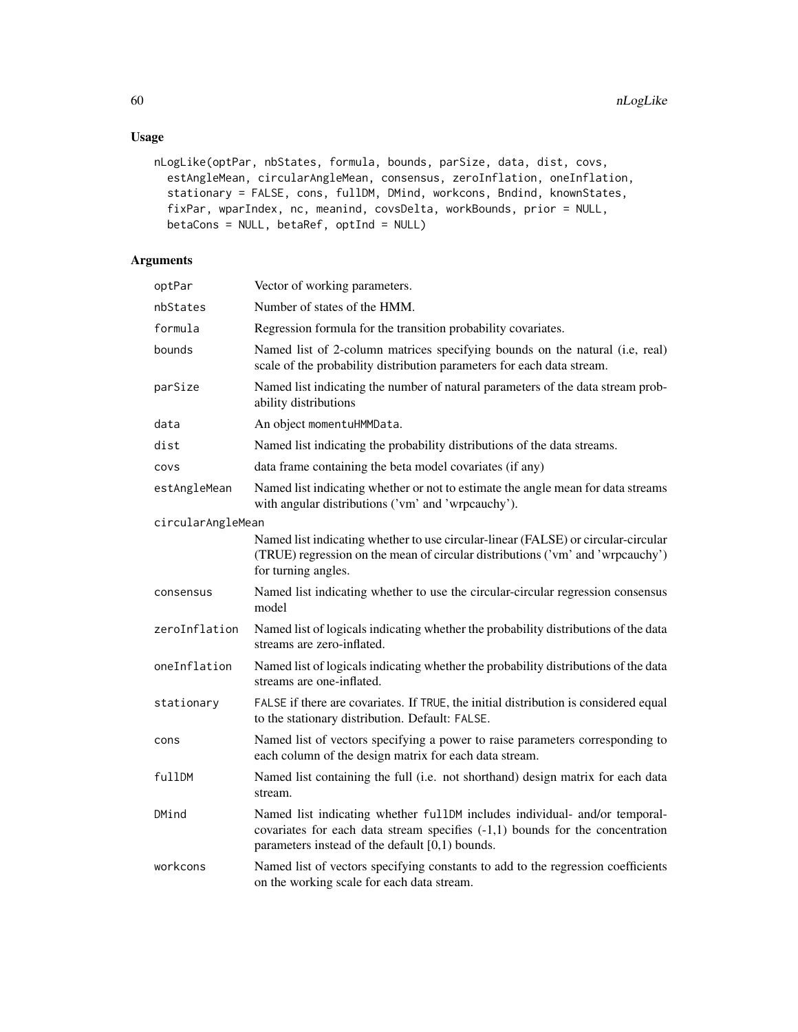## Usage

```
nLogLike(optPar, nbStates, formula, bounds, parSize, data, dist, covs,
  estAngleMean, circularAngleMean, consensus, zeroInflation, oneInflation,
  stationary = FALSE, cons, fullDM, DMind, workcons, Bndind, knownStates,
  fixPar, wparIndex, nc, meanind, covsDelta, workBounds, prior = NULL,
  betaCons = NULL, betaRef, optInd = NULL)
```

## Arguments

| Argument | Description |
|---|---|
| optPar | Vector of working parameters. |
| nbStates | Number of states of the HMM. |
| formula | Regression formula for the transition probability covariates. |
| bounds | Named list of 2-column matrices specifying bounds on the natural (i.e, real) scale of the probability distribution parameters for each data stream. |
| parSize | Named list indicating the number of natural parameters of the data stream probability distributions |
| data | An object momentuHMMData. |
| dist | Named list indicating the probability distributions of the data streams. |
| covs | data frame containing the beta model covariates (if any) |
| estAngleMean | Named list indicating whether or not to estimate the angle mean for data streams with angular distributions ('vm' and 'wrpcauchy'). |
| circularAngleMean | Named list indicating whether to use circular-linear (FALSE) or circular-circular (TRUE) regression on the mean of circular distributions ('vm' and 'wrpcauchy') for turning angles. |
| consensus | Named list indicating whether to use the circular-circular regression consensus model |
| zeroInflation | Named list of logicals indicating whether the probability distributions of the data streams are zero-inflated. |
| oneInflation | Named list of logicals indicating whether the probability distributions of the data streams are one-inflated. |
| stationary | FALSE if there are covariates. If TRUE, the initial distribution is considered equal to the stationary distribution. Default: FALSE. |
| cons | Named list of vectors specifying a power to raise parameters corresponding to each column of the design matrix for each data stream. |
| fullDM | Named list containing the full (i.e. not shorthand) design matrix for each data stream. |
| DMind | Named list indicating whether fullDM includes individual- and/or temporal-covariates for each data stream specifies (-1,1) bounds for the concentration parameters instead of the default [0,1) bounds. |
| workcons | Named list of vectors specifying constants to add to the regression coefficients on the working scale for each data stream. |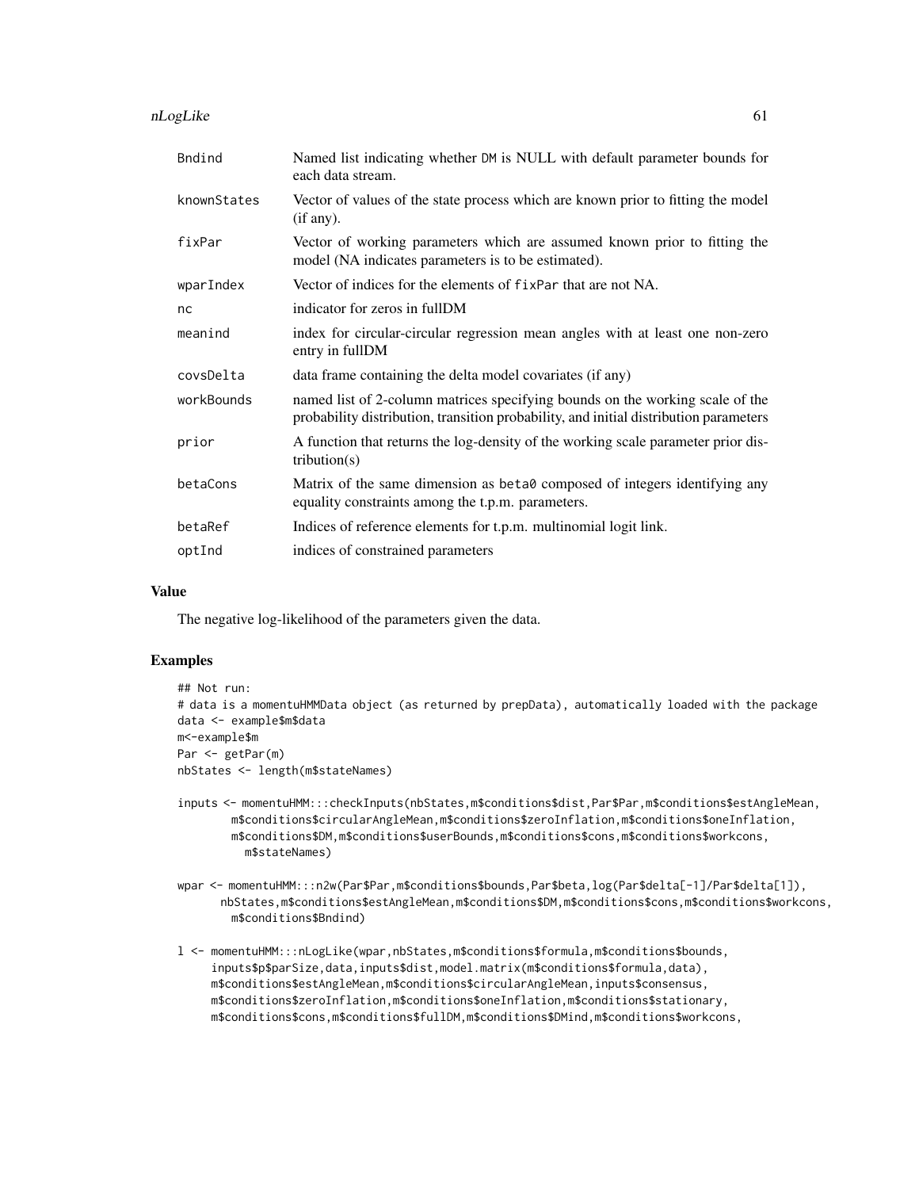| | |
|---|---|
| Bndind | Named list indicating whether DM is NULL with default parameter bounds for each data stream. |
| knownStates | Vector of values of the state process which are known prior to fitting the model (if any). |
| fixPar | Vector of working parameters which are assumed known prior to fitting the model (NA indicates parameters is to be estimated). |
| wparIndex | Vector of indices for the elements of fixPar that are not NA. |
| nc | indicator for zeros in fullDM |
| meanind | index for circular-circular regression mean angles with at least one non-zero entry in fullDM |
| covsDelta | data frame containing the delta model covariates (if any) |
| workBounds | named list of 2-column matrices specifying bounds on the working scale of the probability distribution, transition probability, and initial distribution parameters |
| prior | A function that returns the log-density of the working scale parameter prior distribution(s) |
| betaCons | Matrix of the same dimension as beta0 composed of integers identifying any equality constraints among the t.p.m. parameters. |
| betaRef | Indices of reference elements for t.p.m. multinomial logit link. |
| optInd | indices of constrained parameters |

## Value

The negative log-likelihood of the parameters given the data.

## Examples

```
## Not run:
# data is a momentuHMMData object (as returned by prepData), automatically loaded with the package
data <- example$m$data
m<-example$m
Par <- getPar(m)
nbStates <- length(m$stateNames)

inputs <- momentuHMM:::checkInputs(nbStates,m$conditions$dist,Par$Par,m$conditions$estAngleMean,
        m$conditions$circularAngleMean,m$conditions$zeroInflation,m$conditions$oneInflation,
        m$conditions$DM,m$conditions$userBounds,m$conditions$cons,m$conditions$workcons,
          m$stateNames)

wpar <- momentuHMM:::n2w(Par$Par,m$conditions$bounds,Par$beta,log(Par$delta[-1]/Par$delta[1]),
      nbStates,m$conditions$estAngleMean,m$conditions$DM,m$conditions$cons,m$conditions$workcons,
        m$conditions$Bndind)

l <- momentuHMM:::nLogLike(wpar,nbStates,m$conditions$formula,m$conditions$bounds,
     inputs$p$parSize,data,inputs$dist,model.matrix(m$conditions$formula,data),
     m$conditions$estAngleMean,m$conditions$circularAngleMean,inputs$consensus,
     m$conditions$zeroInflation,m$conditions$oneInflation,m$conditions$stationary,
     m$conditions$cons,m$conditions$fullDM,m$conditions$DMind,m$conditions$workcons,
```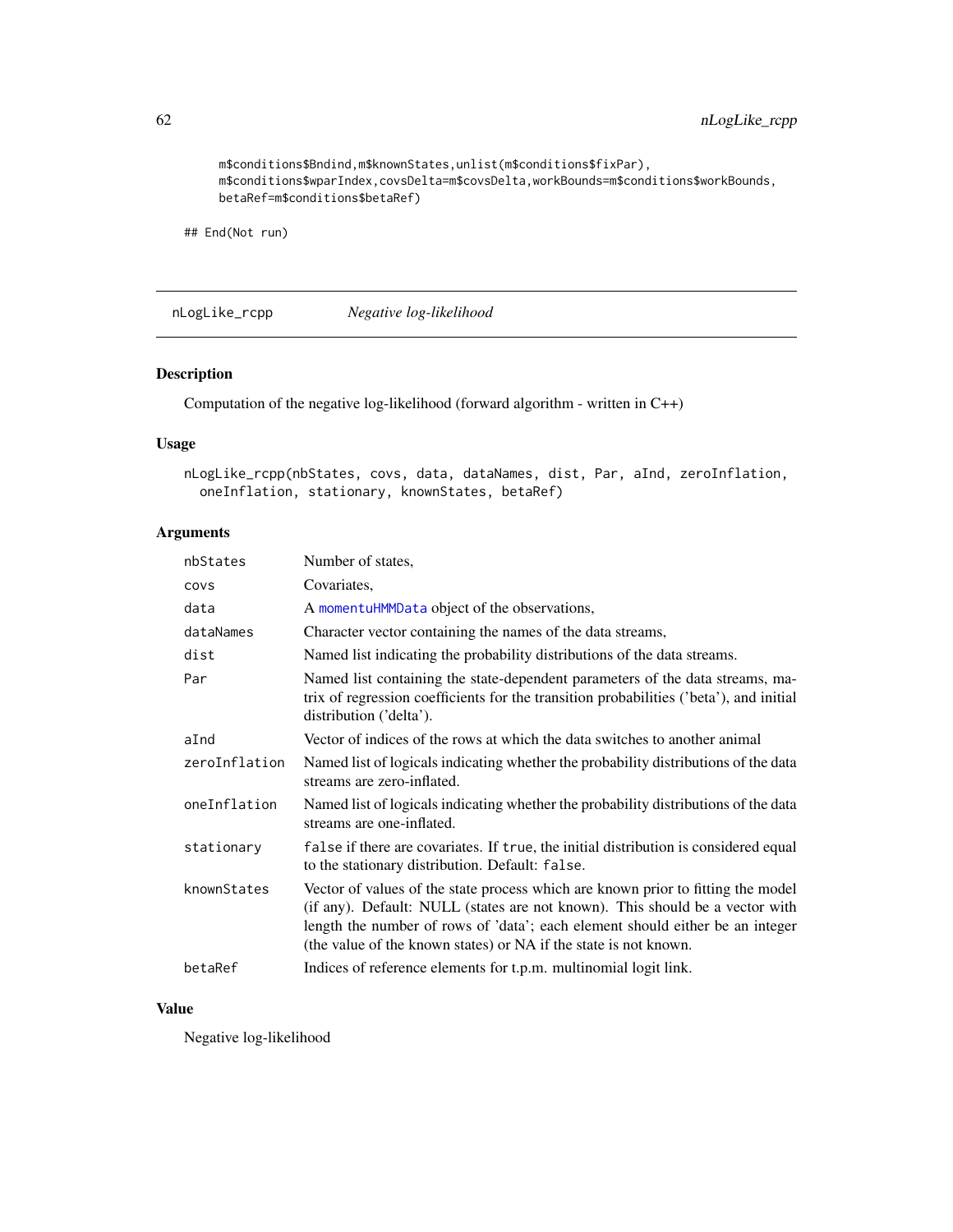```
m$conditions$Bndind,m$knownStates,unlist(m$conditions$fixPar),
m$conditions$wparIndex,covsDelta=m$covsDelta,workBounds=m$conditions$workBounds,
betaRef=m$conditions$betaRef)

## End(Not run)
```

## nLogLike_rcpp *Negative log-likelihood*

### Description

Computation of the negative log-likelihood (forward algorithm - written in C++)

### Usage

```
nLogLike_rcpp(nbStates, covs, data, dataNames, dist, Par, aInd, zeroInflation,
  oneInflation, stationary, knownStates, betaRef)
```

### Arguments

| | |
|---|---|
| nbStates | Number of states, |
| covs | Covariates, |
| data | A momentuHMMData object of the observations, |
| dataNames | Character vector containing the names of the data streams, |
| dist | Named list indicating the probability distributions of the data streams. |
| Par | Named list containing the state-dependent parameters of the data streams, matrix of regression coefficients for the transition probabilities ('beta'), and initial distribution ('delta'). |
| aInd | Vector of indices of the rows at which the data switches to another animal |
| zeroInflation | Named list of logicals indicating whether the probability distributions of the data streams are zero-inflated. |
| oneInflation | Named list of logicals indicating whether the probability distributions of the data streams are one-inflated. |
| stationary | false if there are covariates. If true, the initial distribution is considered equal to the stationary distribution. Default: false. |
| knownStates | Vector of values of the state process which are known prior to fitting the model (if any). Default: NULL (states are not known). This should be a vector with length the number of rows of 'data'; each element should either be an integer (the value of the known states) or NA if the state is not known. |
| betaRef | Indices of reference elements for t.p.m. multinomial logit link. |

### Value

Negative log-likelihood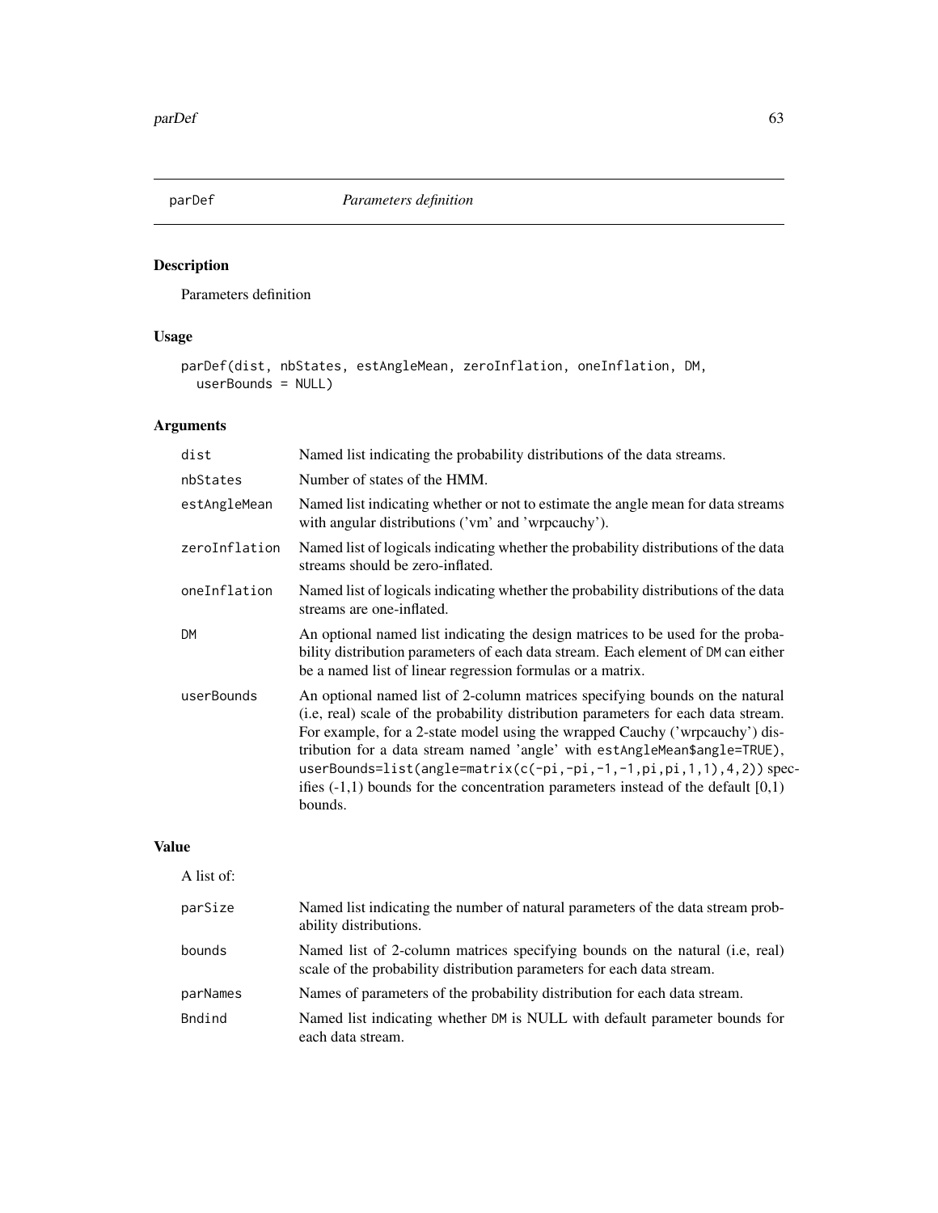# parDef *Parameters definition*

## Description

Parameters definition

## Usage

```
parDef(dist, nbStates, estAngleMean, zeroInflation, oneInflation, DM,
  userBounds = NULL)
```

## Arguments

| | |
|---|---|
| dist | Named list indicating the probability distributions of the data streams. |
| nbStates | Number of states of the HMM. |
| estAngleMean | Named list indicating whether or not to estimate the angle mean for data streams with angular distributions ('vm' and 'wrpcauchy'). |
| zeroInflation | Named list of logicals indicating whether the probability distributions of the data streams should be zero-inflated. |
| oneInflation | Named list of logicals indicating whether the probability distributions of the data streams are one-inflated. |
| DM | An optional named list indicating the design matrices to be used for the probability distribution parameters of each data stream. Each element of DM can either be a named list of linear regression formulas or a matrix. |
| userBounds | An optional named list of 2-column matrices specifying bounds on the natural (i.e, real) scale of the probability distribution parameters for each data stream. For example, for a 2-state model using the wrapped Cauchy ('wrpcauchy') distribution for a data stream named 'angle' with estAngleMean$angle=TRUE), userBounds=list(angle=matrix(c(-pi,-pi,-1,-1,pi,pi,1,1),4,2)) specifies (-1,1) bounds for the concentration parameters instead of the default [0,1) bounds. |

## Value

A list of:

| | |
|---|---|
| parSize | Named list indicating the number of natural parameters of the data stream probability distributions. |
| bounds | Named list of 2-column matrices specifying bounds on the natural (i.e, real) scale of the probability distribution parameters for each data stream. |
| parNames | Names of parameters of the probability distribution for each data stream. |
| Bndind | Named list indicating whether DM is NULL with default parameter bounds for each data stream. |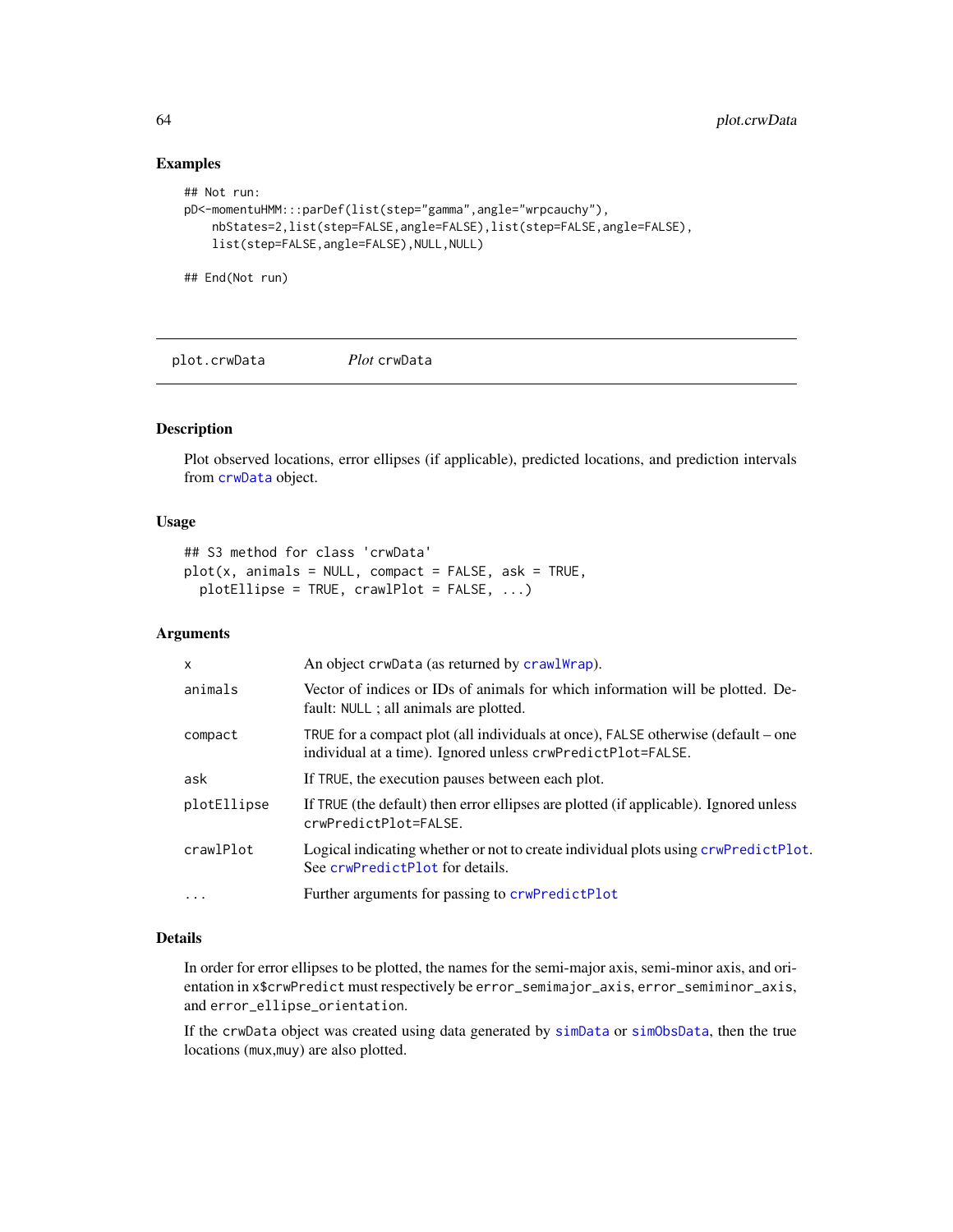## Examples

```
## Not run:
pD<-momentuHMM:::parDef(list(step="gamma",angle="wrpcauchy"),
    nbStates=2,list(step=FALSE,angle=FALSE),list(step=FALSE,angle=FALSE),
    list(step=FALSE,angle=FALSE),NULL,NULL)

## End(Not run)
```

---

# plot.crwData    *Plot* crwData

## Description

Plot observed locations, error ellipses (if applicable), predicted locations, and prediction intervals from `crwData` object.

## Usage

```
## S3 method for class 'crwData'
plot(x, animals = NULL, compact = FALSE, ask = TRUE,
  plotEllipse = TRUE, crawlPlot = FALSE, ...)
```

## Arguments

| | |
|---|---|
| `x` | An object `crwData` (as returned by `crawlWrap`). |
| `animals` | Vector of indices or IDs of animals for which information will be plotted. Default: `NULL` ; all animals are plotted. |
| `compact` | `TRUE` for a compact plot (all individuals at once), `FALSE` otherwise (default – one individual at a time). Ignored unless `crwPredictPlot=FALSE`. |
| `ask` | If `TRUE`, the execution pauses between each plot. |
| `plotEllipse` | If `TRUE` (the default) then error ellipses are plotted (if applicable). Ignored unless `crwPredictPlot=FALSE`. |
| `crawlPlot` | Logical indicating whether or not to create individual plots using `crwPredictPlot`. See `crwPredictPlot` for details. |
| `...` | Further arguments for passing to `crwPredictPlot` |

## Details

In order for error ellipses to be plotted, the names for the semi-major axis, semi-minor axis, and orientation in `x$crwPredict` must respectively be `error_semimajor_axis`, `error_semiminor_axis`, and `error_ellipse_orientation`.

If the `crwData` object was created using data generated by `simData` or `simObsData`, then the true locations (`mux`,`muy`) are also plotted.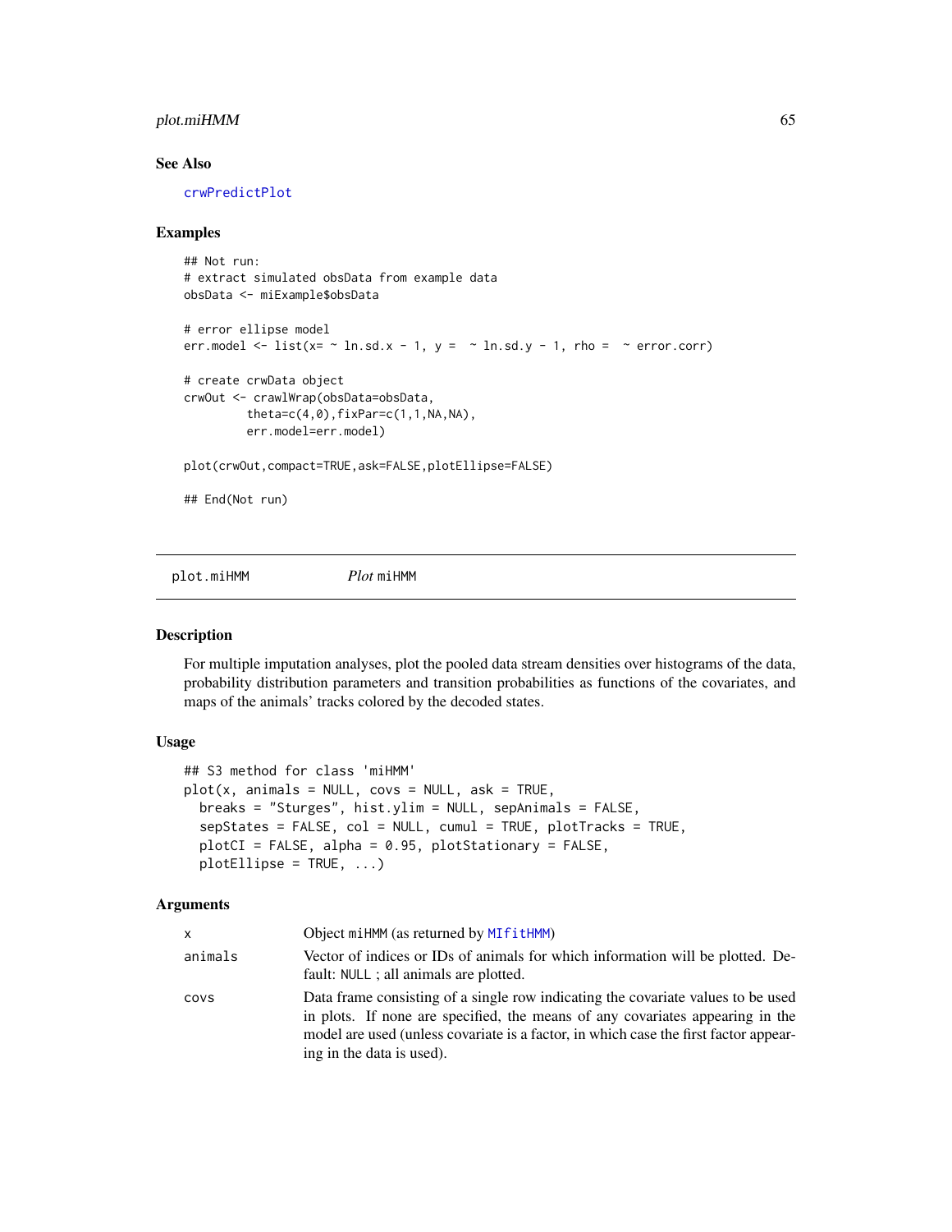## See Also

crwPredictPlot

## Examples

```
## Not run:
# extract simulated obsData from example data
obsData <- miExample$obsData

# error ellipse model
err.model <- list(x= ~ ln.sd.x - 1, y =  ~ ln.sd.y - 1, rho =  ~ error.corr)

# create crwData object
crwOut <- crawlWrap(obsData=obsData,
         theta=c(4,0),fixPar=c(1,1,NA,NA),
         err.model=err.model)

plot(crwOut,compact=TRUE,ask=FALSE,plotEllipse=FALSE)

## End(Not run)
```

---

# plot.miHMM *Plot* miHMM

## Description

For multiple imputation analyses, plot the pooled data stream densities over histograms of the data, probability distribution parameters and transition probabilities as functions of the covariates, and maps of the animals' tracks colored by the decoded states.

## Usage

```
## S3 method for class 'miHMM'
plot(x, animals = NULL, covs = NULL, ask = TRUE,
  breaks = "Sturges", hist.ylim = NULL, sepAnimals = FALSE,
  sepStates = FALSE, col = NULL, cumul = TRUE, plotTracks = TRUE,
  plotCI = FALSE, alpha = 0.95, plotStationary = FALSE,
  plotEllipse = TRUE, ...)
```

## Arguments

| | |
|---|---|
| x | Object miHMM (as returned by MIfitHMM) |
| animals | Vector of indices or IDs of animals for which information will be plotted. Default: NULL ; all animals are plotted. |
| covs | Data frame consisting of a single row indicating the covariate values to be used in plots. If none are specified, the means of any covariates appearing in the model are used (unless covariate is a factor, in which case the first factor appearing in the data is used). |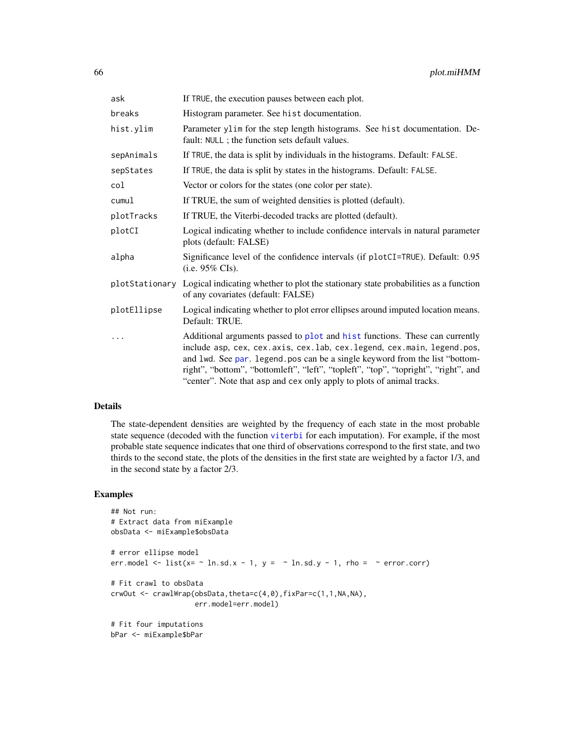| | |
|---|---|
| ask | If TRUE, the execution pauses between each plot. |
| breaks | Histogram parameter. See hist documentation. |
| hist.ylim | Parameter ylim for the step length histograms. See hist documentation. Default: NULL ; the function sets default values. |
| sepAnimals | If TRUE, the data is split by individuals in the histograms. Default: FALSE. |
| sepStates | If TRUE, the data is split by states in the histograms. Default: FALSE. |
| col | Vector or colors for the states (one color per state). |
| cumul | If TRUE, the sum of weighted densities is plotted (default). |
| plotTracks | If TRUE, the Viterbi-decoded tracks are plotted (default). |
| plotCI | Logical indicating whether to include confidence intervals in natural parameter plots (default: FALSE) |
| alpha | Significance level of the confidence intervals (if plotCI=TRUE). Default: 0.95 (i.e. 95% CIs). |
| plotStationary | Logical indicating whether to plot the stationary state probabilities as a function of any covariates (default: FALSE) |
| plotEllipse | Logical indicating whether to plot error ellipses around imputed location means. Default: TRUE. |
| ... | Additional arguments passed to plot and hist functions. These can currently include asp, cex, cex.axis, cex.lab, cex.legend, cex.main, legend.pos, and lwd. See par. legend.pos can be a single keyword from the list "bottomright", "bottom", "bottomleft", "left", "topleft", "top", "topright", "right", and "center". Note that asp and cex only apply to plots of animal tracks. |

## Details

The state-dependent densities are weighted by the frequency of each state in the most probable state sequence (decoded with the function viterbi for each imputation). For example, if the most probable state sequence indicates that one third of observations correspond to the first state, and two thirds to the second state, the plots of the densities in the first state are weighted by a factor 1/3, and in the second state by a factor 2/3.

## Examples

```
## Not run:
# Extract data from miExample
obsData <- miExample$obsData

# error ellipse model
err.model <- list(x= ~ ln.sd.x - 1, y =  ~ ln.sd.y - 1, rho =  ~ error.corr)

# Fit crawl to obsData
crwOut <- crawlWrap(obsData,theta=c(4,0),fixPar=c(1,1,NA,NA),
                    err.model=err.model)

# Fit four imputations
bPar <- miExample$bPar
```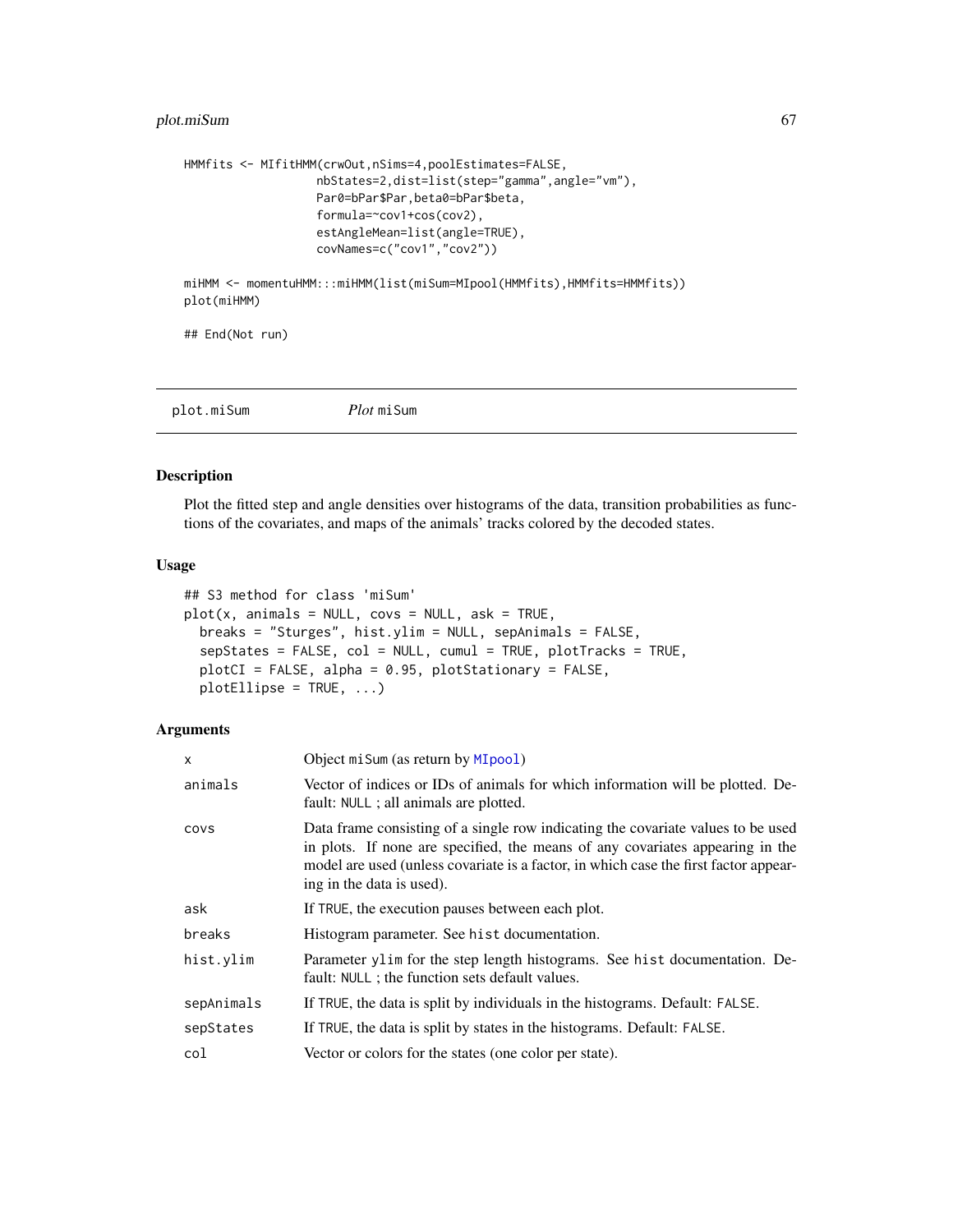```
HMMfits <- MIfitHMM(crwOut,nSims=4,poolEstimates=FALSE,
                    nbStates=2,dist=list(step="gamma",angle="vm"),
                    Par0=bPar$Par,beta0=bPar$beta,
                    formula=~cov1+cos(cov2),
                    estAngleMean=list(angle=TRUE),
                    covNames=c("cov1","cov2"))

miHMM <- momentuHMM:::miHMM(list(miSum=MIpool(HMMfits),HMMfits=HMMfits))
plot(miHMM)

## End(Not run)
```

---

## plot.miSum — *Plot* miSum

### Description

Plot the fitted step and angle densities over histograms of the data, transition probabilities as functions of the covariates, and maps of the animals' tracks colored by the decoded states.

### Usage

```
## S3 method for class 'miSum'
plot(x, animals = NULL, covs = NULL, ask = TRUE,
  breaks = "Sturges", hist.ylim = NULL, sepAnimals = FALSE,
  sepStates = FALSE, col = NULL, cumul = TRUE, plotTracks = TRUE,
  plotCI = FALSE, alpha = 0.95, plotStationary = FALSE,
  plotEllipse = TRUE, ...)
```

### Arguments

| | |
|---|---|
| `x` | Object `miSum` (as return by `MIpool`) |
| `animals` | Vector of indices or IDs of animals for which information will be plotted. Default: `NULL` ; all animals are plotted. |
| `covs` | Data frame consisting of a single row indicating the covariate values to be used in plots. If none are specified, the means of any covariates appearing in the model are used (unless covariate is a factor, in which case the first factor appearing in the data is used). |
| `ask` | If `TRUE`, the execution pauses between each plot. |
| `breaks` | Histogram parameter. See `hist` documentation. |
| `hist.ylim` | Parameter `ylim` for the step length histograms. See `hist` documentation. Default: `NULL` ; the function sets default values. |
| `sepAnimals` | If `TRUE`, the data is split by individuals in the histograms. Default: `FALSE`. |
| `sepStates` | If `TRUE`, the data is split by states in the histograms. Default: `FALSE`. |
| `col` | Vector or colors for the states (one color per state). |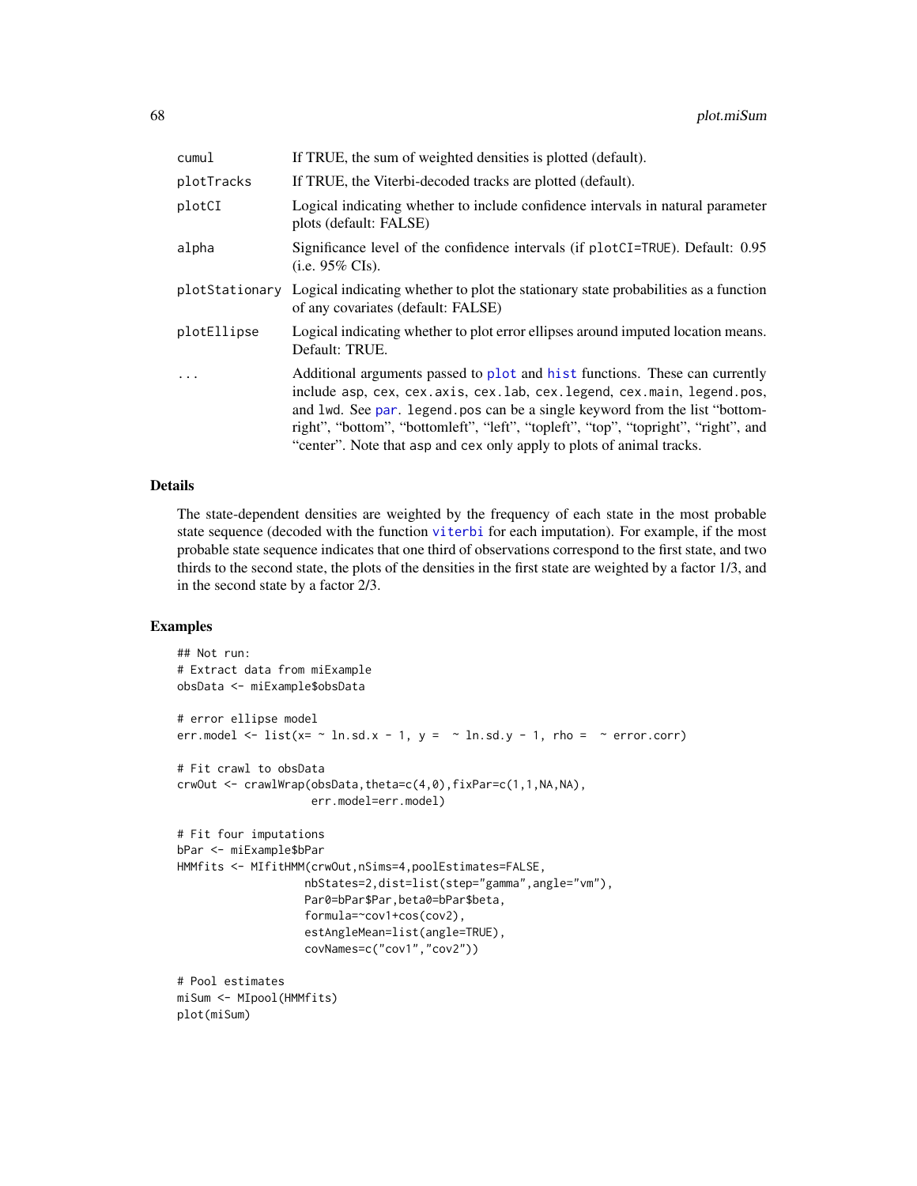| | |
|---|---|
| `cumul` | If TRUE, the sum of weighted densities is plotted (default). |
| `plotTracks` | If TRUE, the Viterbi-decoded tracks are plotted (default). |
| `plotCI` | Logical indicating whether to include confidence intervals in natural parameter plots (default: FALSE) |
| `alpha` | Significance level of the confidence intervals (if `plotCI=TRUE`). Default: 0.95 (i.e. 95% CIs). |
| `plotStationary` | Logical indicating whether to plot the stationary state probabilities as a function of any covariates (default: FALSE) |
| `plotEllipse` | Logical indicating whether to plot error ellipses around imputed location means. Default: TRUE. |
| `...` | Additional arguments passed to `plot` and `hist` functions. These can currently include `asp`, `cex`, `cex.axis`, `cex.lab`, `cex.legend`, `cex.main`, `legend.pos`, and `lwd`. See `par`. `legend.pos` can be a single keyword from the list "bottomright", "bottom", "bottomleft", "left", "topleft", "top", "topright", "right", and "center". Note that `asp` and `cex` only apply to plots of animal tracks. |

## Details

The state-dependent densities are weighted by the frequency of each state in the most probable state sequence (decoded with the function `viterbi` for each imputation). For example, if the most probable state sequence indicates that one third of observations correspond to the first state, and two thirds to the second state, the plots of the densities in the first state are weighted by a factor 1/3, and in the second state by a factor 2/3.

## Examples

```
## Not run:
# Extract data from miExample
obsData <- miExample$obsData

# error ellipse model
err.model <- list(x= ~ ln.sd.x - 1, y =  ~ ln.sd.y - 1, rho =  ~ error.corr)

# Fit crawl to obsData
crwOut <- crawlWrap(obsData,theta=c(4,0),fixPar=c(1,1,NA,NA),
                    err.model=err.model)

# Fit four imputations
bPar <- miExample$bPar
HMMfits <- MIfitHMM(crwOut,nSims=4,poolEstimates=FALSE,
                   nbStates=2,dist=list(step="gamma",angle="vm"),
                   Par0=bPar$Par,beta0=bPar$beta,
                   formula=~cov1+cos(cov2),
                   estAngleMean=list(angle=TRUE),
                   covNames=c("cov1","cov2"))

# Pool estimates
miSum <- MIpool(HMMfits)
plot(miSum)
```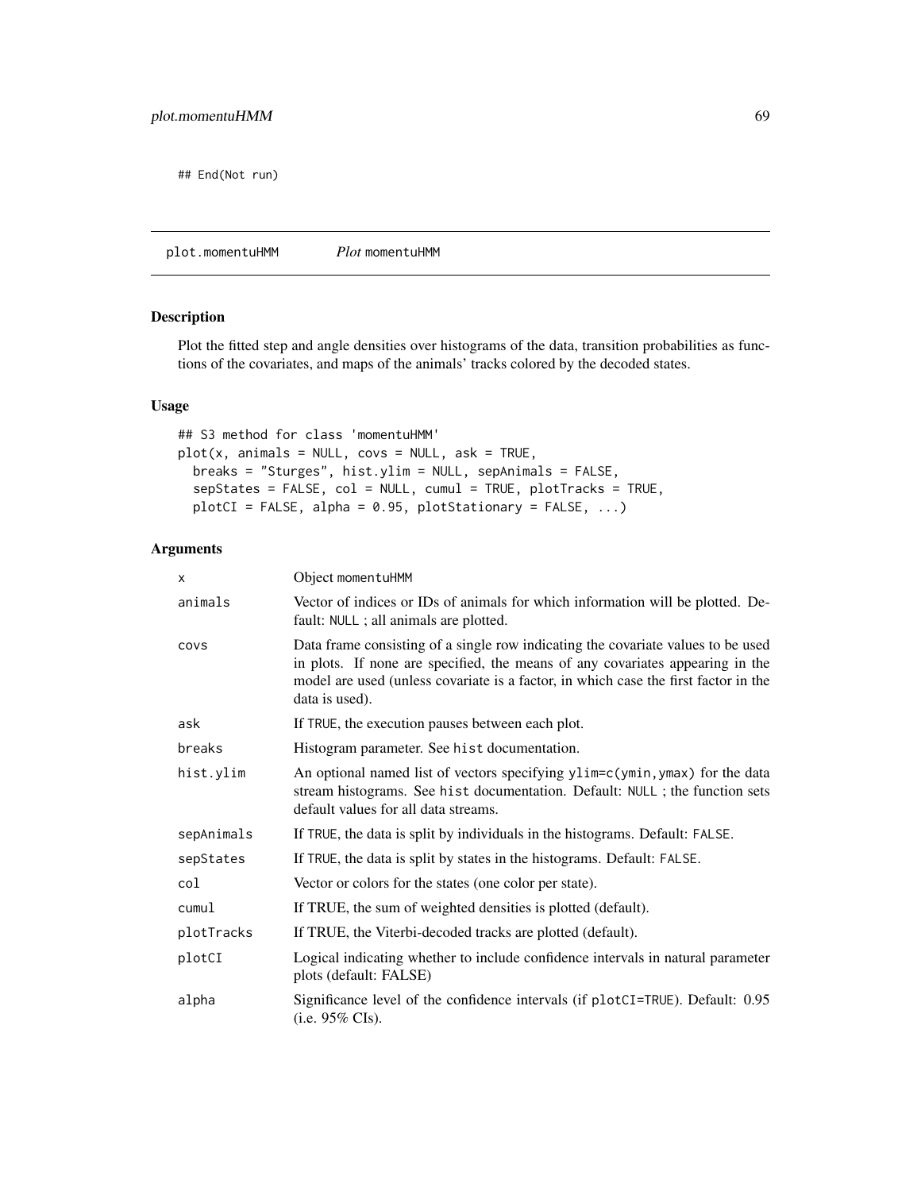```
## End(Not run)
```

---

## plot.momentuHMM *Plot* momentuHMM

### Description

Plot the fitted step and angle densities over histograms of the data, transition probabilities as functions of the covariates, and maps of the animals' tracks colored by the decoded states.

### Usage

```
## S3 method for class 'momentuHMM'
plot(x, animals = NULL, covs = NULL, ask = TRUE,
  breaks = "Sturges", hist.ylim = NULL, sepAnimals = FALSE,
  sepStates = FALSE, col = NULL, cumul = TRUE, plotTracks = TRUE,
  plotCI = FALSE, alpha = 0.95, plotStationary = FALSE, ...)
```

### Arguments

| | |
|---|---|
| x | Object momentuHMM |
| animals | Vector of indices or IDs of animals for which information will be plotted. Default: NULL ; all animals are plotted. |
| covs | Data frame consisting of a single row indicating the covariate values to be used in plots. If none are specified, the means of any covariates appearing in the model are used (unless covariate is a factor, in which case the first factor in the data is used). |
| ask | If TRUE, the execution pauses between each plot. |
| breaks | Histogram parameter. See hist documentation. |
| hist.ylim | An optional named list of vectors specifying ylim=c(ymin,ymax) for the data stream histograms. See hist documentation. Default: NULL ; the function sets default values for all data streams. |
| sepAnimals | If TRUE, the data is split by individuals in the histograms. Default: FALSE. |
| sepStates | If TRUE, the data is split by states in the histograms. Default: FALSE. |
| col | Vector or colors for the states (one color per state). |
| cumul | If TRUE, the sum of weighted densities is plotted (default). |
| plotTracks | If TRUE, the Viterbi-decoded tracks are plotted (default). |
| plotCI | Logical indicating whether to include confidence intervals in natural parameter plots (default: FALSE) |
| alpha | Significance level of the confidence intervals (if plotCI=TRUE). Default: 0.95 (i.e. 95% CIs). |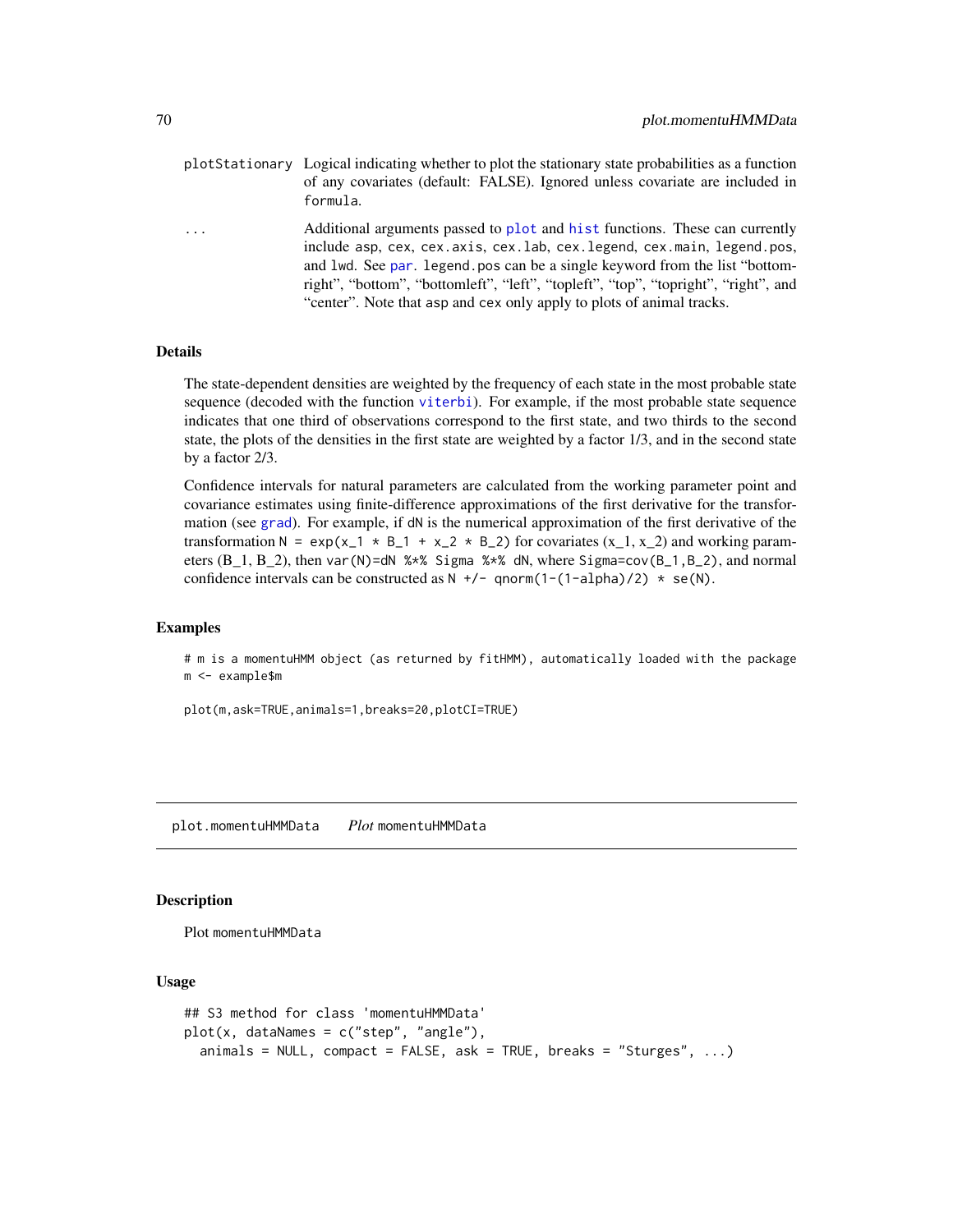| | |
|---|---|
| plotStationary | Logical indicating whether to plot the stationary state probabilities as a function of any covariates (default: FALSE). Ignored unless covariate are included in formula. |
| ... | Additional arguments passed to plot and hist functions. These can currently include asp, cex, cex.axis, cex.lab, cex.legend, cex.main, legend.pos, and lwd. See par. legend.pos can be a single keyword from the list "bottomright", "bottom", "bottomleft", "left", "topleft", "top", "topright", "right", and "center". Note that asp and cex only apply to plots of animal tracks. |

### Details

The state-dependent densities are weighted by the frequency of each state in the most probable state sequence (decoded with the function viterbi). For example, if the most probable state sequence indicates that one third of observations correspond to the first state, and two thirds to the second state, the plots of the densities in the first state are weighted by a factor 1/3, and in the second state by a factor 2/3.

Confidence intervals for natural parameters are calculated from the working parameter point and covariance estimates using finite-difference approximations of the first derivative for the transformation (see grad). For example, if dN is the numerical approximation of the first derivative of the transformation `N = exp(x_1 * B_1 + x_2 * B_2)` for covariates (x_1, x_2) and working parameters (B_1, B_2), then `var(N)=dN %*% Sigma %*% dN`, where `Sigma=cov(B_1,B_2)`, and normal confidence intervals can be constructed as `N +/- qnorm(1-(1-alpha)/2) * se(N)`.

### Examples

```
# m is a momentuHMM object (as returned by fitHMM), automatically loaded with the package
m <- example$m

plot(m,ask=TRUE,animals=1,breaks=20,plotCI=TRUE)
```

---

## plot.momentuHMMData &nbsp;&nbsp;&nbsp; *Plot* momentuHMMData

---

### Description

Plot momentuHMMData

### Usage

```
## S3 method for class 'momentuHMMData'
plot(x, dataNames = c("step", "angle"),
  animals = NULL, compact = FALSE, ask = TRUE, breaks = "Sturges", ...)
```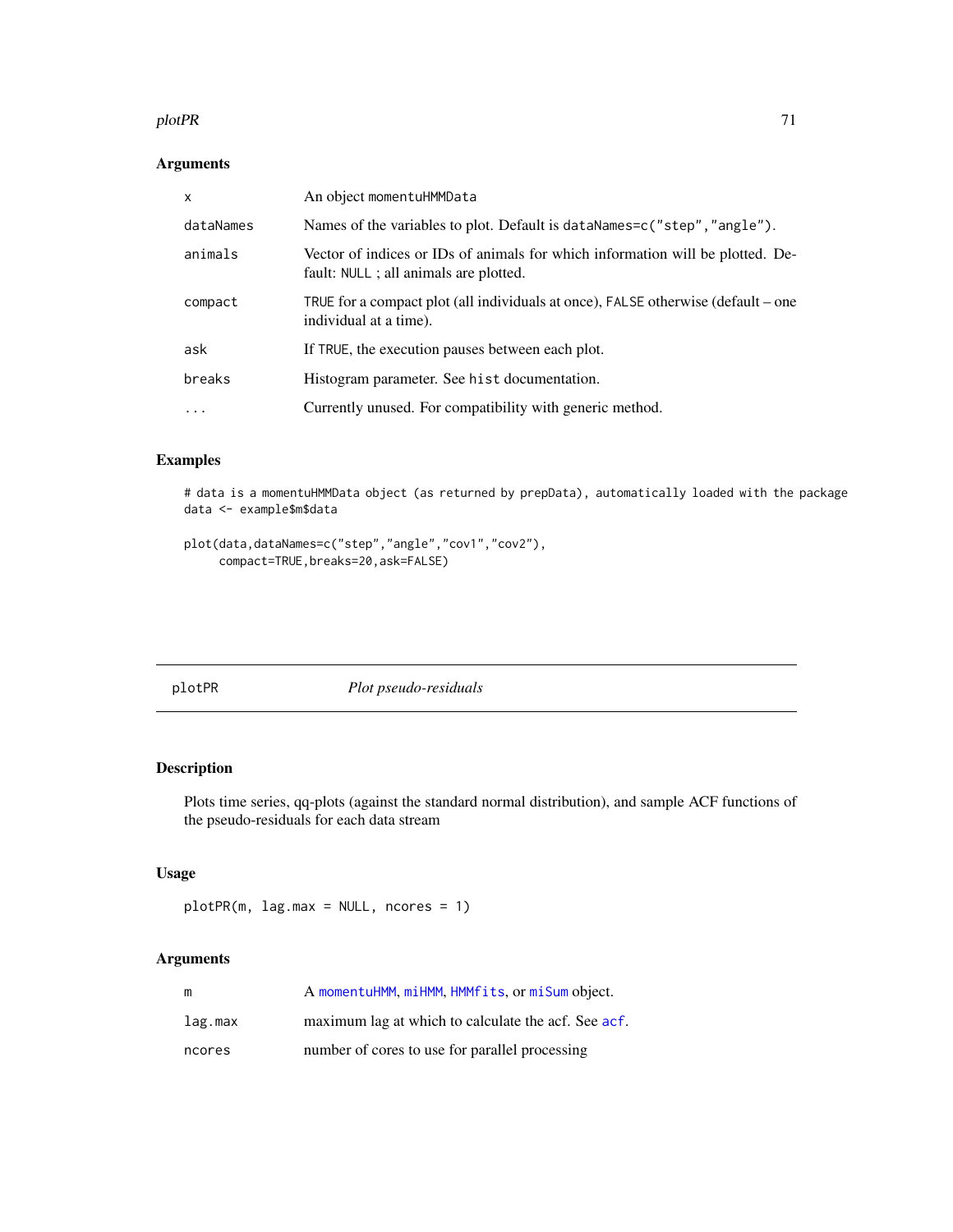### Arguments

| | |
|---|---|
| x | An object momentuHMMData |
| dataNames | Names of the variables to plot. Default is dataNames=c("step","angle"). |
| animals | Vector of indices or IDs of animals for which information will be plotted. Default: NULL ; all animals are plotted. |
| compact | TRUE for a compact plot (all individuals at once), FALSE otherwise (default – one individual at a time). |
| ask | If TRUE, the execution pauses between each plot. |
| breaks | Histogram parameter. See hist documentation. |
| ... | Currently unused. For compatibility with generic method. |

### Examples

```
# data is a momentuHMMData object (as returned by prepData), automatically loaded with the package
data <- example$m$data

plot(data,dataNames=c("step","angle","cov1","cov2"),
     compact=TRUE,breaks=20,ask=FALSE)
```

---

## plotPR *Plot pseudo-residuals*

### Description

Plots time series, qq-plots (against the standard normal distribution), and sample ACF functions of the pseudo-residuals for each data stream

### Usage

```
plotPR(m, lag.max = NULL, ncores = 1)
```

### Arguments

| | |
|---|---|
| m | A momentuHMM, miHMM, HMMfits, or miSum object. |
| lag.max | maximum lag at which to calculate the acf. See acf. |
| ncores | number of cores to use for parallel processing |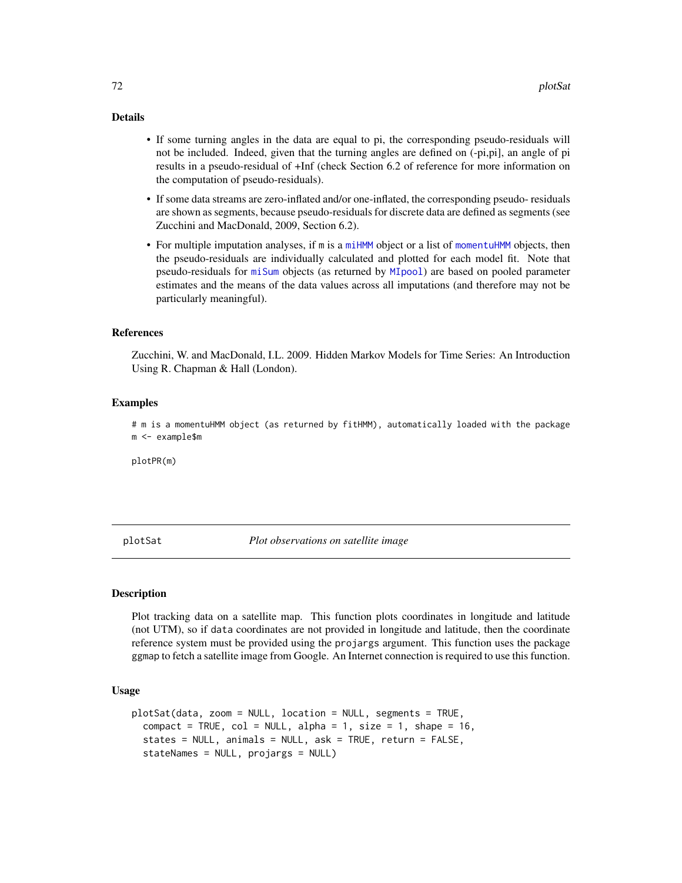### Details

- If some turning angles in the data are equal to pi, the corresponding pseudo-residuals will not be included. Indeed, given that the turning angles are defined on (-pi,pi], an angle of pi results in a pseudo-residual of +Inf (check Section 6.2 of reference for more information on the computation of pseudo-residuals).
- If some data streams are zero-inflated and/or one-inflated, the corresponding pseudo- residuals are shown as segments, because pseudo-residuals for discrete data are defined as segments (see Zucchini and MacDonald, 2009, Section 6.2).
- For multiple imputation analyses, if `m` is a `miHMM` object or a list of `momentuHMM` objects, then the pseudo-residuals are individually calculated and plotted for each model fit. Note that pseudo-residuals for `miSum` objects (as returned by `MIpool`) are based on pooled parameter estimates and the means of the data values across all imputations (and therefore may not be particularly meaningful).

### References

Zucchini, W. and MacDonald, I.L. 2009. Hidden Markov Models for Time Series: An Introduction Using R. Chapman & Hall (London).

### Examples

```
# m is a momentuHMM object (as returned by fitHMM), automatically loaded with the package
m <- example$m

plotPR(m)
```

---

## plotSat *Plot observations on satellite image*

### Description

Plot tracking data on a satellite map. This function plots coordinates in longitude and latitude (not UTM), so if `data` coordinates are not provided in longitude and latitude, then the coordinate reference system must be provided using the `projargs` argument. This function uses the package `ggmap` to fetch a satellite image from Google. An Internet connection is required to use this function.

### Usage

```
plotSat(data, zoom = NULL, location = NULL, segments = TRUE,
  compact = TRUE, col = NULL, alpha = 1, size = 1, shape = 16,
  states = NULL, animals = NULL, ask = TRUE, return = FALSE,
  stateNames = NULL, projargs = NULL)
```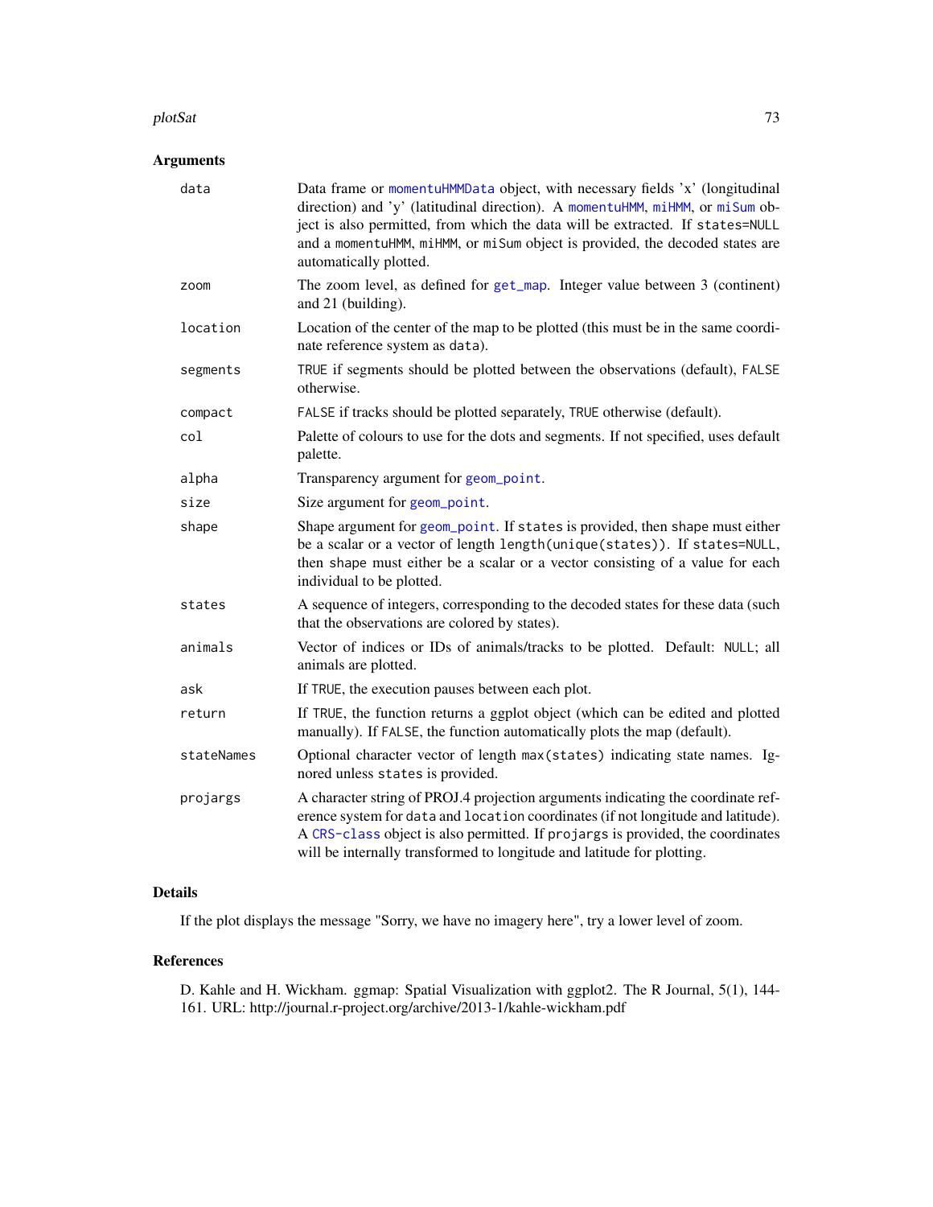## Arguments

| Argument | Description |
| --- | --- |
| `data` | Data frame or momentuHMMData object, with necessary fields 'x' (longitudinal direction) and 'y' (latitudinal direction). A momentuHMM, miHMM, or miSum object is also permitted, from which the data will be extracted. If `states=NULL` and a `momentuHMM`, `miHMM`, or `miSum` object is provided, the decoded states are automatically plotted. |
| `zoom` | The zoom level, as defined for get_map. Integer value between 3 (continent) and 21 (building). |
| `location` | Location of the center of the map to be plotted (this must be in the same coordinate reference system as `data`). |
| `segments` | `TRUE` if segments should be plotted between the observations (default), `FALSE` otherwise. |
| `compact` | `FALSE` if tracks should be plotted separately, `TRUE` otherwise (default). |
| `col` | Palette of colours to use for the dots and segments. If not specified, uses default palette. |
| `alpha` | Transparency argument for geom_point. |
| `size` | Size argument for geom_point. |
| `shape` | Shape argument for geom_point. If `states` is provided, then `shape` must either be a scalar or a vector of length `length(unique(states))`. If `states=NULL`, then `shape` must either be a scalar or a vector consisting of a value for each individual to be plotted. |
| `states` | A sequence of integers, corresponding to the decoded states for these data (such that the observations are colored by states). |
| `animals` | Vector of indices or IDs of animals/tracks to be plotted. Default: `NULL`; all animals are plotted. |
| `ask` | If `TRUE`, the execution pauses between each plot. |
| `return` | If `TRUE`, the function returns a ggplot object (which can be edited and plotted manually). If `FALSE`, the function automatically plots the map (default). |
| `stateNames` | Optional character vector of length `max(states)` indicating state names. Ignored unless `states` is provided. |
| `projargs` | A character string of PROJ.4 projection arguments indicating the coordinate reference system for `data` and `location` coordinates (if not longitude and latitude). A CRS-class object is also permitted. If `projargs` is provided, the coordinates will be internally transformed to longitude and latitude for plotting. |

## Details

If the plot displays the message "Sorry, we have no imagery here", try a lower level of zoom.

## References

D. Kahle and H. Wickham. ggmap: Spatial Visualization with ggplot2. The R Journal, 5(1), 144-161. URL: http://journal.r-project.org/archive/2013-1/kahle-wickham.pdf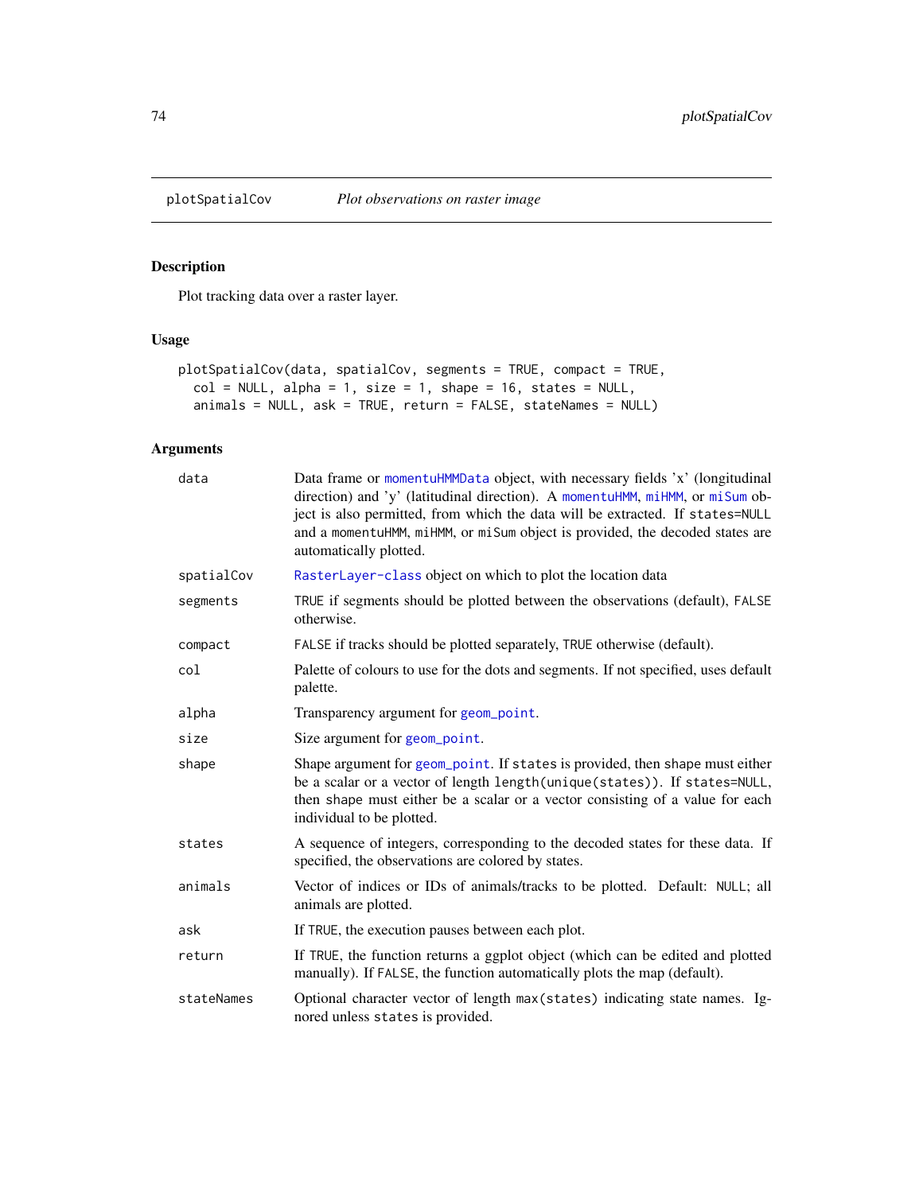## plotSpatialCov — *Plot observations on raster image*

### Description

Plot tracking data over a raster layer.

### Usage

```
plotSpatialCov(data, spatialCov, segments = TRUE, compact = TRUE,
  col = NULL, alpha = 1, size = 1, shape = 16, states = NULL,
  animals = NULL, ask = TRUE, return = FALSE, stateNames = NULL)
```

### Arguments

| Argument | Description |
|---|---|
| `data` | Data frame or `momentuHMMData` object, with necessary fields 'x' (longitudinal direction) and 'y' (latitudinal direction). A `momentuHMM`, `miHMM`, or `miSum` object is also permitted, from which the data will be extracted. If `states=NULL` and a `momentuHMM`, `miHMM`, or `miSum` object is provided, the decoded states are automatically plotted. |
| `spatialCov` | `RasterLayer-class` object on which to plot the location data |
| `segments` | `TRUE` if segments should be plotted between the observations (default), `FALSE` otherwise. |
| `compact` | `FALSE` if tracks should be plotted separately, `TRUE` otherwise (default). |
| `col` | Palette of colours to use for the dots and segments. If not specified, uses default palette. |
| `alpha` | Transparency argument for `geom_point`. |
| `size` | Size argument for `geom_point`. |
| `shape` | Shape argument for `geom_point`. If `states` is provided, then shape must either be a scalar or a vector of length `length(unique(states))`. If `states=NULL`, then shape must either be a scalar or a vector consisting of a value for each individual to be plotted. |
| `states` | A sequence of integers, corresponding to the decoded states for these data. If specified, the observations are colored by states. |
| `animals` | Vector of indices or IDs of animals/tracks to be plotted. Default: `NULL`; all animals are plotted. |
| `ask` | If `TRUE`, the execution pauses between each plot. |
| `return` | If `TRUE`, the function returns a ggplot object (which can be edited and plotted manually). If `FALSE`, the function automatically plots the map (default). |
| `stateNames` | Optional character vector of length `max(states)` indicating state names. Ignored unless `states` is provided. |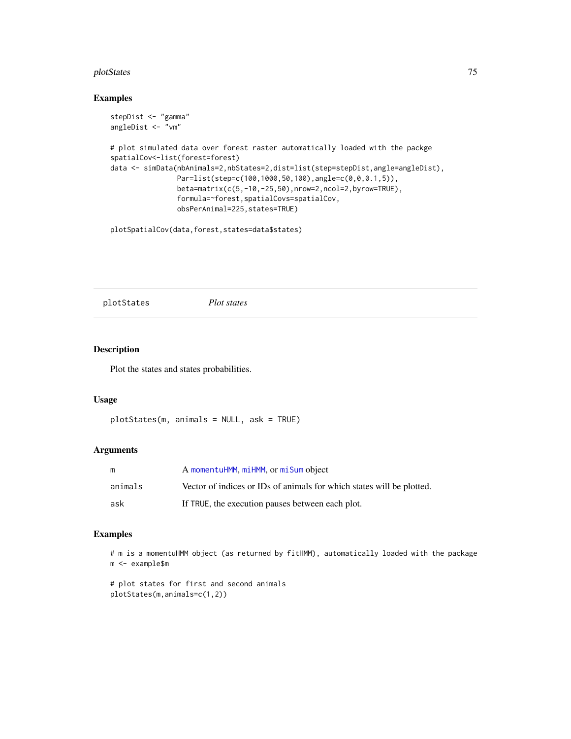## Examples

```
stepDist <- "gamma"
angleDist <- "vm"

# plot simulated data over forest raster automatically loaded with the packge
spatialCov<-list(forest=forest)
data <- simData(nbAnimals=2,nbStates=2,dist=list(step=stepDist,angle=angleDist),
                Par=list(step=c(100,1000,50,100),angle=c(0,0,0.1,5)),
                beta=matrix(c(5,-10,-25,50),nrow=2,ncol=2,byrow=TRUE),
                formula=~forest,spatialCovs=spatialCov,
                obsPerAnimal=225,states=TRUE)

plotSpatialCov(data,forest,states=data$states)
```

---

# plotStates    *Plot states*

---

## Description

Plot the states and states probabilities.

## Usage

```
plotStates(m, animals = NULL, ask = TRUE)
```

## Arguments

| | |
|---|---|
| m | A momentuHMM, miHMM, or miSum object |
| animals | Vector of indices or IDs of animals for which states will be plotted. |
| ask | If TRUE, the execution pauses between each plot. |

## Examples

```
# m is a momentuHMM object (as returned by fitHMM), automatically loaded with the package
m <- example$m

# plot states for first and second animals
plotStates(m,animals=c(1,2))
```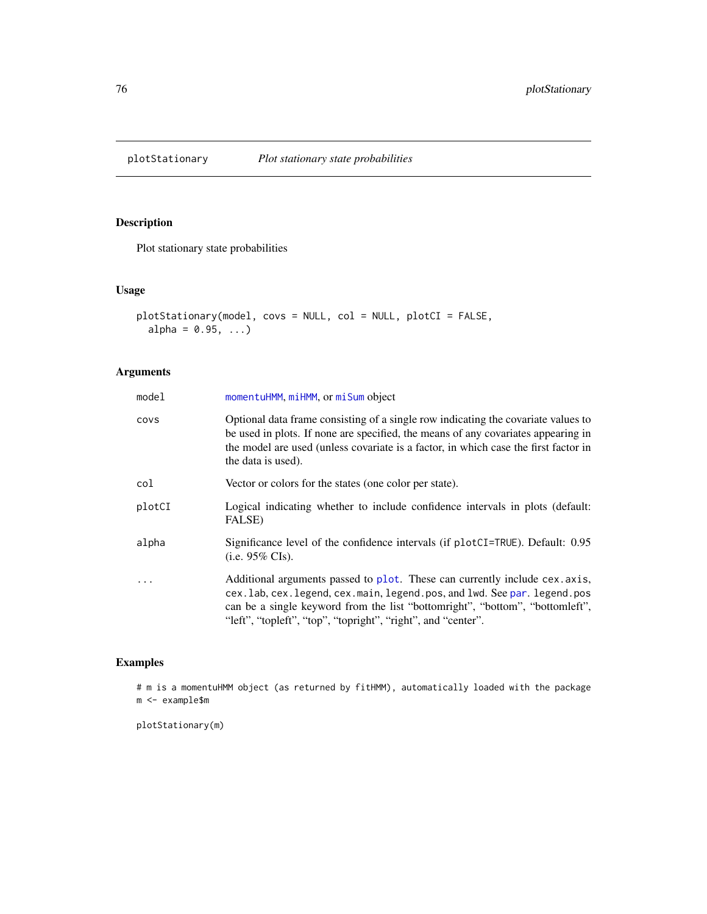# plotStationary — *Plot stationary state probabilities*

## Description

Plot stationary state probabilities

## Usage

```
plotStationary(model, covs = NULL, col = NULL, plotCI = FALSE,
  alpha = 0.95, ...)
```

## Arguments

| | |
|---|---|
| model | momentuHMM, miHMM, or miSum object |
| covs | Optional data frame consisting of a single row indicating the covariate values to be used in plots. If none are specified, the means of any covariates appearing in the model are used (unless covariate is a factor, in which case the first factor in the data is used). |
| col | Vector or colors for the states (one color per state). |
| plotCI | Logical indicating whether to include confidence intervals in plots (default: FALSE) |
| alpha | Significance level of the confidence intervals (if `plotCI=TRUE`). Default: 0.95 (i.e. 95% CIs). |
| ... | Additional arguments passed to plot. These can currently include `cex.axis`, `cex.lab`, `cex.legend`, `cex.main`, `legend.pos`, and `lwd`. See par. `legend.pos` can be a single keyword from the list "bottomright", "bottom", "bottomleft", "left", "topleft", "top", "topright", "right", and "center". |

## Examples

```
# m is a momentuHMM object (as returned by fitHMM), automatically loaded with the package
m <- example$m

plotStationary(m)
```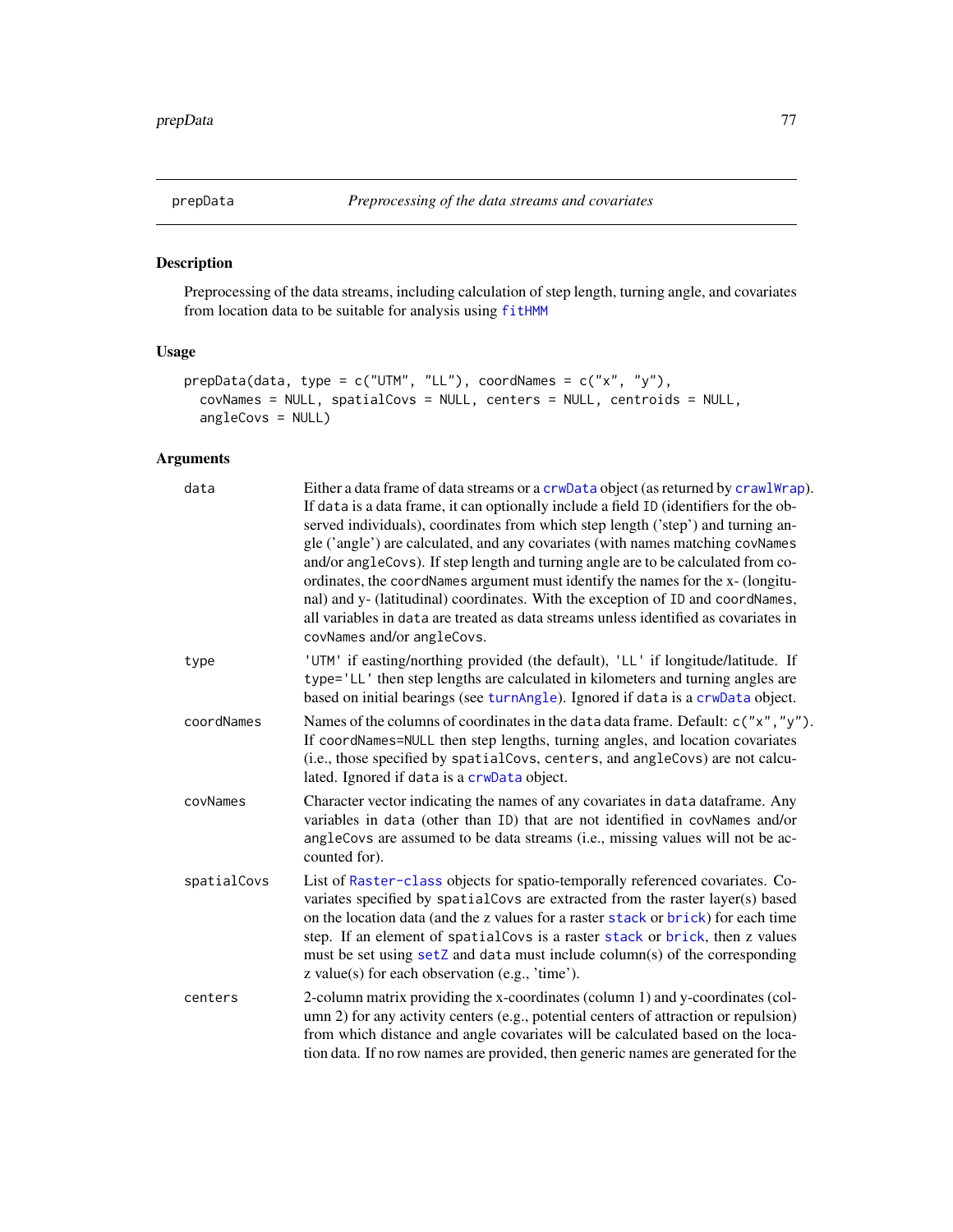## prepData — *Preprocessing of the data streams and covariates*

### Description

Preprocessing of the data streams, including calculation of step length, turning angle, and covariates from location data to be suitable for analysis using `fitHMM`

### Usage

```
prepData(data, type = c("UTM", "LL"), coordNames = c("x", "y"),
  covNames = NULL, spatialCovs = NULL, centers = NULL, centroids = NULL,
  angleCovs = NULL)
```

### Arguments

| | |
|---|---|
| `data` | Either a data frame of data streams or a `crwData` object (as returned by `crawlWrap`). If `data` is a data frame, it can optionally include a field `ID` (identifiers for the observed individuals), coordinates from which step length ('step') and turning angle ('angle') are calculated, and any covariates (with names matching `covNames` and/or `angleCovs`). If step length and turning angle are to be calculated from coordinates, the `coordNames` argument must identify the names for the x- (longitunal) and y- (latitudinal) coordinates. With the exception of `ID` and `coordNames`, all variables in `data` are treated as data streams unless identified as covariates in `covNames` and/or `angleCovs`. |
| `type` | `'UTM'` if easting/northing provided (the default), `'LL'` if longitude/latitude. If `type='LL'` then step lengths are calculated in kilometers and turning angles are based on initial bearings (see `turnAngle`). Ignored if `data` is a `crwData` object. |
| `coordNames` | Names of the columns of coordinates in the `data` data frame. Default: `c("x","y")`. If `coordNames=NULL` then step lengths, turning angles, and location covariates (i.e., those specified by `spatialCovs`, `centers`, and `angleCovs`) are not calculated. Ignored if `data` is a `crwData` object. |
| `covNames` | Character vector indicating the names of any covariates in `data` dataframe. Any variables in `data` (other than `ID`) that are not identified in `covNames` and/or `angleCovs` are assumed to be data streams (i.e., missing values will not be accounted for). |
| `spatialCovs` | List of `Raster-class` objects for spatio-temporally referenced covariates. Covariates specified by `spatialCovs` are extracted from the raster layer(s) based on the location data (and the z values for a raster `stack` or `brick`) for each time step. If an element of `spatialCovs` is a raster `stack` or `brick`, then z values must be set using `setZ` and `data` must include column(s) of the corresponding z value(s) for each observation (e.g., 'time'). |
| `centers` | 2-column matrix providing the x-coordinates (column 1) and y-coordinates (column 2) for any activity centers (e.g., potential centers of attraction or repulsion) from which distance and angle covariates will be calculated based on the location data. If no row names are provided, then generic names are generated for the |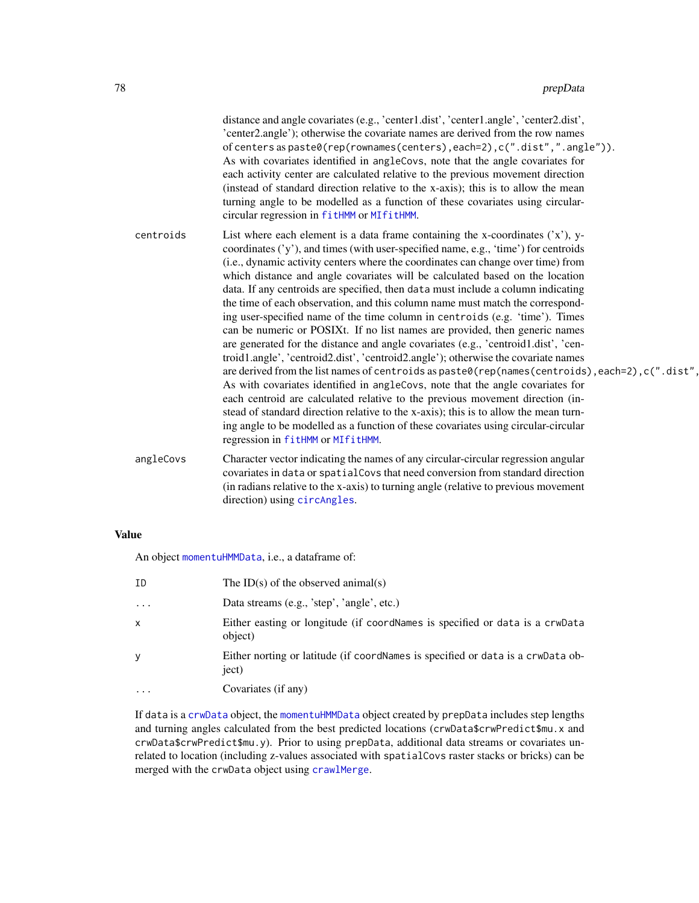distance and angle covariates (e.g., 'center1.dist', 'center1.angle', 'center2.dist', 'center2.angle'); otherwise the covariate names are derived from the row names of `centers` as `paste0(rep(rownames(centers),each=2),c(".dist",".angle"))`. As with covariates identified in `angleCovs`, note that the angle covariates for each activity center are calculated relative to the previous movement direction (instead of standard direction relative to the x-axis); this is to allow the mean turning angle to be modelled as a function of these covariates using circular-circular regression in `fitHMM` or `MIfitHMM`.

`centroids` List where each element is a data frame containing the x-coordinates ('x'), y-coordinates ('y'), and times (with user-specified name, e.g., 'time') for centroids (i.e., dynamic activity centers where the coordinates can change over time) from which distance and angle covariates will be calculated based on the location data. If any centroids are specified, then `data` must include a column indicating the time of each observation, and this column name must match the corresponding user-specified name of the time column in `centroids` (e.g. 'time'). Times can be numeric or POSIXt. If no list names are provided, then generic names are generated for the distance and angle covariates (e.g., 'centroid1.dist', 'centroid1.angle', 'centroid2.dist', 'centroid2.angle'); otherwise the covariate names are derived from the list names of `centroids` as `paste0(rep(names(centroids),each=2),c(".dist",`
As with covariates identified in `angleCovs`, note that the angle covariates for each centroid are calculated relative to the previous movement direction (instead of standard direction relative to the x-axis); this is to allow the mean turning angle to be modelled as a function of these covariates using circular-circular regression in `fitHMM` or `MIfitHMM`.

`angleCovs` Character vector indicating the names of any circular-circular regression angular covariates in `data` or `spatialCovs` that need conversion from standard direction (in radians relative to the x-axis) to turning angle (relative to previous movement direction) using `circAngles`.

## Value

An object `momentuHMMData`, i.e., a dataframe of:

| | |
|---|---|
| ID | The ID(s) of the observed animal(s) |
| ... | Data streams (e.g., 'step', 'angle', etc.) |
| x | Either easting or longitude (if `coordNames` is specified or `data` is a `crwData` object) |
| y | Either norting or latitude (if `coordNames` is specified or `data` is a `crwData` object) |
| ... | Covariates (if any) |

If `data` is a `crwData` object, the `momentuHMMData` object created by `prepData` includes step lengths and turning angles calculated from the best predicted locations (`crwData$crwPredict$mu.x` and `crwData$crwPredict$mu.y`). Prior to using `prepData`, additional data streams or covariates unrelated to location (including z-values associated with `spatialCovs` raster stacks or bricks) can be merged with the `crwData` object using `crawlMerge`.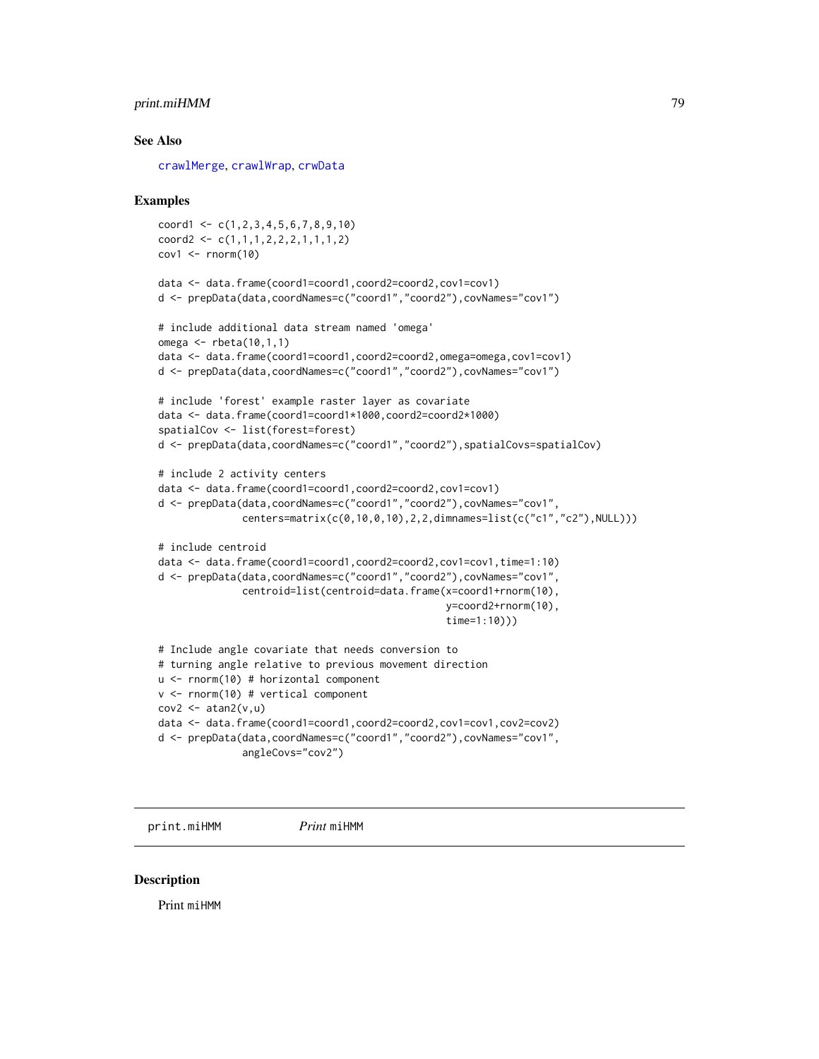## See Also

crawlMerge, crawlWrap, crwData

## Examples

```
coord1 <- c(1,2,3,4,5,6,7,8,9,10)
coord2 <- c(1,1,1,2,2,2,1,1,1,2)
cov1 <- rnorm(10)

data <- data.frame(coord1=coord1,coord2=coord2,cov1=cov1)
d <- prepData(data,coordNames=c("coord1","coord2"),covNames="cov1")

# include additional data stream named 'omega'
omega <- rbeta(10,1,1)
data <- data.frame(coord1=coord1,coord2=coord2,omega=omega,cov1=cov1)
d <- prepData(data,coordNames=c("coord1","coord2"),covNames="cov1")

# include 'forest' example raster layer as covariate
data <- data.frame(coord1=coord1*1000,coord2=coord2*1000)
spatialCov <- list(forest=forest)
d <- prepData(data,coordNames=c("coord1","coord2"),spatialCovs=spatialCov)

# include 2 activity centers
data <- data.frame(coord1=coord1,coord2=coord2,cov1=cov1)
d <- prepData(data,coordNames=c("coord1","coord2"),covNames="cov1",
              centers=matrix(c(0,10,0,10),2,2,dimnames=list(c("c1","c2"),NULL)))

# include centroid
data <- data.frame(coord1=coord1,coord2=coord2,cov1=cov1,time=1:10)
d <- prepData(data,coordNames=c("coord1","coord2"),covNames="cov1",
              centroid=list(centroid=data.frame(x=coord1+rnorm(10),
                                                y=coord2+rnorm(10),
                                                time=1:10)))

# Include angle covariate that needs conversion to
# turning angle relative to previous movement direction
u <- rnorm(10) # horizontal component
v <- rnorm(10) # vertical component
cov2 <- atan2(v,u)
data <- data.frame(coord1=coord1,coord2=coord2,cov1=cov1,cov2=cov2)
d <- prepData(data,coordNames=c("coord1","coord2"),covNames="cov1",
              angleCovs="cov2")
```

---

print.miHMM — *Print* miHMM

---

## Description

Print miHMM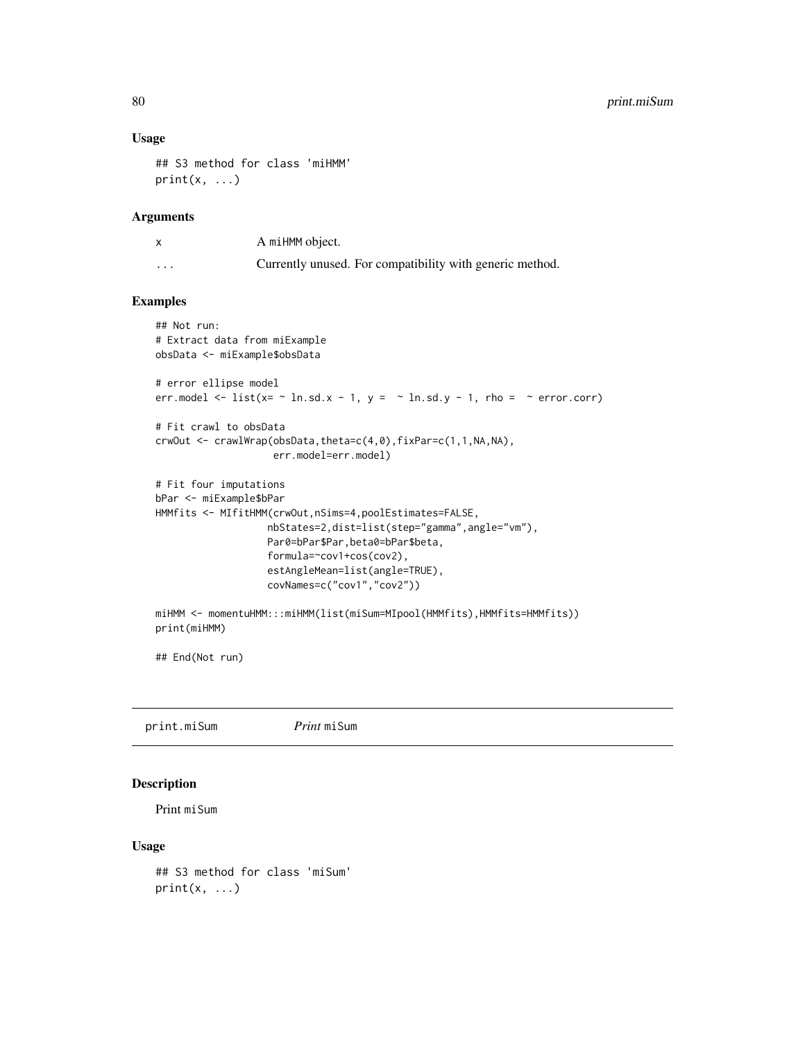## Usage

```
## S3 method for class 'miHMM'
print(x, ...)
```

## Arguments

| | |
|---|---|
| x | A miHMM object. |
| ... | Currently unused. For compatibility with generic method. |

## Examples

```
## Not run:
# Extract data from miExample
obsData <- miExample$obsData

# error ellipse model
err.model <- list(x= ~ ln.sd.x - 1, y =  ~ ln.sd.y - 1, rho =  ~ error.corr)

# Fit crawl to obsData
crwOut <- crawlWrap(obsData,theta=c(4,0),fixPar=c(1,1,NA,NA),
                    err.model=err.model)

# Fit four imputations
bPar <- miExample$bPar
HMMfits <- MIfitHMM(crwOut,nSims=4,poolEstimates=FALSE,
                   nbStates=2,dist=list(step="gamma",angle="vm"),
                   Par0=bPar$Par,beta0=bPar$beta,
                   formula=~cov1+cos(cov2),
                   estAngleMean=list(angle=TRUE),
                   covNames=c("cov1","cov2"))

miHMM <- momentuHMM:::miHMM(list(miSum=MIpool(HMMfits),HMMfits=HMMfits))
print(miHMM)

## End(Not run)
```

---

# print.miSum — *Print* miSum

## Description

Print miSum

## Usage

```
## S3 method for class 'miSum'
print(x, ...)
```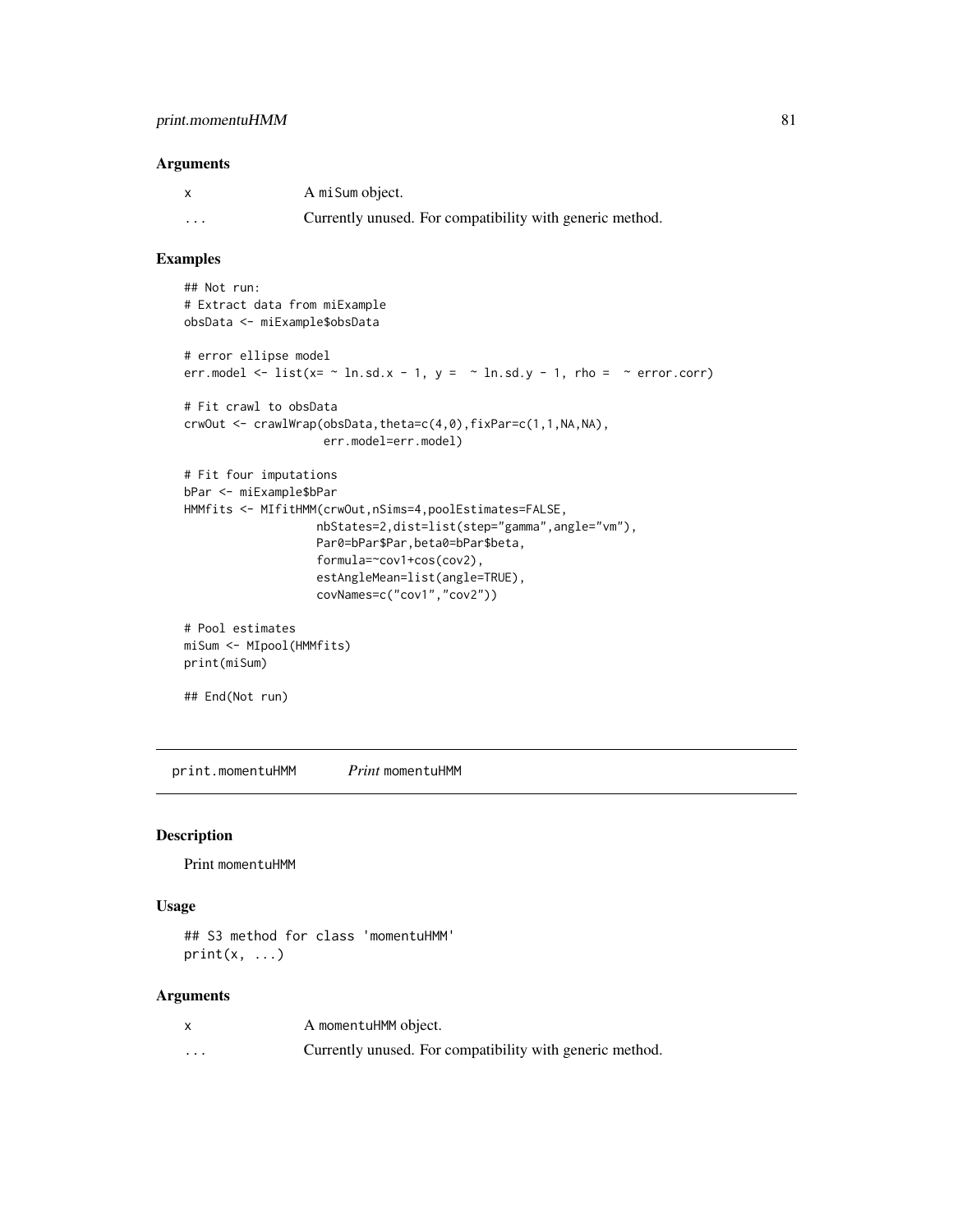### Arguments

| | |
|---|---|
| x | A miSum object. |
| ... | Currently unused. For compatibility with generic method. |

### Examples

```
## Not run:
# Extract data from miExample
obsData <- miExample$obsData

# error ellipse model
err.model <- list(x= ~ ln.sd.x - 1, y =  ~ ln.sd.y - 1, rho =  ~ error.corr)

# Fit crawl to obsData
crwOut <- crawlWrap(obsData,theta=c(4,0),fixPar=c(1,1,NA,NA),
                    err.model=err.model)

# Fit four imputations
bPar <- miExample$bPar
HMMfits <- MIfitHMM(crwOut,nSims=4,poolEstimates=FALSE,
                   nbStates=2,dist=list(step="gamma",angle="vm"),
                   Par0=bPar$Par,beta0=bPar$beta,
                   formula=~cov1+cos(cov2),
                   estAngleMean=list(angle=TRUE),
                   covNames=c("cov1","cov2"))

# Pool estimates
miSum <- MIpool(HMMfits)
print(miSum)

## End(Not run)
```

---

## print.momentuHMM *Print* momentuHMM

### Description

Print momentuHMM

### Usage

```
## S3 method for class 'momentuHMM'
print(x, ...)
```

### Arguments

| | |
|---|---|
| x | A momentuHMM object. |
| ... | Currently unused. For compatibility with generic method. |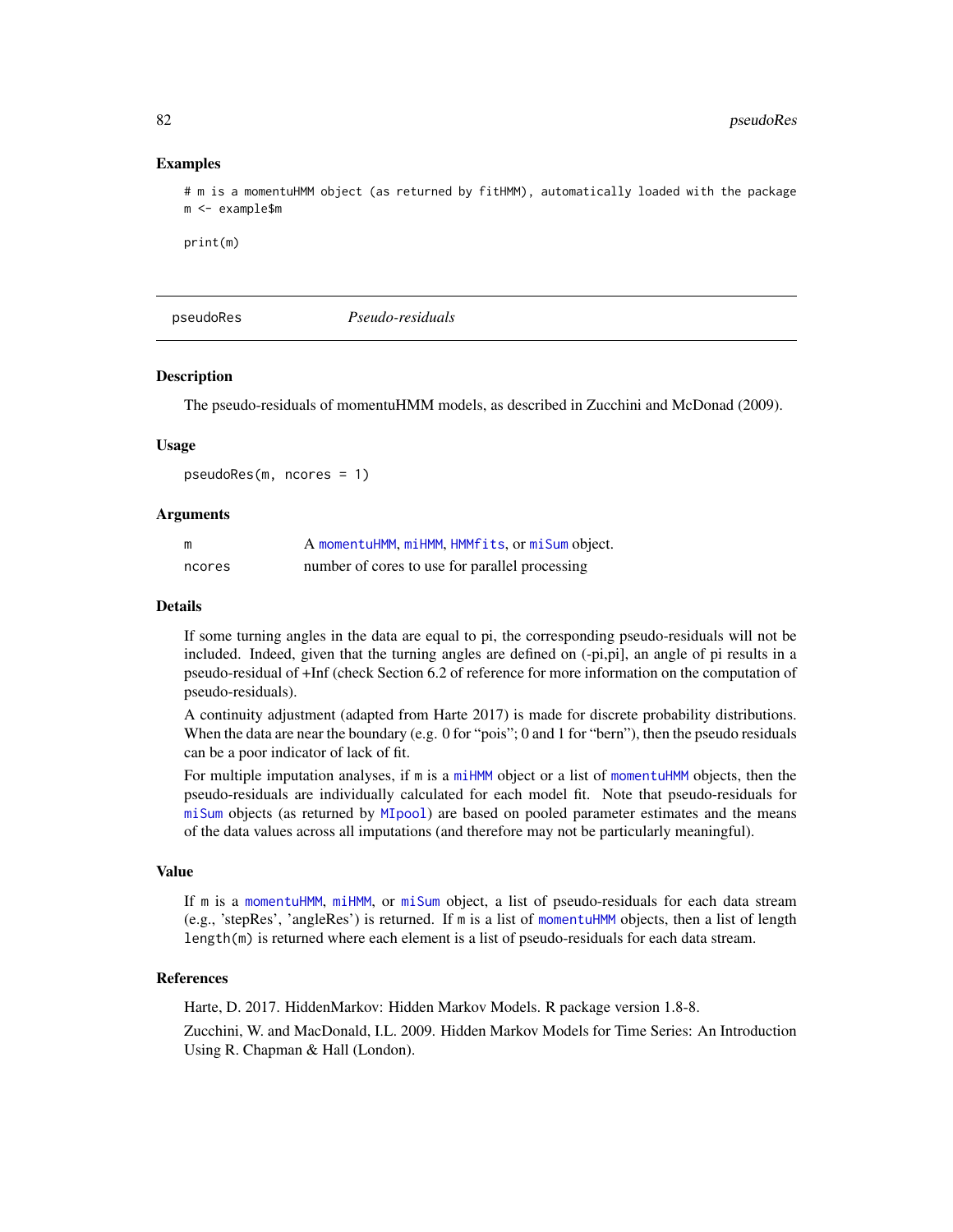## Examples

```
# m is a momentuHMM object (as returned by fitHMM), automatically loaded with the package
m <- example$m

print(m)
```

---

# pseudoRes *Pseudo-residuals*

## Description

The pseudo-residuals of momentuHMM models, as described in Zucchini and McDonad (2009).

## Usage

```
pseudoRes(m, ncores = 1)
```

## Arguments

| | |
|---|---|
| `m` | A momentuHMM, miHMM, HMMfits, or miSum object. |
| `ncores` | number of cores to use for parallel processing |

## Details

If some turning angles in the data are equal to pi, the corresponding pseudo-residuals will not be included. Indeed, given that the turning angles are defined on (-pi,pi], an angle of pi results in a pseudo-residual of +Inf (check Section 6.2 of reference for more information on the computation of pseudo-residuals).

A continuity adjustment (adapted from Harte 2017) is made for discrete probability distributions. When the data are near the boundary (e.g. 0 for "pois"; 0 and 1 for "bern"), then the pseudo residuals can be a poor indicator of lack of fit.

For multiple imputation analyses, if `m` is a miHMM object or a list of momentuHMM objects, then the pseudo-residuals are individually calculated for each model fit. Note that pseudo-residuals for miSum objects (as returned by MIpool) are based on pooled parameter estimates and the means of the data values across all imputations (and therefore may not be particularly meaningful).

## Value

If `m` is a momentuHMM, miHMM, or miSum object, a list of pseudo-residuals for each data stream (e.g., 'stepRes', 'angleRes') is returned. If `m` is a list of momentuHMM objects, then a list of length `length(m)` is returned where each element is a list of pseudo-residuals for each data stream.

## References

Harte, D. 2017. HiddenMarkov: Hidden Markov Models. R package version 1.8-8.

Zucchini, W. and MacDonald, I.L. 2009. Hidden Markov Models for Time Series: An Introduction Using R. Chapman & Hall (London).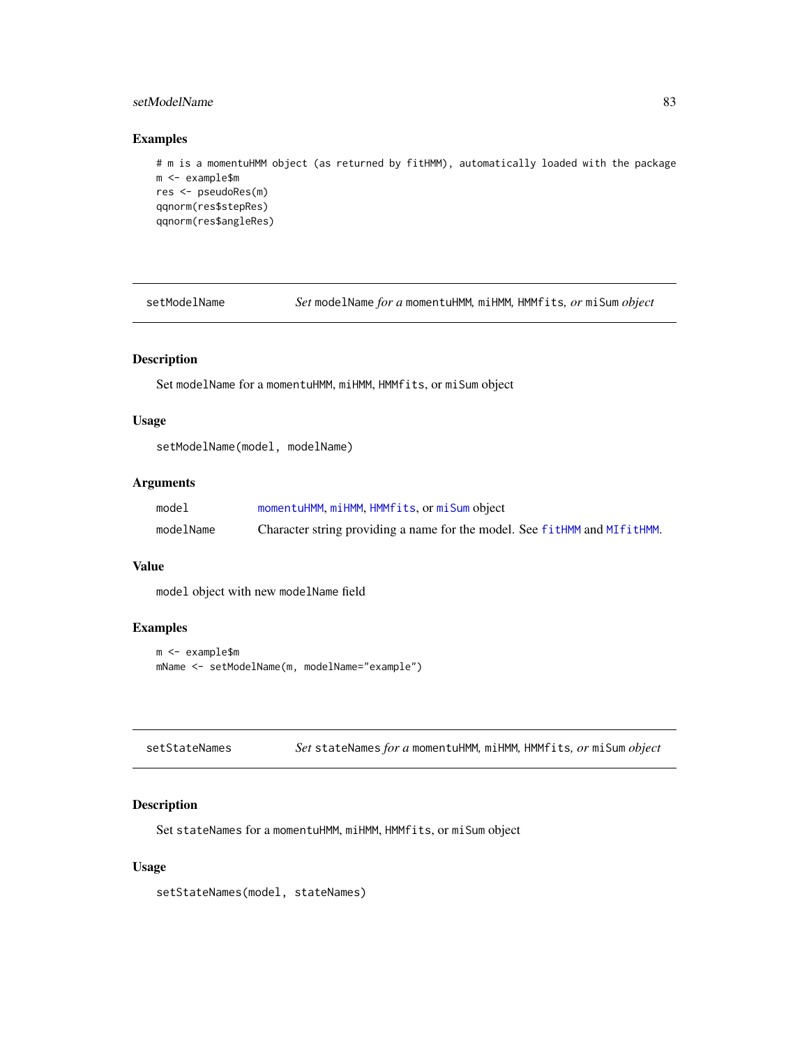## Examples

```
# m is a momentuHMM object (as returned by fitHMM), automatically loaded with the package
m <- example$m
res <- pseudoRes(m)
qqnorm(res$stepRes)
qqnorm(res$angleRes)
```

---

# setModelName — *Set* `modelName` *for a* `momentuHMM`, `miHMM`, `HMMfits`*, or* `miSum` *object*

---

## Description

Set `modelName` for a `momentuHMM`, `miHMM`, `HMMfits`, or `miSum` object

## Usage

```
setModelName(model, modelName)
```

## Arguments

| | |
|---|---|
| `model` | `momentuHMM`, `miHMM`, `HMMfits`, or `miSum` object |
| `modelName` | Character string providing a name for the model. See `fitHMM` and `MIfitHMM`. |

## Value

`model` object with new `modelName` field

## Examples

```
m <- example$m
mName <- setModelName(m, modelName="example")
```

---

# setStateNames — *Set* `stateNames` *for a* `momentuHMM`, `miHMM`, `HMMfits`*, or* `miSum` *object*

---

## Description

Set `stateNames` for a `momentuHMM`, `miHMM`, `HMMfits`, or `miSum` object

## Usage

```
setStateNames(model, stateNames)
```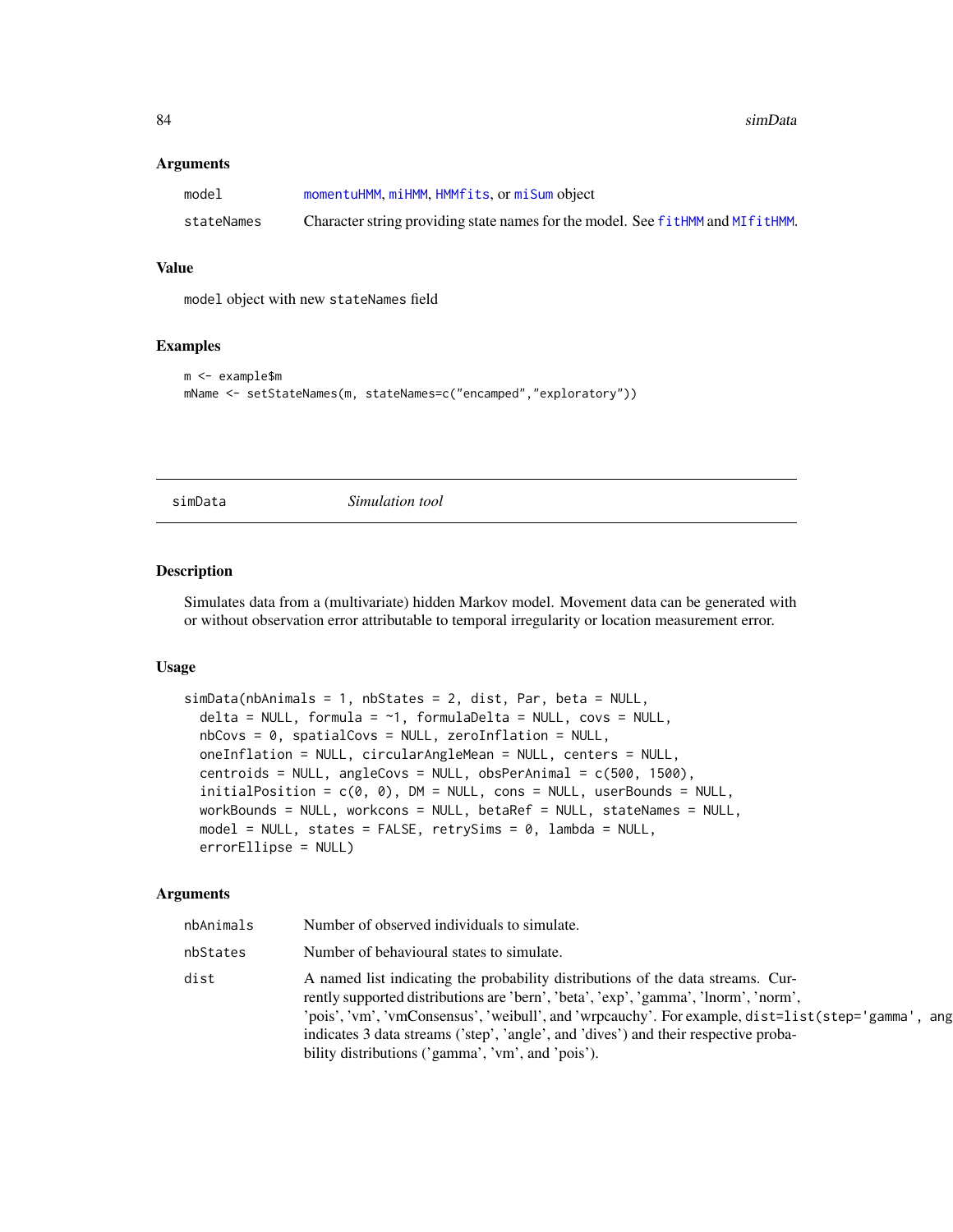### Arguments

| | |
|---|---|
| model | momentuHMM, miHMM, HMMfits, or miSum object |
| stateNames | Character string providing state names for the model. See fitHMM and MIfitHMM. |

### Value

model object with new stateNames field

### Examples

```
m <- example$m
mName <- setStateNames(m, stateNames=c("encamped","exploratory"))
```

---

## simData — *Simulation tool*

### Description

Simulates data from a (multivariate) hidden Markov model. Movement data can be generated with or without observation error attributable to temporal irregularity or location measurement error.

### Usage

```
simData(nbAnimals = 1, nbStates = 2, dist, Par, beta = NULL,
  delta = NULL, formula = ~1, formulaDelta = NULL, covs = NULL,
  nbCovs = 0, spatialCovs = NULL, zeroInflation = NULL,
  oneInflation = NULL, circularAngleMean = NULL, centers = NULL,
  centroids = NULL, angleCovs = NULL, obsPerAnimal = c(500, 1500),
  initialPosition = c(0, 0), DM = NULL, cons = NULL, userBounds = NULL,
  workBounds = NULL, workcons = NULL, betaRef = NULL, stateNames = NULL,
  model = NULL, states = FALSE, retrySims = 0, lambda = NULL,
  errorEllipse = NULL)
```

### Arguments

| | |
|---|---|
| nbAnimals | Number of observed individuals to simulate. |
| nbStates | Number of behavioural states to simulate. |
| dist | A named list indicating the probability distributions of the data streams. Currently supported distributions are 'bern', 'beta', 'exp', 'gamma', 'lnorm', 'norm', 'pois', 'vm', 'vmConsensus', 'weibull', and 'wrpcauchy'. For example, dist=list(step='gamma', ang indicates 3 data streams ('step', 'angle', and 'dives') and their respective probability distributions ('gamma', 'vm', and 'pois'). |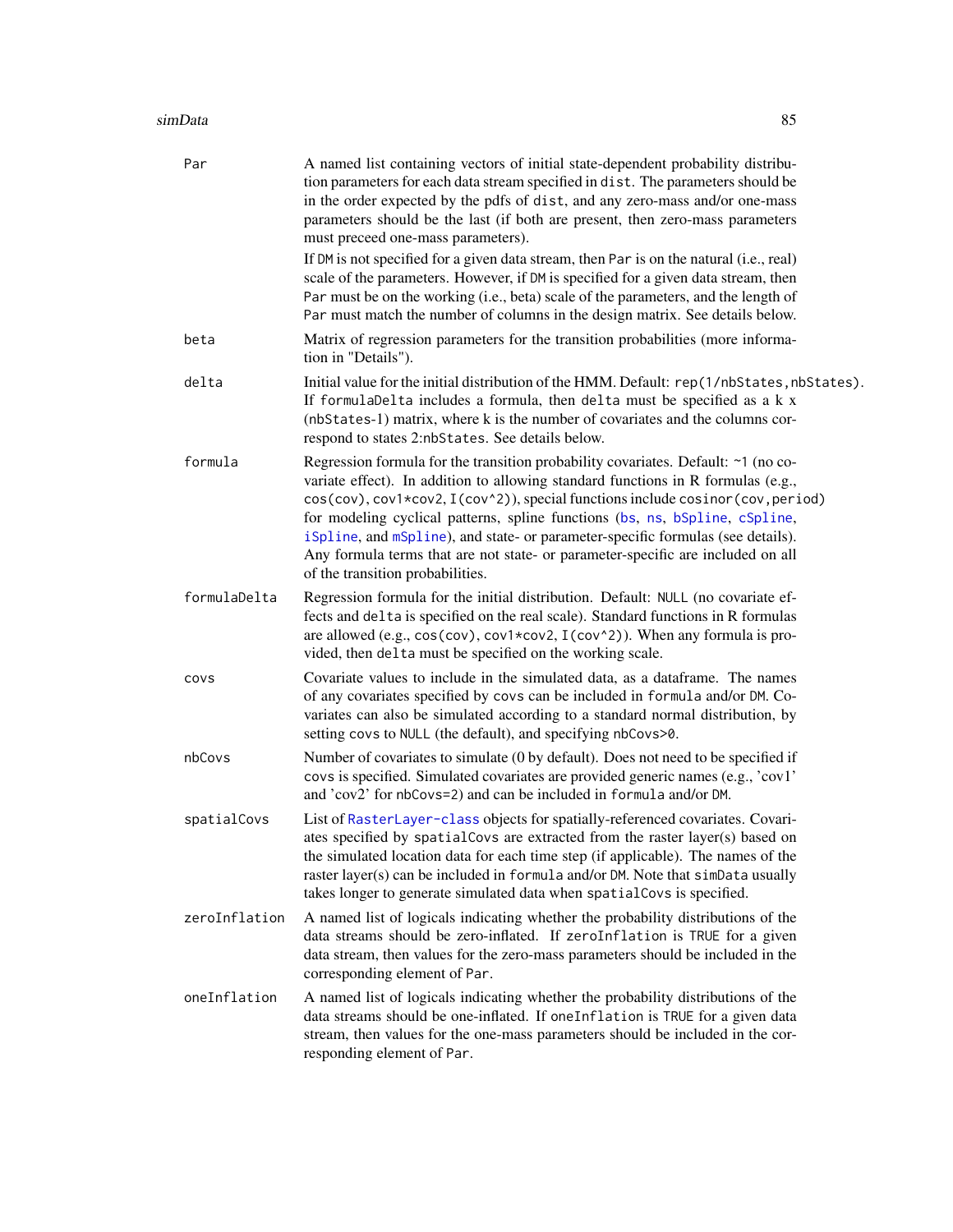| | |
|---|---|
| `Par` | A named list containing vectors of initial state-dependent probability distribution parameters for each data stream specified in `dist`. The parameters should be in the order expected by the pdfs of `dist`, and any zero-mass and/or one-mass parameters should be the last (if both are present, then zero-mass parameters must preceed one-mass parameters).<br><br>If `DM` is not specified for a given data stream, then `Par` is on the natural (i.e., real) scale of the parameters. However, if `DM` is specified for a given data stream, then `Par` must be on the working (i.e., beta) scale of the parameters, and the length of `Par` must match the number of columns in the design matrix. See details below. |
| `beta` | Matrix of regression parameters for the transition probabilities (more information in "Details"). |
| `delta` | Initial value for the initial distribution of the HMM. Default: `rep(1/nbStates,nbStates)`. If `formulaDelta` includes a formula, then `delta` must be specified as a k x (`nbStates`-1) matrix, where k is the number of covariates and the columns correspond to states 2:`nbStates`. See details below. |
| `formula` | Regression formula for the transition probability covariates. Default: `~1` (no covariate effect). In addition to allowing standard functions in R formulas (e.g., `cos(cov)`, `cov1*cov2`, `I(cov^2)`), special functions include `cosinor(cov,period)` for modeling cyclical patterns, spline functions (`bs`, `ns`, `bSpline`, `cSpline`, `iSpline`, and `mSpline`), and state- or parameter-specific formulas (see details). Any formula terms that are not state- or parameter-specific are included on all of the transition probabilities. |
| `formulaDelta` | Regression formula for the initial distribution. Default: `NULL` (no covariate effects and `delta` is specified on the real scale). Standard functions in R formulas are allowed (e.g., `cos(cov)`, `cov1*cov2`, `I(cov^2)`). When any formula is provided, then `delta` must be specified on the working scale. |
| `covs` | Covariate values to include in the simulated data, as a dataframe. The names of any covariates specified by `covs` can be included in `formula` and/or `DM`. Covariates can also be simulated according to a standard normal distribution, by setting `covs` to `NULL` (the default), and specifying `nbCovs>0`. |
| `nbCovs` | Number of covariates to simulate (0 by default). Does not need to be specified if `covs` is specified. Simulated covariates are provided generic names (e.g., 'cov1' and 'cov2' for `nbCovs=2`) and can be included in `formula` and/or `DM`. |
| `spatialCovs` | List of `RasterLayer-class` objects for spatially-referenced covariates. Covariates specified by `spatialCovs` are extracted from the raster layer(s) based on the simulated location data for each time step (if applicable). The names of the raster layer(s) can be included in `formula` and/or `DM`. Note that `simData` usually takes longer to generate simulated data when `spatialCovs` is specified. |
| `zeroInflation` | A named list of logicals indicating whether the probability distributions of the data streams should be zero-inflated. If `zeroInflation` is `TRUE` for a given data stream, then values for the zero-mass parameters should be included in the corresponding element of `Par`. |
| `oneInflation` | A named list of logicals indicating whether the probability distributions of the data streams should be one-inflated. If `oneInflation` is `TRUE` for a given data stream, then values for the one-mass parameters should be included in the corresponding element of `Par`. |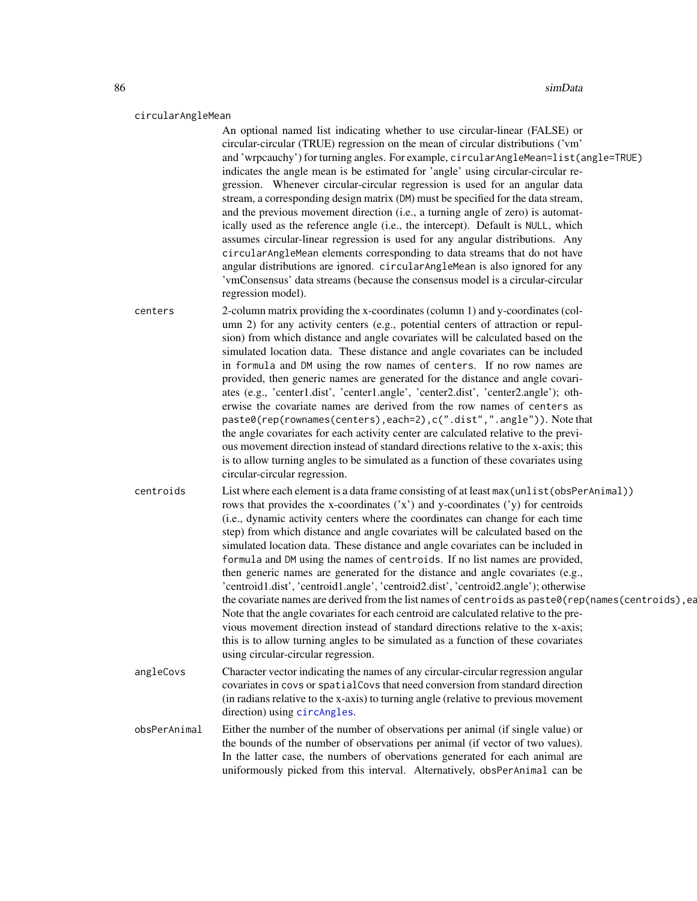**circularAngleMean**
An optional named list indicating whether to use circular-linear (FALSE) or circular-circular (TRUE) regression on the mean of circular distributions ('vm' and 'wrpcauchy') for turning angles. For example, `circularAngleMean=list(angle=TRUE)` indicates the angle mean is be estimated for 'angle' using circular-circular regression. Whenever circular-circular regression is used for an angular data stream, a corresponding design matrix (`DM`) must be specified for the data stream, and the previous movement direction (i.e., a turning angle of zero) is automatically used as the reference angle (i.e., the intercept). Default is `NULL`, which assumes circular-linear regression is used for any angular distributions. Any `circularAngleMean` elements corresponding to data streams that do not have angular distributions are ignored. `circularAngleMean` is also ignored for any 'vmConsensus' data streams (because the consensus model is a circular-circular regression model).

**centers**
2-column matrix providing the x-coordinates (column 1) and y-coordinates (column 2) for any activity centers (e.g., potential centers of attraction or repulsion) from which distance and angle covariates will be calculated based on the simulated location data. These distance and angle covariates can be included in `formula` and `DM` using the row names of `centers`. If no row names are provided, then generic names are generated for the distance and angle covariates (e.g., 'center1.dist', 'center1.angle', 'center2.dist', 'center2.angle'); otherwise the covariate names are derived from the row names of `centers` as `paste0(rep(rownames(centers),each=2),c(".dist",".angle"))`. Note that the angle covariates for each activity center are calculated relative to the previous movement direction instead of standard directions relative to the x-axis; this is to allow turning angles to be simulated as a function of these covariates using circular-circular regression.

**centroids**
List where each element is a data frame consisting of at least `max(unlist(obsPerAnimal))` rows that provides the x-coordinates ('x') and y-coordinates ('y) for centroids (i.e., dynamic activity centers where the coordinates can change for each time step) from which distance and angle covariates will be calculated based on the simulated location data. These distance and angle covariates can be included in `formula` and `DM` using the names of `centroids`. If no list names are provided, then generic names are generated for the distance and angle covariates (e.g., 'centroid1.dist', 'centroid1.angle', 'centroid2.dist', 'centroid2.angle'); otherwise the covariate names are derived from the list names of `centroids` as `paste0(rep(names(centroids),ea`
Note that the angle covariates for each centroid are calculated relative to the previous movement direction instead of standard directions relative to the x-axis; this is to allow turning angles to be simulated as a function of these covariates using circular-circular regression.

**angleCovs**
Character vector indicating the names of any circular-circular regression angular covariates in `covs` or `spatialCovs` that need conversion from standard direction (in radians relative to the x-axis) to turning angle (relative to previous movement direction) using `circAngles`.

**obsPerAnimal**
Either the number of the number of observations per animal (if single value) or the bounds of the number of observations per animal (if vector of two values). In the latter case, the numbers of obervations generated for each animal are uniformously picked from this interval. Alternatively, `obsPerAnimal` can be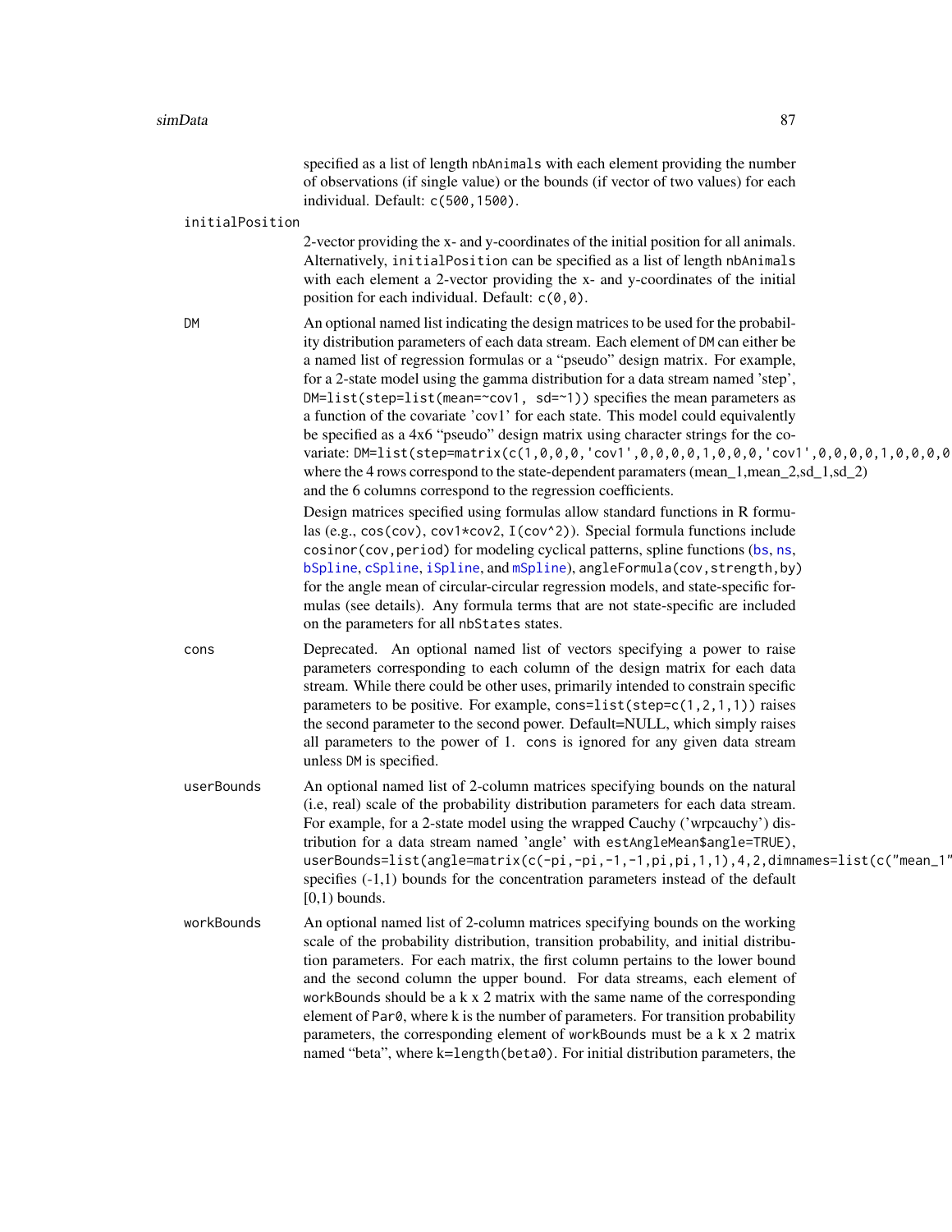specified as a list of length `nbAnimals` with each element providing the number of observations (if single value) or the bounds (if vector of two values) for each individual. Default: `c(500,1500)`.

**initialPosition**

2-vector providing the x- and y-coordinates of the initial position for all animals. Alternatively, `initialPosition` can be specified as a list of length `nbAnimals` with each element a 2-vector providing the x- and y-coordinates of the initial position for each individual. Default: `c(0,0)`.

**DM**

An optional named list indicating the design matrices to be used for the probability distribution parameters of each data stream. Each element of `DM` can either be a named list of regression formulas or a "pseudo" design matrix. For example, for a 2-state model using the gamma distribution for a data stream named 'step', `DM=list(step=list(mean=~cov1, sd=~1))` specifies the mean parameters as a function of the covariate 'cov1' for each state. This model could equivalently be specified as a 4x6 "pseudo" design matrix using character strings for the covariate: `DM=list(step=matrix(c(1,0,0,0,'cov1',0,0,0,0,1,0,0,0,'cov1',0,0,0,0,1,0,0,0,0` where the 4 rows correspond to the state-dependent paramaters (mean_1,mean_2,sd_1,sd_2) and the 6 columns correspond to the regression coefficients.

Design matrices specified using formulas allow standard functions in R formulas (e.g., `cos(cov)`, `cov1*cov2`, `I(cov^2)`). Special formula functions include `cosinor(cov,period)` for modeling cyclical patterns, spline functions (`bs`, `ns`, `bSpline`, `cSpline`, `iSpline`, and `mSpline`), `angleFormula(cov,strength,by)` for the angle mean of circular-circular regression models, and state-specific formulas (see details). Any formula terms that are not state-specific are included on the parameters for all `nbStates` states.

**cons**

Deprecated. An optional named list of vectors specifying a power to raise parameters corresponding to each column of the design matrix for each data stream. While there could be other uses, primarily intended to constrain specific parameters to be positive. For example, `cons=list(step=c(1,2,1,1))` raises the second parameter to the second power. Default=NULL, which simply raises all parameters to the power of 1. `cons` is ignored for any given data stream unless `DM` is specified.

**userBounds**

An optional named list of 2-column matrices specifying bounds on the natural (i.e, real) scale of the probability distribution parameters for each data stream. For example, for a 2-state model using the wrapped Cauchy ('wrpcauchy') distribution for a data stream named 'angle' with `estAngleMean$angle=TRUE)`, `userBounds=list(angle=matrix(c(-pi,-pi,-1,-1,pi,pi,1,1),4,2,dimnames=list(c("mean_1"` specifies (-1,1) bounds for the concentration parameters instead of the default [0,1) bounds.

**workBounds**

An optional named list of 2-column matrices specifying bounds on the working scale of the probability distribution, transition probability, and initial distribution parameters. For each matrix, the first column pertains to the lower bound and the second column the upper bound. For data streams, each element of `workBounds` should be a k x 2 matrix with the same name of the corresponding element of `Par0`, where k is the number of parameters. For transition probability parameters, the corresponding element of `workBounds` must be a k x 2 matrix named "beta", where k=`length(beta0)`. For initial distribution parameters, the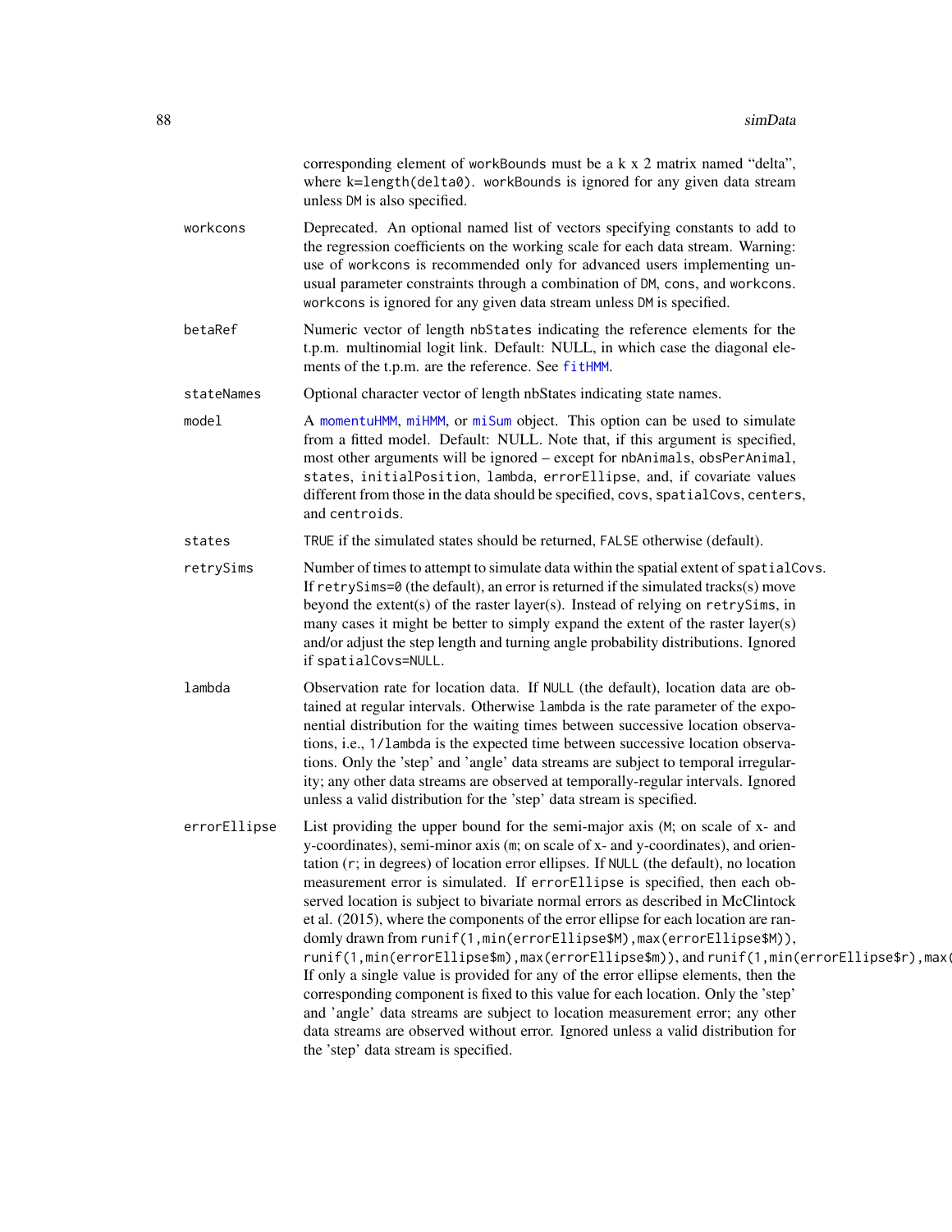corresponding element of `workBounds` must be a k x 2 matrix named "delta", where `k=length(delta0)`. `workBounds` is ignored for any given data stream unless `DM` is also specified.

**workcons**
: Deprecated. An optional named list of vectors specifying constants to add to the regression coefficients on the working scale for each data stream. Warning: use of `workcons` is recommended only for advanced users implementing unusual parameter constraints through a combination of `DM`, `cons`, and `workcons`. `workcons` is ignored for any given data stream unless `DM` is specified.

**betaRef**
: Numeric vector of length `nbStates` indicating the reference elements for the t.p.m. multinomial logit link. Default: NULL, in which case the diagonal elements of the t.p.m. are the reference. See `fitHMM`.

**stateNames**
: Optional character vector of length nbStates indicating state names.

**model**
: A `momentuHMM`, `miHMM`, or `miSum` object. This option can be used to simulate from a fitted model. Default: NULL. Note that, if this argument is specified, most other arguments will be ignored – except for `nbAnimals`, `obsPerAnimal`, `states`, `initialPosition`, `lambda`, `errorEllipse`, and, if covariate values different from those in the data should be specified, `covs`, `spatialCovs`, `centers`, and `centroids`.

**states**
: `TRUE` if the simulated states should be returned, `FALSE` otherwise (default).

**retrySims**
: Number of times to attempt to simulate data within the spatial extent of `spatialCovs`. If `retrySims=0` (the default), an error is returned if the simulated tracks(s) move beyond the extent(s) of the raster layer(s). Instead of relying on `retrySims`, in many cases it might be better to simply expand the extent of the raster layer(s) and/or adjust the step length and turning angle probability distributions. Ignored if `spatialCovs=NULL`.

**lambda**
: Observation rate for location data. If `NULL` (the default), location data are obtained at regular intervals. Otherwise `lambda` is the rate parameter of the exponential distribution for the waiting times between successive location observations, i.e., `1/lambda` is the expected time between successive location observations. Only the 'step' and 'angle' data streams are subject to temporal irregularity; any other data streams are observed at temporally-regular intervals. Ignored unless a valid distribution for the 'step' data stream is specified.

**errorEllipse**
: List providing the upper bound for the semi-major axis (`M`; on scale of x- and y-coordinates), semi-minor axis (`m`; on scale of x- and y-coordinates), and orientation (`r`; in degrees) of location error ellipses. If `NULL` (the default), no location measurement error is simulated. If `errorEllipse` is specified, then each observed location is subject to bivariate normal errors as described in McClintock et al. (2015), where the components of the error ellipse for each location are randomly drawn from `runif(1,min(errorEllipse$M),max(errorEllipse$M))`, `runif(1,min(errorEllipse$m),max(errorEllipse$m))`, and `runif(1,min(errorEllipse$r),max(`
If only a single value is provided for any of the error ellipse elements, then the corresponding component is fixed to this value for each location. Only the 'step' and 'angle' data streams are subject to location measurement error; any other data streams are observed without error. Ignored unless a valid distribution for the 'step' data stream is specified.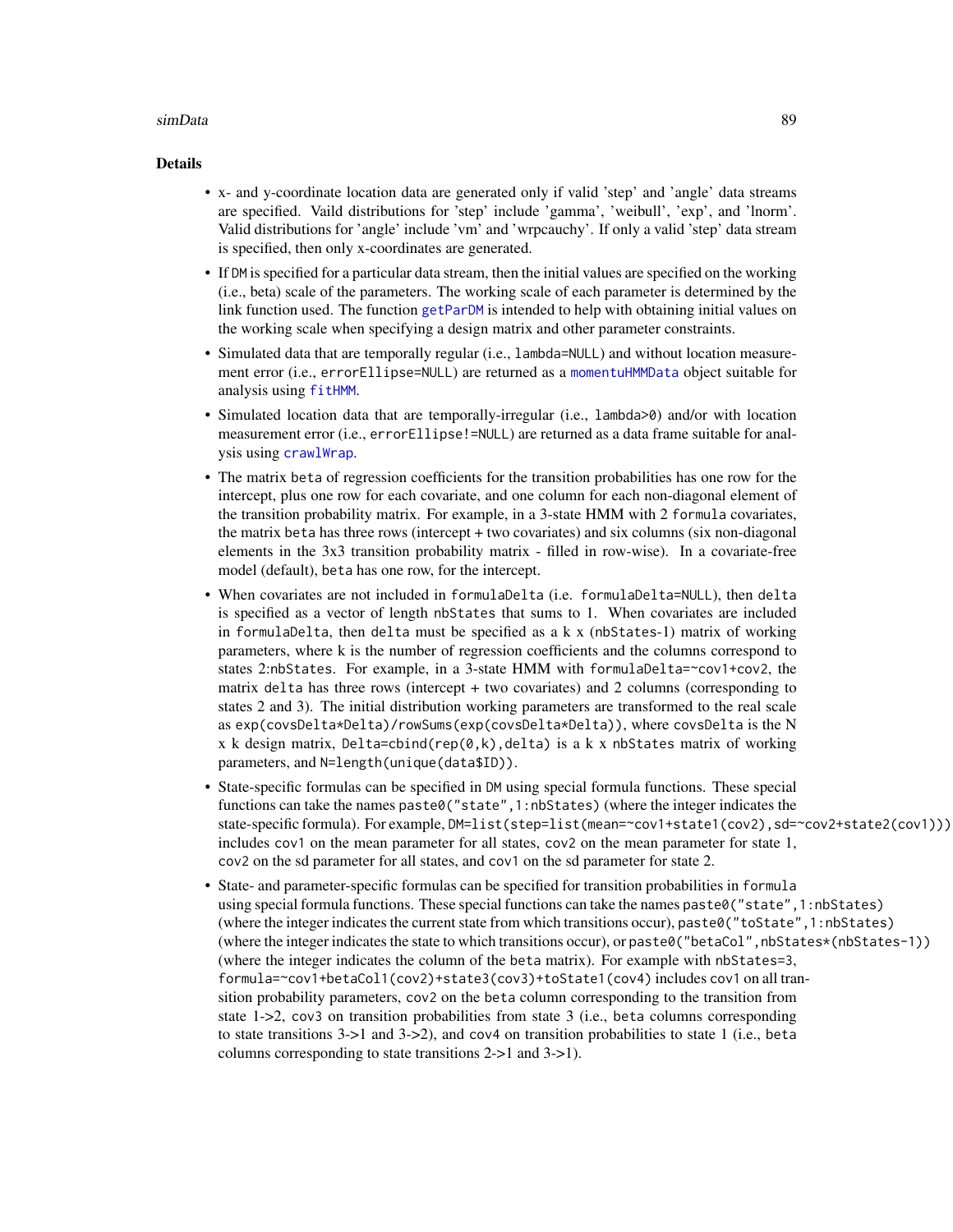## Details

- x- and y-coordinate location data are generated only if valid 'step' and 'angle' data streams are specified. Vaild distributions for 'step' include 'gamma', 'weibull', 'exp', and 'lnorm'. Valid distributions for 'angle' include 'vm' and 'wrpcauchy'. If only a valid 'step' data stream is specified, then only x-coordinates are generated.
- If `DM` is specified for a particular data stream, then the initial values are specified on the working (i.e., beta) scale of the parameters. The working scale of each parameter is determined by the link function used. The function `getParDM` is intended to help with obtaining initial values on the working scale when specifying a design matrix and other parameter constraints.
- Simulated data that are temporally regular (i.e., `lambda=NULL`) and without location measurement error (i.e., `errorEllipse=NULL`) are returned as a `momentuHMMData` object suitable for analysis using `fitHMM`.
- Simulated location data that are temporally-irregular (i.e., `lambda>0`) and/or with location measurement error (i.e., `errorEllipse!=NULL`) are returned as a data frame suitable for analysis using `crawlWrap`.
- The matrix `beta` of regression coefficients for the transition probabilities has one row for the intercept, plus one row for each covariate, and one column for each non-diagonal element of the transition probability matrix. For example, in a 3-state HMM with 2 `formula` covariates, the matrix `beta` has three rows (intercept + two covariates) and six columns (six non-diagonal elements in the 3x3 transition probability matrix - filled in row-wise). In a covariate-free model (default), `beta` has one row, for the intercept.
- When covariates are not included in `formulaDelta` (i.e. `formulaDelta=NULL`), then `delta` is specified as a vector of length `nbStates` that sums to 1. When covariates are included in `formulaDelta`, then `delta` must be specified as a k x (nbStates-1) matrix of working parameters, where k is the number of regression coefficients and the columns correspond to states 2:`nbStates`. For example, in a 3-state HMM with `formulaDelta=~cov1+cov2`, the matrix `delta` has three rows (intercept + two covariates) and 2 columns (corresponding to states 2 and 3). The initial distribution working parameters are transformed to the real scale as `exp(covsDelta*Delta)/rowSums(exp(covsDelta*Delta))`, where `covsDelta` is the N x k design matrix, `Delta=cbind(rep(0,k),delta)` is a k x `nbStates` matrix of working parameters, and `N=length(unique(data$ID))`.
- State-specific formulas can be specified in `DM` using special formula functions. These special functions can take the names `paste0("state",1:nbStates)` (where the integer indicates the state-specific formula). For example, `DM=list(step=list(mean=~cov1+state1(cov2),sd=~cov2+state2(cov1)))` includes `cov1` on the mean parameter for all states, `cov2` on the mean parameter for state 1, `cov2` on the sd parameter for all states, and `cov1` on the sd parameter for state 2.
- State- and parameter-specific formulas can be specified for transition probabilities in `formula` using special formula functions. These special functions can take the names `paste0("state",1:nbStates)` (where the integer indicates the current state from which transitions occur), `paste0("toState",1:nbStates)` (where the integer indicates the state to which transitions occur), or `paste0("betaCol",nbStates*(nbStates-1))` (where the integer indicates the column of the `beta` matrix). For example with `nbStates=3`, `formula=~cov1+betaCol1(cov2)+state3(cov3)+toState1(cov4)` includes `cov1` on all transition probability parameters, `cov2` on the `beta` column corresponding to the transition from state 1->2, `cov3` on transition probabilities from state 3 (i.e., `beta` columns corresponding to state transitions 3->1 and 3->2), and `cov4` on transition probabilities to state 1 (i.e., `beta` columns corresponding to state transitions 2->1 and 3->1).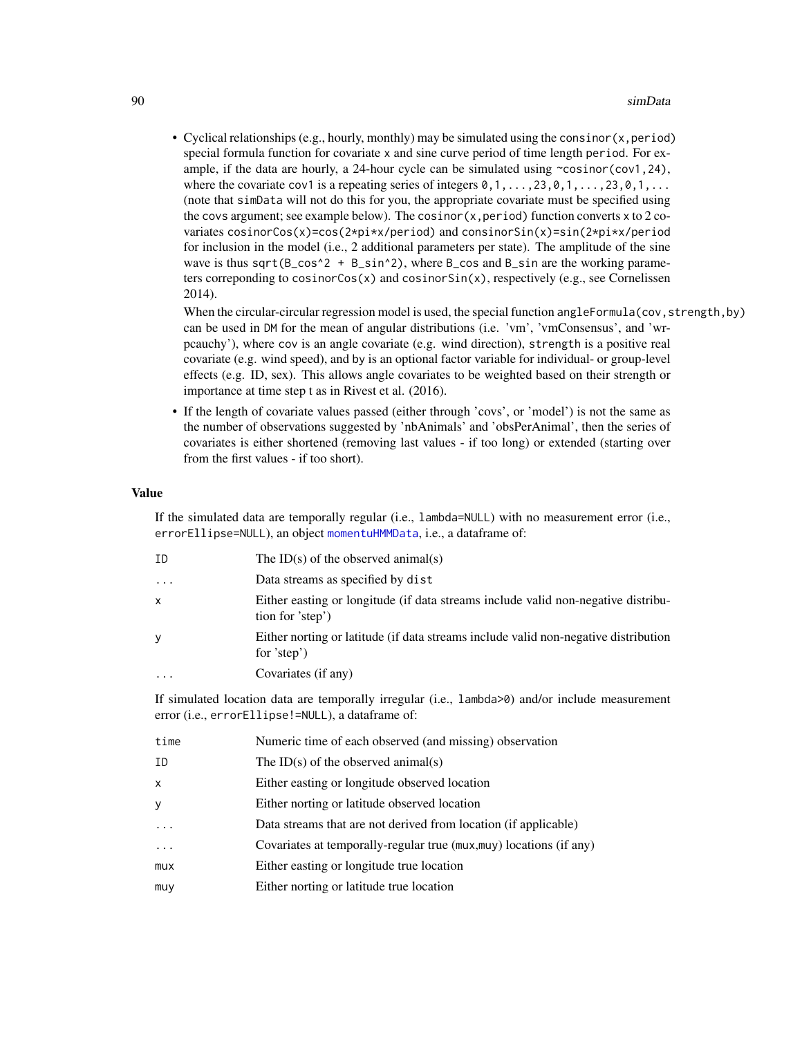- Cyclical relationships (e.g., hourly, monthly) may be simulated using the `consinor(x,period)` special formula function for covariate `x` and sine curve period of time length `period`. For example, if the data are hourly, a 24-hour cycle can be simulated using `~cosinor(cov1,24)`, where the covariate `cov1` is a repeating series of integers `0,1,...,23,0,1,...,23,0,1,...` (note that `simData` will not do this for you, the appropriate covariate must be specified using the `covs` argument; see example below). The `cosinor(x,period)` function converts `x` to 2 covariates `cosinorCos(x)=cos(2*pi*x/period)` and `consinorSin(x)=sin(2*pi*x/period` for inclusion in the model (i.e., 2 additional parameters per state). The amplitude of the sine wave is thus `sqrt(B_cos^2 + B_sin^2)`, where `B_cos` and `B_sin` are the working parameters correponding to `cosinorCos(x)` and `cosinorSin(x)`, respectively (e.g., see Cornelissen 2014).

  When the circular-circular regression model is used, the special function `angleFormula(cov,strength,by)` can be used in `DM` for the mean of angular distributions (i.e. 'vm', 'vmConsensus', and 'wrpcauchy'), where `cov` is an angle covariate (e.g. wind direction), `strength` is a positive real covariate (e.g. wind speed), and `by` is an optional factor variable for individual- or group-level effects (e.g. ID, sex). This allows angle covariates to be weighted based on their strength or importance at time step t as in Rivest et al. (2016).
- If the length of covariate values passed (either through 'covs', or 'model') is not the same as the number of observations suggested by 'nbAnimals' and 'obsPerAnimal', then the series of covariates is either shortened (removing last values - if too long) or extended (starting over from the first values - if too short).

## Value

If the simulated data are temporally regular (i.e., `lambda=NULL`) with no measurement error (i.e., `errorEllipse=NULL`), an object `momentuHMMData`, i.e., a dataframe of:

| | |
|---|---|
| `ID` | The ID(s) of the observed animal(s) |
| `...` | Data streams as specified by `dist` |
| `x` | Either easting or longitude (if data streams include valid non-negative distribution for 'step') |
| `y` | Either norting or latitude (if data streams include valid non-negative distribution for 'step') |
| `...` | Covariates (if any) |

If simulated location data are temporally irregular (i.e., `lambda>0`) and/or include measurement error (i.e., `errorEllipse!=NULL`), a dataframe of:

| | |
|---|---|
| `time` | Numeric time of each observed (and missing) observation |
| `ID` | The ID(s) of the observed animal(s) |
| `x` | Either easting or longitude observed location |
| `y` | Either norting or latitude observed location |
| `...` | Data streams that are not derived from location (if applicable) |
| `...` | Covariates at temporally-regular true (`mux`,`muy`) locations (if any) |
| `mux` | Either easting or longitude true location |
| `muy` | Either norting or latitude true location |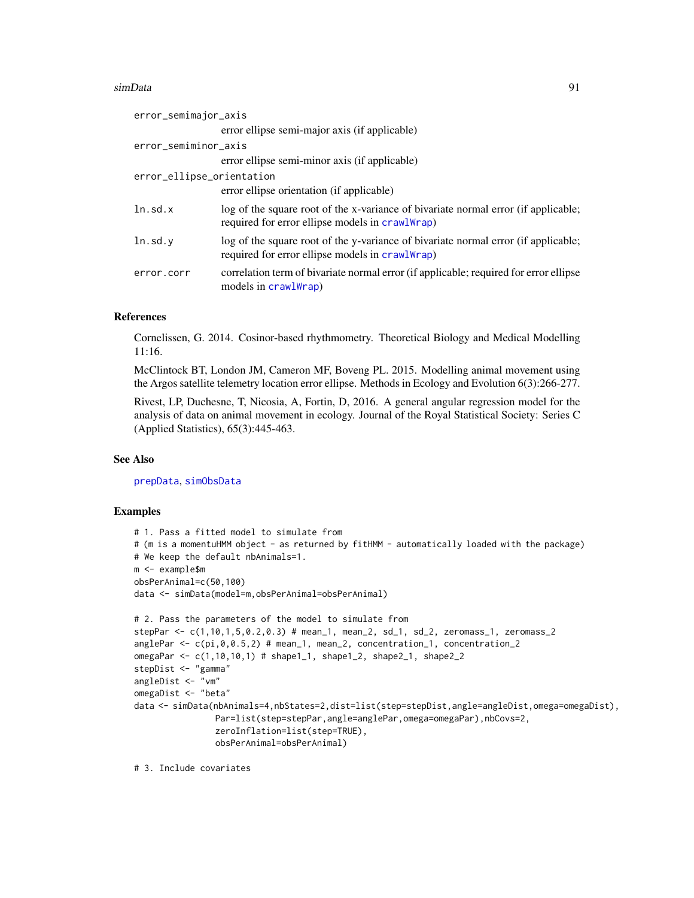| | |
|---|---|
| error_semimajor_axis | error ellipse semi-major axis (if applicable) |
| error_semiminor_axis | error ellipse semi-minor axis (if applicable) |
| error_ellipse_orientation | error ellipse orientation (if applicable) |
| ln.sd.x | log of the square root of the x-variance of bivariate normal error (if applicable; required for error ellipse models in crawlWrap) |
| ln.sd.y | log of the square root of the y-variance of bivariate normal error (if applicable; required for error ellipse models in crawlWrap) |
| error.corr | correlation term of bivariate normal error (if applicable; required for error ellipse models in crawlWrap) |

## References

Cornelissen, G. 2014. Cosinor-based rhythmometry. Theoretical Biology and Medical Modelling 11:16.

McClintock BT, London JM, Cameron MF, Boveng PL. 2015. Modelling animal movement using the Argos satellite telemetry location error ellipse. Methods in Ecology and Evolution 6(3):266-277.

Rivest, LP, Duchesne, T, Nicosia, A, Fortin, D, 2016. A general angular regression model for the analysis of data on animal movement in ecology. Journal of the Royal Statistical Society: Series C (Applied Statistics), 65(3):445-463.

## See Also

prepData, simObsData

## Examples

```
# 1. Pass a fitted model to simulate from
# (m is a momentuHMM object - as returned by fitHMM - automatically loaded with the package)
# We keep the default nbAnimals=1.
m <- example$m
obsPerAnimal=c(50,100)
data <- simData(model=m,obsPerAnimal=obsPerAnimal)

# 2. Pass the parameters of the model to simulate from
stepPar <- c(1,10,1,5,0.2,0.3) # mean_1, mean_2, sd_1, sd_2, zeromass_1, zeromass_2
anglePar <- c(pi,0,0.5,2) # mean_1, mean_2, concentration_1, concentration_2
omegaPar <- c(1,10,10,1) # shape1_1, shape1_2, shape2_1, shape2_2
stepDist <- "gamma"
angleDist <- "vm"
omegaDist <- "beta"
data <- simData(nbAnimals=4,nbStates=2,dist=list(step=stepDist,angle=angleDist,omega=omegaDist),
                Par=list(step=stepPar,angle=anglePar,omega=omegaPar),nbCovs=2,
                zeroInflation=list(step=TRUE),
                obsPerAnimal=obsPerAnimal)

# 3. Include covariates
```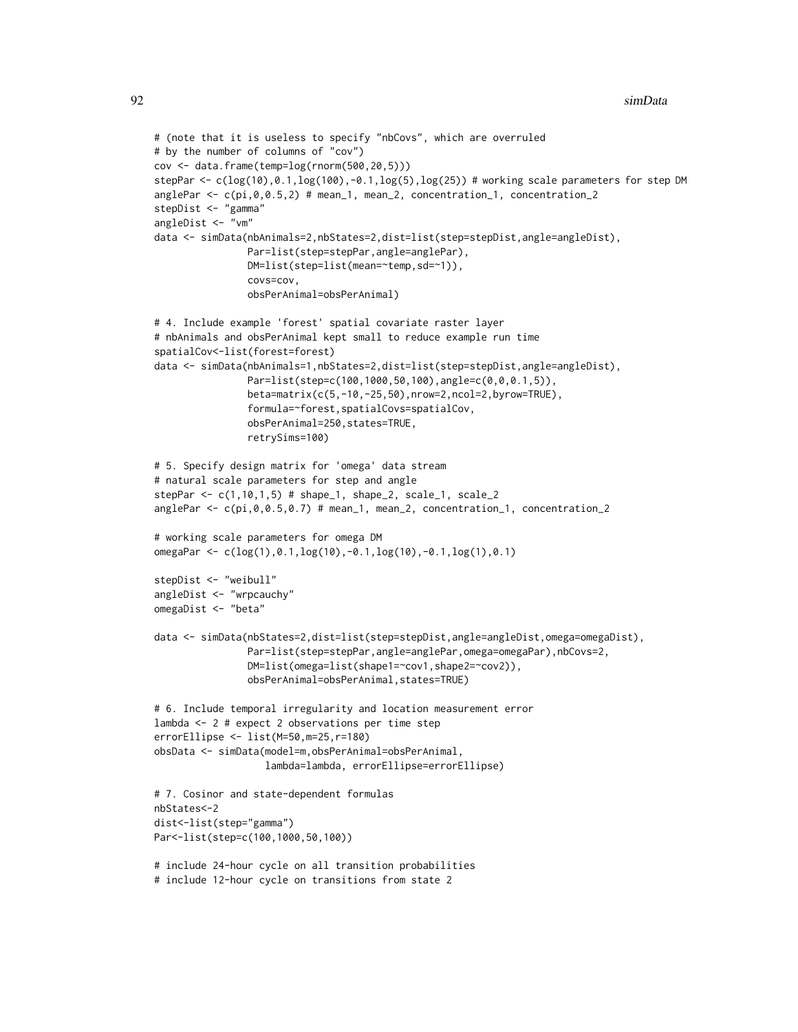```
# (note that it is useless to specify "nbCovs", which are overruled
# by the number of columns of "cov")
cov <- data.frame(temp=log(rnorm(500,20,5)))
stepPar <- c(log(10),0.1,log(100),-0.1,log(5),log(25)) # working scale parameters for step DM
anglePar <- c(pi,0,0.5,2) # mean_1, mean_2, concentration_1, concentration_2
stepDist <- "gamma"
angleDist <- "vm"
data <- simData(nbAnimals=2,nbStates=2,dist=list(step=stepDist,angle=angleDist),
                Par=list(step=stepPar,angle=anglePar),
                DM=list(step=list(mean=~temp,sd=~1)),
                covs=cov,
                obsPerAnimal=obsPerAnimal)

# 4. Include example 'forest' spatial covariate raster layer
# nbAnimals and obsPerAnimal kept small to reduce example run time
spatialCov<-list(forest=forest)
data <- simData(nbAnimals=1,nbStates=2,dist=list(step=stepDist,angle=angleDist),
                Par=list(step=c(100,1000,50,100),angle=c(0,0,0.1,5)),
                beta=matrix(c(5,-10,-25,50),nrow=2,ncol=2,byrow=TRUE),
                formula=~forest,spatialCovs=spatialCov,
                obsPerAnimal=250,states=TRUE,
                retrySims=100)

# 5. Specify design matrix for 'omega' data stream
# natural scale parameters for step and angle
stepPar <- c(1,10,1,5) # shape_1, shape_2, scale_1, scale_2
anglePar <- c(pi,0,0.5,0.7) # mean_1, mean_2, concentration_1, concentration_2

# working scale parameters for omega DM
omegaPar <- c(log(1),0.1,log(10),-0.1,log(10),-0.1,log(1),0.1)

stepDist <- "weibull"
angleDist <- "wrpcauchy"
omegaDist <- "beta"

data <- simData(nbStates=2,dist=list(step=stepDist,angle=angleDist,omega=omegaDist),
                Par=list(step=stepPar,angle=anglePar,omega=omegaPar),nbCovs=2,
                DM=list(omega=list(shape1=~cov1,shape2=~cov2)),
                obsPerAnimal=obsPerAnimal,states=TRUE)

# 6. Include temporal irregularity and location measurement error
lambda <- 2 # expect 2 observations per time step
errorEllipse <- list(M=50,m=25,r=180)
obsData <- simData(model=m,obsPerAnimal=obsPerAnimal,
                   lambda=lambda, errorEllipse=errorEllipse)

# 7. Cosinor and state-dependent formulas
nbStates<-2
dist<-list(step="gamma")
Par<-list(step=c(100,1000,50,100))

# include 24-hour cycle on all transition probabilities
# include 12-hour cycle on transitions from state 2
```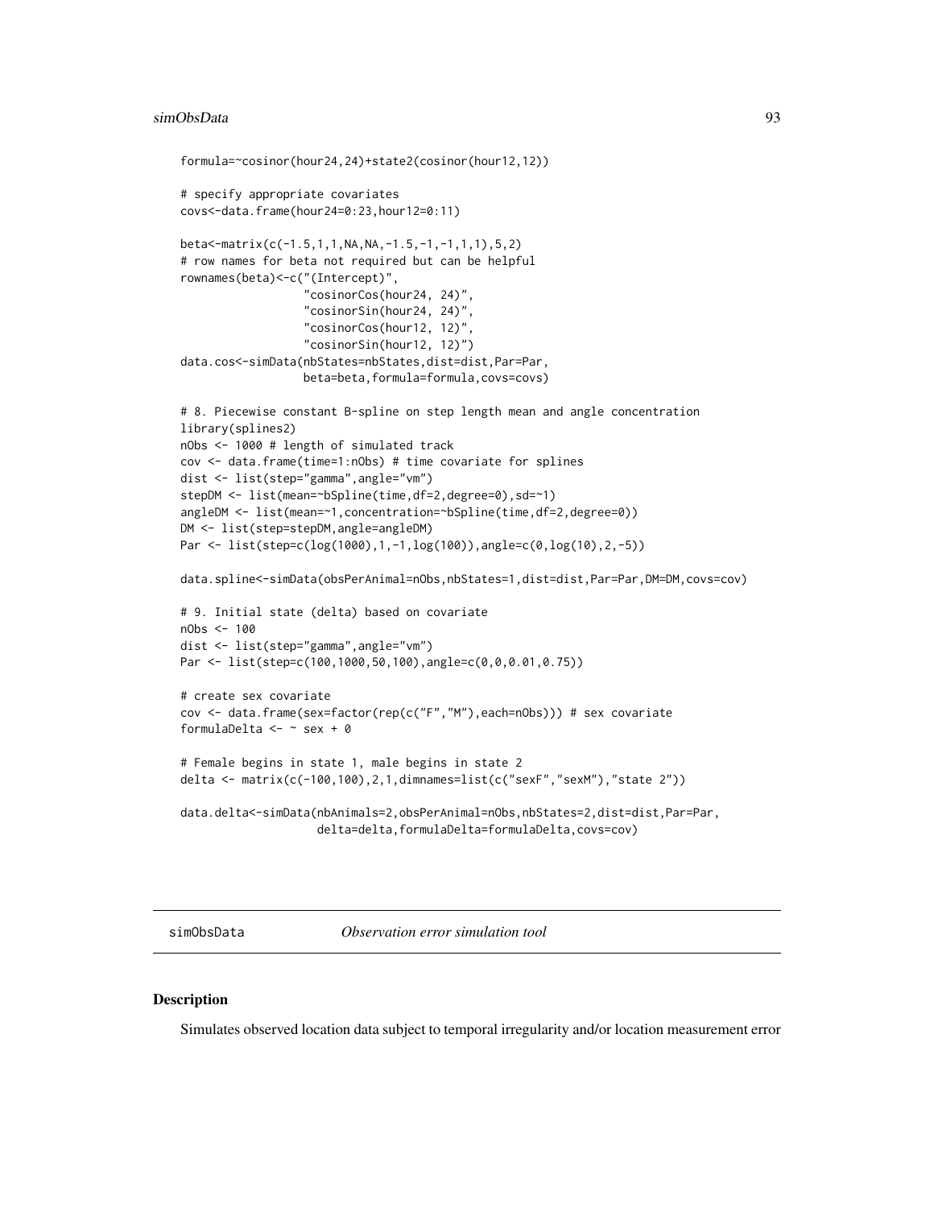```
formula=~cosinor(hour24,24)+state2(cosinor(hour12,12))

# specify appropriate covariates
covs<-data.frame(hour24=0:23,hour12=0:11)

beta<-matrix(c(-1.5,1,1,NA,NA,-1.5,-1,-1,1,1),5,2)
# row names for beta not required but can be helpful
rownames(beta)<-c("(Intercept)",
                  "cosinorCos(hour24, 24)",
                  "cosinorSin(hour24, 24)",
                  "cosinorCos(hour12, 12)",
                  "cosinorSin(hour12, 12)")
data.cos<-simData(nbStates=nbStates,dist=dist,Par=Par,
                  beta=beta,formula=formula,covs=covs)

# 8. Piecewise constant B-spline on step length mean and angle concentration
library(splines2)
nObs <- 1000 # length of simulated track
cov <- data.frame(time=1:nObs) # time covariate for splines
dist <- list(step="gamma",angle="vm")
stepDM <- list(mean=~bSpline(time,df=2,degree=0),sd=~1)
angleDM <- list(mean=~1,concentration=~bSpline(time,df=2,degree=0))
DM <- list(step=stepDM,angle=angleDM)
Par <- list(step=c(log(1000),1,-1,log(100)),angle=c(0,log(10),2,-5))

data.spline<-simData(obsPerAnimal=nObs,nbStates=1,dist=dist,Par=Par,DM=DM,covs=cov)

# 9. Initial state (delta) based on covariate
nObs <- 100
dist <- list(step="gamma",angle="vm")
Par <- list(step=c(100,1000,50,100),angle=c(0,0,0.01,0.75))

# create sex covariate
cov <- data.frame(sex=factor(rep(c("F","M"),each=nObs))) # sex covariate
formulaDelta <- ~ sex + 0

# Female begins in state 1, male begins in state 2
delta <- matrix(c(-100,100),2,1,dimnames=list(c("sexF","sexM"),"state 2"))

data.delta<-simData(nbAnimals=2,obsPerAnimal=nObs,nbStates=2,dist=dist,Par=Par,
                    delta=delta,formulaDelta=formulaDelta,covs=cov)
```

## simObsData *Observation error simulation tool*

### Description

Simulates observed location data subject to temporal irregularity and/or location measurement error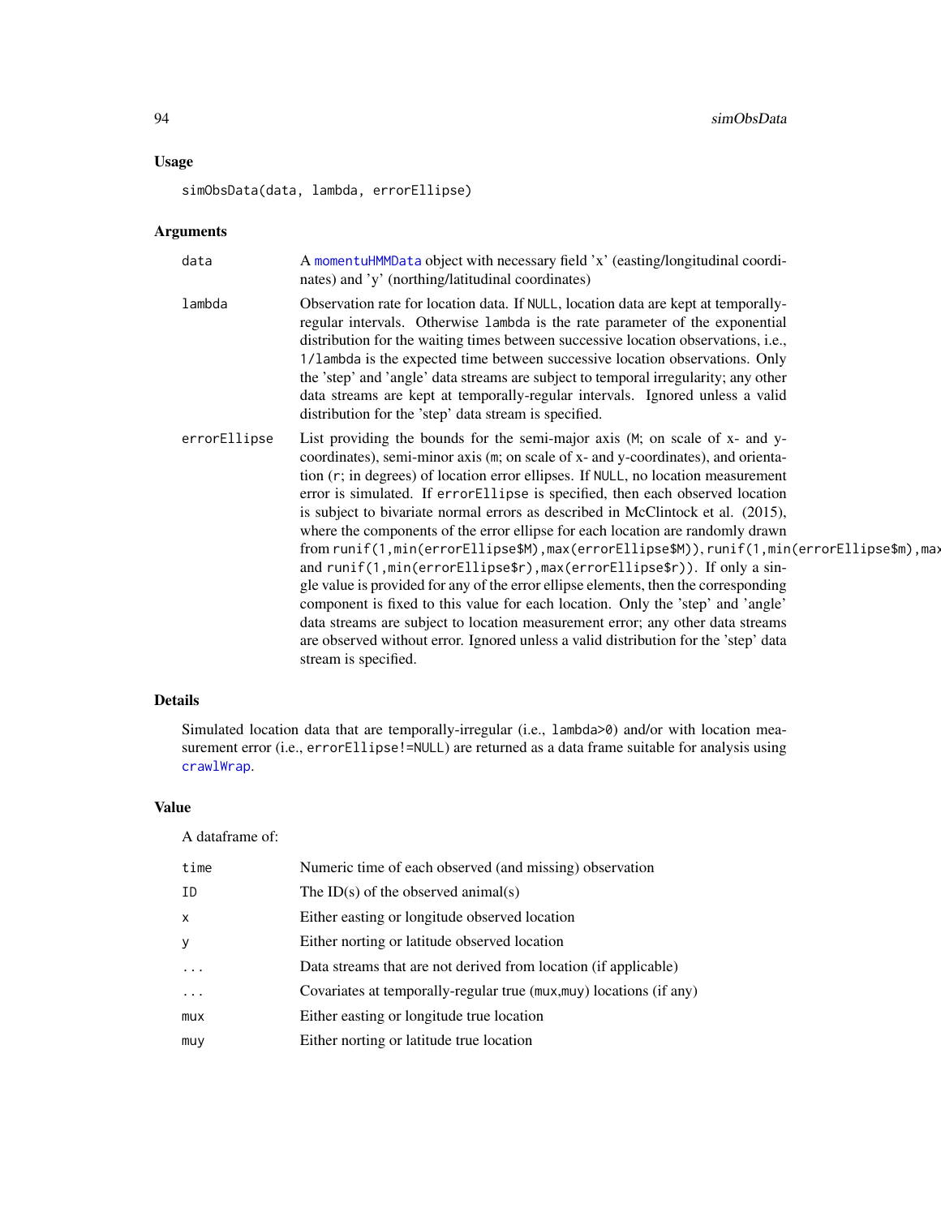## Usage

```
simObsData(data, lambda, errorEllipse)
```

## Arguments

| | |
|---|---|
| data | A momentuHMMData object with necessary field 'x' (easting/longitudinal coordinates) and 'y' (northing/latitudinal coordinates) |
| lambda | Observation rate for location data. If NULL, location data are kept at temporally-regular intervals. Otherwise lambda is the rate parameter of the exponential distribution for the waiting times between successive location observations, i.e., 1/lambda is the expected time between successive location observations. Only the 'step' and 'angle' data streams are subject to temporal irregularity; any other data streams are kept at temporally-regular intervals. Ignored unless a valid distribution for the 'step' data stream is specified. |
| errorEllipse | List providing the bounds for the semi-major axis (M; on scale of x- and y-coordinates), semi-minor axis (m; on scale of x- and y-coordinates), and orientation (r; in degrees) of location error ellipses. If NULL, no location measurement error is simulated. If errorEllipse is specified, then each observed location is subject to bivariate normal errors as described in McClintock et al. (2015), where the components of the error ellipse for each location are randomly drawn from runif(1,min(errorEllipse$M),max(errorEllipse$M)), runif(1,min(errorEllipse$m),max and runif(1,min(errorEllipse$r),max(errorEllipse$r)). If only a single value is provided for any of the error ellipse elements, then the corresponding component is fixed to this value for each location. Only the 'step' and 'angle' data streams are subject to location measurement error; any other data streams are observed without error. Ignored unless a valid distribution for the 'step' data stream is specified. |

## Details

Simulated location data that are temporally-irregular (i.e., lambda>0) and/or with location measurement error (i.e., errorEllipse!=NULL) are returned as a data frame suitable for analysis using crawlWrap.

## Value

A dataframe of:

| | |
|---|---|
| time | Numeric time of each observed (and missing) observation |
| ID | The ID(s) of the observed animal(s) |
| x | Either easting or longitude observed location |
| y | Either norting or latitude observed location |
| ... | Data streams that are not derived from location (if applicable) |
| ... | Covariates at temporally-regular true (mux,muy) locations (if any) |
| mux | Either easting or longitude true location |
| muy | Either norting or latitude true location |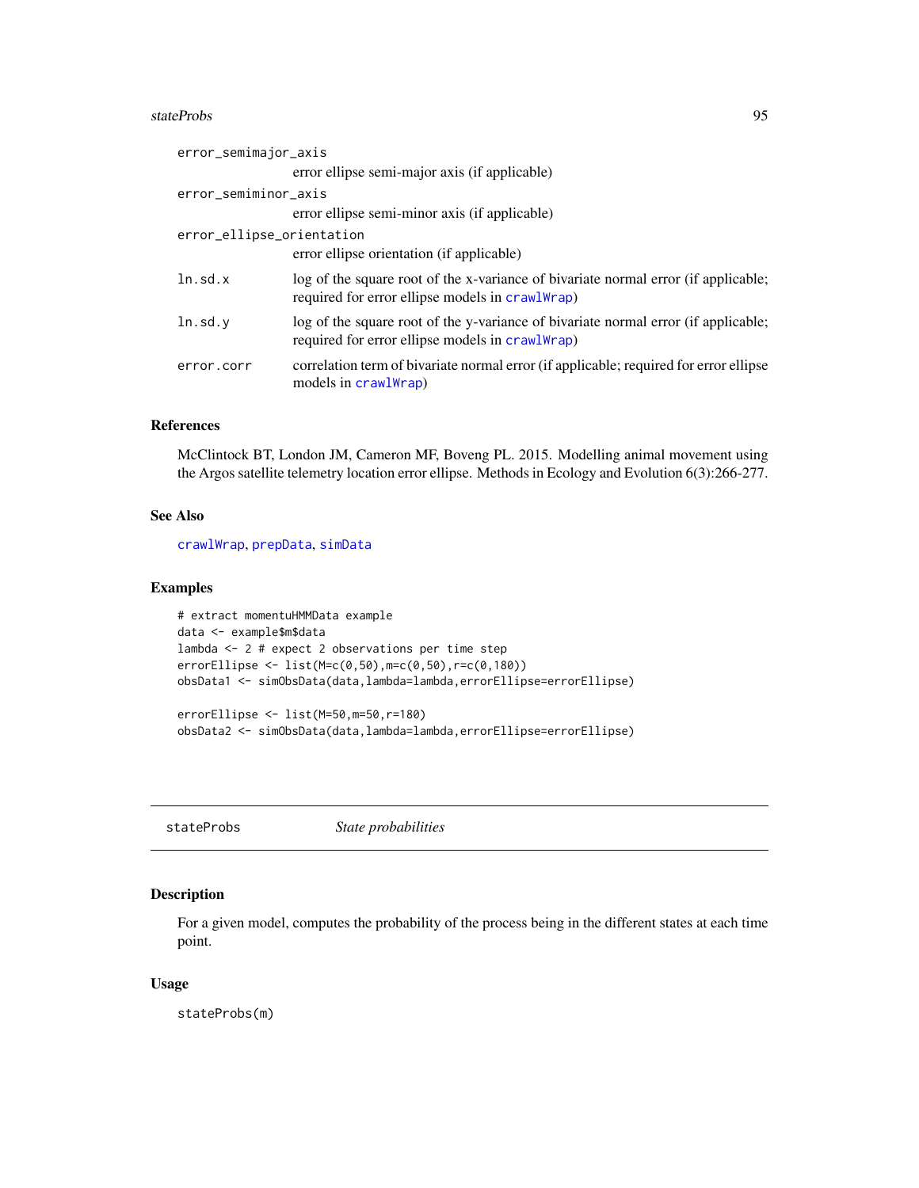error_semimajor_axis
: error ellipse semi-major axis (if applicable)

error_semiminor_axis
: error ellipse semi-minor axis (if applicable)

error_ellipse_orientation
: error ellipse orientation (if applicable)

ln.sd.x
: log of the square root of the x-variance of bivariate normal error (if applicable; required for error ellipse models in crawlWrap)

ln.sd.y
: log of the square root of the y-variance of bivariate normal error (if applicable; required for error ellipse models in crawlWrap)

error.corr
: correlation term of bivariate normal error (if applicable; required for error ellipse models in crawlWrap)

### References

McClintock BT, London JM, Cameron MF, Boveng PL. 2015. Modelling animal movement using the Argos satellite telemetry location error ellipse. Methods in Ecology and Evolution 6(3):266-277.

### See Also

crawlWrap, prepData, simData

### Examples

```
# extract momentuHMMData example
data <- example$m$data
lambda <- 2 # expect 2 observations per time step
errorEllipse <- list(M=c(0,50),m=c(0,50),r=c(0,180))
obsData1 <- simObsData(data,lambda=lambda,errorEllipse=errorEllipse)

errorEllipse <- list(M=50,m=50,r=180)
obsData2 <- simObsData(data,lambda=lambda,errorEllipse=errorEllipse)
```

---

## stateProbs *State probabilities*

### Description

For a given model, computes the probability of the process being in the different states at each time point.

### Usage

```
stateProbs(m)
```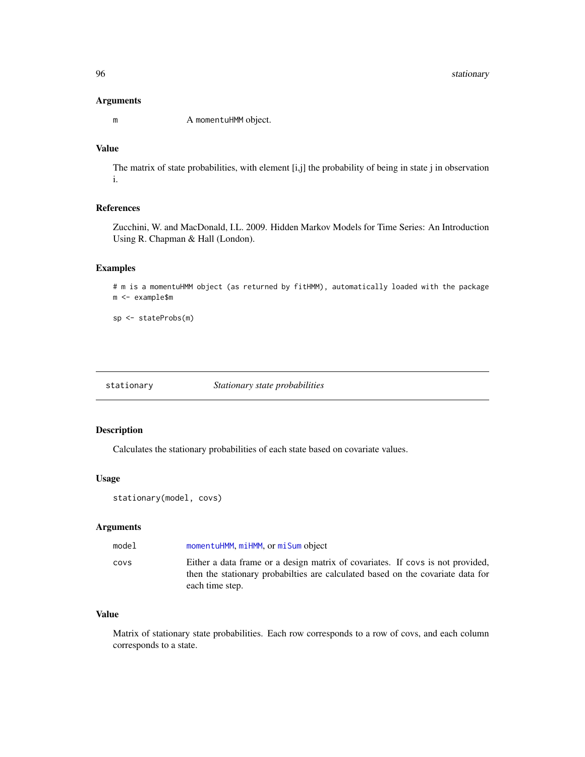### Arguments

| | |
|---|---|
| m | A momentuHMM object. |

### Value

The matrix of state probabilities, with element [i,j] the probability of being in state j in observation i.

### References

Zucchini, W. and MacDonald, I.L. 2009. Hidden Markov Models for Time Series: An Introduction Using R. Chapman & Hall (London).

### Examples

```
# m is a momentuHMM object (as returned by fitHMM), automatically loaded with the package
m <- example$m

sp <- stateProbs(m)
```

---

## stationary — *Stationary state probabilities*

### Description

Calculates the stationary probabilities of each state based on covariate values.

### Usage

```
stationary(model, covs)
```

### Arguments

| | |
|---|---|
| model | momentuHMM, miHMM, or miSum object |
| covs | Either a data frame or a design matrix of covariates. If covs is not provided, then the stationary probabilties are calculated based on the covariate data for each time step. |

### Value

Matrix of stationary state probabilities. Each row corresponds to a row of covs, and each column corresponds to a state.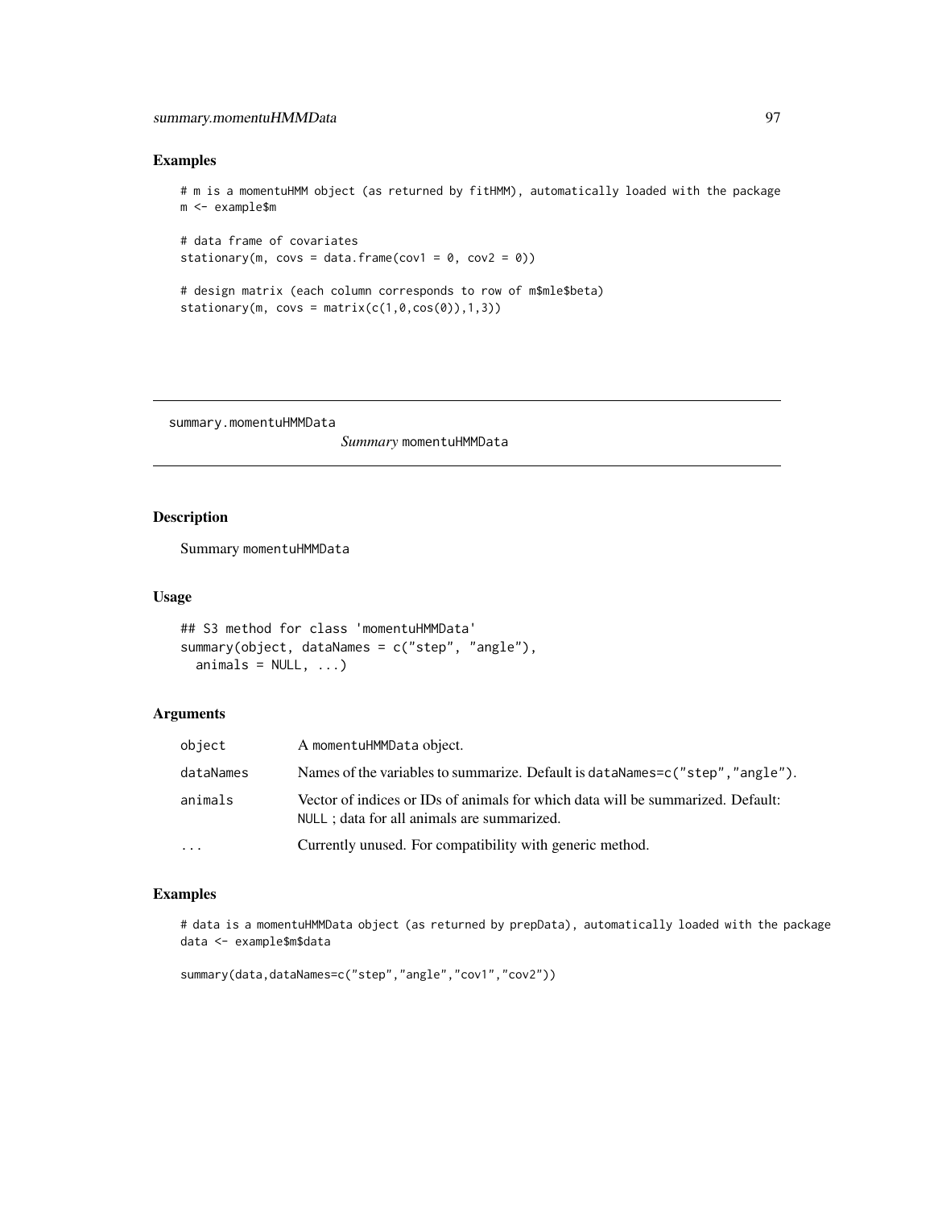## Examples

```
# m is a momentuHMM object (as returned by fitHMM), automatically loaded with the package
m <- example$m

# data frame of covariates
stationary(m, covs = data.frame(cov1 = 0, cov2 = 0))

# design matrix (each column corresponds to row of m$mle$beta)
stationary(m, covs = matrix(c(1,0,cos(0)),1,3))
```

---

summary.momentuHMMData    *Summary* momentuHMMData

---

## Description

Summary momentuHMMData

## Usage

```
## S3 method for class 'momentuHMMData'
summary(object, dataNames = c("step", "angle"),
  animals = NULL, ...)
```

## Arguments

| | |
|---|---|
| object | A momentuHMMData object. |
| dataNames | Names of the variables to summarize. Default is dataNames=c("step","angle"). |
| animals | Vector of indices or IDs of animals for which data will be summarized. Default: NULL ; data for all animals are summarized. |
| ... | Currently unused. For compatibility with generic method. |

## Examples

```
# data is a momentuHMMData object (as returned by prepData), automatically loaded with the package
data <- example$m$data

summary(data,dataNames=c("step","angle","cov1","cov2"))
```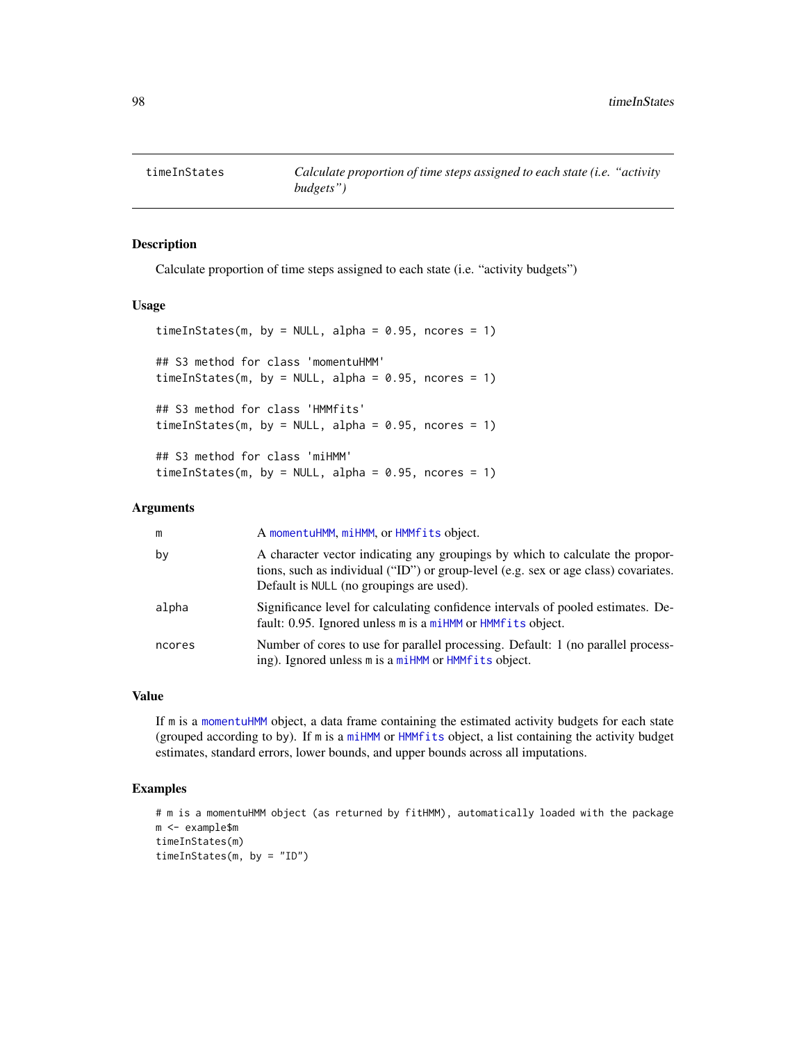# timeInStates

*Calculate proportion of time steps assigned to each state (i.e. "activity budgets")*

## Description

Calculate proportion of time steps assigned to each state (i.e. "activity budgets")

## Usage

```
timeInStates(m, by = NULL, alpha = 0.95, ncores = 1)

## S3 method for class 'momentuHMM'
timeInStates(m, by = NULL, alpha = 0.95, ncores = 1)

## S3 method for class 'HMMfits'
timeInStates(m, by = NULL, alpha = 0.95, ncores = 1)

## S3 method for class 'miHMM'
timeInStates(m, by = NULL, alpha = 0.95, ncores = 1)
```

## Arguments

| | |
|---|---|
| m | A `momentuHMM`, `miHMM`, or `HMMfits` object. |
| by | A character vector indicating any groupings by which to calculate the proportions, such as individual ("ID") or group-level (e.g. sex or age class) covariates. Default is `NULL` (no groupings are used). |
| alpha | Significance level for calculating confidence intervals of pooled estimates. Default: 0.95. Ignored unless `m` is a `miHMM` or `HMMfits` object. |
| ncores | Number of cores to use for parallel processing. Default: 1 (no parallel processing). Ignored unless `m` is a `miHMM` or `HMMfits` object. |

## Value

If `m` is a `momentuHMM` object, a data frame containing the estimated activity budgets for each state (grouped according to `by`). If `m` is a `miHMM` or `HMMfits` object, a list containing the activity budget estimates, standard errors, lower bounds, and upper bounds across all imputations.

## Examples

```
# m is a momentuHMM object (as returned by fitHMM), automatically loaded with the package
m <- example$m
timeInStates(m)
timeInStates(m, by = "ID")
```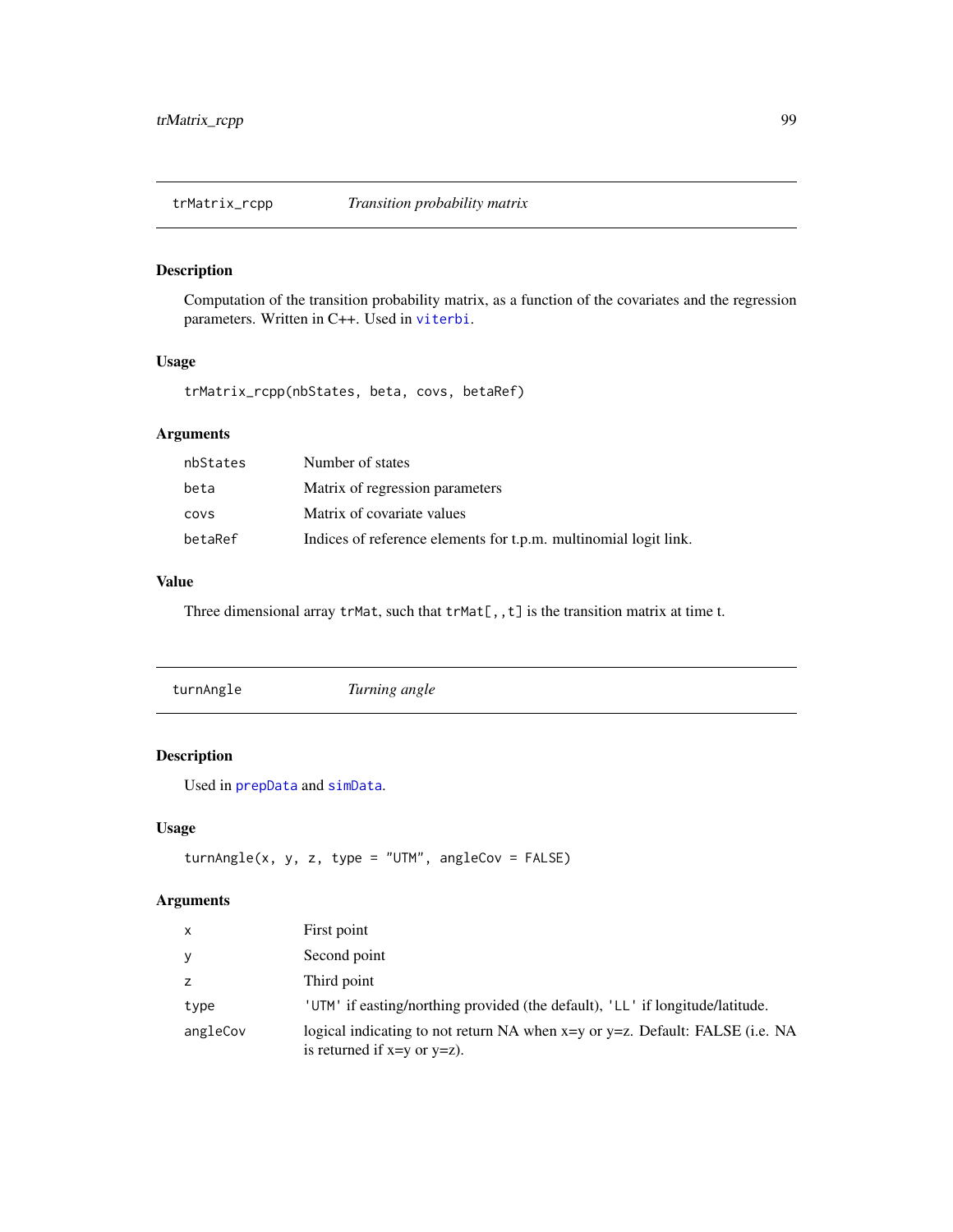## trMatrix_rcpp *Transition probability matrix*

### Description

Computation of the transition probability matrix, as a function of the covariates and the regression parameters. Written in C++. Used in viterbi.

### Usage

```
trMatrix_rcpp(nbStates, beta, covs, betaRef)
```

### Arguments

| | |
|---|---|
| nbStates | Number of states |
| beta | Matrix of regression parameters |
| covs | Matrix of covariate values |
| betaRef | Indices of reference elements for t.p.m. multinomial logit link. |

### Value

Three dimensional array `trMat`, such that `trMat[,,t]` is the transition matrix at time t.

## turnAngle *Turning angle*

### Description

Used in prepData and simData.

### Usage

```
turnAngle(x, y, z, type = "UTM", angleCov = FALSE)
```

### Arguments

| | |
|---|---|
| x | First point |
| y | Second point |
| z | Third point |
| type | 'UTM' if easting/northing provided (the default), 'LL' if longitude/latitude. |
| angleCov | logical indicating to not return NA when x=y or y=z. Default: FALSE (i.e. NA is returned if x=y or y=z). |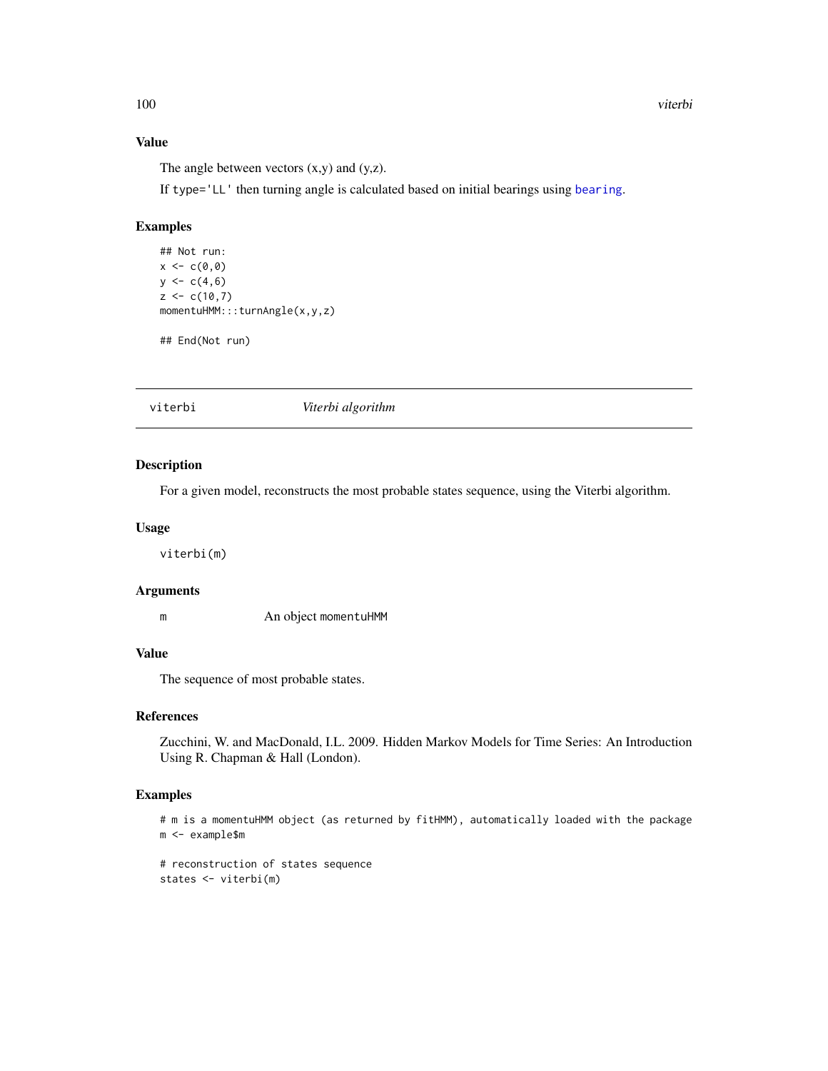### Value

The angle between vectors (x,y) and (y,z).

If type='LL' then turning angle is calculated based on initial bearings using bearing.

### Examples

```
## Not run:
x <- c(0,0)
y <- c(4,6)
z <- c(10,7)
momentuHMM:::turnAngle(x,y,z)

## End(Not run)
```

---

## viterbi *Viterbi algorithm*

---

### Description

For a given model, reconstructs the most probable states sequence, using the Viterbi algorithm.

### Usage

```
viterbi(m)
```

### Arguments

| | |
|---|---|
| m | An object momentuHMM |

### Value

The sequence of most probable states.

### References

Zucchini, W. and MacDonald, I.L. 2009. Hidden Markov Models for Time Series: An Introduction Using R. Chapman & Hall (London).

### Examples

```
# m is a momentuHMM object (as returned by fitHMM), automatically loaded with the package
m <- example$m

# reconstruction of states sequence
states <- viterbi(m)
```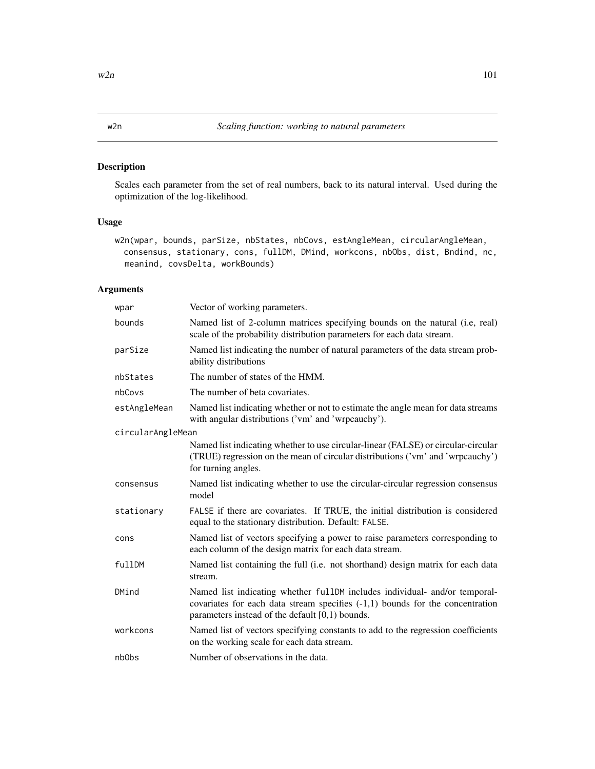# w2n — *Scaling function: working to natural parameters*

## Description

Scales each parameter from the set of real numbers, back to its natural interval. Used during the optimization of the log-likelihood.

## Usage

```
w2n(wpar, bounds, parSize, nbStates, nbCovs, estAngleMean, circularAngleMean,
  consensus, stationary, cons, fullDM, DMind, workcons, nbObs, dist, Bndind, nc,
  meanind, covsDelta, workBounds)
```

## Arguments

| Argument | Description |
|---|---|
| `wpar` | Vector of working parameters. |
| `bounds` | Named list of 2-column matrices specifying bounds on the natural (i.e, real) scale of the probability distribution parameters for each data stream. |
| `parSize` | Named list indicating the number of natural parameters of the data stream probability distributions |
| `nbStates` | The number of states of the HMM. |
| `nbCovs` | The number of beta covariates. |
| `estAngleMean` | Named list indicating whether or not to estimate the angle mean for data streams with angular distributions ('vm' and 'wrpcauchy'). |
| `circularAngleMean` | Named list indicating whether to use circular-linear (FALSE) or circular-circular (TRUE) regression on the mean of circular distributions ('vm' and 'wrpcauchy') for turning angles. |
| `consensus` | Named list indicating whether to use the circular-circular regression consensus model |
| `stationary` | `FALSE` if there are covariates. If TRUE, the initial distribution is considered equal to the stationary distribution. Default: `FALSE`. |
| `cons` | Named list of vectors specifying a power to raise parameters corresponding to each column of the design matrix for each data stream. |
| `fullDM` | Named list containing the full (i.e. not shorthand) design matrix for each data stream. |
| `DMind` | Named list indicating whether `fullDM` includes individual- and/or temporal-covariates for each data stream specifies (-1,1) bounds for the concentration parameters instead of the default [0,1) bounds. |
| `workcons` | Named list of vectors specifying constants to add to the regression coefficients on the working scale for each data stream. |
| `nbObs` | Number of observations in the data. |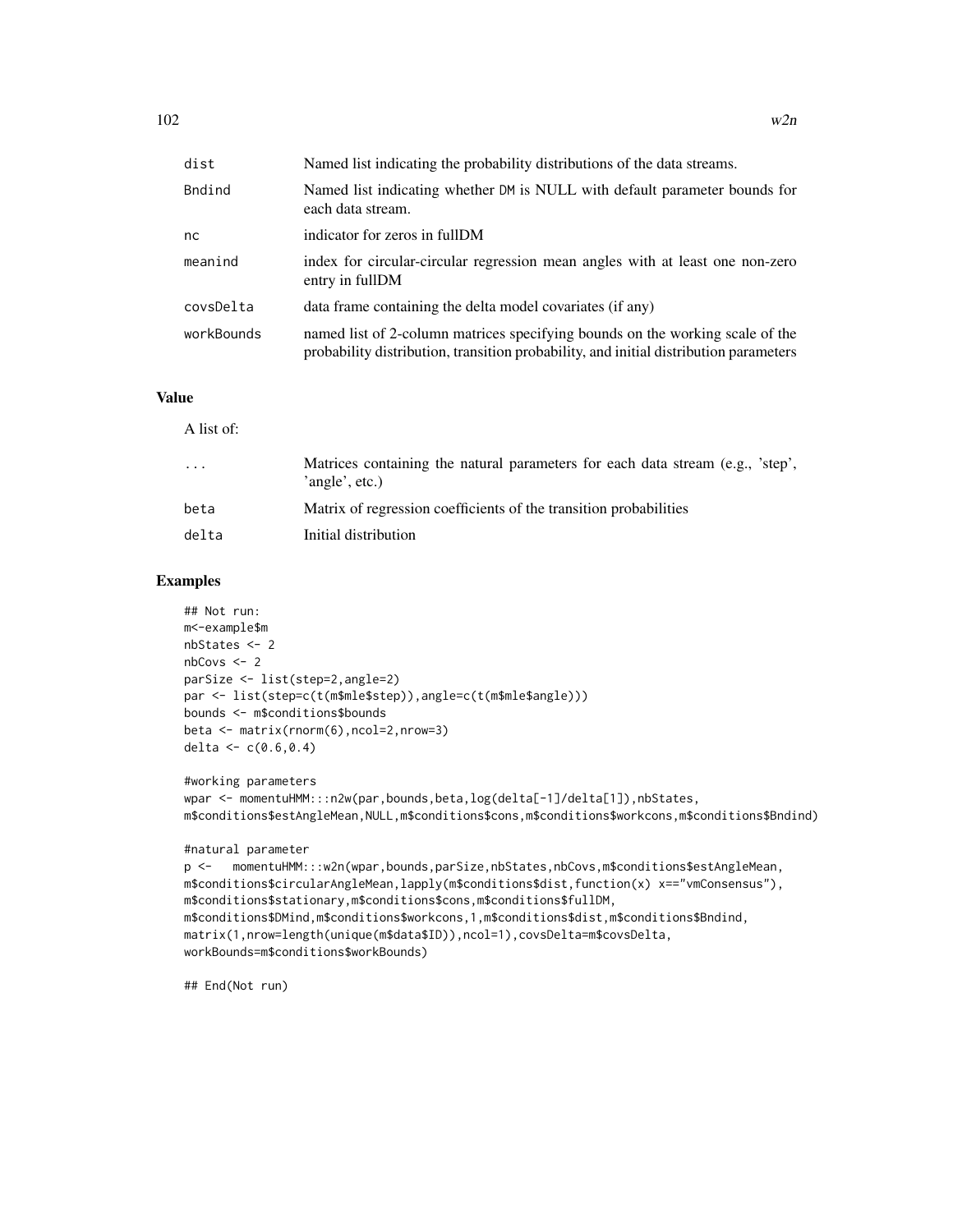| | |
|---|---|
| dist | Named list indicating the probability distributions of the data streams. |
| Bndind | Named list indicating whether DM is NULL with default parameter bounds for each data stream. |
| nc | indicator for zeros in fullDM |
| meanind | index for circular-circular regression mean angles with at least one non-zero entry in fullDM |
| covsDelta | data frame containing the delta model covariates (if any) |
| workBounds | named list of 2-column matrices specifying bounds on the working scale of the probability distribution, transition probability, and initial distribution parameters |

## Value

A list of:

| | |
|---|---|
| ... | Matrices containing the natural parameters for each data stream (e.g., 'step', 'angle', etc.) |
| beta | Matrix of regression coefficients of the transition probabilities |
| delta | Initial distribution |

## Examples

```
## Not run:
m<-example$m
nbStates <- 2
nbCovs <- 2
parSize <- list(step=2,angle=2)
par <- list(step=c(t(m$mle$step)),angle=c(t(m$mle$angle)))
bounds <- m$conditions$bounds
beta <- matrix(rnorm(6),ncol=2,nrow=3)
delta <- c(0.6,0.4)

#working parameters
wpar <- momentuHMM:::n2w(par,bounds,beta,log(delta[-1]/delta[1]),nbStates,
m$conditions$estAngleMean,NULL,m$conditions$cons,m$conditions$workcons,m$conditions$Bndind)

#natural parameter
p <-   momentuHMM:::w2n(wpar,bounds,parSize,nbStates,nbCovs,m$conditions$estAngleMean,
m$conditions$circularAngleMean,lapply(m$conditions$dist,function(x) x=="vmConsensus"),
m$conditions$stationary,m$conditions$cons,m$conditions$fullDM,
m$conditions$DMind,m$conditions$workcons,1,m$conditions$dist,m$conditions$Bndind,
matrix(1,nrow=length(unique(m$data$ID)),ncol=1),covsDelta=m$covsDelta,
workBounds=m$conditions$workBounds)

## End(Not run)
```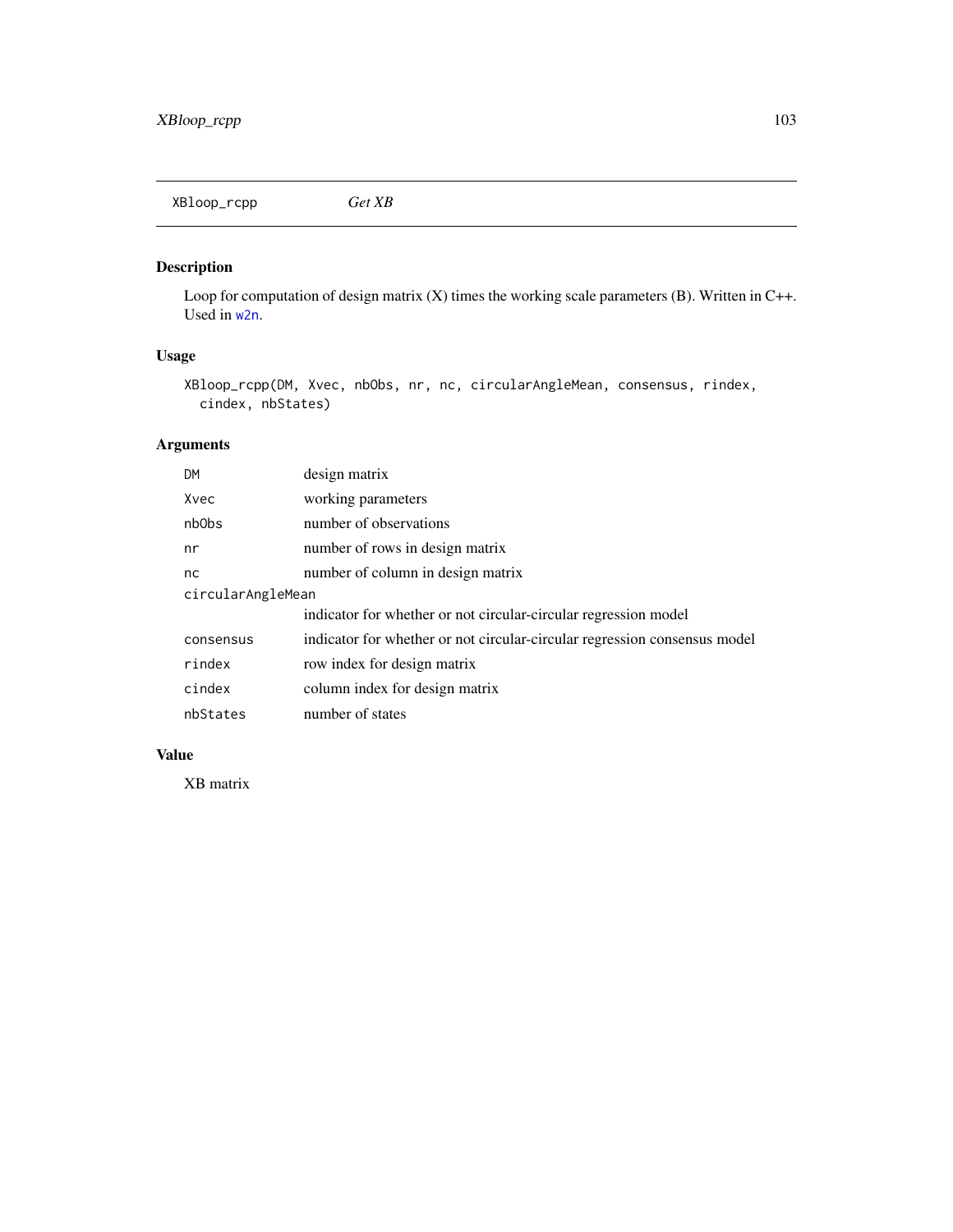## XBloop_rcpp — *Get XB*

### Description

Loop for computation of design matrix (X) times the working scale parameters (B). Written in C++. Used in w2n.

### Usage

```
XBloop_rcpp(DM, Xvec, nbObs, nr, nc, circularAngleMean, consensus, rindex,
  cindex, nbStates)
```

### Arguments

| | |
|---|---|
| DM | design matrix |
| Xvec | working parameters |
| nbObs | number of observations |
| nr | number of rows in design matrix |
| nc | number of column in design matrix |
| circularAngleMean | indicator for whether or not circular-circular regression model |
| consensus | indicator for whether or not circular-circular regression consensus model |
| rindex | row index for design matrix |
| cindex | column index for design matrix |
| nbStates | number of states |

### Value

XB matrix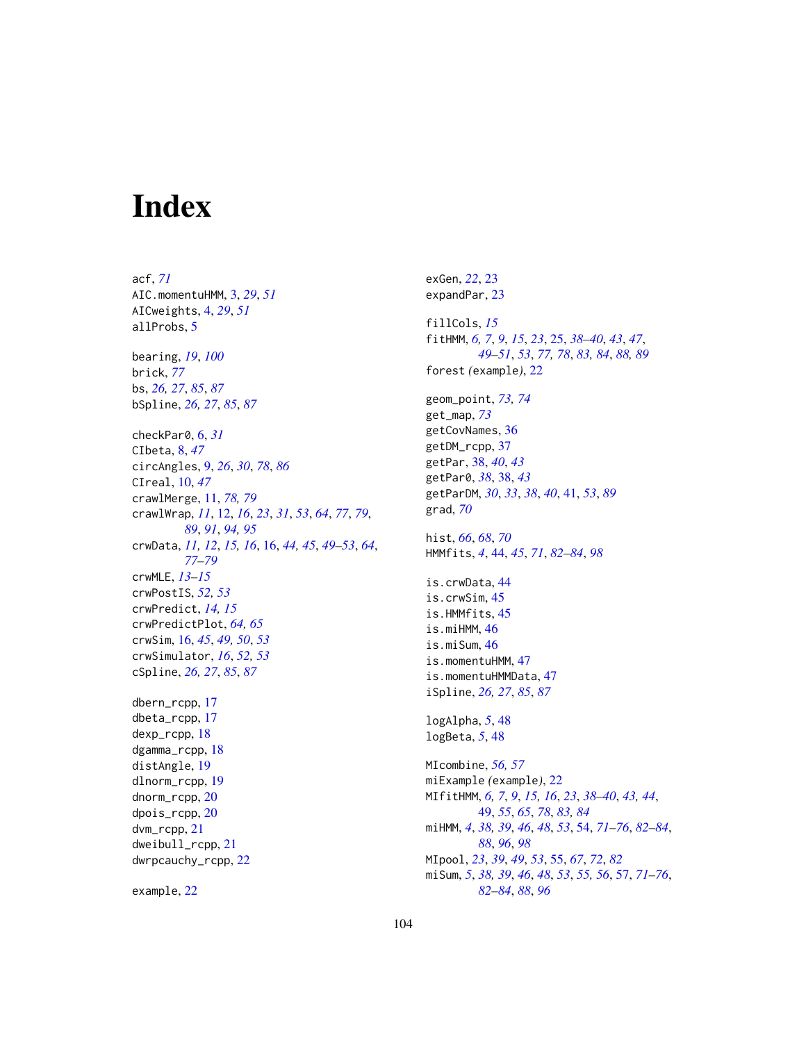# Index

acf, *71*
AIC.momentuHMM, 3, *29*, *51*
AICweights, 4, *29*, *51*
allProbs, 5

bearing, *19*, *100*
brick, *77*
bs, *26, 27*, *85*, *87*
bSpline, *26, 27*, *85*, *87*

checkPar0, 6, *31*
CIbeta, 8, *47*
circAngles, 9, *26*, *30*, *78*, *86*
CIreal, 10, *47*
crawlMerge, 11, *78, 79*
crawlWrap, *11*, 12, *16*, *23*, *31*, *53*, *64*, *77*, *79*, *89*, *91*, *94, 95*
crwData, *11, 12*, *15, 16*, 16, *44, 45*, *49–53*, *64*, *77–79*
crwMLE, *13–15*
crwPostIS, *52, 53*
crwPredict, *14, 15*
crwPredictPlot, *64, 65*
crwSim, 16, *45*, *49, 50*, *53*
crwSimulator, *16*, *52, 53*
cSpline, *26, 27*, *85*, *87*

dbern_rcpp, 17
dbeta_rcpp, 17
dexp_rcpp, 18
dgamma_rcpp, 18
distAngle, 19
dlnorm_rcpp, 19
dnorm_rcpp, 20
dpois_rcpp, 20
dvm_rcpp, 21
dweibull_rcpp, 21
dwrpcauchy_rcpp, 22

example, 22

exGen, *22*, 23
expandPar, 23

fillCols, *15*
fitHMM, *6, 7*, *9*, *15*, *23*, 25, *38–40*, *43*, *47*, *49–51*, *53*, *77, 78*, *83, 84*, *88, 89*
forest (example), 22

geom_point, *73, 74*
get_map, *73*
getCovNames, 36
getDM_rcpp, 37
getPar, 38, *40*, *43*
getPar0, *38*, 38, *43*
getParDM, *30*, *33*, *38*, *40*, 41, *53*, *89*
grad, *70*

hist, *66*, *68*, *70*
HMMfits, *4*, 44, *45*, *71*, *82–84*, *98*

is.crwData, 44
is.crwSim, 45
is.HMMfits, 45
is.miHMM, 46
is.miSum, 46
is.momentuHMM, 47
is.momentuHMMData, 47
iSpline, *26, 27*, *85*, *87*

logAlpha, *5*, 48
logBeta, *5*, 48

MIcombine, *56, 57*
miExample (example), 22
MIfitHMM, *6, 7*, *9*, *15, 16*, *23*, *38–40*, *43, 44*, *49*, *55*, *65*, *78*, *83, 84*
miHMM, *4*, *38, 39*, *46*, *48*, *53*, 54, *71–76*, *82–84*, *88*, *96*, *98*
MIpool, *23*, *39*, *49*, *53*, 55, *67*, *72*, *82*
miSum, *5*, *38, 39*, *46*, *48*, *53*, *55, 56*, 57, *71–76*, *82–84*, *88*, *96*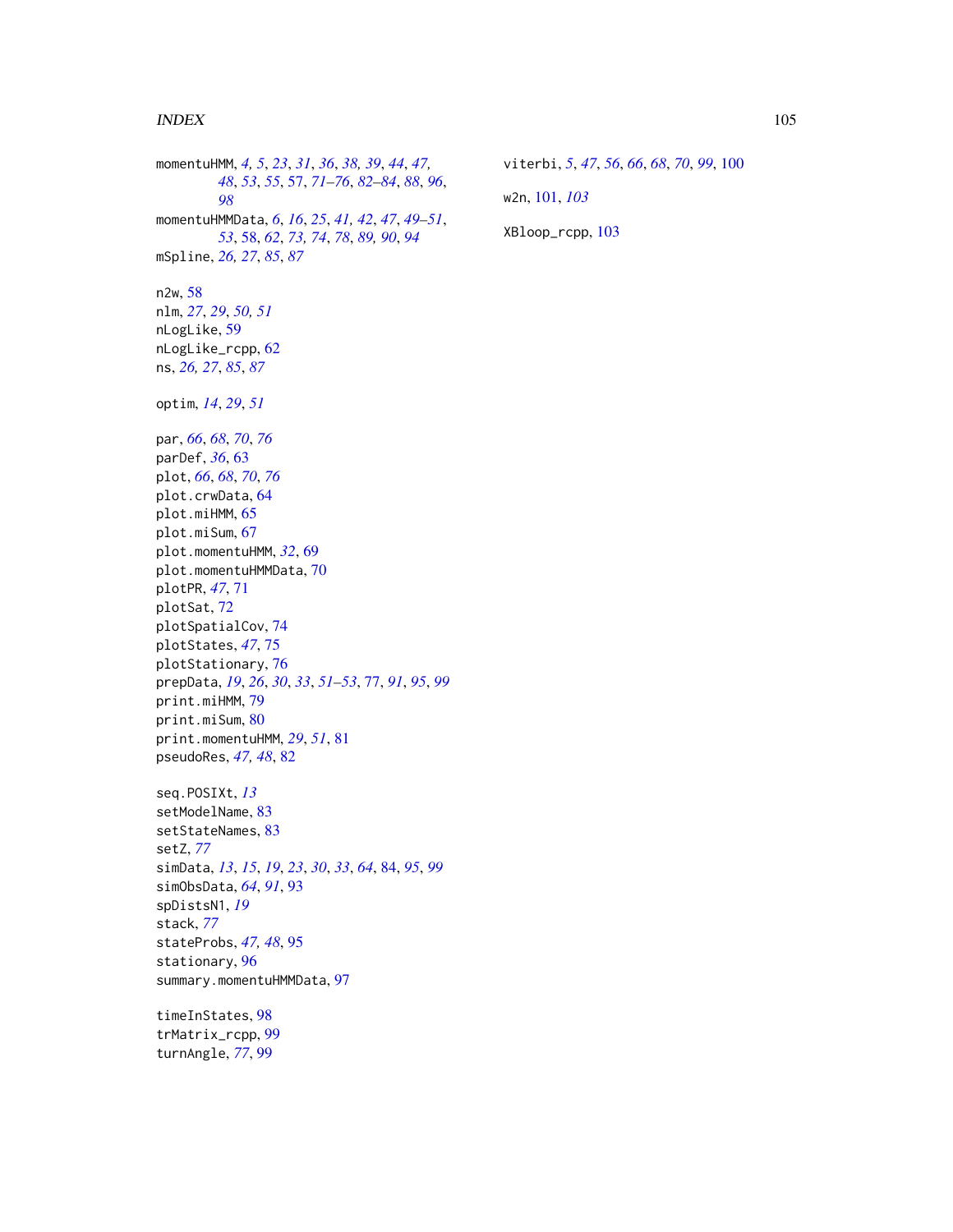momentuHMM, *4, 5*, *23*, *31*, *36*, *38, 39*, *44*, *47, 48*, *53*, *55*, 57, *71–76*, *82–84*, *88*, *96*, *98*
momentuHMMData, *6*, *16*, *25*, *41, 42*, *47*, *49–51*, *53*, 58, *62*, *73, 74*, *78*, *89, 90*, *94*
mSpline, *26, 27*, *85*, *87*

n2w, 58
nlm, *27*, *29*, *50, 51*
nLogLike, 59
nLogLike_rcpp, 62
ns, *26, 27*, *85*, *87*

optim, *14*, *29*, *51*

par, *66*, *68*, *70*, *76*
parDef, *36*, 63
plot, *66*, *68*, *70*, *76*
plot.crwData, 64
plot.miHMM, 65
plot.miSum, 67
plot.momentuHMM, *32*, 69
plot.momentuHMMData, 70
plotPR, *47*, 71
plotSat, 72
plotSpatialCov, 74
plotStates, *47*, 75
plotStationary, 76
prepData, *19*, *26*, *30*, *33*, *51–53*, 77, *91*, *95*, *99*
print.miHMM, 79
print.miSum, 80
print.momentuHMM, *29*, *51*, 81
pseudoRes, *47, 48*, 82

seq.POSIXt, *13*
setModelName, 83
setStateNames, 83
setZ, *77*
simData, *13*, *15*, *19*, *23*, *30*, *33*, *64*, 84, *95*, *99*
simObsData, *64*, *91*, 93
spDistsN1, *19*
stack, *77*
stateProbs, *47, 48*, 95
stationary, 96
summary.momentuHMMData, 97

timeInStates, 98
trMatrix_rcpp, 99
turnAngle, *77*, 99

viterbi, *5*, *47*, *56*, *66*, *68*, *70*, *99*, 100

w2n, 101, *103*

XBloop_rcpp, 103